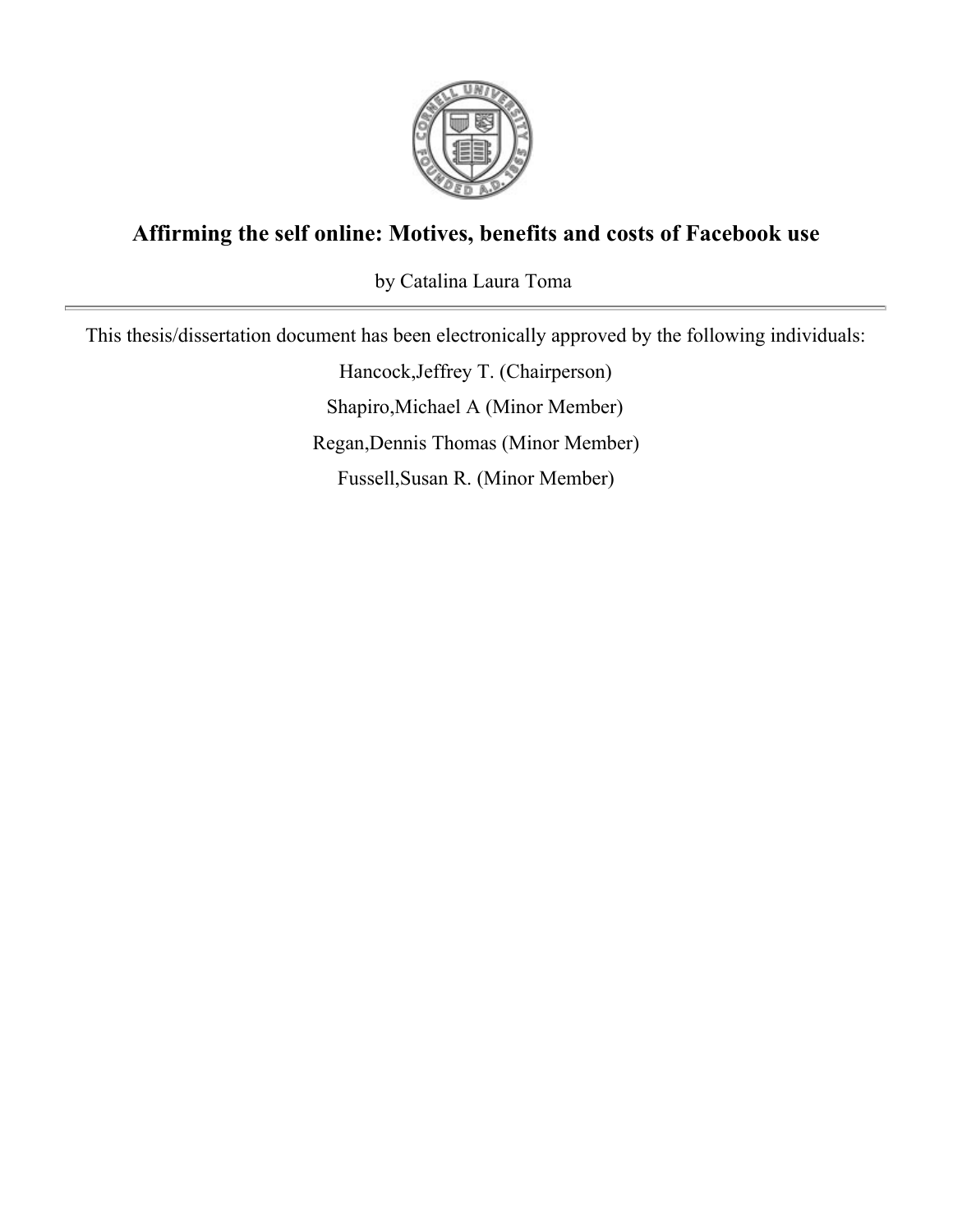# Affirming the self online: Motives, benefits and costs of Facebook use

by Catalina Laura Toma

---

This thesis/dissertation document has been electronically approved by the following individuals:

Hancock,Jeffrey T. (Chairperson)

Shapiro,Michael A (Minor Member)

Regan,Dennis Thomas (Minor Member)

Fussell,Susan R. (Minor Member)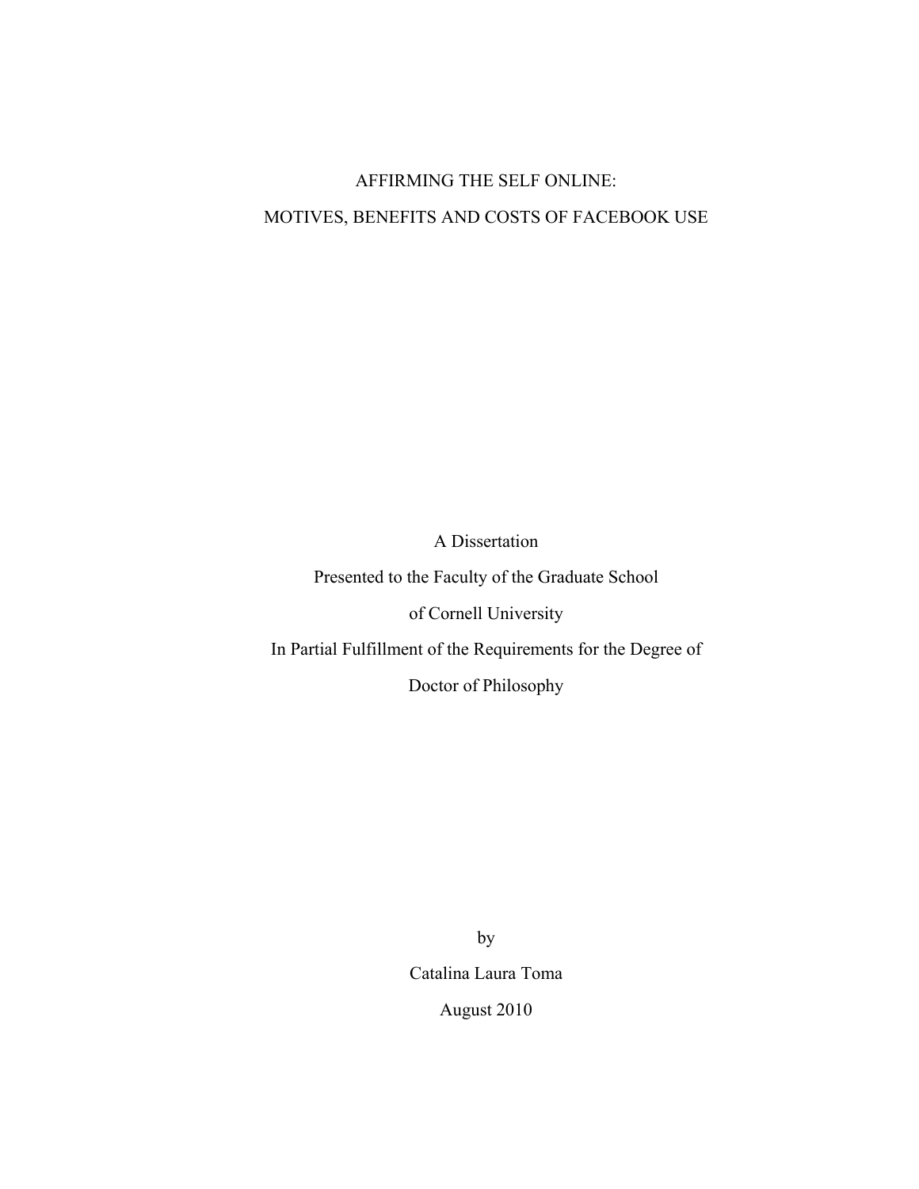# AFFIRMING THE SELF ONLINE:
# MOTIVES, BENEFITS AND COSTS OF FACEBOOK USE

A Dissertation

Presented to the Faculty of the Graduate School

of Cornell University

In Partial Fulfillment of the Requirements for the Degree of

Doctor of Philosophy

by

Catalina Laura Toma

August 2010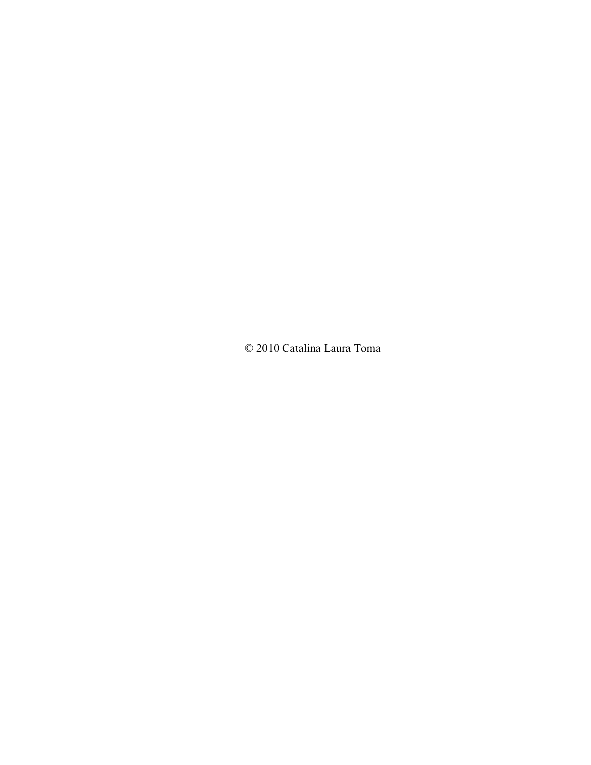© 2010 Catalina Laura Toma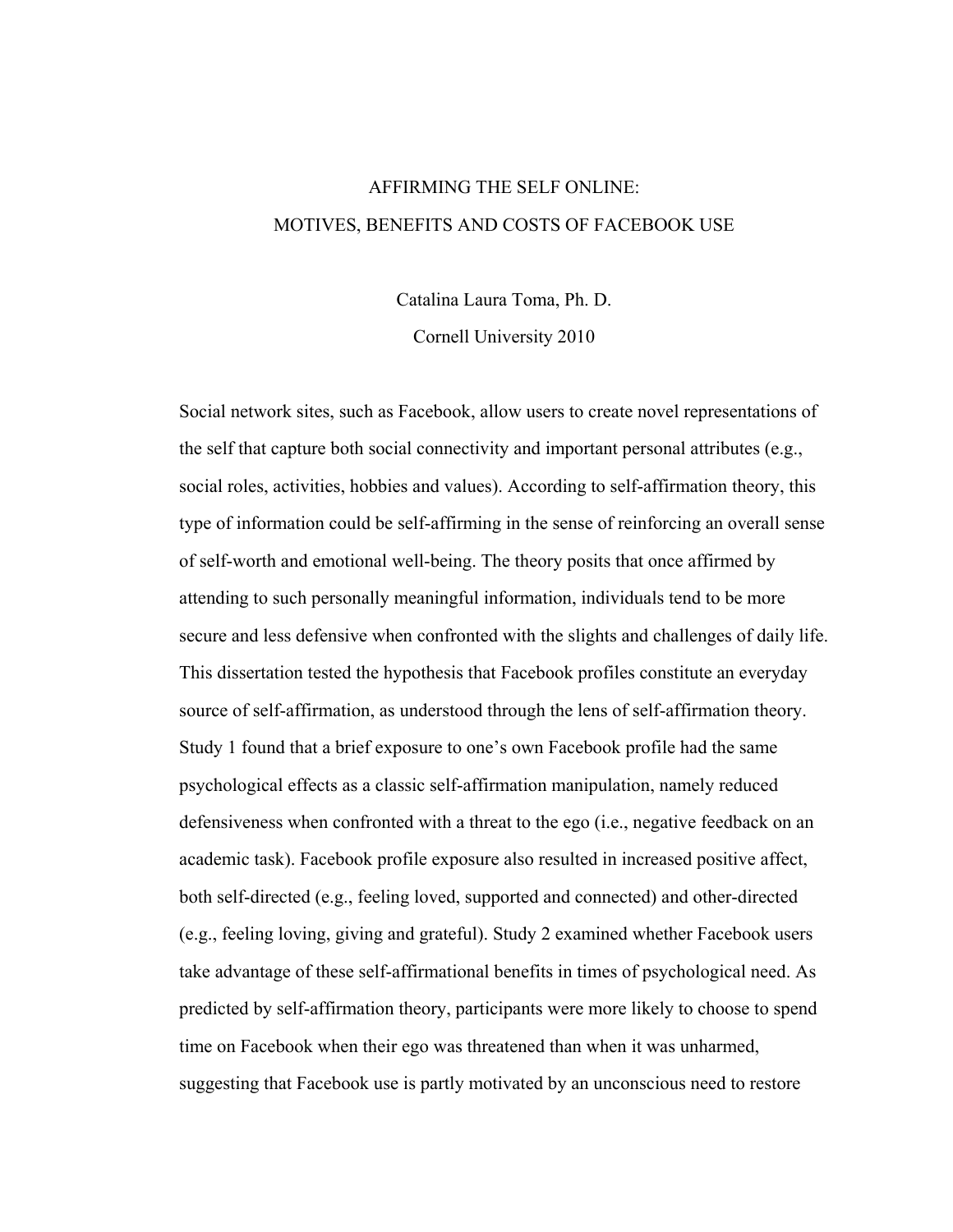AFFIRMING THE SELF ONLINE:

MOTIVES, BENEFITS AND COSTS OF FACEBOOK USE

Catalina Laura Toma, Ph. D.

Cornell University 2010

Social network sites, such as Facebook, allow users to create novel representations of the self that capture both social connectivity and important personal attributes (e.g., social roles, activities, hobbies and values). According to self-affirmation theory, this type of information could be self-affirming in the sense of reinforcing an overall sense of self-worth and emotional well-being. The theory posits that once affirmed by attending to such personally meaningful information, individuals tend to be more secure and less defensive when confronted with the slights and challenges of daily life. This dissertation tested the hypothesis that Facebook profiles constitute an everyday source of self-affirmation, as understood through the lens of self-affirmation theory. Study 1 found that a brief exposure to one's own Facebook profile had the same psychological effects as a classic self-affirmation manipulation, namely reduced defensiveness when confronted with a threat to the ego (i.e., negative feedback on an academic task). Facebook profile exposure also resulted in increased positive affect, both self-directed (e.g., feeling loved, supported and connected) and other-directed (e.g., feeling loving, giving and grateful). Study 2 examined whether Facebook users take advantage of these self-affirmational benefits in times of psychological need. As predicted by self-affirmation theory, participants were more likely to choose to spend time on Facebook when their ego was threatened than when it was unharmed, suggesting that Facebook use is partly motivated by an unconscious need to restore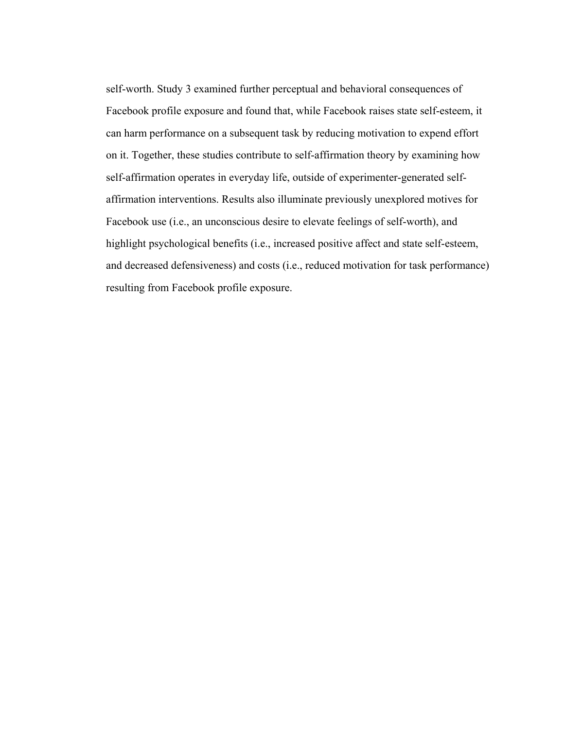self-worth. Study 3 examined further perceptual and behavioral consequences of Facebook profile exposure and found that, while Facebook raises state self-esteem, it can harm performance on a subsequent task by reducing motivation to expend effort on it. Together, these studies contribute to self-affirmation theory by examining how self-affirmation operates in everyday life, outside of experimenter-generated self-affirmation interventions. Results also illuminate previously unexplored motives for Facebook use (i.e., an unconscious desire to elevate feelings of self-worth), and highlight psychological benefits (i.e., increased positive affect and state self-esteem, and decreased defensiveness) and costs (i.e., reduced motivation for task performance) resulting from Facebook profile exposure.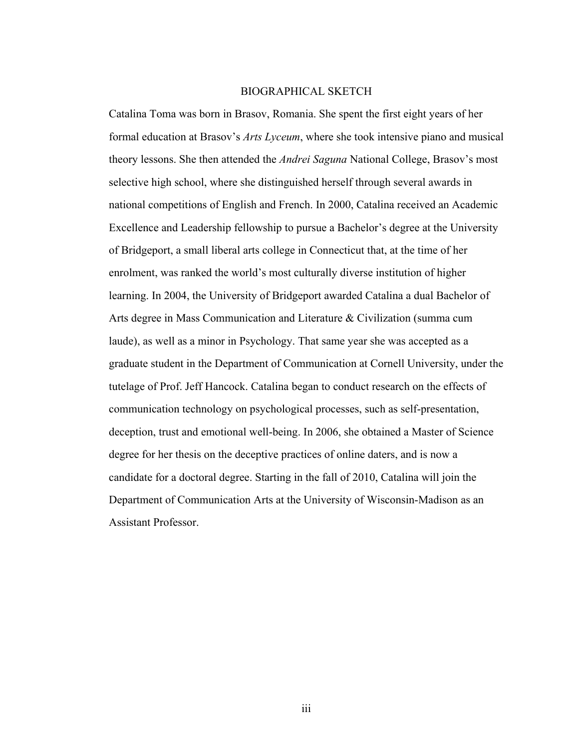# BIOGRAPHICAL SKETCH

Catalina Toma was born in Brasov, Romania. She spent the first eight years of her formal education at Brasov's *Arts Lyceum*, where she took intensive piano and musical theory lessons. She then attended the *Andrei Saguna* National College, Brasov's most selective high school, where she distinguished herself through several awards in national competitions of English and French. In 2000, Catalina received an Academic Excellence and Leadership fellowship to pursue a Bachelor's degree at the University of Bridgeport, a small liberal arts college in Connecticut that, at the time of her enrolment, was ranked the world's most culturally diverse institution of higher learning. In 2004, the University of Bridgeport awarded Catalina a dual Bachelor of Arts degree in Mass Communication and Literature & Civilization (summa cum laude), as well as a minor in Psychology. That same year she was accepted as a graduate student in the Department of Communication at Cornell University, under the tutelage of Prof. Jeff Hancock. Catalina began to conduct research on the effects of communication technology on psychological processes, such as self-presentation, deception, trust and emotional well-being. In 2006, she obtained a Master of Science degree for her thesis on the deceptive practices of online daters, and is now a candidate for a doctoral degree. Starting in the fall of 2010, Catalina will join the Department of Communication Arts at the University of Wisconsin-Madison as an Assistant Professor.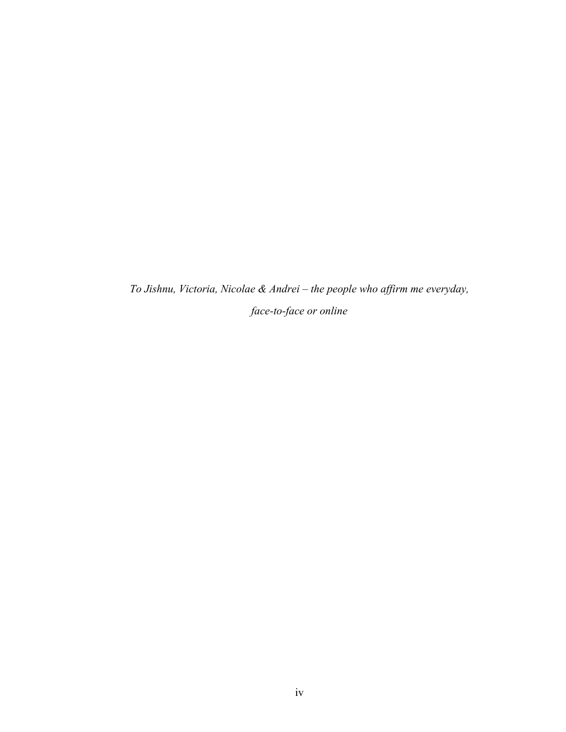*To Jishnu, Victoria, Nicolae & Andrei – the people who affirm me everyday, face-to-face or online*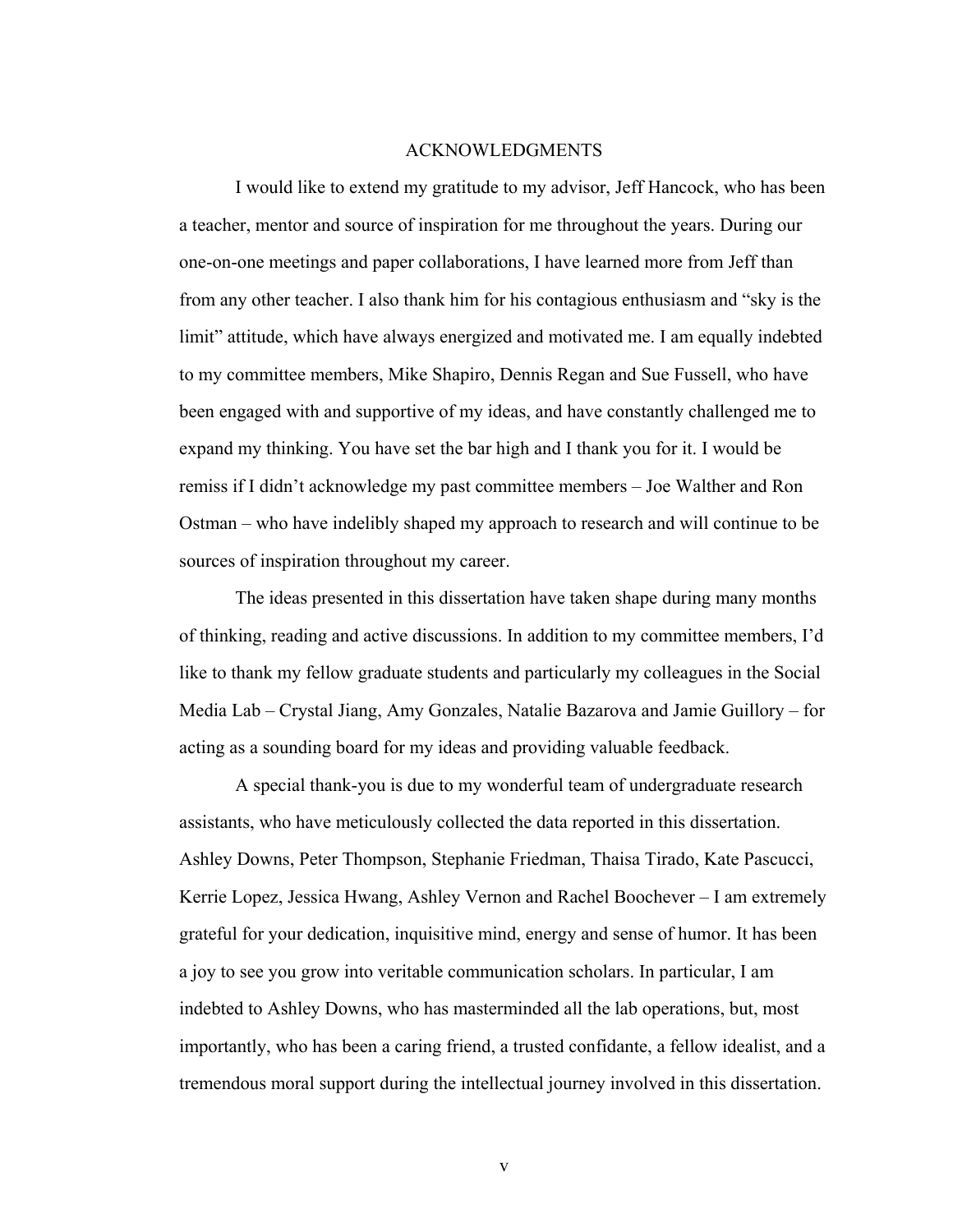# ACKNOWLEDGMENTS

I would like to extend my gratitude to my advisor, Jeff Hancock, who has been a teacher, mentor and source of inspiration for me throughout the years. During our one-on-one meetings and paper collaborations, I have learned more from Jeff than from any other teacher. I also thank him for his contagious enthusiasm and "sky is the limit" attitude, which have always energized and motivated me. I am equally indebted to my committee members, Mike Shapiro, Dennis Regan and Sue Fussell, who have been engaged with and supportive of my ideas, and have constantly challenged me to expand my thinking. You have set the bar high and I thank you for it. I would be remiss if I didn't acknowledge my past committee members – Joe Walther and Ron Ostman – who have indelibly shaped my approach to research and will continue to be sources of inspiration throughout my career.

The ideas presented in this dissertation have taken shape during many months of thinking, reading and active discussions. In addition to my committee members, I'd like to thank my fellow graduate students and particularly my colleagues in the Social Media Lab – Crystal Jiang, Amy Gonzales, Natalie Bazarova and Jamie Guillory – for acting as a sounding board for my ideas and providing valuable feedback.

A special thank-you is due to my wonderful team of undergraduate research assistants, who have meticulously collected the data reported in this dissertation. Ashley Downs, Peter Thompson, Stephanie Friedman, Thaisa Tirado, Kate Pascucci, Kerrie Lopez, Jessica Hwang, Ashley Vernon and Rachel Boochever – I am extremely grateful for your dedication, inquisitive mind, energy and sense of humor. It has been a joy to see you grow into veritable communication scholars. In particular, I am indebted to Ashley Downs, who has masterminded all the lab operations, but, most importantly, who has been a caring friend, a trusted confidante, a fellow idealist, and a tremendous moral support during the intellectual journey involved in this dissertation.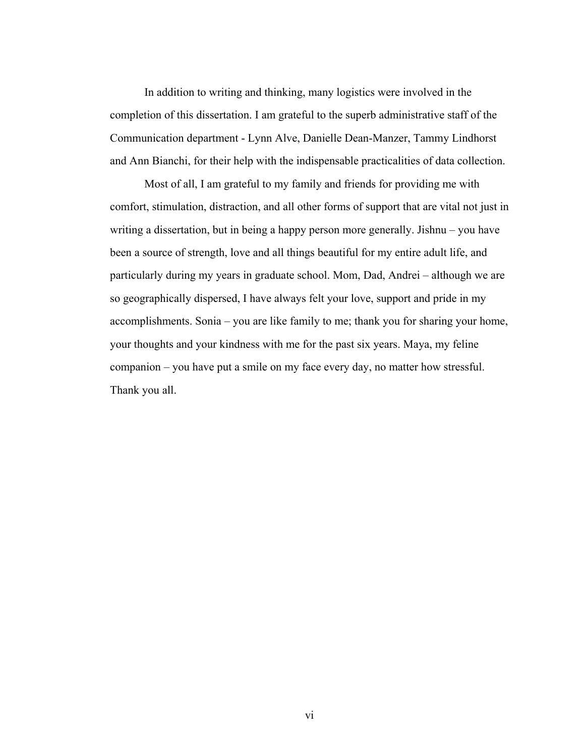In addition to writing and thinking, many logistics were involved in the completion of this dissertation. I am grateful to the superb administrative staff of the Communication department - Lynn Alve, Danielle Dean-Manzer, Tammy Lindhorst and Ann Bianchi, for their help with the indispensable practicalities of data collection.

Most of all, I am grateful to my family and friends for providing me with comfort, stimulation, distraction, and all other forms of support that are vital not just in writing a dissertation, but in being a happy person more generally. Jishnu – you have been a source of strength, love and all things beautiful for my entire adult life, and particularly during my years in graduate school. Mom, Dad, Andrei – although we are so geographically dispersed, I have always felt your love, support and pride in my accomplishments. Sonia – you are like family to me; thank you for sharing your home, your thoughts and your kindness with me for the past six years. Maya, my feline companion – you have put a smile on my face every day, no matter how stressful. Thank you all.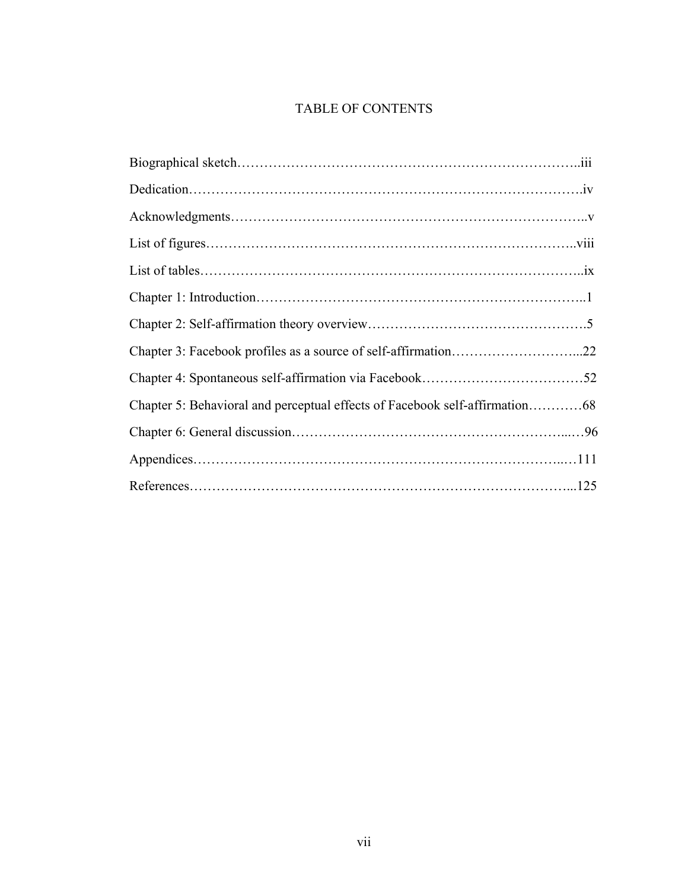# TABLE OF CONTENTS

Biographical sketch……………………………………………………………………..iii

Dedication………………………………………………………………………………….iv

Acknowledgments…………………………………………………………………………..v

List of figures………………………………………………………………………….viii

List of tables……………………………………………………………………………..ix

Chapter 1: Introduction…………………………………………………………………...1

Chapter 2: Self-affirmation theory overview……………………………………………….5

Chapter 3: Facebook profiles as a source of self-affirmation………………………...22

Chapter 4: Spontaneous self-affirmation via Facebook………………………………52

Chapter 5: Behavioral and perceptual effects of Facebook self-affirmation…………68

Chapter 6: General discussion……………………………………………………...…96

Appendices……………………………………………………………………..…111

References…………………………………………………………………………...125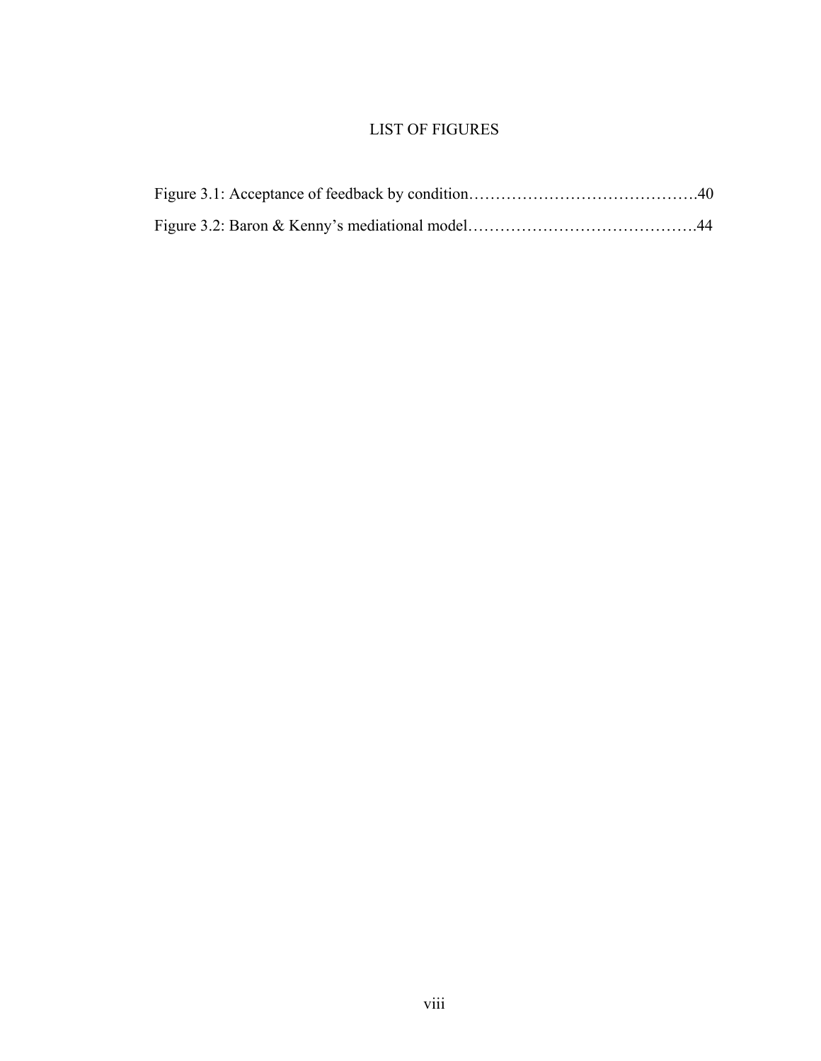# LIST OF FIGURES

Figure 3.1: Acceptance of feedback by condition……………………………………40

Figure 3.2: Baron & Kenny's mediational model……………………………………44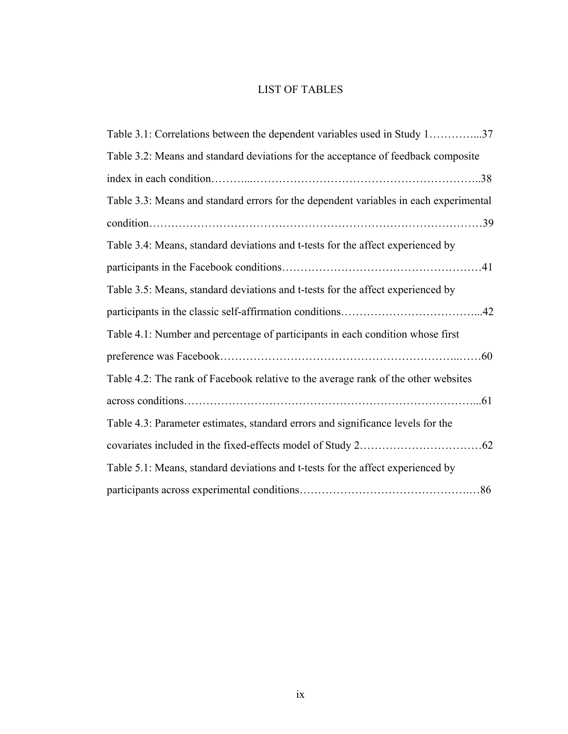# LIST OF TABLES

Table 3.1: Correlations between the dependent variables used in Study 1…………...37

Table 3.2: Means and standard deviations for the acceptance of feedback composite index in each condition………...……………………………………………………..38

Table 3.3: Means and standard errors for the dependent variables in each experimental condition……………………………………………………………………………39

Table 3.4: Means, standard deviations and t-tests for the affect experienced by participants in the Facebook conditions………………………………………………41

Table 3.5: Means, standard deviations and t-tests for the affect experienced by participants in the classic self-affirmation conditions………………………………...42

Table 4.1: Number and percentage of participants in each condition whose first preference was Facebook…………………………………………………….……60

Table 4.2: The rank of Facebook relative to the average rank of the other websites across conditions…………………………………………………………………...61

Table 4.3: Parameter estimates, standard errors and significance levels for the covariates included in the fixed-effects model of Study 2……………………………62

Table 5.1: Means, standard deviations and t-tests for the affect experienced by participants across experimental conditions……………………………………….86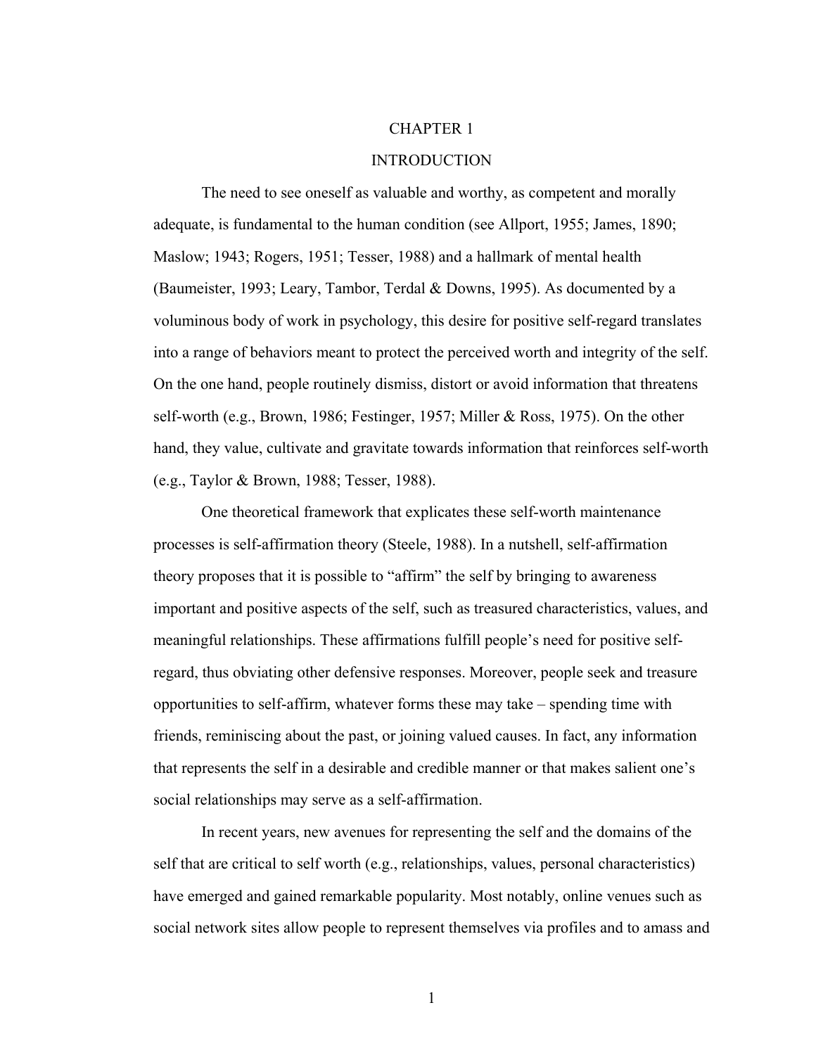# CHAPTER 1

## INTRODUCTION

The need to see oneself as valuable and worthy, as competent and morally adequate, is fundamental to the human condition (see Allport, 1955; James, 1890; Maslow; 1943; Rogers, 1951; Tesser, 1988) and a hallmark of mental health (Baumeister, 1993; Leary, Tambor, Terdal & Downs, 1995). As documented by a voluminous body of work in psychology, this desire for positive self-regard translates into a range of behaviors meant to protect the perceived worth and integrity of the self. On the one hand, people routinely dismiss, distort or avoid information that threatens self-worth (e.g., Brown, 1986; Festinger, 1957; Miller & Ross, 1975). On the other hand, they value, cultivate and gravitate towards information that reinforces self-worth (e.g., Taylor & Brown, 1988; Tesser, 1988).

One theoretical framework that explicates these self-worth maintenance processes is self-affirmation theory (Steele, 1988). In a nutshell, self-affirmation theory proposes that it is possible to "affirm" the self by bringing to awareness important and positive aspects of the self, such as treasured characteristics, values, and meaningful relationships. These affirmations fulfill people's need for positive self-regard, thus obviating other defensive responses. Moreover, people seek and treasure opportunities to self-affirm, whatever forms these may take – spending time with friends, reminiscing about the past, or joining valued causes. In fact, any information that represents the self in a desirable and credible manner or that makes salient one's social relationships may serve as a self-affirmation.

In recent years, new avenues for representing the self and the domains of the self that are critical to self worth (e.g., relationships, values, personal characteristics) have emerged and gained remarkable popularity. Most notably, online venues such as social network sites allow people to represent themselves via profiles and to amass and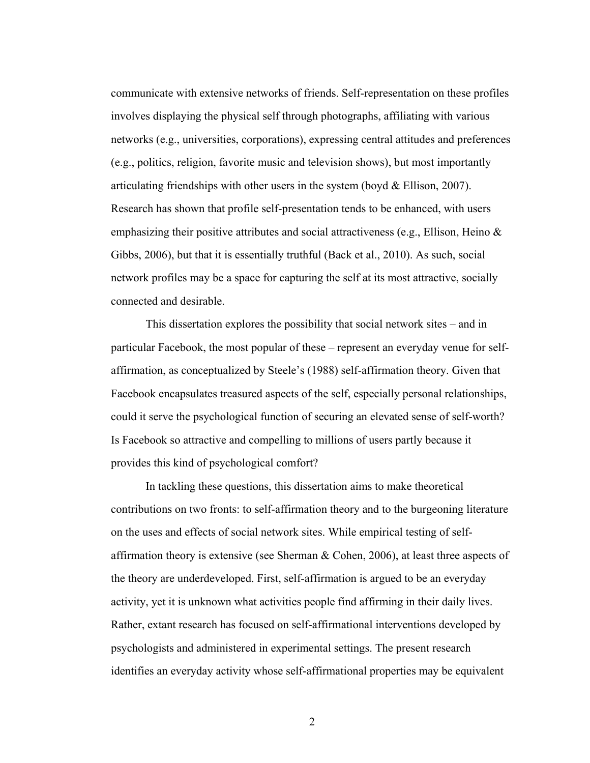communicate with extensive networks of friends. Self-representation on these profiles involves displaying the physical self through photographs, affiliating with various networks (e.g., universities, corporations), expressing central attitudes and preferences (e.g., politics, religion, favorite music and television shows), but most importantly articulating friendships with other users in the system (boyd & Ellison, 2007). Research has shown that profile self-presentation tends to be enhanced, with users emphasizing their positive attributes and social attractiveness (e.g., Ellison, Heino & Gibbs, 2006), but that it is essentially truthful (Back et al., 2010). As such, social network profiles may be a space for capturing the self at its most attractive, socially connected and desirable.

This dissertation explores the possibility that social network sites – and in particular Facebook, the most popular of these – represent an everyday venue for self-affirmation, as conceptualized by Steele's (1988) self-affirmation theory. Given that Facebook encapsulates treasured aspects of the self, especially personal relationships, could it serve the psychological function of securing an elevated sense of self-worth? Is Facebook so attractive and compelling to millions of users partly because it provides this kind of psychological comfort?

In tackling these questions, this dissertation aims to make theoretical contributions on two fronts: to self-affirmation theory and to the burgeoning literature on the uses and effects of social network sites. While empirical testing of self-affirmation theory is extensive (see Sherman & Cohen, 2006), at least three aspects of the theory are underdeveloped. First, self-affirmation is argued to be an everyday activity, yet it is unknown what activities people find affirming in their daily lives. Rather, extant research has focused on self-affirmational interventions developed by psychologists and administered in experimental settings. The present research identifies an everyday activity whose self-affirmational properties may be equivalent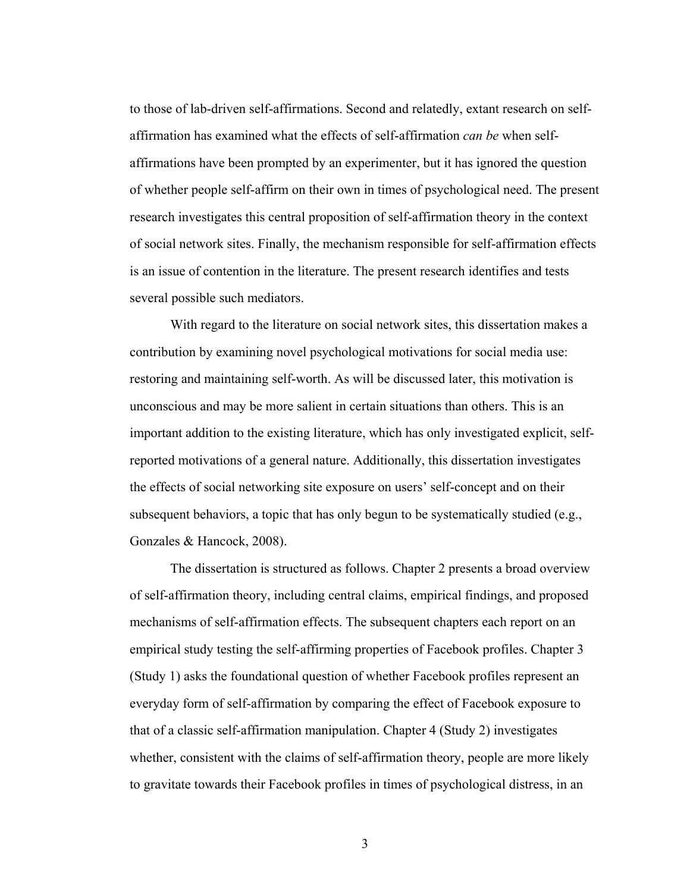to those of lab-driven self-affirmations. Second and relatedly, extant research on self-affirmation has examined what the effects of self-affirmation *can be* when self-affirmations have been prompted by an experimenter, but it has ignored the question of whether people self-affirm on their own in times of psychological need. The present research investigates this central proposition of self-affirmation theory in the context of social network sites. Finally, the mechanism responsible for self-affirmation effects is an issue of contention in the literature. The present research identifies and tests several possible such mediators.

With regard to the literature on social network sites, this dissertation makes a contribution by examining novel psychological motivations for social media use: restoring and maintaining self-worth. As will be discussed later, this motivation is unconscious and may be more salient in certain situations than others. This is an important addition to the existing literature, which has only investigated explicit, self-reported motivations of a general nature. Additionally, this dissertation investigates the effects of social networking site exposure on users' self-concept and on their subsequent behaviors, a topic that has only begun to be systematically studied (e.g., Gonzales & Hancock, 2008).

The dissertation is structured as follows. Chapter 2 presents a broad overview of self-affirmation theory, including central claims, empirical findings, and proposed mechanisms of self-affirmation effects. The subsequent chapters each report on an empirical study testing the self-affirming properties of Facebook profiles. Chapter 3 (Study 1) asks the foundational question of whether Facebook profiles represent an everyday form of self-affirmation by comparing the effect of Facebook exposure to that of a classic self-affirmation manipulation. Chapter 4 (Study 2) investigates whether, consistent with the claims of self-affirmation theory, people are more likely to gravitate towards their Facebook profiles in times of psychological distress, in an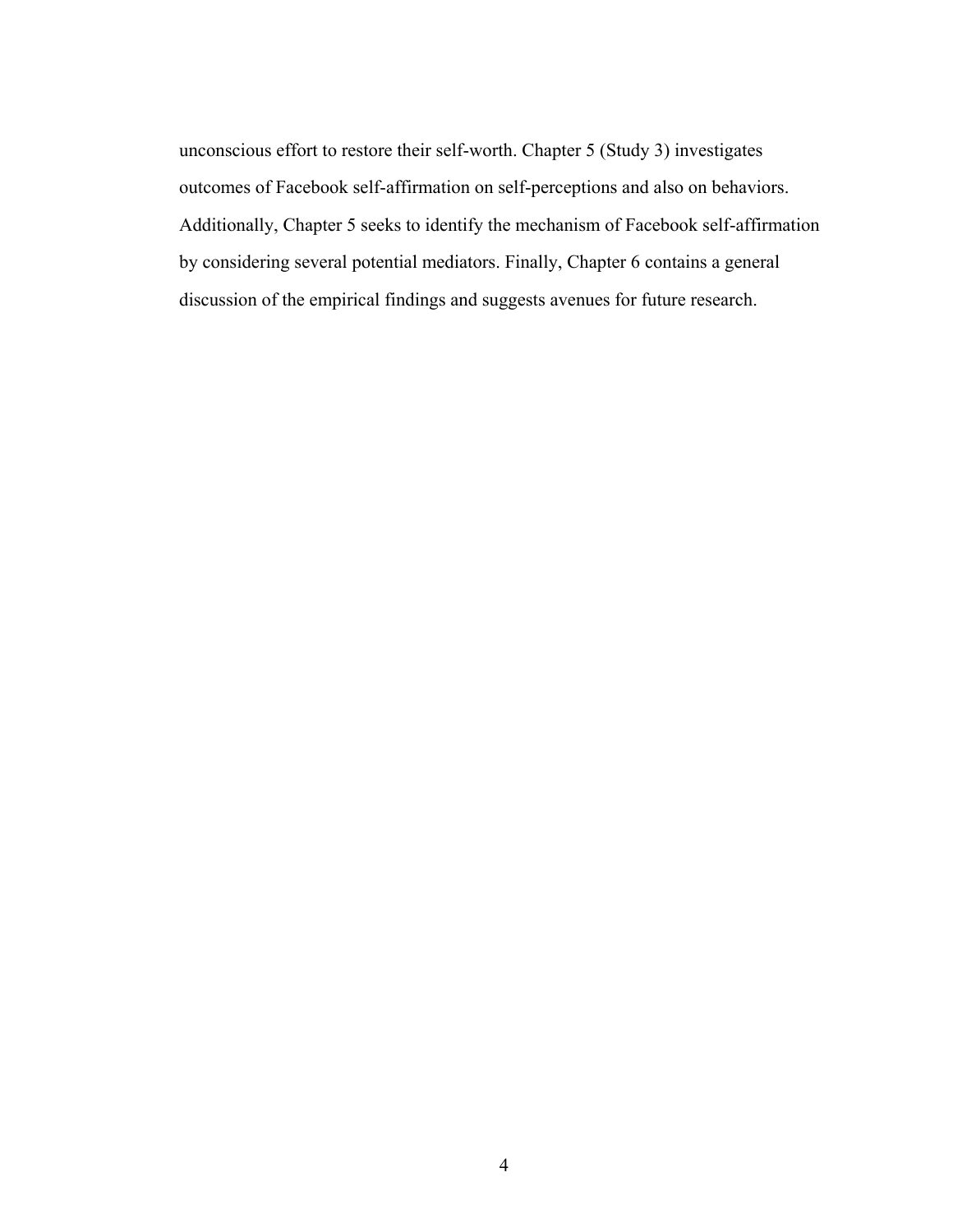unconscious effort to restore their self-worth. Chapter 5 (Study 3) investigates outcomes of Facebook self-affirmation on self-perceptions and also on behaviors. Additionally, Chapter 5 seeks to identify the mechanism of Facebook self-affirmation by considering several potential mediators. Finally, Chapter 6 contains a general discussion of the empirical findings and suggests avenues for future research.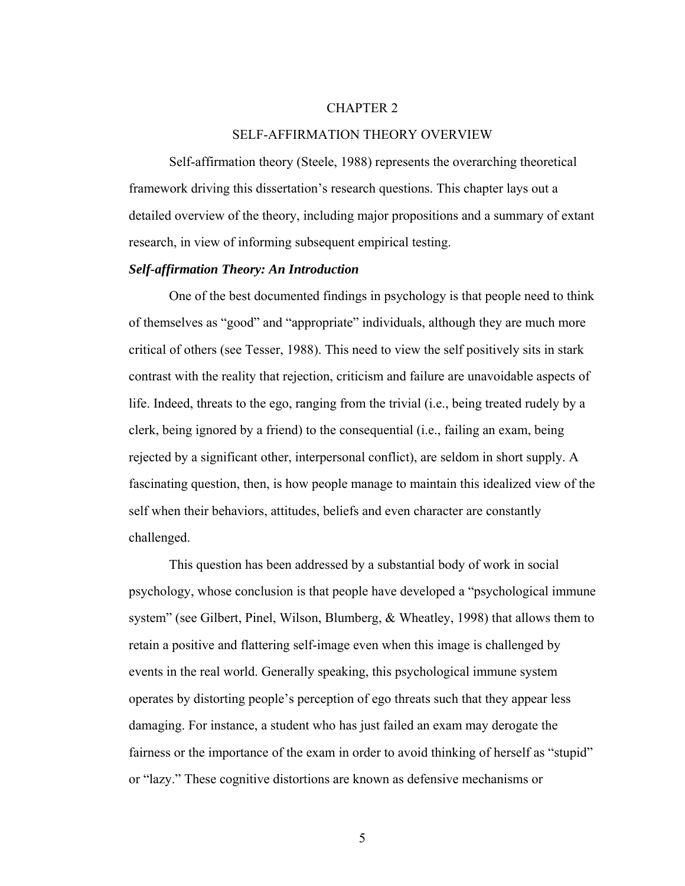# CHAPTER 2

## SELF-AFFIRMATION THEORY OVERVIEW

Self-affirmation theory (Steele, 1988) represents the overarching theoretical framework driving this dissertation's research questions. This chapter lays out a detailed overview of the theory, including major propositions and a summary of extant research, in view of informing subsequent empirical testing.

### *Self-affirmation Theory: An Introduction*

One of the best documented findings in psychology is that people need to think of themselves as "good" and "appropriate" individuals, although they are much more critical of others (see Tesser, 1988). This need to view the self positively sits in stark contrast with the reality that rejection, criticism and failure are unavoidable aspects of life. Indeed, threats to the ego, ranging from the trivial (i.e., being treated rudely by a clerk, being ignored by a friend) to the consequential (i.e., failing an exam, being rejected by a significant other, interpersonal conflict), are seldom in short supply. A fascinating question, then, is how people manage to maintain this idealized view of the self when their behaviors, attitudes, beliefs and even character are constantly challenged.

This question has been addressed by a substantial body of work in social psychology, whose conclusion is that people have developed a "psychological immune system" (see Gilbert, Pinel, Wilson, Blumberg, & Wheatley, 1998) that allows them to retain a positive and flattering self-image even when this image is challenged by events in the real world. Generally speaking, this psychological immune system operates by distorting people's perception of ego threats such that they appear less damaging. For instance, a student who has just failed an exam may derogate the fairness or the importance of the exam in order to avoid thinking of herself as "stupid" or "lazy." These cognitive distortions are known as defensive mechanisms or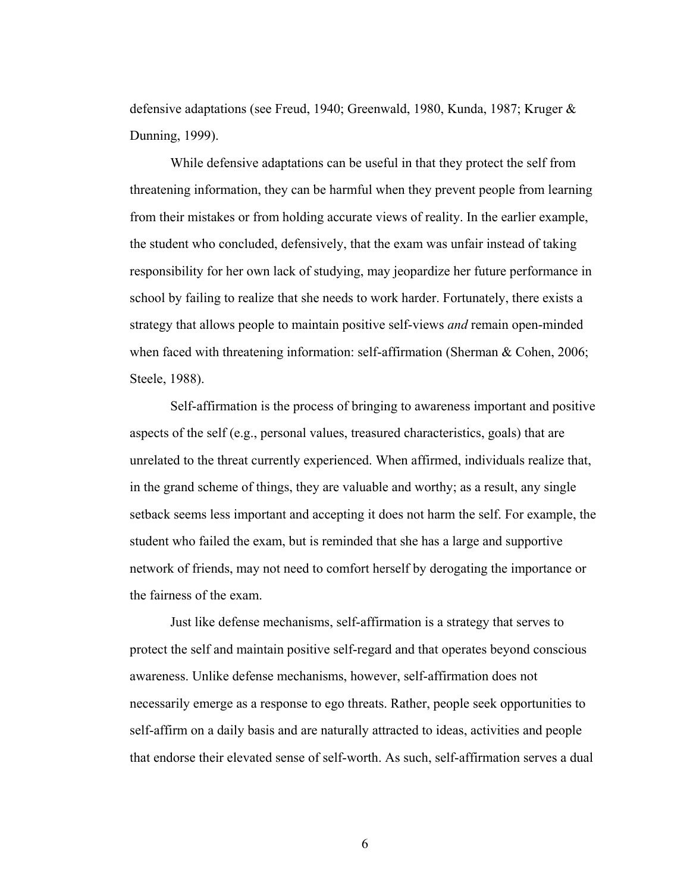defensive adaptations (see Freud, 1940; Greenwald, 1980, Kunda, 1987; Kruger & Dunning, 1999).

While defensive adaptations can be useful in that they protect the self from threatening information, they can be harmful when they prevent people from learning from their mistakes or from holding accurate views of reality. In the earlier example, the student who concluded, defensively, that the exam was unfair instead of taking responsibility for her own lack of studying, may jeopardize her future performance in school by failing to realize that she needs to work harder. Fortunately, there exists a strategy that allows people to maintain positive self-views *and* remain open-minded when faced with threatening information: self-affirmation (Sherman & Cohen, 2006; Steele, 1988).

Self-affirmation is the process of bringing to awareness important and positive aspects of the self (e.g., personal values, treasured characteristics, goals) that are unrelated to the threat currently experienced. When affirmed, individuals realize that, in the grand scheme of things, they are valuable and worthy; as a result, any single setback seems less important and accepting it does not harm the self. For example, the student who failed the exam, but is reminded that she has a large and supportive network of friends, may not need to comfort herself by derogating the importance or the fairness of the exam.

Just like defense mechanisms, self-affirmation is a strategy that serves to protect the self and maintain positive self-regard and that operates beyond conscious awareness. Unlike defense mechanisms, however, self-affirmation does not necessarily emerge as a response to ego threats. Rather, people seek opportunities to self-affirm on a daily basis and are naturally attracted to ideas, activities and people that endorse their elevated sense of self-worth. As such, self-affirmation serves a dual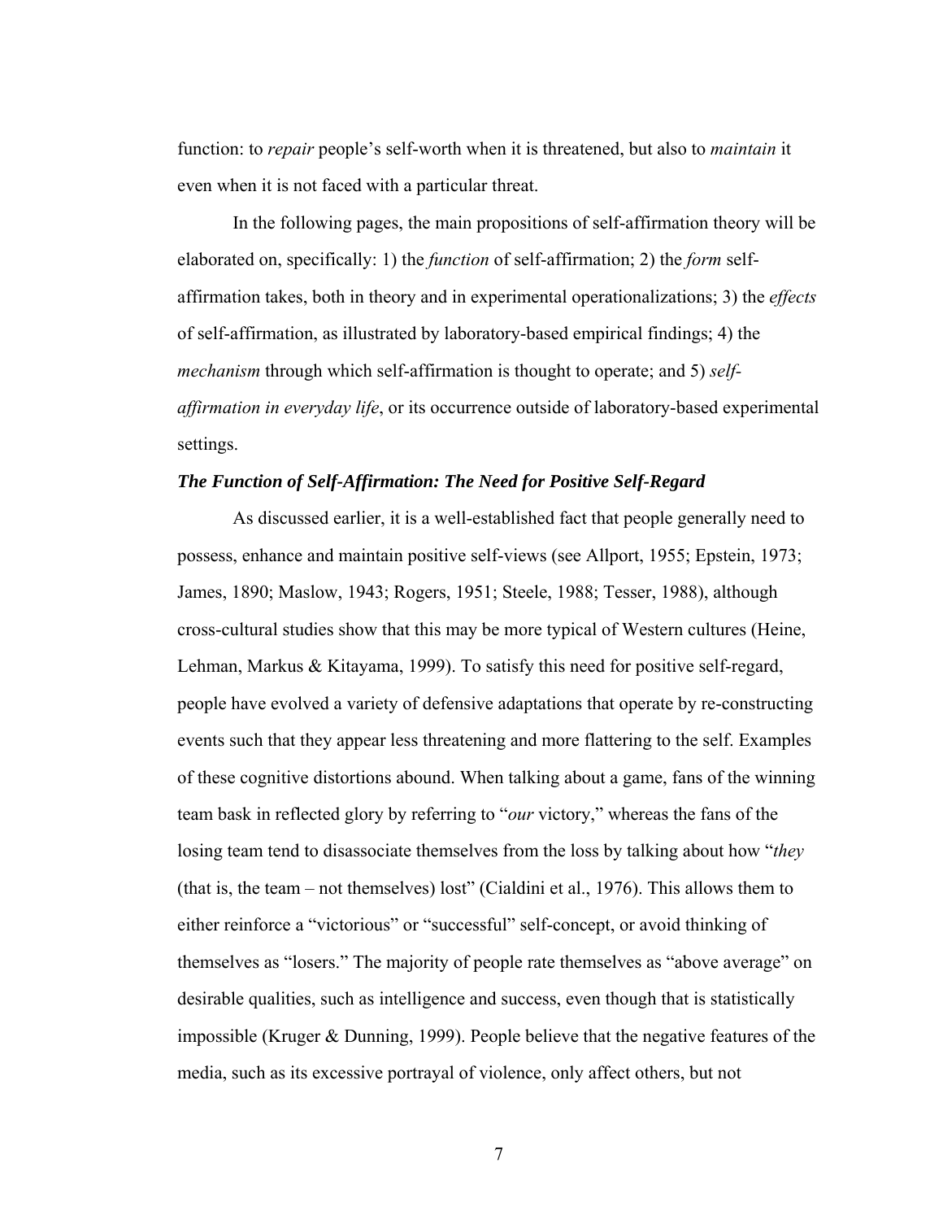function: to *repair* people's self-worth when it is threatened, but also to *maintain* it even when it is not faced with a particular threat.

In the following pages, the main propositions of self-affirmation theory will be elaborated on, specifically: 1) the *function* of self-affirmation; 2) the *form* self-affirmation takes, both in theory and in experimental operationalizations; 3) the *effects* of self-affirmation, as illustrated by laboratory-based empirical findings; 4) the *mechanism* through which self-affirmation is thought to operate; and 5) *self-affirmation in everyday life*, or its occurrence outside of laboratory-based experimental settings.

### ***The Function of Self-Affirmation: The Need for Positive Self-Regard***

As discussed earlier, it is a well-established fact that people generally need to possess, enhance and maintain positive self-views (see Allport, 1955; Epstein, 1973; James, 1890; Maslow, 1943; Rogers, 1951; Steele, 1988; Tesser, 1988), although cross-cultural studies show that this may be more typical of Western cultures (Heine, Lehman, Markus & Kitayama, 1999). To satisfy this need for positive self-regard, people have evolved a variety of defensive adaptations that operate by re-constructing events such that they appear less threatening and more flattering to the self. Examples of these cognitive distortions abound. When talking about a game, fans of the winning team bask in reflected glory by referring to "*our* victory," whereas the fans of the losing team tend to disassociate themselves from the loss by talking about how "*they* (that is, the team – not themselves) lost" (Cialdini et al., 1976). This allows them to either reinforce a "victorious" or "successful" self-concept, or avoid thinking of themselves as "losers." The majority of people rate themselves as "above average" on desirable qualities, such as intelligence and success, even though that is statistically impossible (Kruger & Dunning, 1999). People believe that the negative features of the media, such as its excessive portrayal of violence, only affect others, but not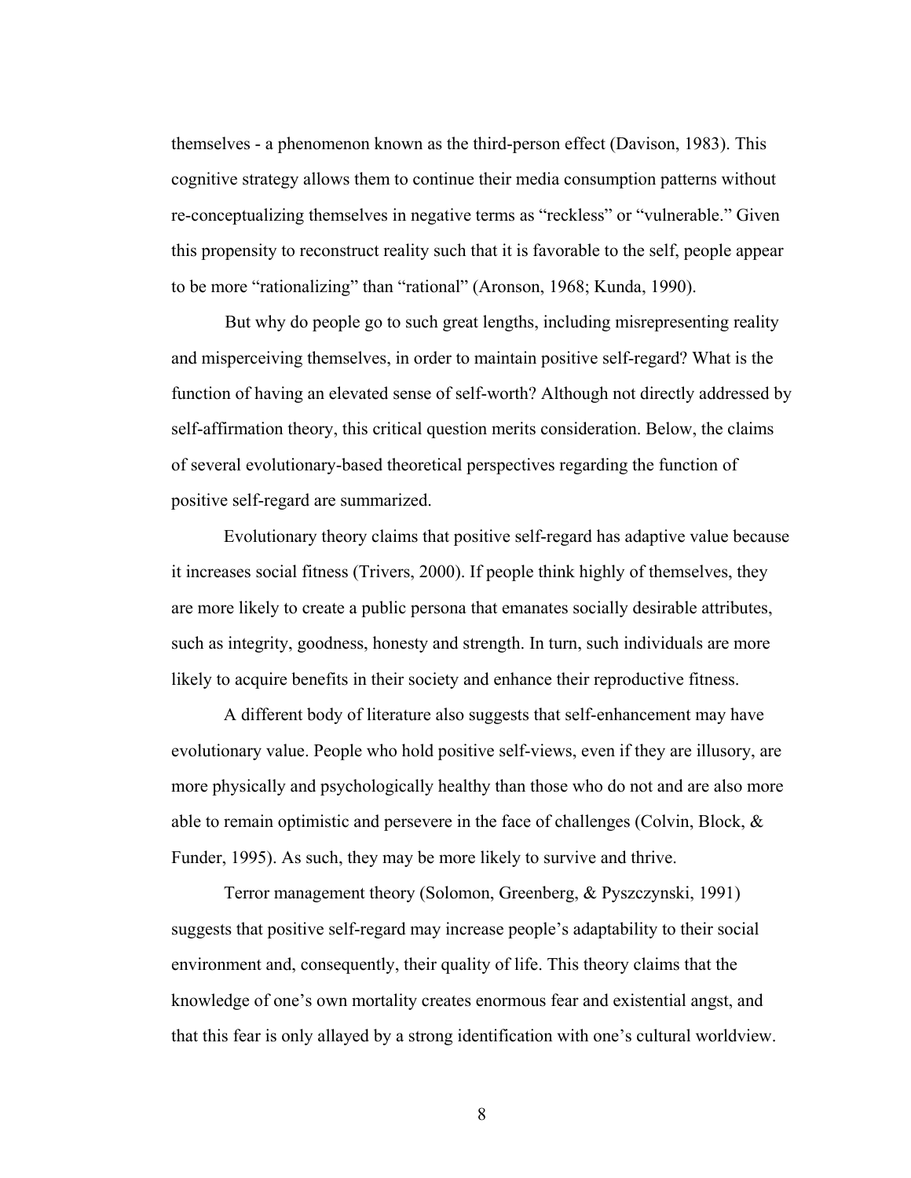themselves - a phenomenon known as the third-person effect (Davison, 1983). This cognitive strategy allows them to continue their media consumption patterns without re-conceptualizing themselves in negative terms as “reckless” or “vulnerable.” Given this propensity to reconstruct reality such that it is favorable to the self, people appear to be more “rationalizing” than “rational” (Aronson, 1968; Kunda, 1990).

But why do people go to such great lengths, including misrepresenting reality and misperceiving themselves, in order to maintain positive self-regard? What is the function of having an elevated sense of self-worth? Although not directly addressed by self-affirmation theory, this critical question merits consideration. Below, the claims of several evolutionary-based theoretical perspectives regarding the function of positive self-regard are summarized.

Evolutionary theory claims that positive self-regard has adaptive value because it increases social fitness (Trivers, 2000). If people think highly of themselves, they are more likely to create a public persona that emanates socially desirable attributes, such as integrity, goodness, honesty and strength. In turn, such individuals are more likely to acquire benefits in their society and enhance their reproductive fitness.

A different body of literature also suggests that self-enhancement may have evolutionary value. People who hold positive self-views, even if they are illusory, are more physically and psychologically healthy than those who do not and are also more able to remain optimistic and persevere in the face of challenges (Colvin, Block, & Funder, 1995). As such, they may be more likely to survive and thrive.

Terror management theory (Solomon, Greenberg, & Pyszczynski, 1991) suggests that positive self-regard may increase people’s adaptability to their social environment and, consequently, their quality of life. This theory claims that the knowledge of one’s own mortality creates enormous fear and existential angst, and that this fear is only allayed by a strong identification with one’s cultural worldview.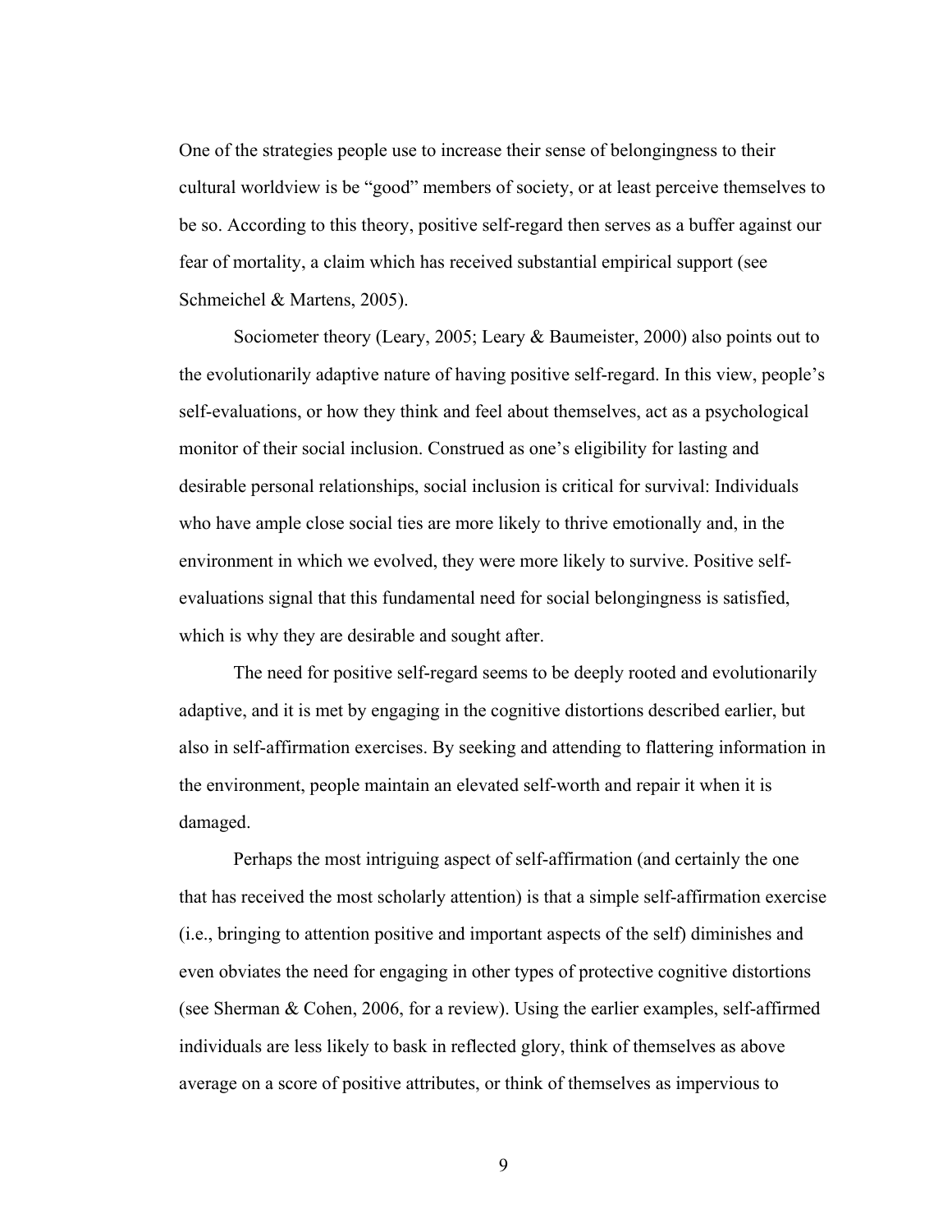One of the strategies people use to increase their sense of belongingness to their cultural worldview is be "good" members of society, or at least perceive themselves to be so. According to this theory, positive self-regard then serves as a buffer against our fear of mortality, a claim which has received substantial empirical support (see Schmeichel & Martens, 2005).

Sociometer theory (Leary, 2005; Leary & Baumeister, 2000) also points out to the evolutionarily adaptive nature of having positive self-regard. In this view, people's self-evaluations, or how they think and feel about themselves, act as a psychological monitor of their social inclusion. Construed as one's eligibility for lasting and desirable personal relationships, social inclusion is critical for survival: Individuals who have ample close social ties are more likely to thrive emotionally and, in the environment in which we evolved, they were more likely to survive. Positive self-evaluations signal that this fundamental need for social belongingness is satisfied, which is why they are desirable and sought after.

The need for positive self-regard seems to be deeply rooted and evolutionarily adaptive, and it is met by engaging in the cognitive distortions described earlier, but also in self-affirmation exercises. By seeking and attending to flattering information in the environment, people maintain an elevated self-worth and repair it when it is damaged.

Perhaps the most intriguing aspect of self-affirmation (and certainly the one that has received the most scholarly attention) is that a simple self-affirmation exercise (i.e., bringing to attention positive and important aspects of the self) diminishes and even obviates the need for engaging in other types of protective cognitive distortions (see Sherman & Cohen, 2006, for a review). Using the earlier examples, self-affirmed individuals are less likely to bask in reflected glory, think of themselves as above average on a score of positive attributes, or think of themselves as impervious to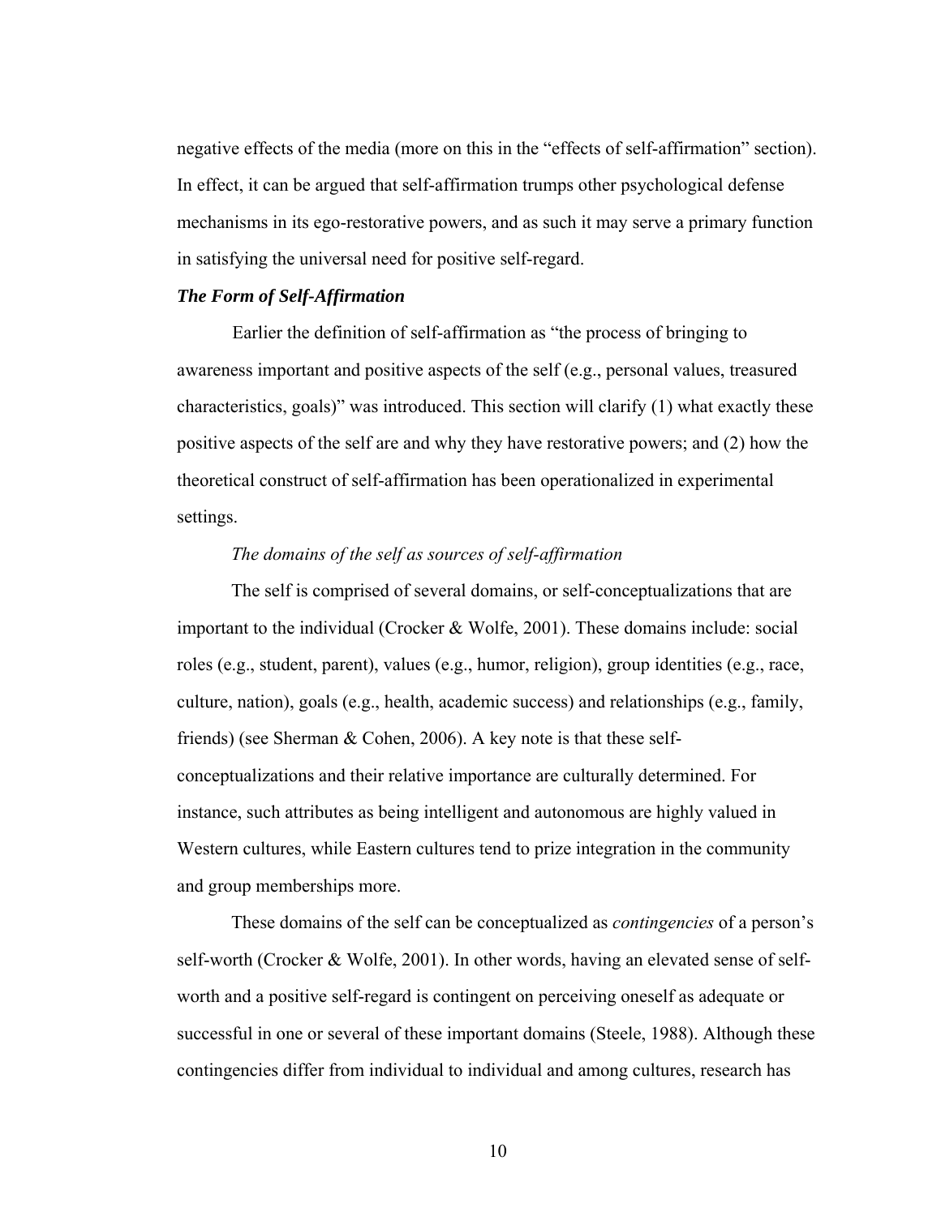negative effects of the media (more on this in the "effects of self-affirmation" section). In effect, it can be argued that self-affirmation trumps other psychological defense mechanisms in its ego-restorative powers, and as such it may serve a primary function in satisfying the universal need for positive self-regard.

### *The Form of Self-Affirmation*

Earlier the definition of self-affirmation as "the process of bringing to awareness important and positive aspects of the self (e.g., personal values, treasured characteristics, goals)" was introduced. This section will clarify (1) what exactly these positive aspects of the self are and why they have restorative powers; and (2) how the theoretical construct of self-affirmation has been operationalized in experimental settings.

#### *The domains of the self as sources of self-affirmation*

The self is comprised of several domains, or self-conceptualizations that are important to the individual (Crocker & Wolfe, 2001). These domains include: social roles (e.g., student, parent), values (e.g., humor, religion), group identities (e.g., race, culture, nation), goals (e.g., health, academic success) and relationships (e.g., family, friends) (see Sherman & Cohen, 2006). A key note is that these self-conceptualizations and their relative importance are culturally determined. For instance, such attributes as being intelligent and autonomous are highly valued in Western cultures, while Eastern cultures tend to prize integration in the community and group memberships more.

These domains of the self can be conceptualized as *contingencies* of a person's self-worth (Crocker & Wolfe, 2001). In other words, having an elevated sense of self-worth and a positive self-regard is contingent on perceiving oneself as adequate or successful in one or several of these important domains (Steele, 1988). Although these contingencies differ from individual to individual and among cultures, research has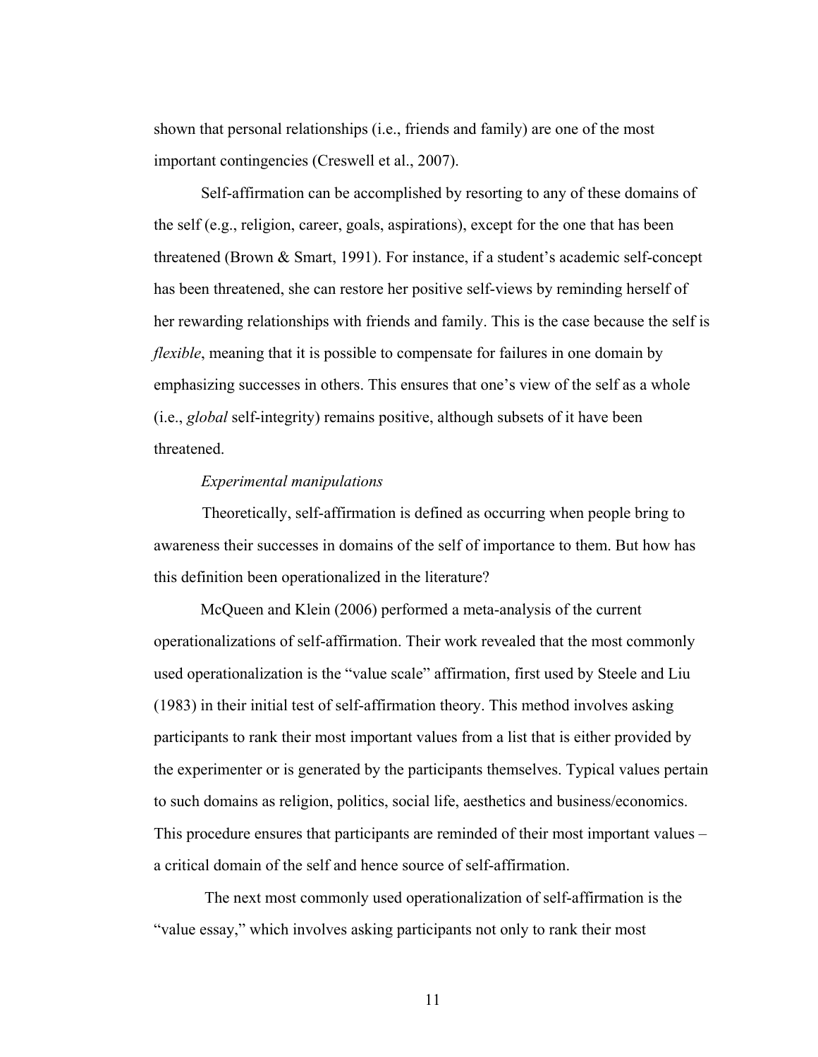shown that personal relationships (i.e., friends and family) are one of the most important contingencies (Creswell et al., 2007).

Self-affirmation can be accomplished by resorting to any of these domains of the self (e.g., religion, career, goals, aspirations), except for the one that has been threatened (Brown & Smart, 1991). For instance, if a student's academic self-concept has been threatened, she can restore her positive self-views by reminding herself of her rewarding relationships with friends and family. This is the case because the self is *flexible*, meaning that it is possible to compensate for failures in one domain by emphasizing successes in others. This ensures that one's view of the self as a whole (i.e., *global* self-integrity) remains positive, although subsets of it have been threatened.

*Experimental manipulations*

Theoretically, self-affirmation is defined as occurring when people bring to awareness their successes in domains of the self of importance to them. But how has this definition been operationalized in the literature?

McQueen and Klein (2006) performed a meta-analysis of the current operationalizations of self-affirmation. Their work revealed that the most commonly used operationalization is the "value scale" affirmation, first used by Steele and Liu (1983) in their initial test of self-affirmation theory. This method involves asking participants to rank their most important values from a list that is either provided by the experimenter or is generated by the participants themselves. Typical values pertain to such domains as religion, politics, social life, aesthetics and business/economics. This procedure ensures that participants are reminded of their most important values – a critical domain of the self and hence source of self-affirmation.

The next most commonly used operationalization of self-affirmation is the "value essay," which involves asking participants not only to rank their most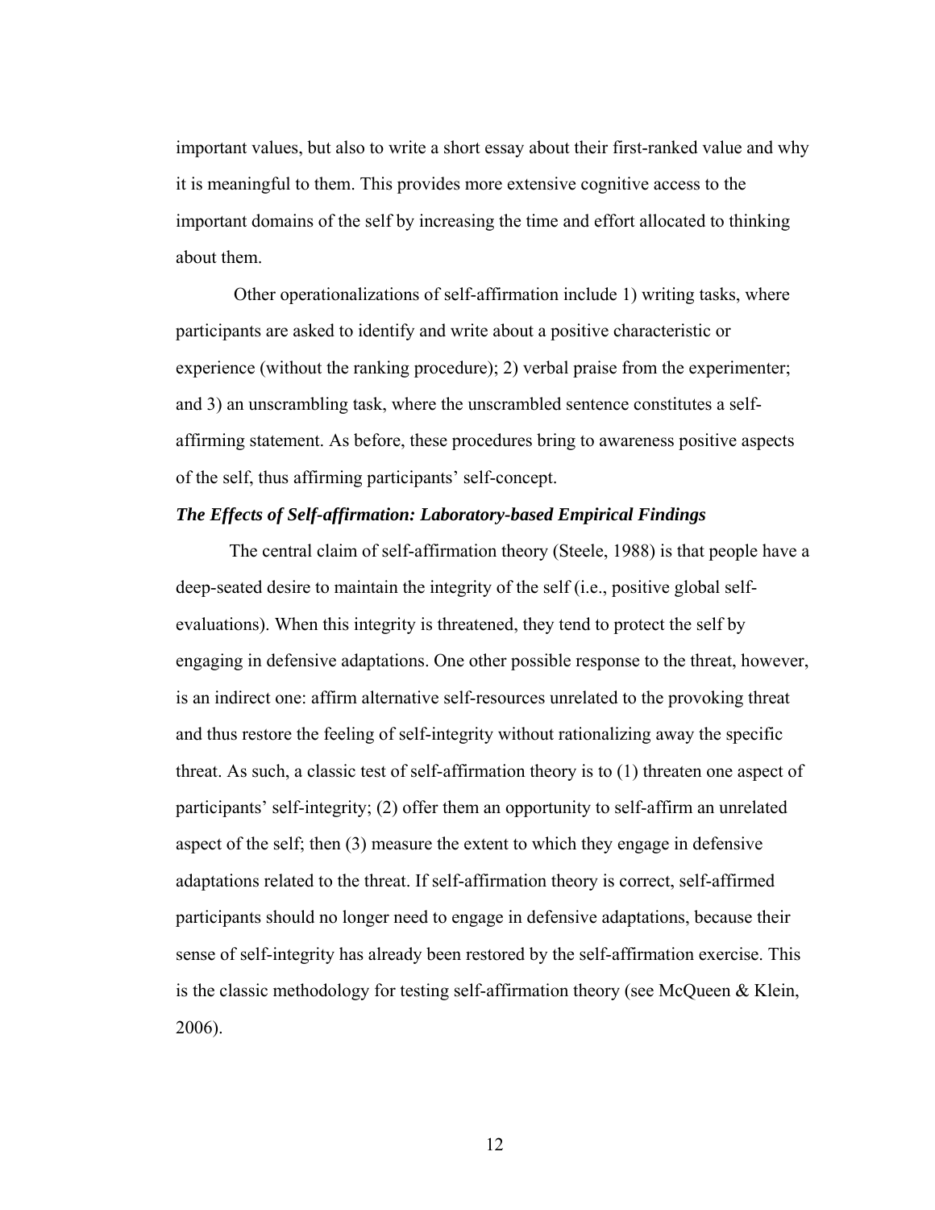important values, but also to write a short essay about their first-ranked value and why it is meaningful to them. This provides more extensive cognitive access to the important domains of the self by increasing the time and effort allocated to thinking about them.

Other operationalizations of self-affirmation include 1) writing tasks, where participants are asked to identify and write about a positive characteristic or experience (without the ranking procedure); 2) verbal praise from the experimenter; and 3) an unscrambling task, where the unscrambled sentence constitutes a self-affirming statement. As before, these procedures bring to awareness positive aspects of the self, thus affirming participants' self-concept.

***The Effects of Self-affirmation: Laboratory-based Empirical Findings***

The central claim of self-affirmation theory (Steele, 1988) is that people have a deep-seated desire to maintain the integrity of the self (i.e., positive global self-evaluations). When this integrity is threatened, they tend to protect the self by engaging in defensive adaptations. One other possible response to the threat, however, is an indirect one: affirm alternative self-resources unrelated to the provoking threat and thus restore the feeling of self-integrity without rationalizing away the specific threat. As such, a classic test of self-affirmation theory is to (1) threaten one aspect of participants' self-integrity; (2) offer them an opportunity to self-affirm an unrelated aspect of the self; then (3) measure the extent to which they engage in defensive adaptations related to the threat. If self-affirmation theory is correct, self-affirmed participants should no longer need to engage in defensive adaptations, because their sense of self-integrity has already been restored by the self-affirmation exercise. This is the classic methodology for testing self-affirmation theory (see McQueen & Klein, 2006).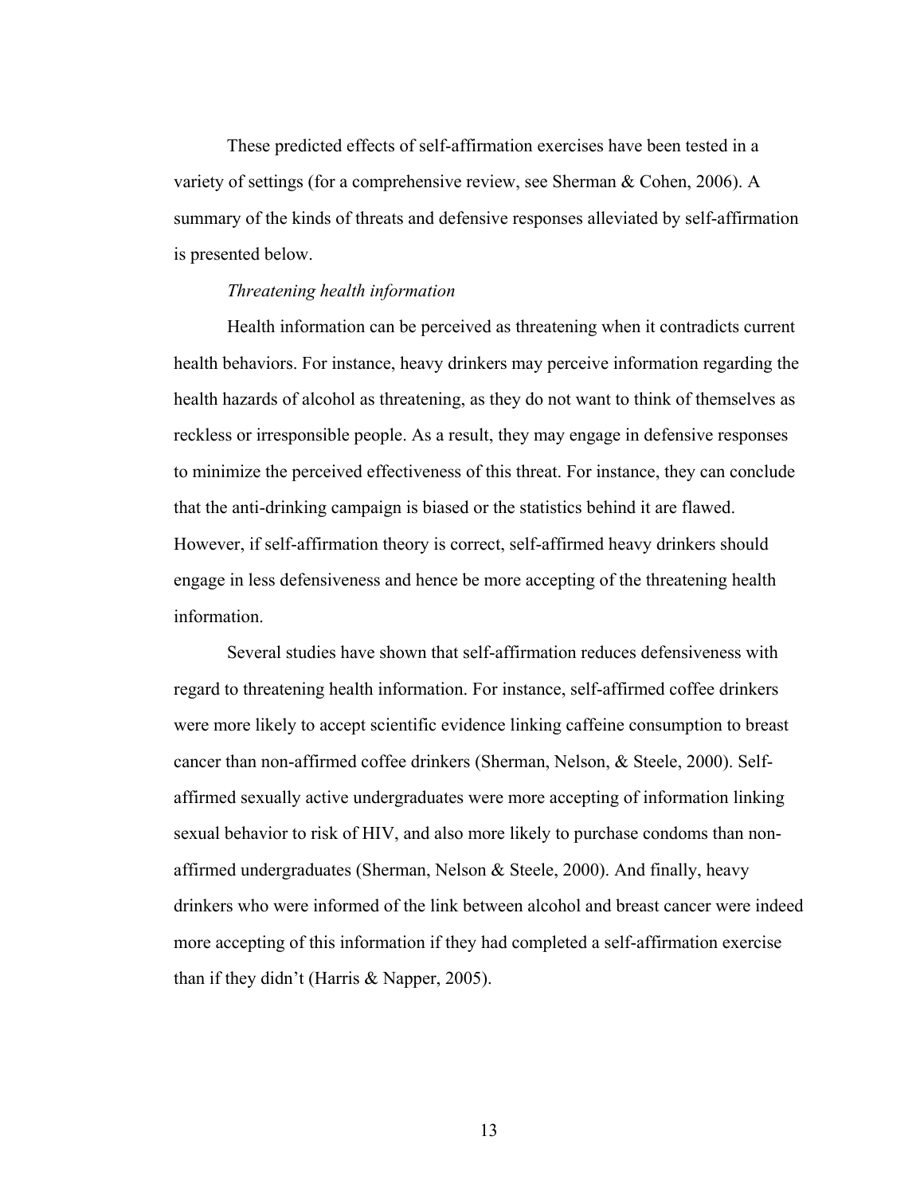These predicted effects of self-affirmation exercises have been tested in a variety of settings (for a comprehensive review, see Sherman & Cohen, 2006). A summary of the kinds of threats and defensive responses alleviated by self-affirmation is presented below.

*Threatening health information*

Health information can be perceived as threatening when it contradicts current health behaviors. For instance, heavy drinkers may perceive information regarding the health hazards of alcohol as threatening, as they do not want to think of themselves as reckless or irresponsible people. As a result, they may engage in defensive responses to minimize the perceived effectiveness of this threat. For instance, they can conclude that the anti-drinking campaign is biased or the statistics behind it are flawed. However, if self-affirmation theory is correct, self-affirmed heavy drinkers should engage in less defensiveness and hence be more accepting of the threatening health information.

Several studies have shown that self-affirmation reduces defensiveness with regard to threatening health information. For instance, self-affirmed coffee drinkers were more likely to accept scientific evidence linking caffeine consumption to breast cancer than non-affirmed coffee drinkers (Sherman, Nelson, & Steele, 2000). Self-affirmed sexually active undergraduates were more accepting of information linking sexual behavior to risk of HIV, and also more likely to purchase condoms than non-affirmed undergraduates (Sherman, Nelson & Steele, 2000). And finally, heavy drinkers who were informed of the link between alcohol and breast cancer were indeed more accepting of this information if they had completed a self-affirmation exercise than if they didn't (Harris & Napper, 2005).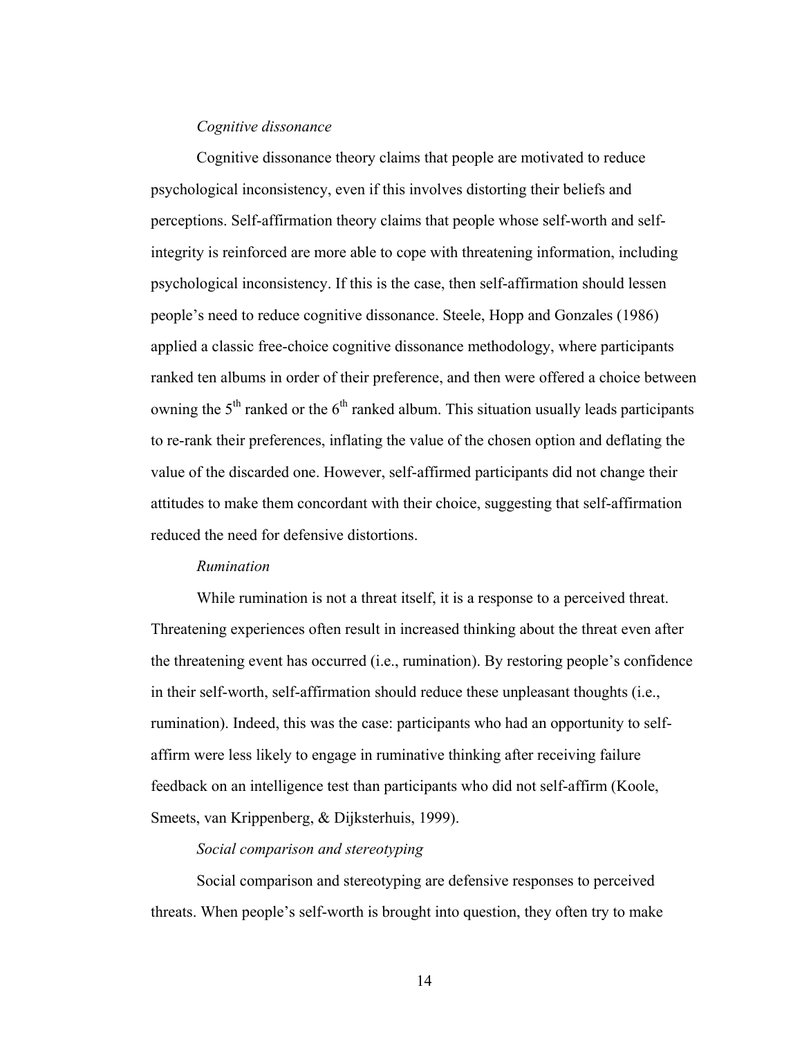*Cognitive dissonance*

Cognitive dissonance theory claims that people are motivated to reduce psychological inconsistency, even if this involves distorting their beliefs and perceptions. Self-affirmation theory claims that people whose self-worth and self-integrity is reinforced are more able to cope with threatening information, including psychological inconsistency. If this is the case, then self-affirmation should lessen people's need to reduce cognitive dissonance. Steele, Hopp and Gonzales (1986) applied a classic free-choice cognitive dissonance methodology, where participants ranked ten albums in order of their preference, and then were offered a choice between owning the 5th ranked or the 6th ranked album. This situation usually leads participants to re-rank their preferences, inflating the value of the chosen option and deflating the value of the discarded one. However, self-affirmed participants did not change their attitudes to make them concordant with their choice, suggesting that self-affirmation reduced the need for defensive distortions.

*Rumination*

While rumination is not a threat itself, it is a response to a perceived threat. Threatening experiences often result in increased thinking about the threat even after the threatening event has occurred (i.e., rumination). By restoring people's confidence in their self-worth, self-affirmation should reduce these unpleasant thoughts (i.e., rumination). Indeed, this was the case: participants who had an opportunity to self-affirm were less likely to engage in ruminative thinking after receiving failure feedback on an intelligence test than participants who did not self-affirm (Koole, Smeets, van Krippenberg, & Dijksterhuis, 1999).

*Social comparison and stereotyping*

Social comparison and stereotyping are defensive responses to perceived threats. When people's self-worth is brought into question, they often try to make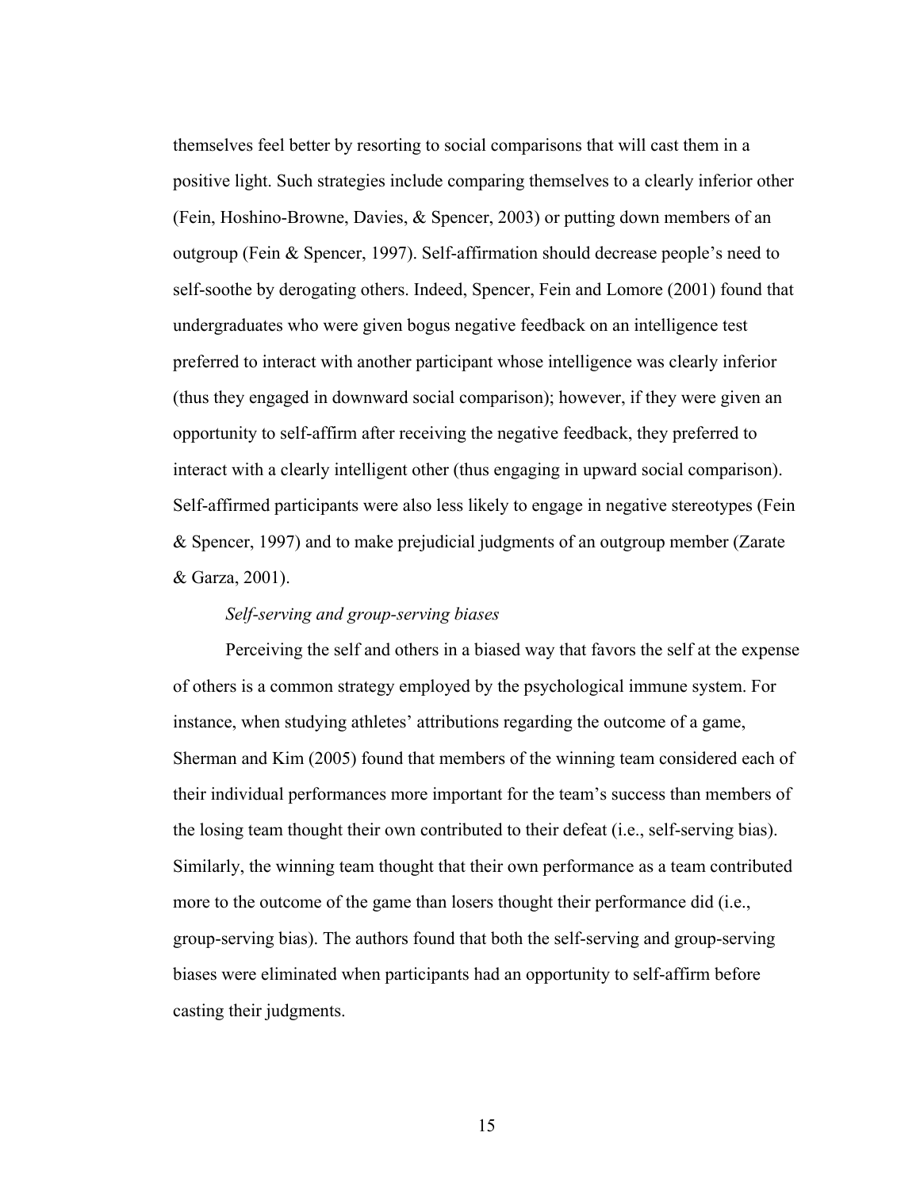themselves feel better by resorting to social comparisons that will cast them in a positive light. Such strategies include comparing themselves to a clearly inferior other (Fein, Hoshino-Browne, Davies, & Spencer, 2003) or putting down members of an outgroup (Fein & Spencer, 1997). Self-affirmation should decrease people's need to self-soothe by derogating others. Indeed, Spencer, Fein and Lomore (2001) found that undergraduates who were given bogus negative feedback on an intelligence test preferred to interact with another participant whose intelligence was clearly inferior (thus they engaged in downward social comparison); however, if they were given an opportunity to self-affirm after receiving the negative feedback, they preferred to interact with a clearly intelligent other (thus engaging in upward social comparison). Self-affirmed participants were also less likely to engage in negative stereotypes (Fein & Spencer, 1997) and to make prejudicial judgments of an outgroup member (Zarate & Garza, 2001).

*Self-serving and group-serving biases*

Perceiving the self and others in a biased way that favors the self at the expense of others is a common strategy employed by the psychological immune system. For instance, when studying athletes' attributions regarding the outcome of a game, Sherman and Kim (2005) found that members of the winning team considered each of their individual performances more important for the team's success than members of the losing team thought their own contributed to their defeat (i.e., self-serving bias). Similarly, the winning team thought that their own performance as a team contributed more to the outcome of the game than losers thought their performance did (i.e., group-serving bias). The authors found that both the self-serving and group-serving biases were eliminated when participants had an opportunity to self-affirm before casting their judgments.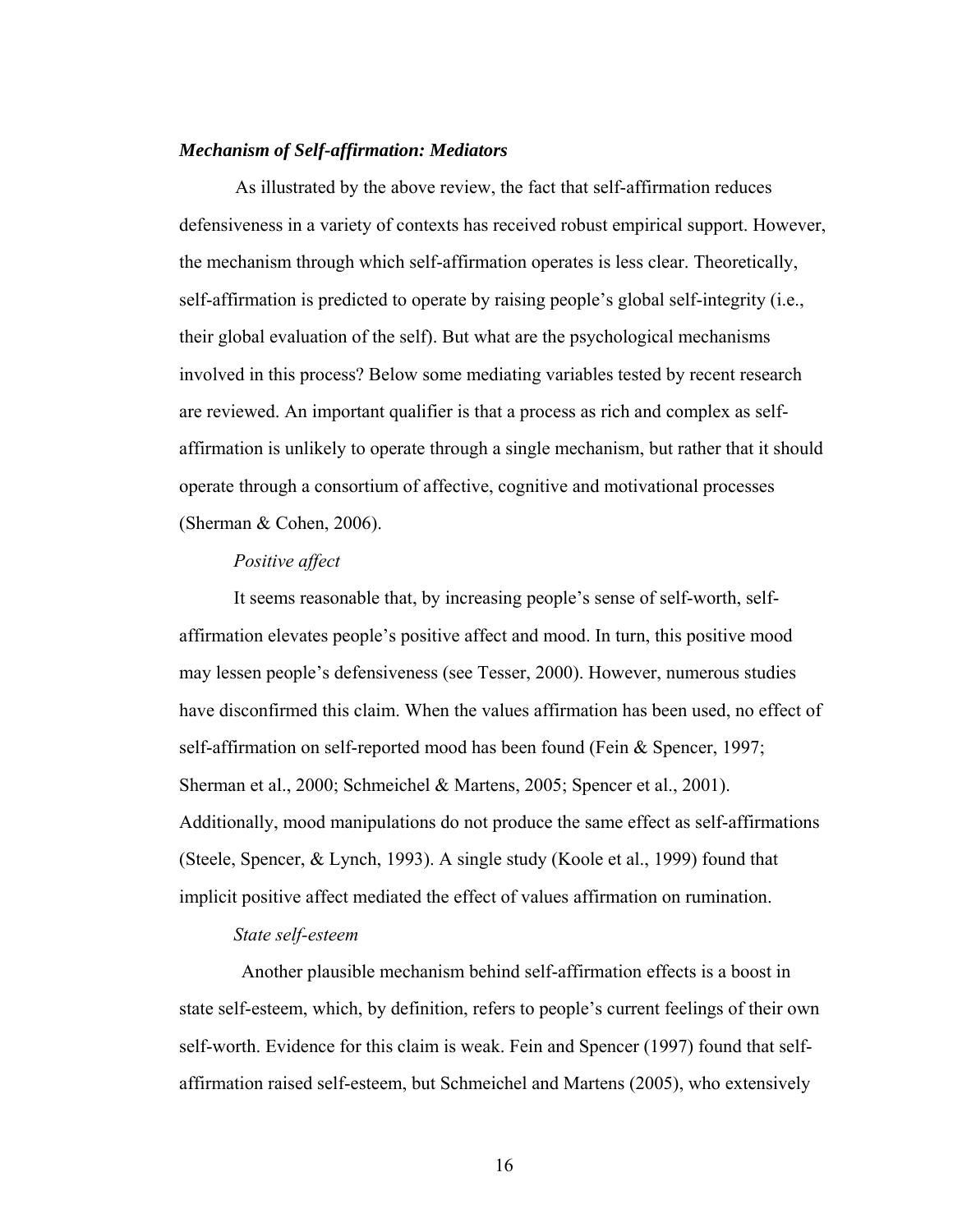***Mechanism of Self-affirmation: Mediators***

As illustrated by the above review, the fact that self-affirmation reduces defensiveness in a variety of contexts has received robust empirical support. However, the mechanism through which self-affirmation operates is less clear. Theoretically, self-affirmation is predicted to operate by raising people's global self-integrity (i.e., their global evaluation of the self). But what are the psychological mechanisms involved in this process? Below some mediating variables tested by recent research are reviewed. An important qualifier is that a process as rich and complex as self-affirmation is unlikely to operate through a single mechanism, but rather that it should operate through a consortium of affective, cognitive and motivational processes (Sherman & Cohen, 2006).

*Positive affect*

It seems reasonable that, by increasing people's sense of self-worth, self-affirmation elevates people's positive affect and mood. In turn, this positive mood may lessen people's defensiveness (see Tesser, 2000). However, numerous studies have disconfirmed this claim. When the values affirmation has been used, no effect of self-affirmation on self-reported mood has been found (Fein & Spencer, 1997; Sherman et al., 2000; Schmeichel & Martens, 2005; Spencer et al., 2001). Additionally, mood manipulations do not produce the same effect as self-affirmations (Steele, Spencer, & Lynch, 1993). A single study (Koole et al., 1999) found that implicit positive affect mediated the effect of values affirmation on rumination.

*State self-esteem*

Another plausible mechanism behind self-affirmation effects is a boost in state self-esteem, which, by definition, refers to people's current feelings of their own self-worth. Evidence for this claim is weak. Fein and Spencer (1997) found that self-affirmation raised self-esteem, but Schmeichel and Martens (2005), who extensively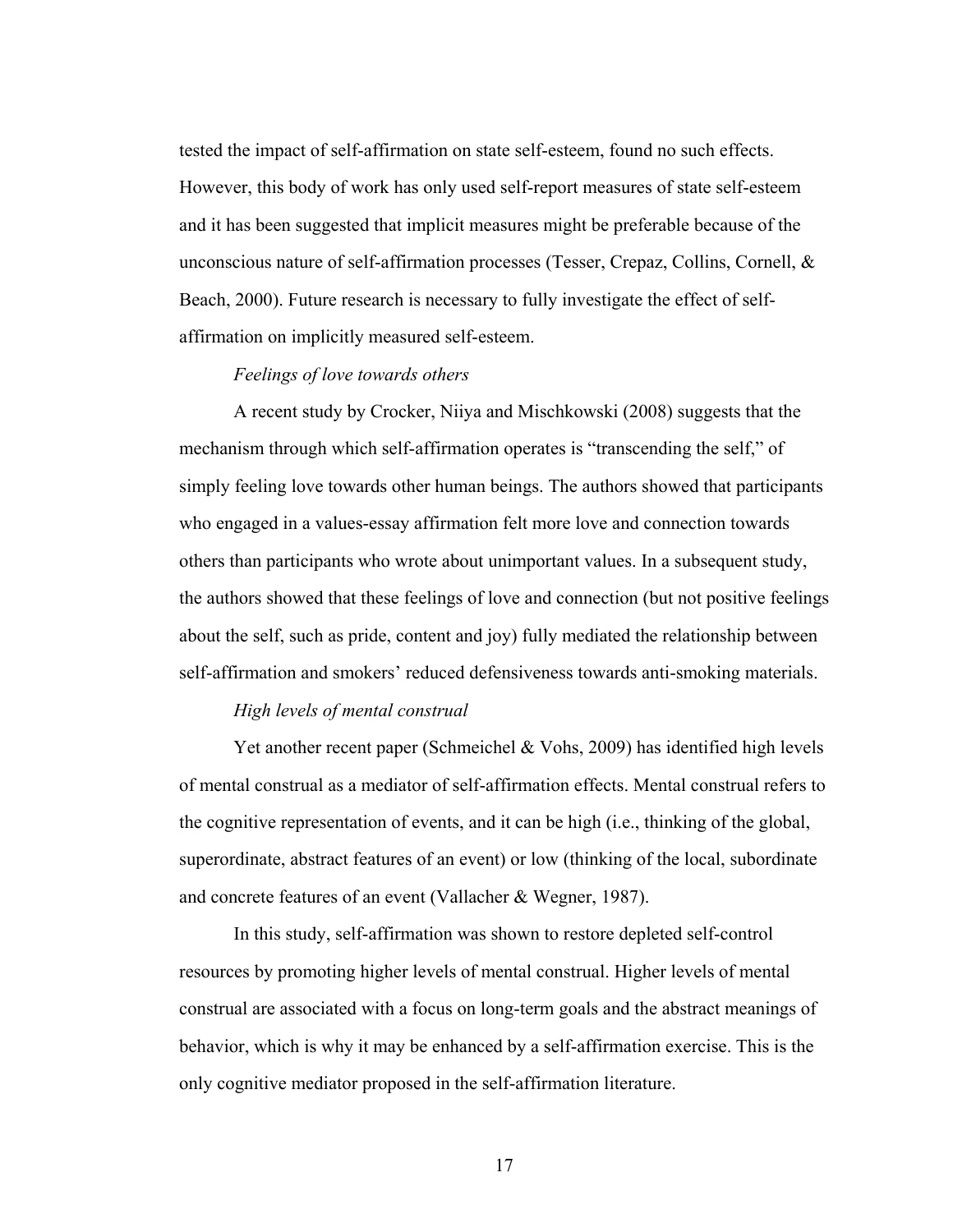tested the impact of self-affirmation on state self-esteem, found no such effects. However, this body of work has only used self-report measures of state self-esteem and it has been suggested that implicit measures might be preferable because of the unconscious nature of self-affirmation processes (Tesser, Crepaz, Collins, Cornell, & Beach, 2000). Future research is necessary to fully investigate the effect of self-affirmation on implicitly measured self-esteem.

*Feelings of love towards others*

A recent study by Crocker, Niiya and Mischkowski (2008) suggests that the mechanism through which self-affirmation operates is "transcending the self," of simply feeling love towards other human beings. The authors showed that participants who engaged in a values-essay affirmation felt more love and connection towards others than participants who wrote about unimportant values. In a subsequent study, the authors showed that these feelings of love and connection (but not positive feelings about the self, such as pride, content and joy) fully mediated the relationship between self-affirmation and smokers' reduced defensiveness towards anti-smoking materials.

*High levels of mental construal*

Yet another recent paper (Schmeichel & Vohs, 2009) has identified high levels of mental construal as a mediator of self-affirmation effects. Mental construal refers to the cognitive representation of events, and it can be high (i.e., thinking of the global, superordinate, abstract features of an event) or low (thinking of the local, subordinate and concrete features of an event (Vallacher & Wegner, 1987).

In this study, self-affirmation was shown to restore depleted self-control resources by promoting higher levels of mental construal. Higher levels of mental construal are associated with a focus on long-term goals and the abstract meanings of behavior, which is why it may be enhanced by a self-affirmation exercise. This is the only cognitive mediator proposed in the self-affirmation literature.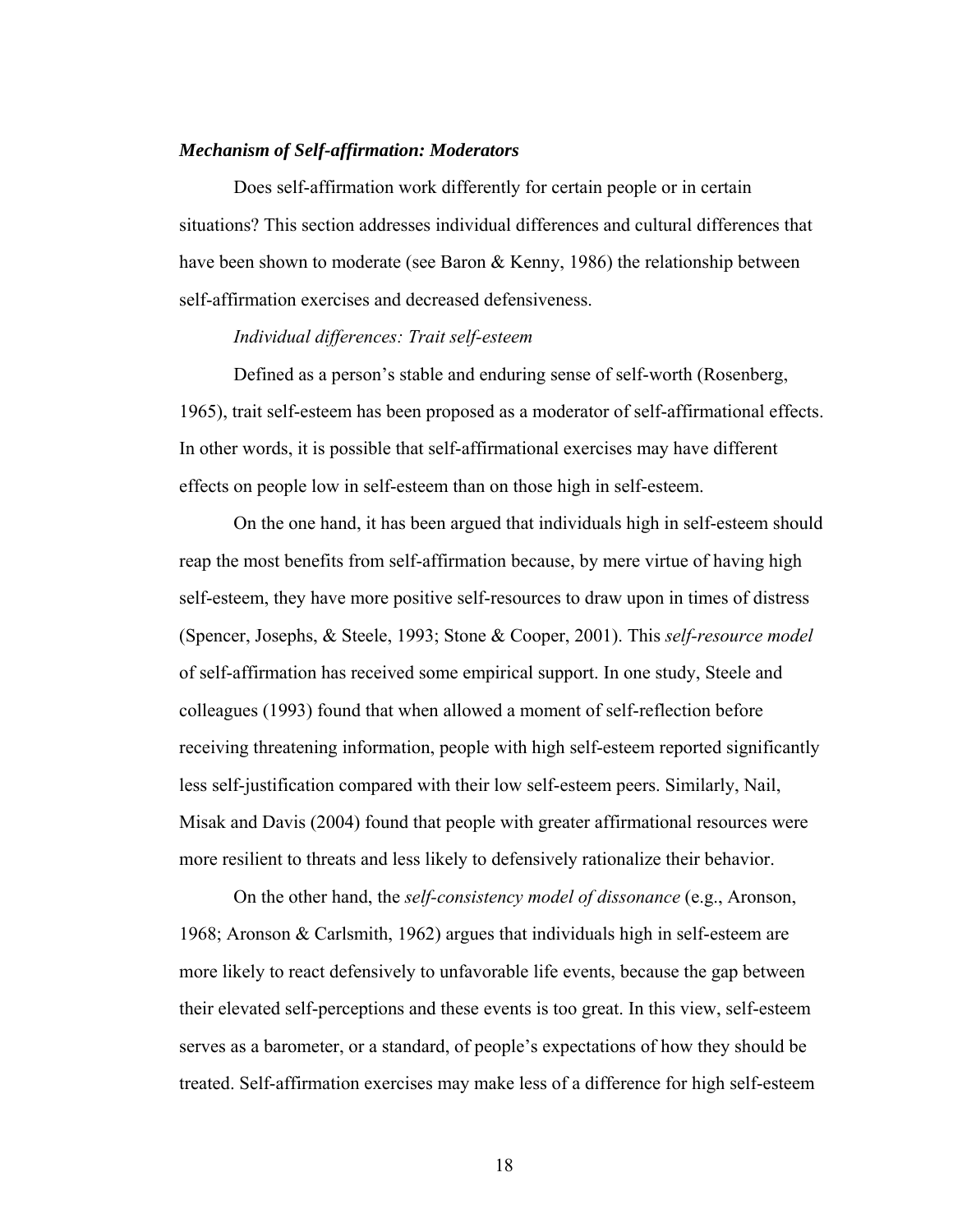### *Mechanism of Self-affirmation: Moderators*

Does self-affirmation work differently for certain people or in certain situations? This section addresses individual differences and cultural differences that have been shown to moderate (see Baron & Kenny, 1986) the relationship between self-affirmation exercises and decreased defensiveness.

*Individual differences: Trait self-esteem*

Defined as a person's stable and enduring sense of self-worth (Rosenberg, 1965), trait self-esteem has been proposed as a moderator of self-affirmational effects. In other words, it is possible that self-affirmational exercises may have different effects on people low in self-esteem than on those high in self-esteem.

On the one hand, it has been argued that individuals high in self-esteem should reap the most benefits from self-affirmation because, by mere virtue of having high self-esteem, they have more positive self-resources to draw upon in times of distress (Spencer, Josephs, & Steele, 1993; Stone & Cooper, 2001). This *self-resource model* of self-affirmation has received some empirical support. In one study, Steele and colleagues (1993) found that when allowed a moment of self-reflection before receiving threatening information, people with high self-esteem reported significantly less self-justification compared with their low self-esteem peers. Similarly, Nail, Misak and Davis (2004) found that people with greater affirmational resources were more resilient to threats and less likely to defensively rationalize their behavior.

On the other hand, the *self-consistency model of dissonance* (e.g., Aronson, 1968; Aronson & Carlsmith, 1962) argues that individuals high in self-esteem are more likely to react defensively to unfavorable life events, because the gap between their elevated self-perceptions and these events is too great. In this view, self-esteem serves as a barometer, or a standard, of people's expectations of how they should be treated. Self-affirmation exercises may make less of a difference for high self-esteem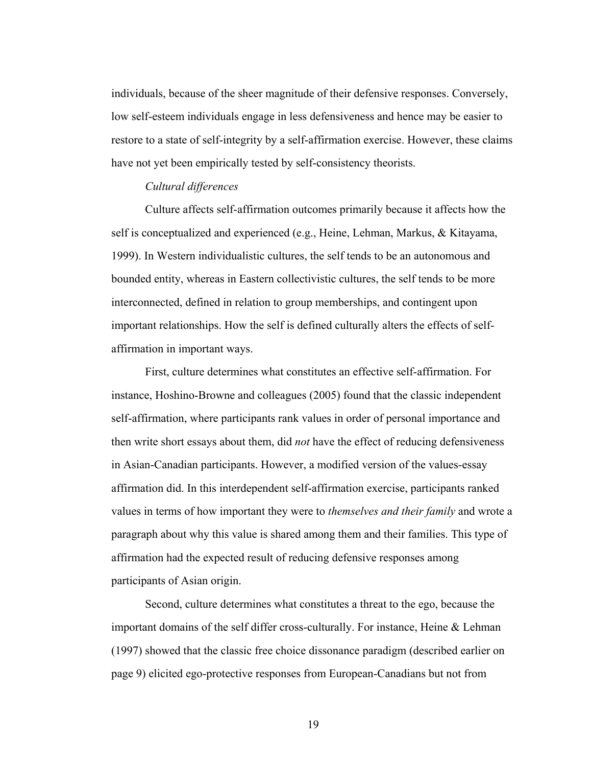individuals, because of the sheer magnitude of their defensive responses. Conversely, low self-esteem individuals engage in less defensiveness and hence may be easier to restore to a state of self-integrity by a self-affirmation exercise. However, these claims have not yet been empirically tested by self-consistency theorists.

*Cultural differences*

Culture affects self-affirmation outcomes primarily because it affects how the self is conceptualized and experienced (e.g., Heine, Lehman, Markus, & Kitayama, 1999). In Western individualistic cultures, the self tends to be an autonomous and bounded entity, whereas in Eastern collectivistic cultures, the self tends to be more interconnected, defined in relation to group memberships, and contingent upon important relationships. How the self is defined culturally alters the effects of self-affirmation in important ways.

First, culture determines what constitutes an effective self-affirmation. For instance, Hoshino-Browne and colleagues (2005) found that the classic independent self-affirmation, where participants rank values in order of personal importance and then write short essays about them, did *not* have the effect of reducing defensiveness in Asian-Canadian participants. However, a modified version of the values-essay affirmation did. In this interdependent self-affirmation exercise, participants ranked values in terms of how important they were to *themselves and their family* and wrote a paragraph about why this value is shared among them and their families. This type of affirmation had the expected result of reducing defensive responses among participants of Asian origin.

Second, culture determines what constitutes a threat to the ego, because the important domains of the self differ cross-culturally. For instance, Heine & Lehman (1997) showed that the classic free choice dissonance paradigm (described earlier on page 9) elicited ego-protective responses from European-Canadians but not from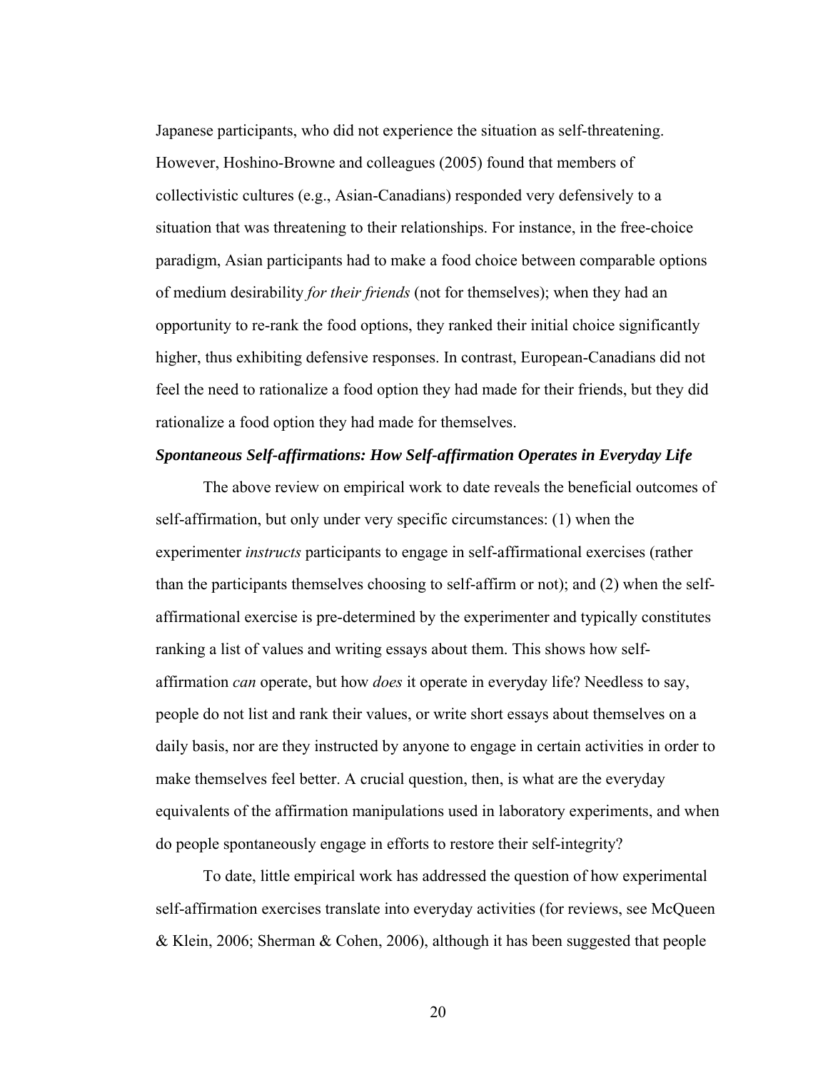Japanese participants, who did not experience the situation as self-threatening. However, Hoshino-Browne and colleagues (2005) found that members of collectivistic cultures (e.g., Asian-Canadians) responded very defensively to a situation that was threatening to their relationships. For instance, in the free-choice paradigm, Asian participants had to make a food choice between comparable options of medium desirability *for their friends* (not for themselves); when they had an opportunity to re-rank the food options, they ranked their initial choice significantly higher, thus exhibiting defensive responses. In contrast, European-Canadians did not feel the need to rationalize a food option they had made for their friends, but they did rationalize a food option they had made for themselves.

### ***Spontaneous Self-affirmations: How Self-affirmation Operates in Everyday Life***

The above review on empirical work to date reveals the beneficial outcomes of self-affirmation, but only under very specific circumstances: (1) when the experimenter *instructs* participants to engage in self-affirmational exercises (rather than the participants themselves choosing to self-affirm or not); and (2) when the self-affirmational exercise is pre-determined by the experimenter and typically constitutes ranking a list of values and writing essays about them. This shows how self-affirmation *can* operate, but how *does* it operate in everyday life? Needless to say, people do not list and rank their values, or write short essays about themselves on a daily basis, nor are they instructed by anyone to engage in certain activities in order to make themselves feel better. A crucial question, then, is what are the everyday equivalents of the affirmation manipulations used in laboratory experiments, and when do people spontaneously engage in efforts to restore their self-integrity?

To date, little empirical work has addressed the question of how experimental self-affirmation exercises translate into everyday activities (for reviews, see McQueen & Klein, 2006; Sherman & Cohen, 2006), although it has been suggested that people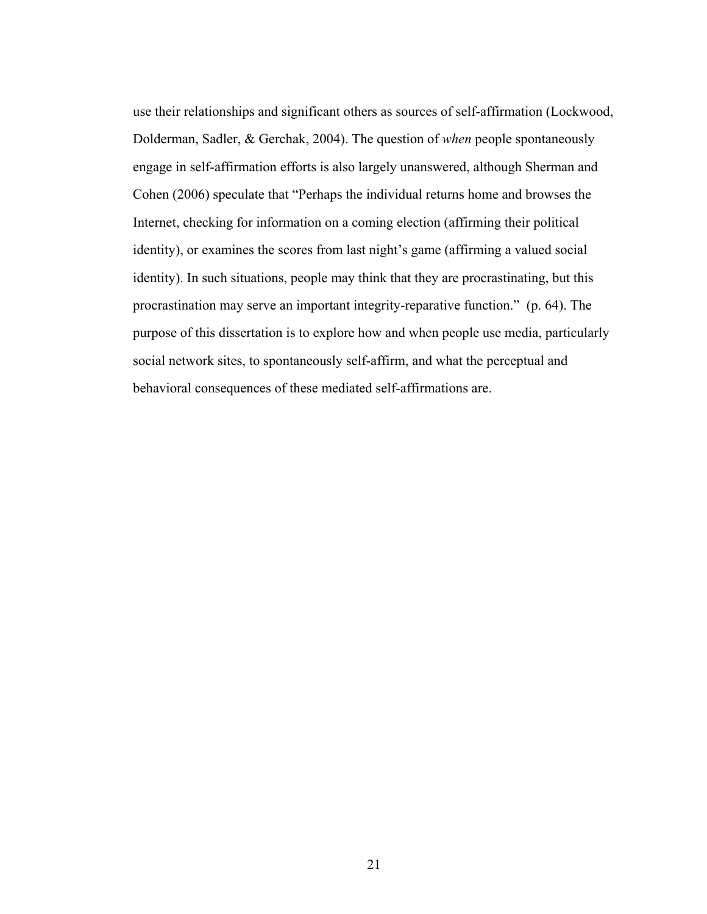use their relationships and significant others as sources of self-affirmation (Lockwood, Dolderman, Sadler, & Gerchak, 2004). The question of *when* people spontaneously engage in self-affirmation efforts is also largely unanswered, although Sherman and Cohen (2006) speculate that "Perhaps the individual returns home and browses the Internet, checking for information on a coming election (affirming their political identity), or examines the scores from last night's game (affirming a valued social identity). In such situations, people may think that they are procrastinating, but this procrastination may serve an important integrity-reparative function." (p. 64). The purpose of this dissertation is to explore how and when people use media, particularly social network sites, to spontaneously self-affirm, and what the perceptual and behavioral consequences of these mediated self-affirmations are.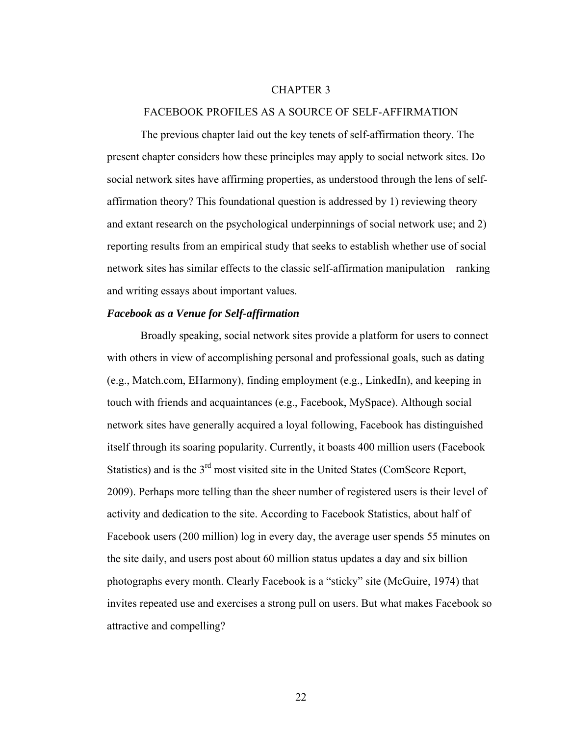# CHAPTER 3

## FACEBOOK PROFILES AS A SOURCE OF SELF-AFFIRMATION

The previous chapter laid out the key tenets of self-affirmation theory. The present chapter considers how these principles may apply to social network sites. Do social network sites have affirming properties, as understood through the lens of self-affirmation theory? This foundational question is addressed by 1) reviewing theory and extant research on the psychological underpinnings of social network use; and 2) reporting results from an empirical study that seeks to establish whether use of social network sites has similar effects to the classic self-affirmation manipulation – ranking and writing essays about important values.

### *Facebook as a Venue for Self-affirmation*

Broadly speaking, social network sites provide a platform for users to connect with others in view of accomplishing personal and professional goals, such as dating (e.g., Match.com, EHarmony), finding employment (e.g., LinkedIn), and keeping in touch with friends and acquaintances (e.g., Facebook, MySpace). Although social network sites have generally acquired a loyal following, Facebook has distinguished itself through its soaring popularity. Currently, it boasts 400 million users (Facebook Statistics) and is the 3rd most visited site in the United States (ComScore Report, 2009). Perhaps more telling than the sheer number of registered users is their level of activity and dedication to the site. According to Facebook Statistics, about half of Facebook users (200 million) log in every day, the average user spends 55 minutes on the site daily, and users post about 60 million status updates a day and six billion photographs every month. Clearly Facebook is a "sticky" site (McGuire, 1974) that invites repeated use and exercises a strong pull on users. But what makes Facebook so attractive and compelling?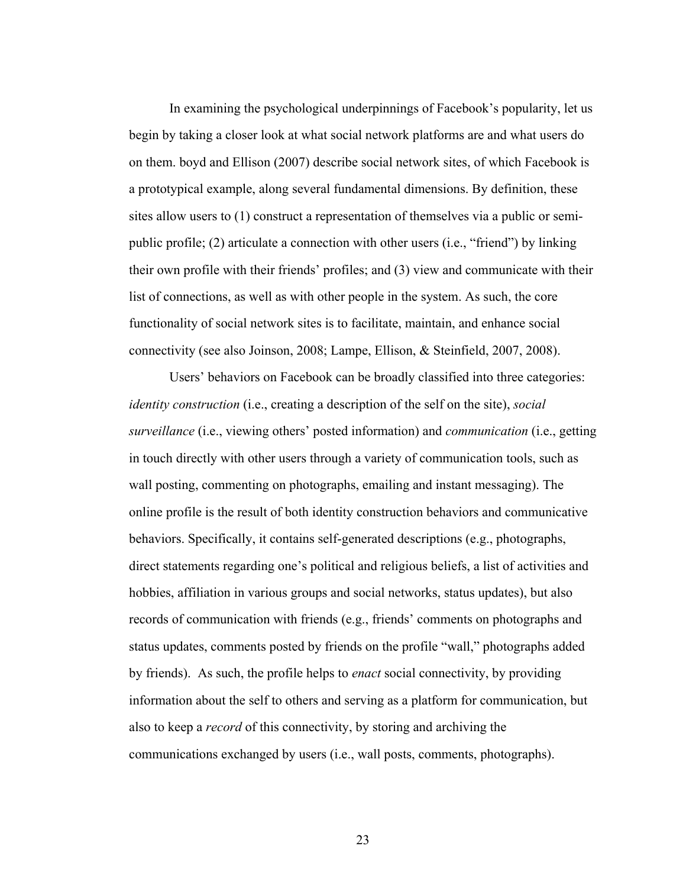In examining the psychological underpinnings of Facebook's popularity, let us begin by taking a closer look at what social network platforms are and what users do on them. boyd and Ellison (2007) describe social network sites, of which Facebook is a prototypical example, along several fundamental dimensions. By definition, these sites allow users to (1) construct a representation of themselves via a public or semi-public profile; (2) articulate a connection with other users (i.e., "friend") by linking their own profile with their friends' profiles; and (3) view and communicate with their list of connections, as well as with other people in the system. As such, the core functionality of social network sites is to facilitate, maintain, and enhance social connectivity (see also Joinson, 2008; Lampe, Ellison, & Steinfield, 2007, 2008).

Users' behaviors on Facebook can be broadly classified into three categories: *identity construction* (i.e., creating a description of the self on the site), *social surveillance* (i.e., viewing others' posted information) and *communication* (i.e., getting in touch directly with other users through a variety of communication tools, such as wall posting, commenting on photographs, emailing and instant messaging). The online profile is the result of both identity construction behaviors and communicative behaviors. Specifically, it contains self-generated descriptions (e.g., photographs, direct statements regarding one's political and religious beliefs, a list of activities and hobbies, affiliation in various groups and social networks, status updates), but also records of communication with friends (e.g., friends' comments on photographs and status updates, comments posted by friends on the profile "wall," photographs added by friends). As such, the profile helps to *enact* social connectivity, by providing information about the self to others and serving as a platform for communication, but also to keep a *record* of this connectivity, by storing and archiving the communications exchanged by users (i.e., wall posts, comments, photographs).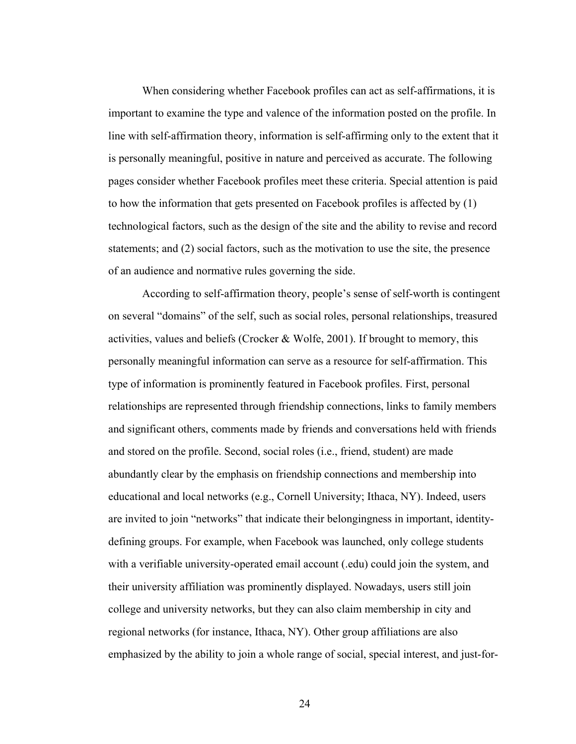When considering whether Facebook profiles can act as self-affirmations, it is important to examine the type and valence of the information posted on the profile. In line with self-affirmation theory, information is self-affirming only to the extent that it is personally meaningful, positive in nature and perceived as accurate. The following pages consider whether Facebook profiles meet these criteria. Special attention is paid to how the information that gets presented on Facebook profiles is affected by (1) technological factors, such as the design of the site and the ability to revise and record statements; and (2) social factors, such as the motivation to use the site, the presence of an audience and normative rules governing the side.

According to self-affirmation theory, people's sense of self-worth is contingent on several "domains" of the self, such as social roles, personal relationships, treasured activities, values and beliefs (Crocker & Wolfe, 2001). If brought to memory, this personally meaningful information can serve as a resource for self-affirmation. This type of information is prominently featured in Facebook profiles. First, personal relationships are represented through friendship connections, links to family members and significant others, comments made by friends and conversations held with friends and stored on the profile. Second, social roles (i.e., friend, student) are made abundantly clear by the emphasis on friendship connections and membership into educational and local networks (e.g., Cornell University; Ithaca, NY). Indeed, users are invited to join "networks" that indicate their belongingness in important, identity-defining groups. For example, when Facebook was launched, only college students with a verifiable university-operated email account (.edu) could join the system, and their university affiliation was prominently displayed. Nowadays, users still join college and university networks, but they can also claim membership in city and regional networks (for instance, Ithaca, NY). Other group affiliations are also emphasized by the ability to join a whole range of social, special interest, and just-for-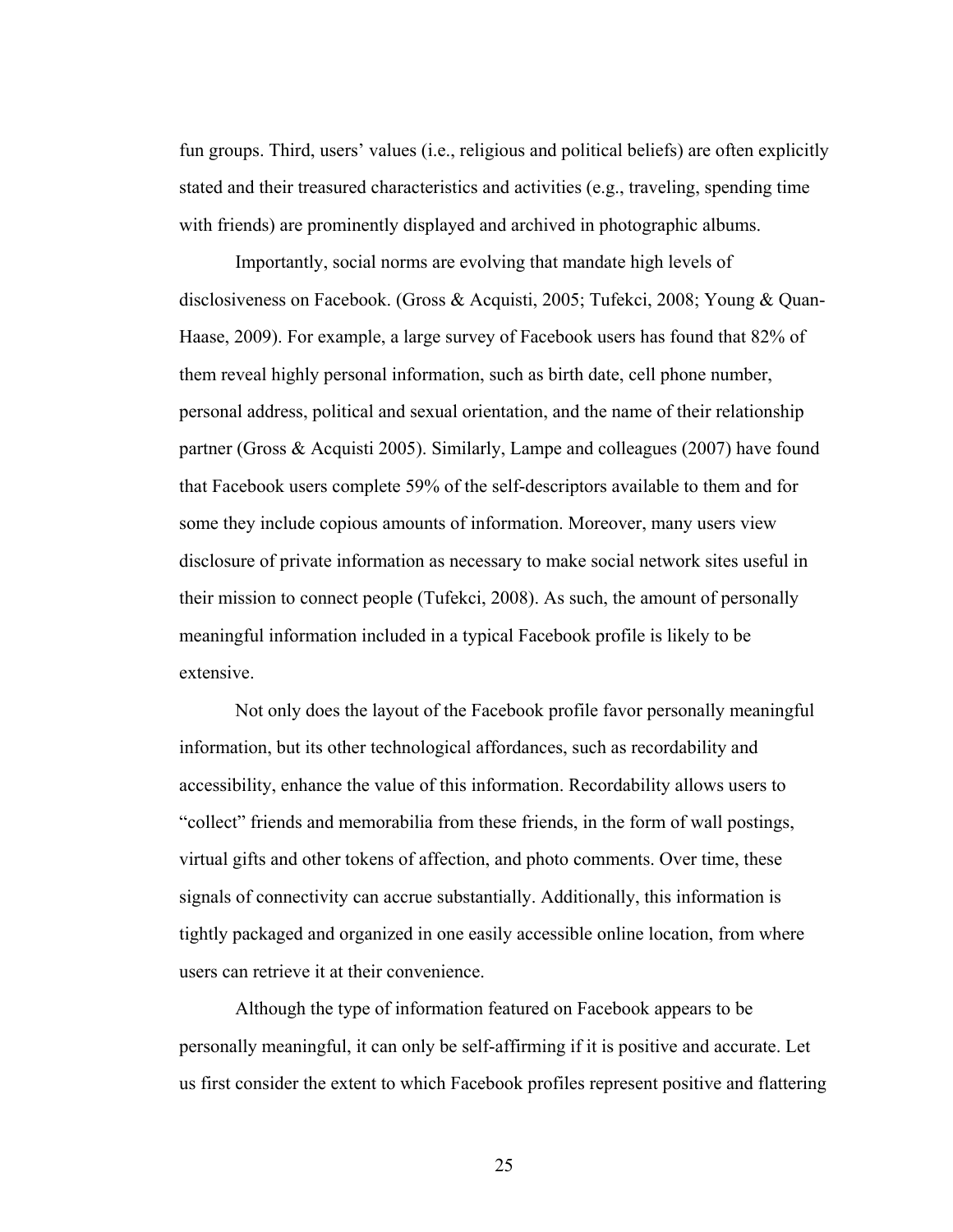fun groups. Third, users' values (i.e., religious and political beliefs) are often explicitly stated and their treasured characteristics and activities (e.g., traveling, spending time with friends) are prominently displayed and archived in photographic albums.

Importantly, social norms are evolving that mandate high levels of disclosiveness on Facebook. (Gross & Acquisti, 2005; Tufekci, 2008; Young & Quan-Haase, 2009). For example, a large survey of Facebook users has found that 82% of them reveal highly personal information, such as birth date, cell phone number, personal address, political and sexual orientation, and the name of their relationship partner (Gross & Acquisti 2005). Similarly, Lampe and colleagues (2007) have found that Facebook users complete 59% of the self-descriptors available to them and for some they include copious amounts of information. Moreover, many users view disclosure of private information as necessary to make social network sites useful in their mission to connect people (Tufekci, 2008). As such, the amount of personally meaningful information included in a typical Facebook profile is likely to be extensive.

Not only does the layout of the Facebook profile favor personally meaningful information, but its other technological affordances, such as recordability and accessibility, enhance the value of this information. Recordability allows users to "collect" friends and memorabilia from these friends, in the form of wall postings, virtual gifts and other tokens of affection, and photo comments. Over time, these signals of connectivity can accrue substantially. Additionally, this information is tightly packaged and organized in one easily accessible online location, from where users can retrieve it at their convenience.

Although the type of information featured on Facebook appears to be personally meaningful, it can only be self-affirming if it is positive and accurate. Let us first consider the extent to which Facebook profiles represent positive and flattering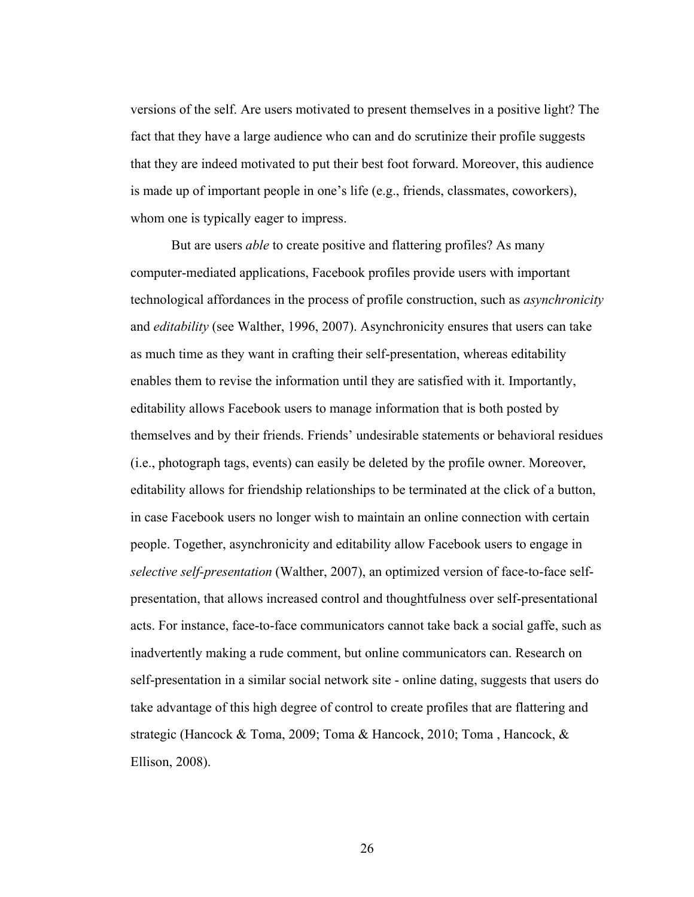versions of the self. Are users motivated to present themselves in a positive light? The fact that they have a large audience who can and do scrutinize their profile suggests that they are indeed motivated to put their best foot forward. Moreover, this audience is made up of important people in one's life (e.g., friends, classmates, coworkers), whom one is typically eager to impress.

But are users *able* to create positive and flattering profiles? As many computer-mediated applications, Facebook profiles provide users with important technological affordances in the process of profile construction, such as *asynchronicity* and *editability* (see Walther, 1996, 2007). Asynchronicity ensures that users can take as much time as they want in crafting their self-presentation, whereas editability enables them to revise the information until they are satisfied with it. Importantly, editability allows Facebook users to manage information that is both posted by themselves and by their friends. Friends' undesirable statements or behavioral residues (i.e., photograph tags, events) can easily be deleted by the profile owner. Moreover, editability allows for friendship relationships to be terminated at the click of a button, in case Facebook users no longer wish to maintain an online connection with certain people. Together, asynchronicity and editability allow Facebook users to engage in *selective self-presentation* (Walther, 2007), an optimized version of face-to-face self-presentation, that allows increased control and thoughtfulness over self-presentational acts. For instance, face-to-face communicators cannot take back a social gaffe, such as inadvertently making a rude comment, but online communicators can. Research on self-presentation in a similar social network site - online dating, suggests that users do take advantage of this high degree of control to create profiles that are flattering and strategic (Hancock & Toma, 2009; Toma & Hancock, 2010; Toma , Hancock, & Ellison, 2008).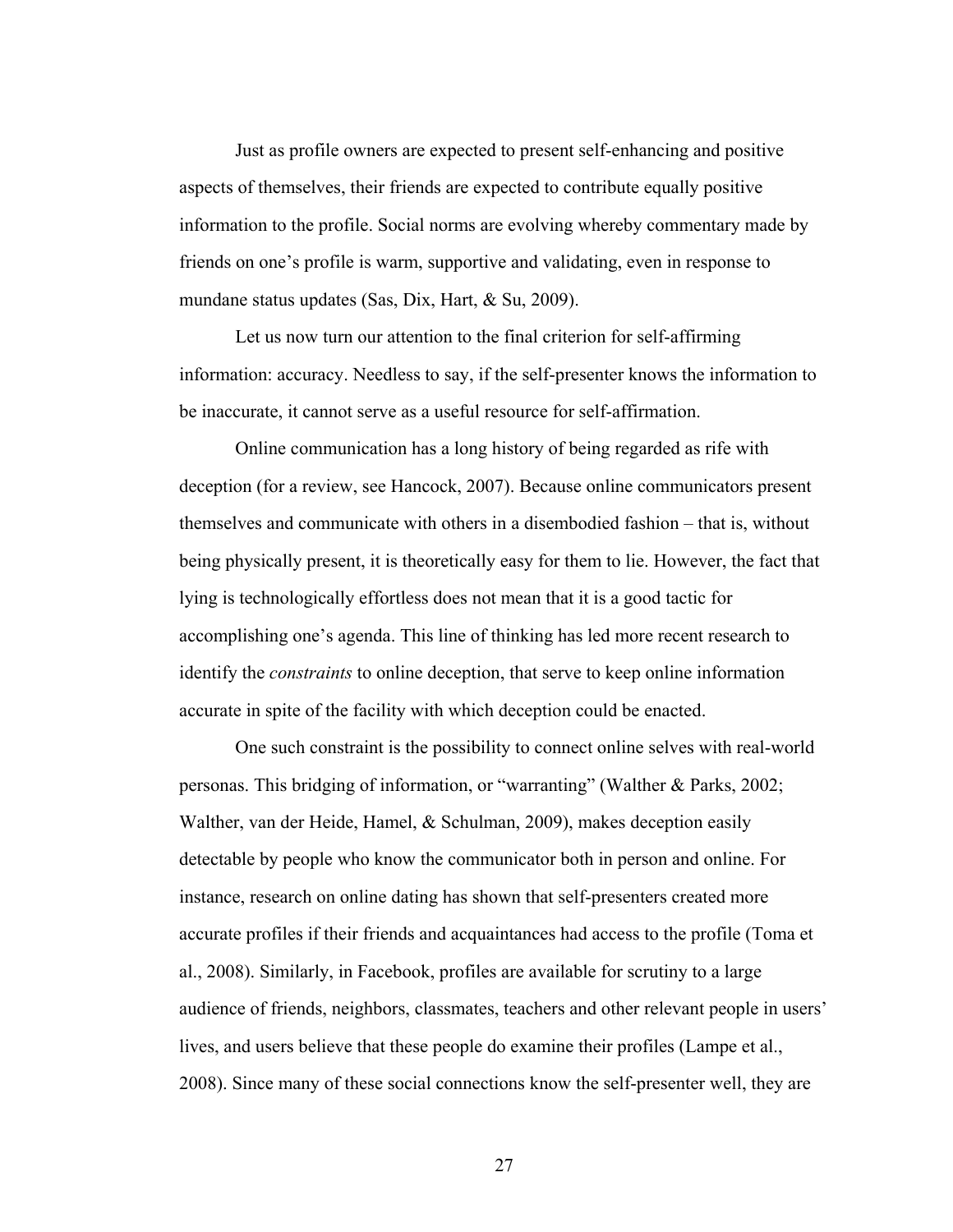Just as profile owners are expected to present self-enhancing and positive aspects of themselves, their friends are expected to contribute equally positive information to the profile. Social norms are evolving whereby commentary made by friends on one's profile is warm, supportive and validating, even in response to mundane status updates (Sas, Dix, Hart, & Su, 2009).

Let us now turn our attention to the final criterion for self-affirming information: accuracy. Needless to say, if the self-presenter knows the information to be inaccurate, it cannot serve as a useful resource for self-affirmation.

Online communication has a long history of being regarded as rife with deception (for a review, see Hancock, 2007). Because online communicators present themselves and communicate with others in a disembodied fashion – that is, without being physically present, it is theoretically easy for them to lie. However, the fact that lying is technologically effortless does not mean that it is a good tactic for accomplishing one's agenda. This line of thinking has led more recent research to identify the *constraints* to online deception, that serve to keep online information accurate in spite of the facility with which deception could be enacted.

One such constraint is the possibility to connect online selves with real-world personas. This bridging of information, or "warranting" (Walther & Parks, 2002; Walther, van der Heide, Hamel, & Schulman, 2009), makes deception easily detectable by people who know the communicator both in person and online. For instance, research on online dating has shown that self-presenters created more accurate profiles if their friends and acquaintances had access to the profile (Toma et al., 2008). Similarly, in Facebook, profiles are available for scrutiny to a large audience of friends, neighbors, classmates, teachers and other relevant people in users' lives, and users believe that these people do examine their profiles (Lampe et al., 2008). Since many of these social connections know the self-presenter well, they are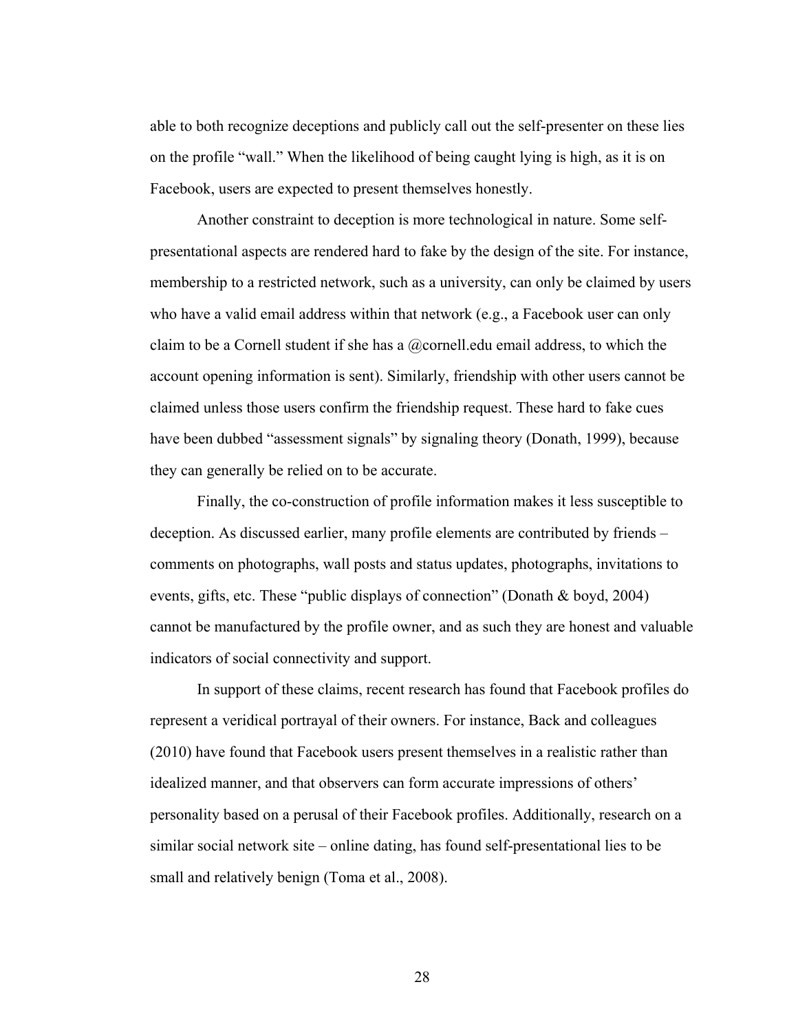able to both recognize deceptions and publicly call out the self-presenter on these lies on the profile "wall." When the likelihood of being caught lying is high, as it is on Facebook, users are expected to present themselves honestly.

Another constraint to deception is more technological in nature. Some self-presentational aspects are rendered hard to fake by the design of the site. For instance, membership to a restricted network, such as a university, can only be claimed by users who have a valid email address within that network (e.g., a Facebook user can only claim to be a Cornell student if she has a @cornell.edu email address, to which the account opening information is sent). Similarly, friendship with other users cannot be claimed unless those users confirm the friendship request. These hard to fake cues have been dubbed "assessment signals" by signaling theory (Donath, 1999), because they can generally be relied on to be accurate.

Finally, the co-construction of profile information makes it less susceptible to deception. As discussed earlier, many profile elements are contributed by friends – comments on photographs, wall posts and status updates, photographs, invitations to events, gifts, etc. These "public displays of connection" (Donath & boyd, 2004) cannot be manufactured by the profile owner, and as such they are honest and valuable indicators of social connectivity and support.

In support of these claims, recent research has found that Facebook profiles do represent a veridical portrayal of their owners. For instance, Back and colleagues (2010) have found that Facebook users present themselves in a realistic rather than idealized manner, and that observers can form accurate impressions of others' personality based on a perusal of their Facebook profiles. Additionally, research on a similar social network site – online dating, has found self-presentational lies to be small and relatively benign (Toma et al., 2008).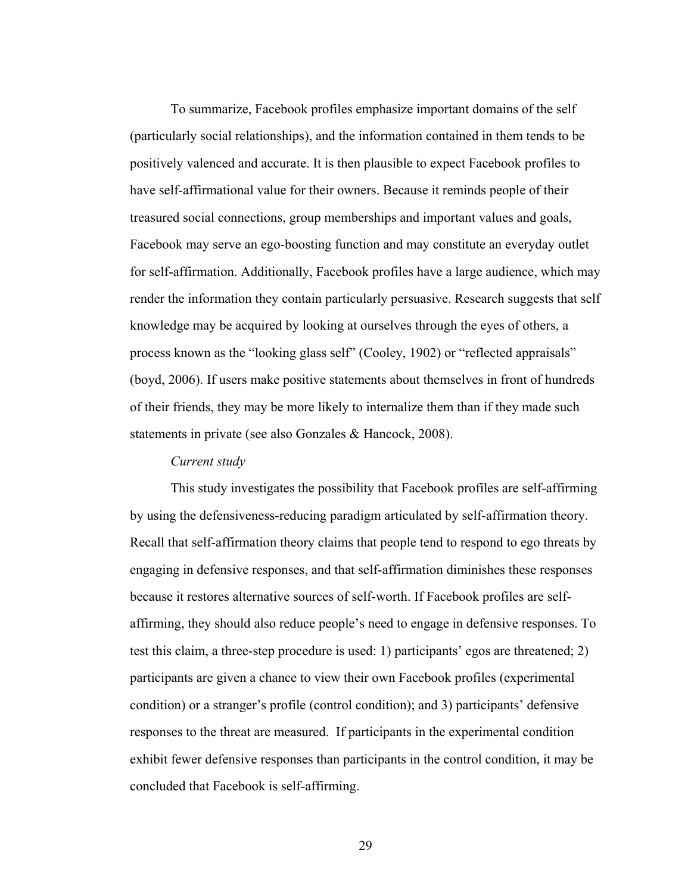To summarize, Facebook profiles emphasize important domains of the self (particularly social relationships), and the information contained in them tends to be positively valenced and accurate. It is then plausible to expect Facebook profiles to have self-affirmational value for their owners. Because it reminds people of their treasured social connections, group memberships and important values and goals, Facebook may serve an ego-boosting function and may constitute an everyday outlet for self-affirmation. Additionally, Facebook profiles have a large audience, which may render the information they contain particularly persuasive. Research suggests that self knowledge may be acquired by looking at ourselves through the eyes of others, a process known as the "looking glass self" (Cooley, 1902) or "reflected appraisals" (boyd, 2006). If users make positive statements about themselves in front of hundreds of their friends, they may be more likely to internalize them than if they made such statements in private (see also Gonzales & Hancock, 2008).

*Current study*

This study investigates the possibility that Facebook profiles are self-affirming by using the defensiveness-reducing paradigm articulated by self-affirmation theory. Recall that self-affirmation theory claims that people tend to respond to ego threats by engaging in defensive responses, and that self-affirmation diminishes these responses because it restores alternative sources of self-worth. If Facebook profiles are self-affirming, they should also reduce people's need to engage in defensive responses. To test this claim, a three-step procedure is used: 1) participants' egos are threatened; 2) participants are given a chance to view their own Facebook profiles (experimental condition) or a stranger's profile (control condition); and 3) participants' defensive responses to the threat are measured. If participants in the experimental condition exhibit fewer defensive responses than participants in the control condition, it may be concluded that Facebook is self-affirming.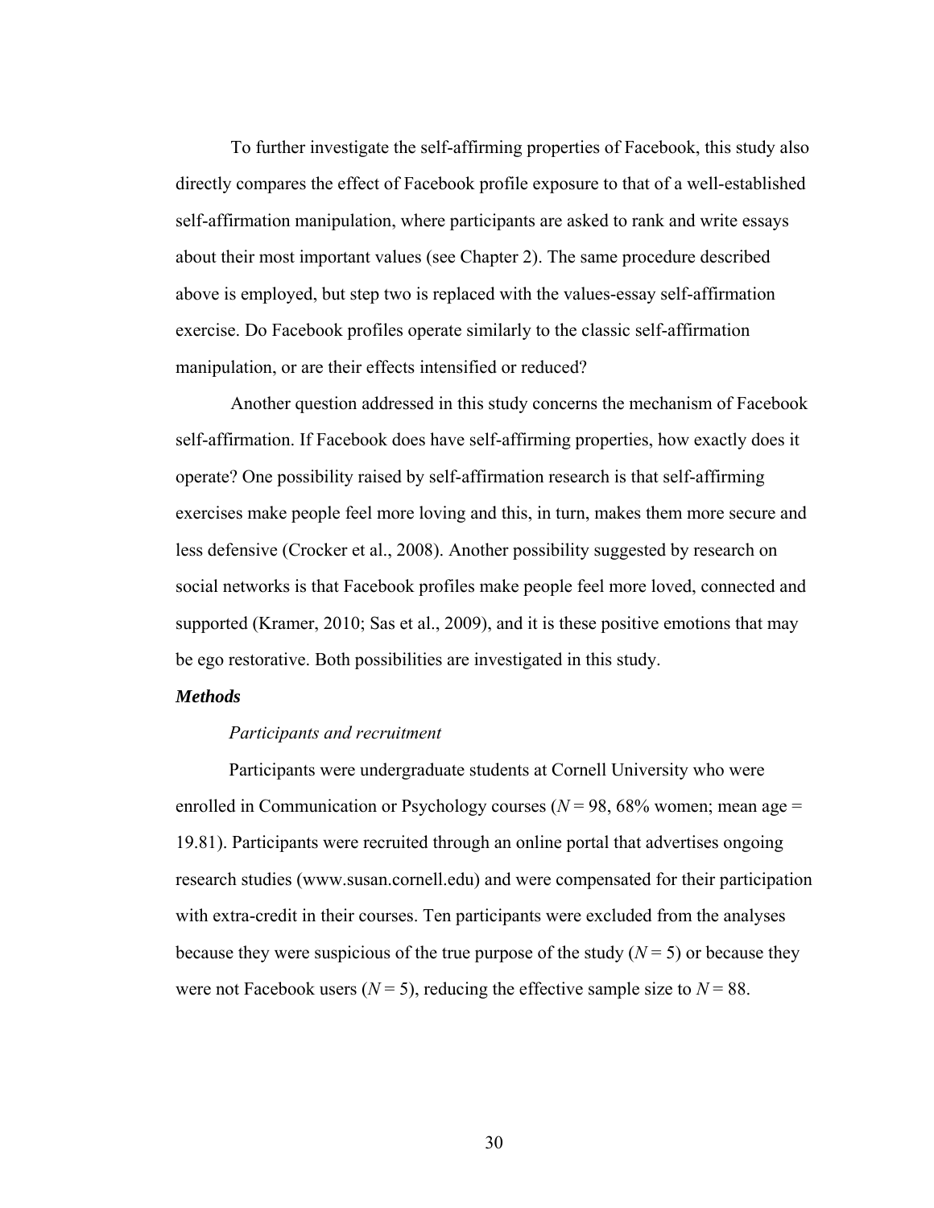To further investigate the self-affirming properties of Facebook, this study also directly compares the effect of Facebook profile exposure to that of a well-established self-affirmation manipulation, where participants are asked to rank and write essays about their most important values (see Chapter 2). The same procedure described above is employed, but step two is replaced with the values-essay self-affirmation exercise. Do Facebook profiles operate similarly to the classic self-affirmation manipulation, or are their effects intensified or reduced?

Another question addressed in this study concerns the mechanism of Facebook self-affirmation. If Facebook does have self-affirming properties, how exactly does it operate? One possibility raised by self-affirmation research is that self-affirming exercises make people feel more loving and this, in turn, makes them more secure and less defensive (Crocker et al., 2008). Another possibility suggested by research on social networks is that Facebook profiles make people feel more loved, connected and supported (Kramer, 2010; Sas et al., 2009), and it is these positive emotions that may be ego restorative. Both possibilities are investigated in this study.

### ***Methods***

#### *Participants and recruitment*

Participants were undergraduate students at Cornell University who were enrolled in Communication or Psychology courses ($N = 98$, 68% women; mean age = 19.81). Participants were recruited through an online portal that advertises ongoing research studies (www.susan.cornell.edu) and were compensated for their participation with extra-credit in their courses. Ten participants were excluded from the analyses because they were suspicious of the true purpose of the study ($N = 5$) or because they were not Facebook users ($N = 5$), reducing the effective sample size to $N = 88$.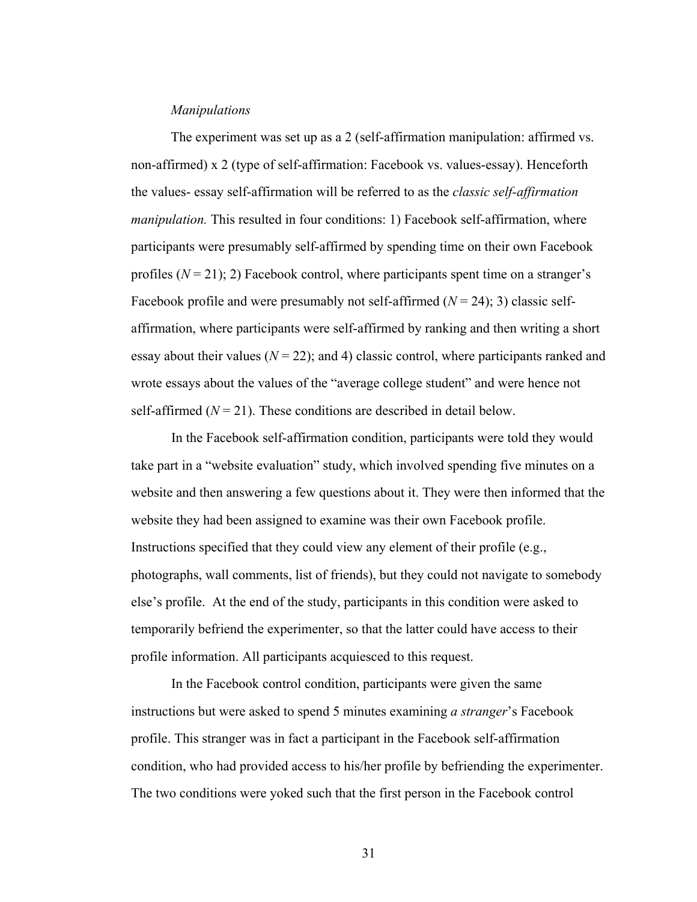*Manipulations*

The experiment was set up as a 2 (self-affirmation manipulation: affirmed vs. non-affirmed) x 2 (type of self-affirmation: Facebook vs. values-essay). Henceforth the values- essay self-affirmation will be referred to as the *classic self-affirmation manipulation.* This resulted in four conditions: 1) Facebook self-affirmation, where participants were presumably self-affirmed by spending time on their own Facebook profiles ($N = 21$); 2) Facebook control, where participants spent time on a stranger's Facebook profile and were presumably not self-affirmed ($N = 24$); 3) classic self-affirmation, where participants were self-affirmed by ranking and then writing a short essay about their values ($N = 22$); and 4) classic control, where participants ranked and wrote essays about the values of the "average college student" and were hence not self-affirmed ($N = 21$). These conditions are described in detail below.

In the Facebook self-affirmation condition, participants were told they would take part in a "website evaluation" study, which involved spending five minutes on a website and then answering a few questions about it. They were then informed that the website they had been assigned to examine was their own Facebook profile. Instructions specified that they could view any element of their profile (e.g., photographs, wall comments, list of friends), but they could not navigate to somebody else's profile. At the end of the study, participants in this condition were asked to temporarily befriend the experimenter, so that the latter could have access to their profile information. All participants acquiesced to this request.

In the Facebook control condition, participants were given the same instructions but were asked to spend 5 minutes examining *a stranger*'s Facebook profile. This stranger was in fact a participant in the Facebook self-affirmation condition, who had provided access to his/her profile by befriending the experimenter. The two conditions were yoked such that the first person in the Facebook control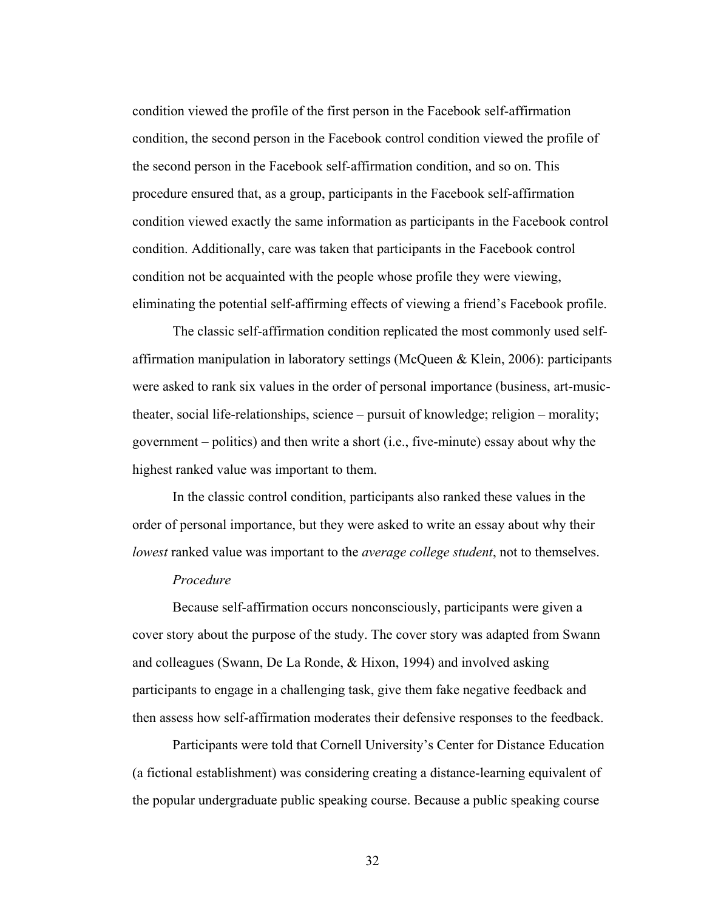condition viewed the profile of the first person in the Facebook self-affirmation condition, the second person in the Facebook control condition viewed the profile of the second person in the Facebook self-affirmation condition, and so on. This procedure ensured that, as a group, participants in the Facebook self-affirmation condition viewed exactly the same information as participants in the Facebook control condition. Additionally, care was taken that participants in the Facebook control condition not be acquainted with the people whose profile they were viewing, eliminating the potential self-affirming effects of viewing a friend's Facebook profile.

The classic self-affirmation condition replicated the most commonly used self-affirmation manipulation in laboratory settings (McQueen & Klein, 2006): participants were asked to rank six values in the order of personal importance (business, art-music-theater, social life-relationships, science – pursuit of knowledge; religion – morality; government – politics) and then write a short (i.e., five-minute) essay about why the highest ranked value was important to them.

In the classic control condition, participants also ranked these values in the order of personal importance, but they were asked to write an essay about why their *lowest* ranked value was important to the *average college student*, not to themselves.

*Procedure*

Because self-affirmation occurs nonconsciously, participants were given a cover story about the purpose of the study. The cover story was adapted from Swann and colleagues (Swann, De La Ronde, & Hixon, 1994) and involved asking participants to engage in a challenging task, give them fake negative feedback and then assess how self-affirmation moderates their defensive responses to the feedback.

Participants were told that Cornell University's Center for Distance Education (a fictional establishment) was considering creating a distance-learning equivalent of the popular undergraduate public speaking course. Because a public speaking course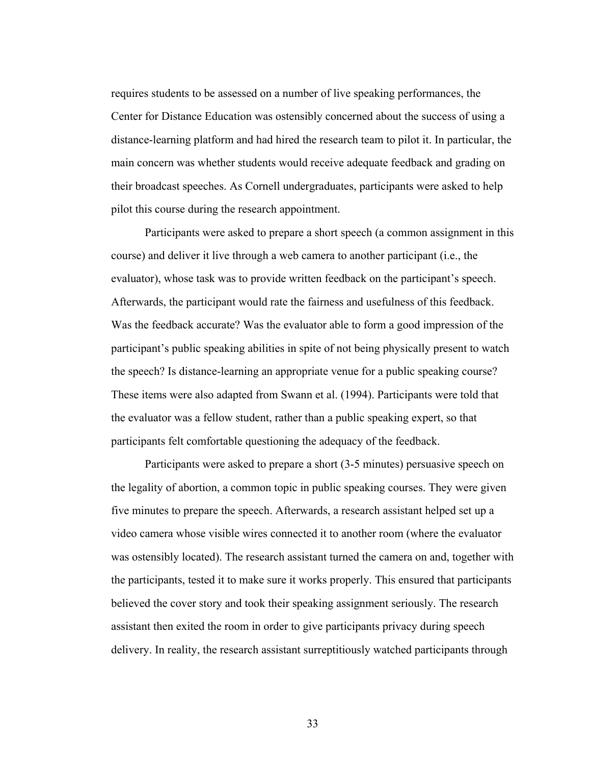requires students to be assessed on a number of live speaking performances, the Center for Distance Education was ostensibly concerned about the success of using a distance-learning platform and had hired the research team to pilot it. In particular, the main concern was whether students would receive adequate feedback and grading on their broadcast speeches. As Cornell undergraduates, participants were asked to help pilot this course during the research appointment.

Participants were asked to prepare a short speech (a common assignment in this course) and deliver it live through a web camera to another participant (i.e., the evaluator), whose task was to provide written feedback on the participant's speech. Afterwards, the participant would rate the fairness and usefulness of this feedback. Was the feedback accurate? Was the evaluator able to form a good impression of the participant's public speaking abilities in spite of not being physically present to watch the speech? Is distance-learning an appropriate venue for a public speaking course? These items were also adapted from Swann et al. (1994). Participants were told that the evaluator was a fellow student, rather than a public speaking expert, so that participants felt comfortable questioning the adequacy of the feedback.

Participants were asked to prepare a short (3-5 minutes) persuasive speech on the legality of abortion, a common topic in public speaking courses. They were given five minutes to prepare the speech. Afterwards, a research assistant helped set up a video camera whose visible wires connected it to another room (where the evaluator was ostensibly located). The research assistant turned the camera on and, together with the participants, tested it to make sure it works properly. This ensured that participants believed the cover story and took their speaking assignment seriously. The research assistant then exited the room in order to give participants privacy during speech delivery. In reality, the research assistant surreptitiously watched participants through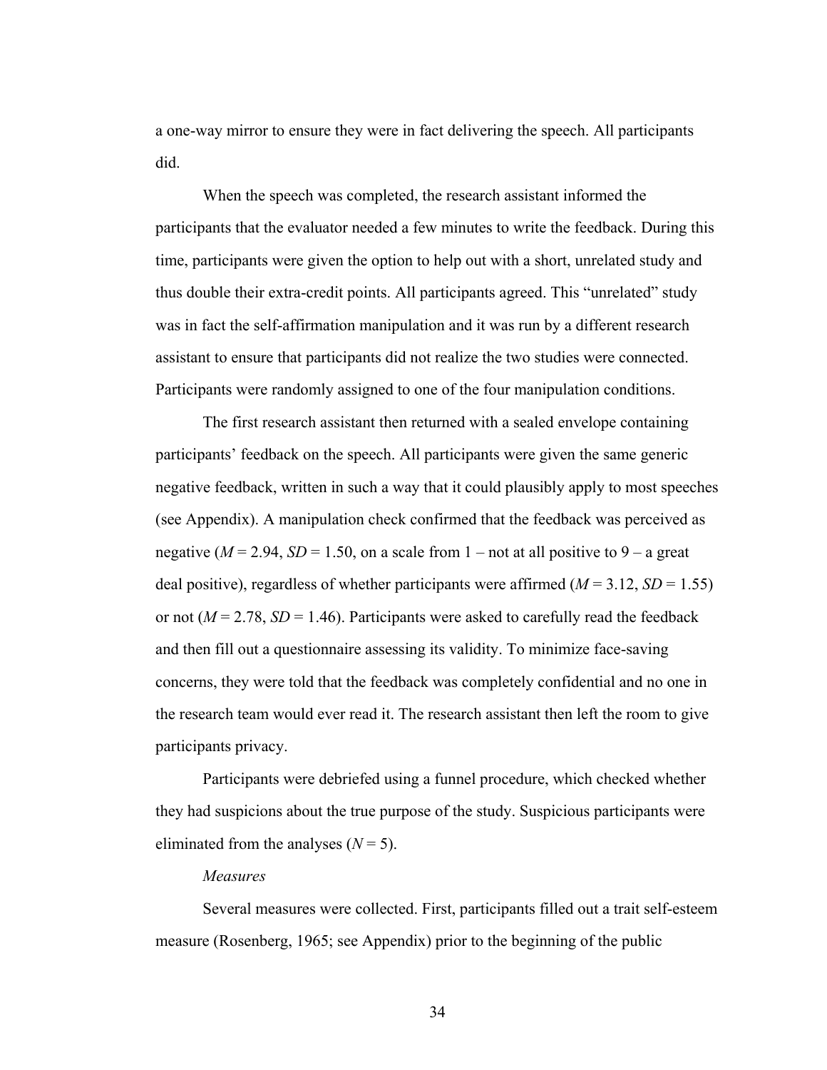a one-way mirror to ensure they were in fact delivering the speech. All participants did.

When the speech was completed, the research assistant informed the participants that the evaluator needed a few minutes to write the feedback. During this time, participants were given the option to help out with a short, unrelated study and thus double their extra-credit points. All participants agreed. This "unrelated" study was in fact the self-affirmation manipulation and it was run by a different research assistant to ensure that participants did not realize the two studies were connected. Participants were randomly assigned to one of the four manipulation conditions.

The first research assistant then returned with a sealed envelope containing participants' feedback on the speech. All participants were given the same generic negative feedback, written in such a way that it could plausibly apply to most speeches (see Appendix). A manipulation check confirmed that the feedback was perceived as negative ($M = 2.94$, $SD = 1.50$, on a scale from 1 – not at all positive to 9 – a great deal positive), regardless of whether participants were affirmed ($M = 3.12$, $SD = 1.55$) or not ($M = 2.78$, $SD = 1.46$). Participants were asked to carefully read the feedback and then fill out a questionnaire assessing its validity. To minimize face-saving concerns, they were told that the feedback was completely confidential and no one in the research team would ever read it. The research assistant then left the room to give participants privacy.

Participants were debriefed using a funnel procedure, which checked whether they had suspicions about the true purpose of the study. Suspicious participants were eliminated from the analyses ($N = 5$).

*Measures*

Several measures were collected. First, participants filled out a trait self-esteem measure (Rosenberg, 1965; see Appendix) prior to the beginning of the public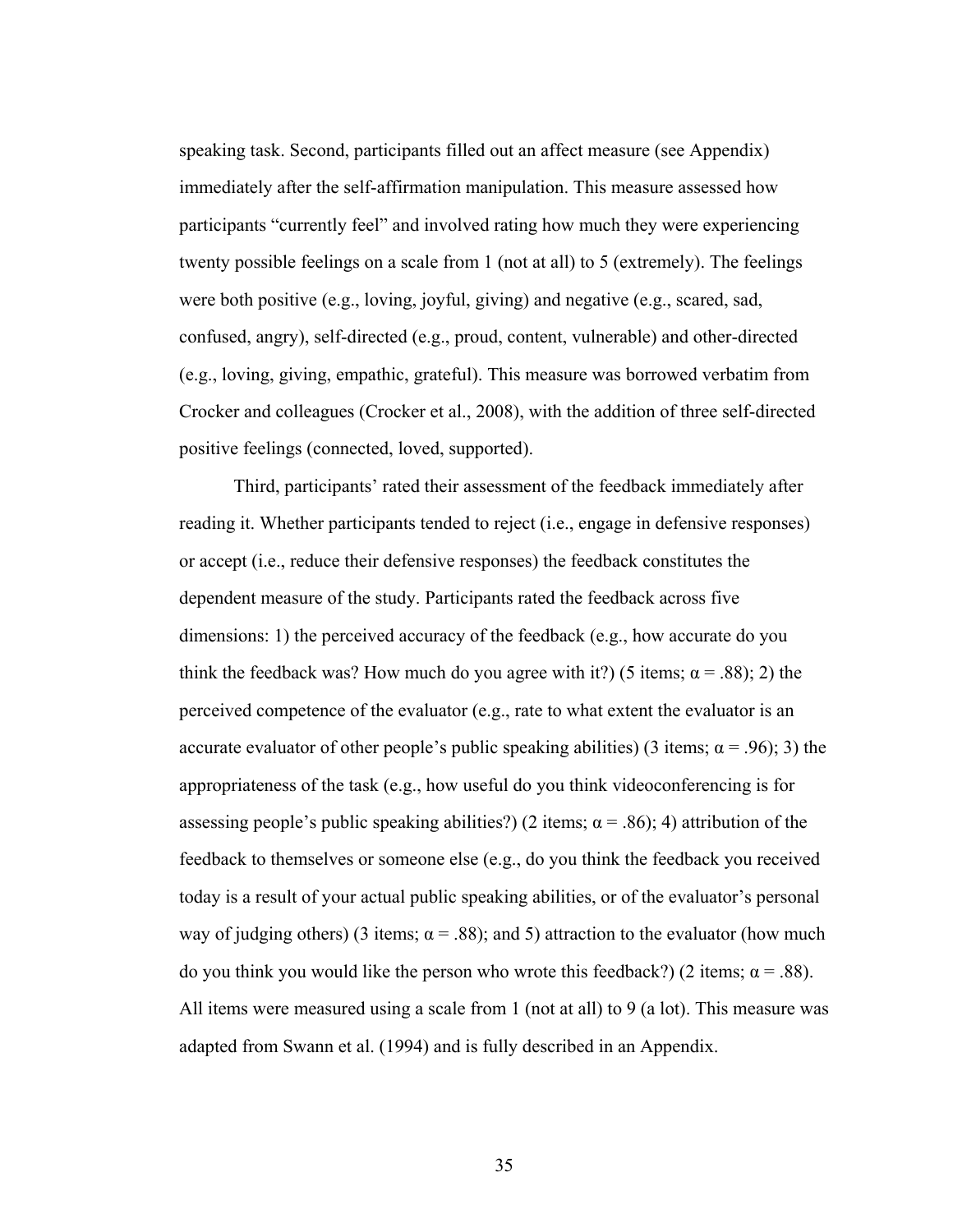speaking task. Second, participants filled out an affect measure (see Appendix) immediately after the self-affirmation manipulation. This measure assessed how participants "currently feel" and involved rating how much they were experiencing twenty possible feelings on a scale from 1 (not at all) to 5 (extremely). The feelings were both positive (e.g., loving, joyful, giving) and negative (e.g., scared, sad, confused, angry), self-directed (e.g., proud, content, vulnerable) and other-directed (e.g., loving, giving, empathic, grateful). This measure was borrowed verbatim from Crocker and colleagues (Crocker et al., 2008), with the addition of three self-directed positive feelings (connected, loved, supported).

Third, participants' rated their assessment of the feedback immediately after reading it. Whether participants tended to reject (i.e., engage in defensive responses) or accept (i.e., reduce their defensive responses) the feedback constitutes the dependent measure of the study. Participants rated the feedback across five dimensions: 1) the perceived accuracy of the feedback (e.g., how accurate do you think the feedback was? How much do you agree with it?) (5 items; $\alpha = .88$); 2) the perceived competence of the evaluator (e.g., rate to what extent the evaluator is an accurate evaluator of other people's public speaking abilities) (3 items; $\alpha = .96$); 3) the appropriateness of the task (e.g., how useful do you think videoconferencing is for assessing people's public speaking abilities?) (2 items; $\alpha = .86$); 4) attribution of the feedback to themselves or someone else (e.g., do you think the feedback you received today is a result of your actual public speaking abilities, or of the evaluator's personal way of judging others) (3 items; $\alpha = .88$); and 5) attraction to the evaluator (how much do you think you would like the person who wrote this feedback?) (2 items; $\alpha = .88$). All items were measured using a scale from 1 (not at all) to 9 (a lot). This measure was adapted from Swann et al. (1994) and is fully described in an Appendix.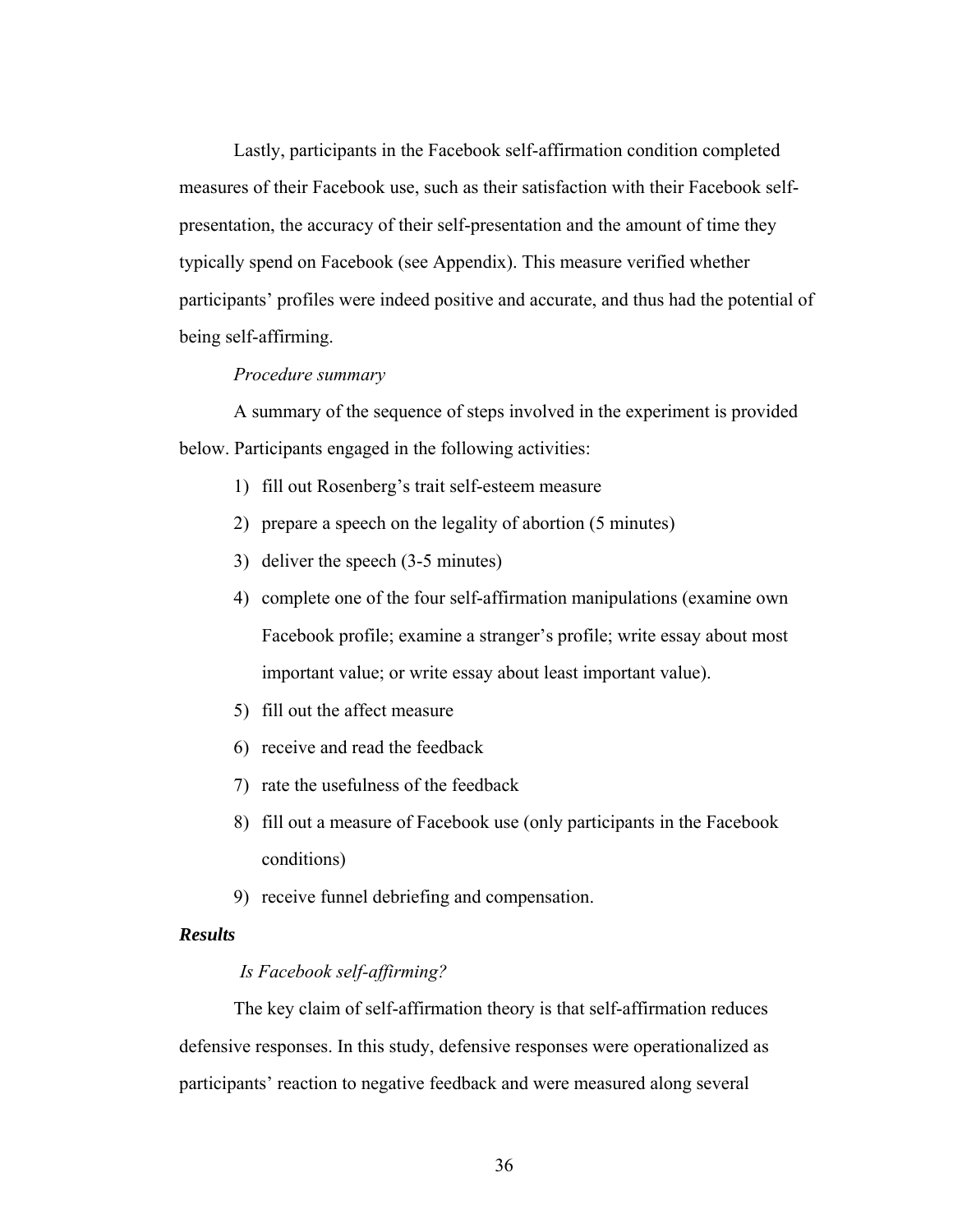Lastly, participants in the Facebook self-affirmation condition completed measures of their Facebook use, such as their satisfaction with their Facebook self-presentation, the accuracy of their self-presentation and the amount of time they typically spend on Facebook (see Appendix). This measure verified whether participants' profiles were indeed positive and accurate, and thus had the potential of being self-affirming.

*Procedure summary*

A summary of the sequence of steps involved in the experiment is provided below. Participants engaged in the following activities:

1) fill out Rosenberg's trait self-esteem measure
2) prepare a speech on the legality of abortion (5 minutes)
3) deliver the speech (3-5 minutes)
4) complete one of the four self-affirmation manipulations (examine own Facebook profile; examine a stranger's profile; write essay about most important value; or write essay about least important value).
5) fill out the affect measure
6) receive and read the feedback
7) rate the usefulness of the feedback
8) fill out a measure of Facebook use (only participants in the Facebook conditions)
9) receive funnel debriefing and compensation.

***Results***

*Is Facebook self-affirming?*

The key claim of self-affirmation theory is that self-affirmation reduces defensive responses. In this study, defensive responses were operationalized as participants' reaction to negative feedback and were measured along several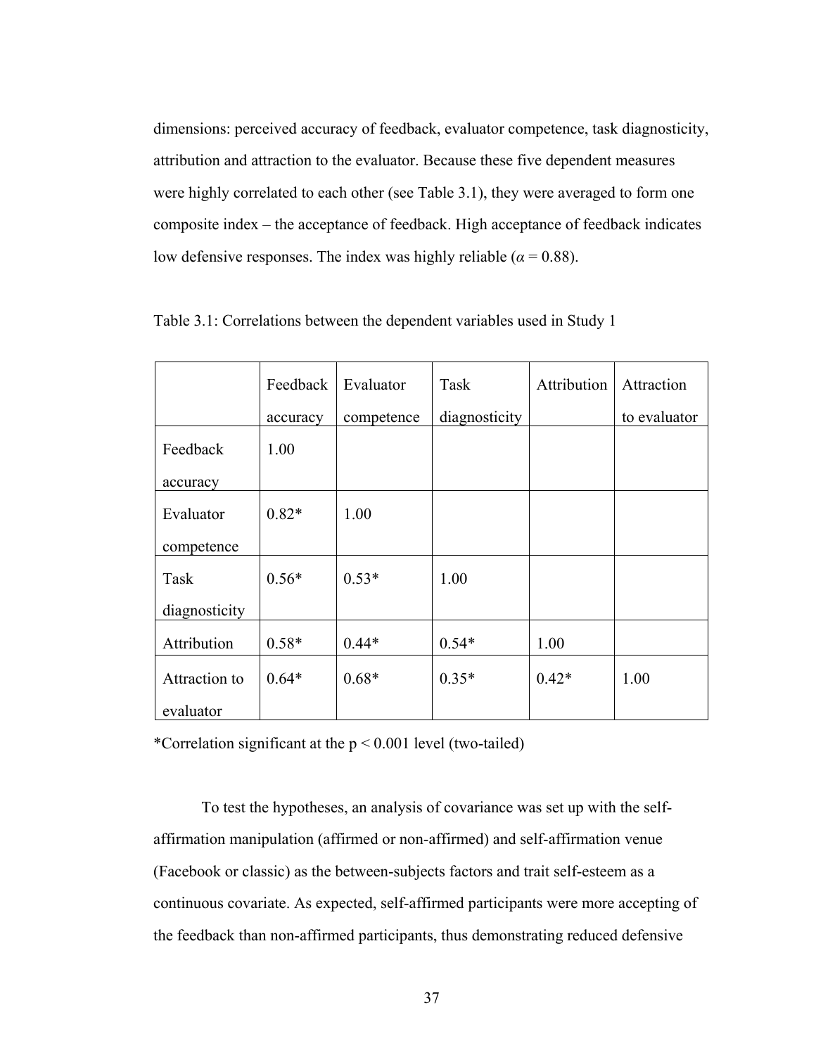dimensions: perceived accuracy of feedback, evaluator competence, task diagnosticity, attribution and attraction to the evaluator. Because these five dependent measures were highly correlated to each other (see Table 3.1), they were averaged to form one composite index – the acceptance of feedback. High acceptance of feedback indicates low defensive responses. The index was highly reliable ($\alpha = 0.88$).

Table 3.1: Correlations between the dependent variables used in Study 1

| | Feedback accuracy | Evaluator competence | Task diagnosticity | Attribution | Attraction to evaluator |
|---|---|---|---|---|---|
| Feedback accuracy | 1.00 | | | | |
| Evaluator competence | 0.82* | 1.00 | | | |
| Task diagnosticity | 0.56* | 0.53* | 1.00 | | |
| Attribution | 0.58* | 0.44* | 0.54* | 1.00 | |
| Attraction to evaluator | 0.64* | 0.68* | 0.35* | 0.42* | 1.00 |

*Correlation significant at the $p < 0.001$ level (two-tailed)

To test the hypotheses, an analysis of covariance was set up with the self-affirmation manipulation (affirmed or non-affirmed) and self-affirmation venue (Facebook or classic) as the between-subjects factors and trait self-esteem as a continuous covariate. As expected, self-affirmed participants were more accepting of the feedback than non-affirmed participants, thus demonstrating reduced defensive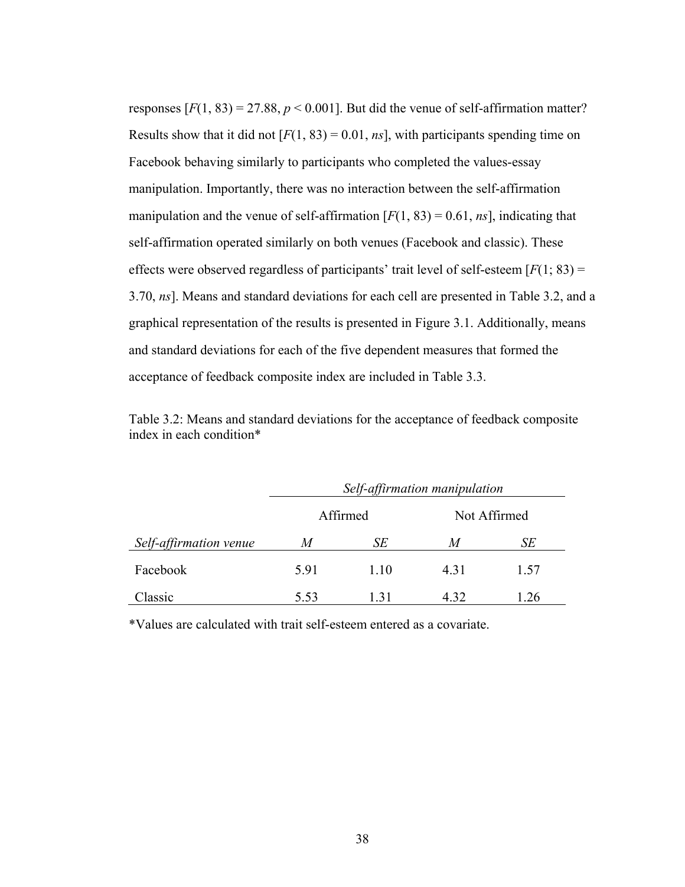responses [$F(1, 83) = 27.88$, $p < 0.001$]. But did the venue of self-affirmation matter? Results show that it did not [$F(1, 83) = 0.01$, *ns*], with participants spending time on Facebook behaving similarly to participants who completed the values-essay manipulation. Importantly, there was no interaction between the self-affirmation manipulation and the venue of self-affirmation [$F(1, 83) = 0.61$, *ns*], indicating that self-affirmation operated similarly on both venues (Facebook and classic). These effects were observed regardless of participants' trait level of self-esteem [$F(1; 83) = 3.70$, *ns*]. Means and standard deviations for each cell are presented in Table 3.2, and a graphical representation of the results is presented in Figure 3.1. Additionally, means and standard deviations for each of the five dependent measures that formed the acceptance of feedback composite index are included in Table 3.3.

Table 3.2: Means and standard deviations for the acceptance of feedback composite index in each condition*

| | *Self-affirmation manipulation* | | | |
|---|---|---|---|---|
| | Affirmed | | Not Affirmed | |
| *Self-affirmation venue* | *M* | *SE* | *M* | *SE* |
| Facebook | 5.91 | 1.10 | 4.31 | 1.57 |
| Classic | 5.53 | 1.31 | 4.32 | 1.26 |

*Values are calculated with trait self-esteem entered as a covariate.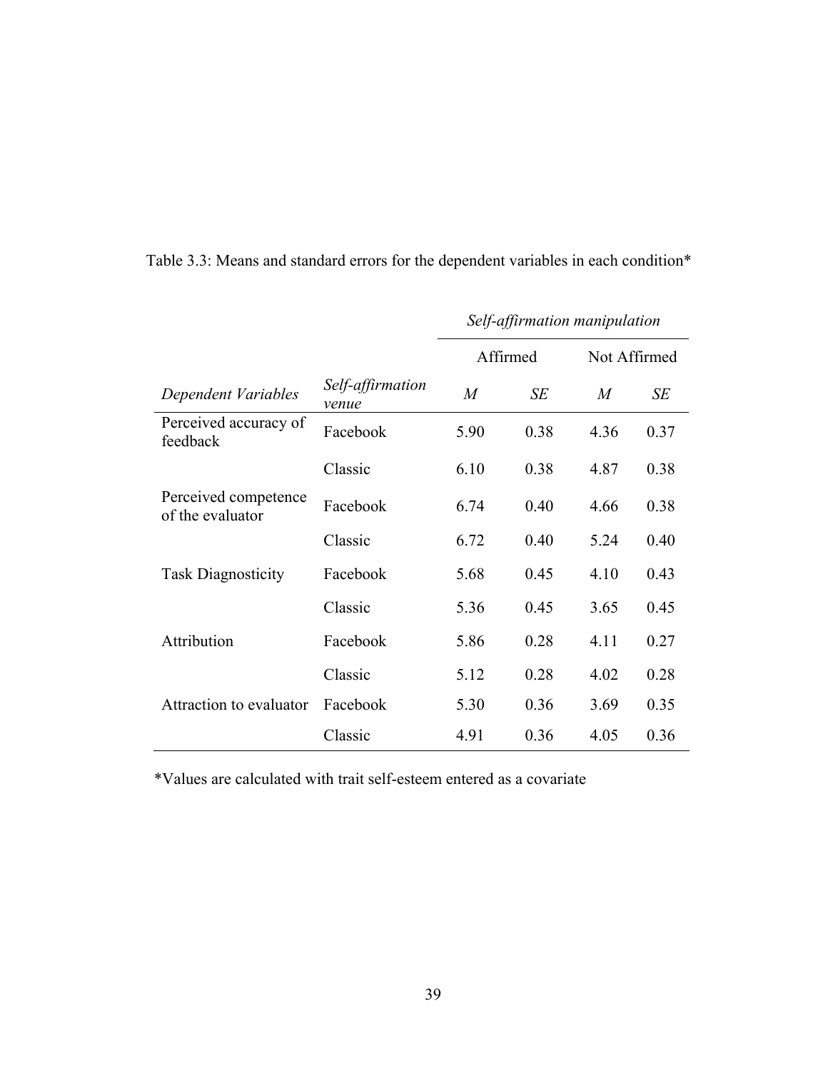Table 3.3: Means and standard errors for the dependent variables in each condition*

| | | *Self-affirmation manipulation* | | | |
|---|---|---|---|---|---|
| | | Affirmed | | Not Affirmed | |
| *Dependent Variables* | *Self-affirmation venue* | *M* | *SE* | *M* | *SE* |
| Perceived accuracy of feedback | Facebook | 5.90 | 0.38 | 4.36 | 0.37 |
| | Classic | 6.10 | 0.38 | 4.87 | 0.38 |
| Perceived competence of the evaluator | Facebook | 6.74 | 0.40 | 4.66 | 0.38 |
| | Classic | 6.72 | 0.40 | 5.24 | 0.40 |
| Task Diagnosticity | Facebook | 5.68 | 0.45 | 4.10 | 0.43 |
| | Classic | 5.36 | 0.45 | 3.65 | 0.45 |
| Attribution | Facebook | 5.86 | 0.28 | 4.11 | 0.27 |
| | Classic | 5.12 | 0.28 | 4.02 | 0.28 |
| Attraction to evaluator | Facebook | 5.30 | 0.36 | 3.69 | 0.35 |
| | Classic | 4.91 | 0.36 | 4.05 | 0.36 |

*Values are calculated with trait self-esteem entered as a covariate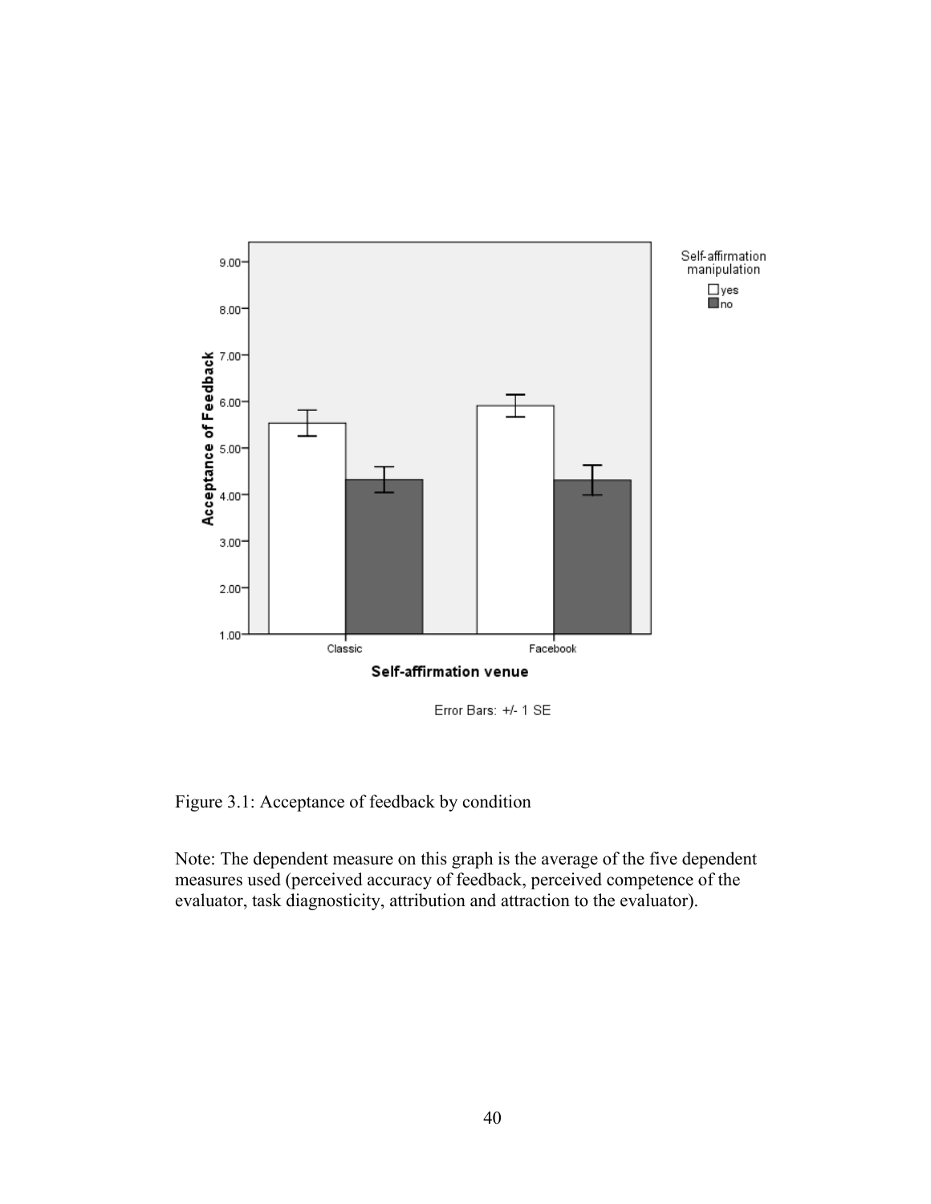Figure 3.1: Acceptance of feedback by condition

Note: The dependent measure on this graph is the average of the five dependent measures used (perceived accuracy of feedback, perceived competence of the evaluator, task diagnosticity, attribution and attraction to the evaluator).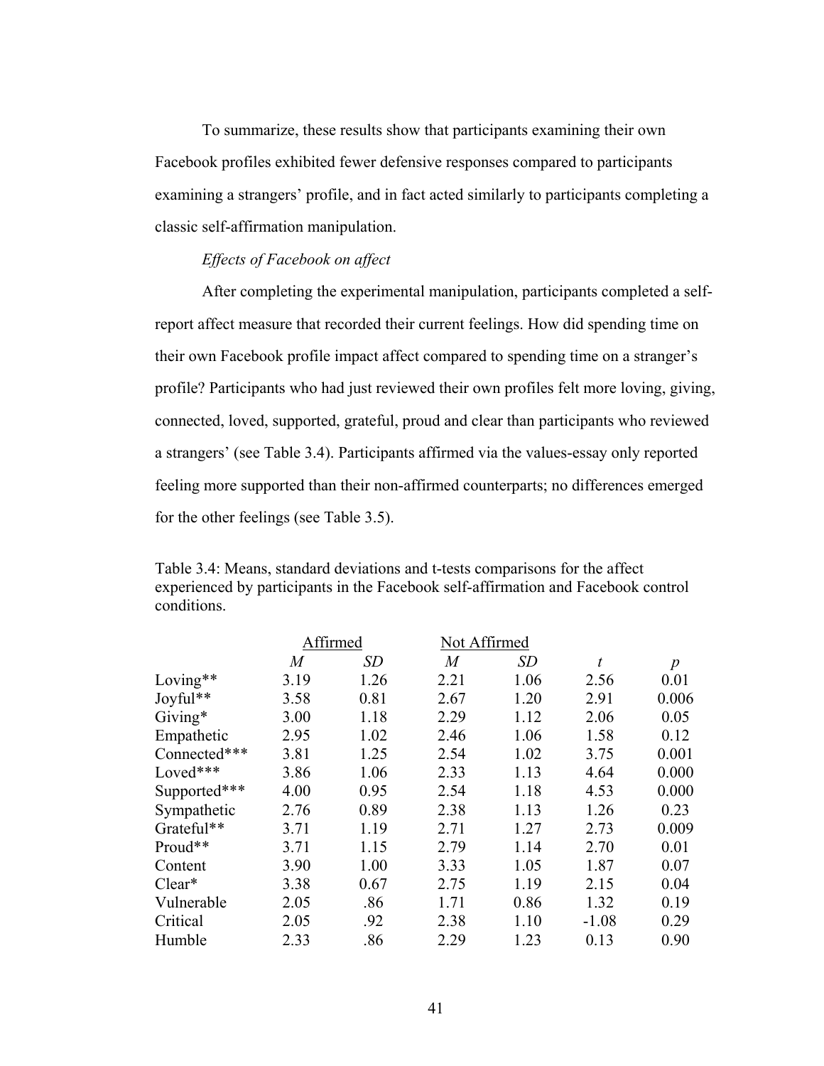To summarize, these results show that participants examining their own Facebook profiles exhibited fewer defensive responses compared to participants examining a strangers' profile, and in fact acted similarly to participants completing a classic self-affirmation manipulation.

*Effects of Facebook on affect*

After completing the experimental manipulation, participants completed a self-report affect measure that recorded their current feelings. How did spending time on their own Facebook profile impact affect compared to spending time on a stranger's profile? Participants who had just reviewed their own profiles felt more loving, giving, connected, loved, supported, grateful, proud and clear than participants who reviewed a strangers' (see Table 3.4). Participants affirmed via the values-essay only reported feeling more supported than their non-affirmed counterparts; no differences emerged for the other feelings (see Table 3.5).

Table 3.4: Means, standard deviations and t-tests comparisons for the affect experienced by participants in the Facebook self-affirmation and Facebook control conditions.

| | Affirmed | | Not Affirmed | | | |
|---|---|---|---|---|---|---|
| | *M* | *SD* | *M* | *SD* | *t* | *p* |
| Loving** | 3.19 | 1.26 | 2.21 | 1.06 | 2.56 | 0.01 |
| Joyful** | 3.58 | 0.81 | 2.67 | 1.20 | 2.91 | 0.006 |
| Giving* | 3.00 | 1.18 | 2.29 | 1.12 | 2.06 | 0.05 |
| Empathetic | 2.95 | 1.02 | 2.46 | 1.06 | 1.58 | 0.12 |
| Connected*** | 3.81 | 1.25 | 2.54 | 1.02 | 3.75 | 0.001 |
| Loved*** | 3.86 | 1.06 | 2.33 | 1.13 | 4.64 | 0.000 |
| Supported*** | 4.00 | 0.95 | 2.54 | 1.18 | 4.53 | 0.000 |
| Sympathetic | 2.76 | 0.89 | 2.38 | 1.13 | 1.26 | 0.23 |
| Grateful** | 3.71 | 1.19 | 2.71 | 1.27 | 2.73 | 0.009 |
| Proud** | 3.71 | 1.15 | 2.79 | 1.14 | 2.70 | 0.01 |
| Content | 3.90 | 1.00 | 3.33 | 1.05 | 1.87 | 0.07 |
| Clear* | 3.38 | 0.67 | 2.75 | 1.19 | 2.15 | 0.04 |
| Vulnerable | 2.05 | .86 | 1.71 | 0.86 | 1.32 | 0.19 |
| Critical | 2.05 | .92 | 2.38 | 1.10 | -1.08 | 0.29 |
| Humble | 2.33 | .86 | 2.29 | 1.23 | 0.13 | 0.90 |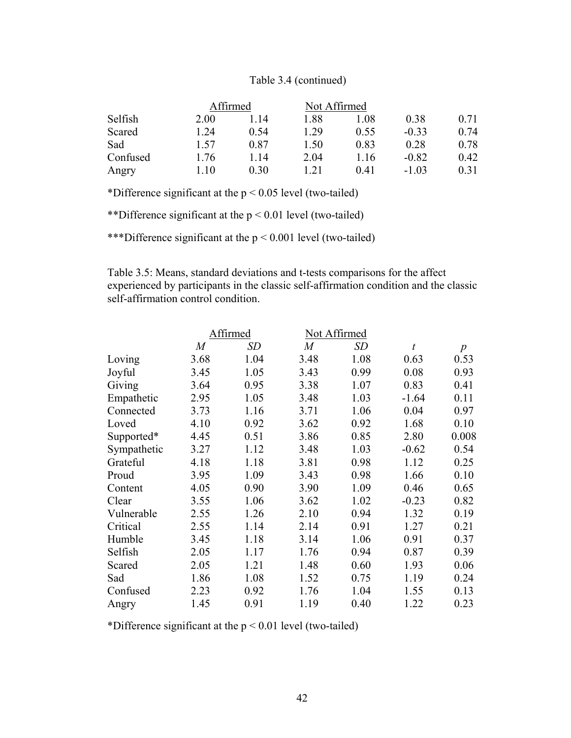Table 3.4 (continued)

| | Affirmed | | Not Affirmed | | | |
|---|---|---|---|---|---|---|
| Selfish | 2.00 | 1.14 | 1.88 | 1.08 | 0.38 | 0.71 |
| Scared | 1.24 | 0.54 | 1.29 | 0.55 | -0.33 | 0.74 |
| Sad | 1.57 | 0.87 | 1.50 | 0.83 | 0.28 | 0.78 |
| Confused | 1.76 | 1.14 | 2.04 | 1.16 | -0.82 | 0.42 |
| Angry | 1.10 | 0.30 | 1.21 | 0.41 | -1.03 | 0.31 |

*Difference significant at the $p < 0.05$ level (two-tailed)

**Difference significant at the $p < 0.01$ level (two-tailed)

***Difference significant at the $p < 0.001$ level (two-tailed)

Table 3.5: Means, standard deviations and t-tests comparisons for the affect experienced by participants in the classic self-affirmation condition and the classic self-affirmation control condition.

| | Affirmed | | Not Affirmed | | | |
|---|---|---|---|---|---|---|
| | *M* | *SD* | *M* | *SD* | *t* | *p* |
| Loving | 3.68 | 1.04 | 3.48 | 1.08 | 0.63 | 0.53 |
| Joyful | 3.45 | 1.05 | 3.43 | 0.99 | 0.08 | 0.93 |
| Giving | 3.64 | 0.95 | 3.38 | 1.07 | 0.83 | 0.41 |
| Empathetic | 2.95 | 1.05 | 3.48 | 1.03 | -1.64 | 0.11 |
| Connected | 3.73 | 1.16 | 3.71 | 1.06 | 0.04 | 0.97 |
| Loved | 4.10 | 0.92 | 3.62 | 0.92 | 1.68 | 0.10 |
| Supported* | 4.45 | 0.51 | 3.86 | 0.85 | 2.80 | 0.008 |
| Sympathetic | 3.27 | 1.12 | 3.48 | 1.03 | -0.62 | 0.54 |
| Grateful | 4.18 | 1.18 | 3.81 | 0.98 | 1.12 | 0.25 |
| Proud | 3.95 | 1.09 | 3.43 | 0.98 | 1.66 | 0.10 |
| Content | 4.05 | 0.90 | 3.90 | 1.09 | 0.46 | 0.65 |
| Clear | 3.55 | 1.06 | 3.62 | 1.02 | -0.23 | 0.82 |
| Vulnerable | 2.55 | 1.26 | 2.10 | 0.94 | 1.32 | 0.19 |
| Critical | 2.55 | 1.14 | 2.14 | 0.91 | 1.27 | 0.21 |
| Humble | 3.45 | 1.18 | 3.14 | 1.06 | 0.91 | 0.37 |
| Selfish | 2.05 | 1.17 | 1.76 | 0.94 | 0.87 | 0.39 |
| Scared | 2.05 | 1.21 | 1.48 | 0.60 | 1.93 | 0.06 |
| Sad | 1.86 | 1.08 | 1.52 | 0.75 | 1.19 | 0.24 |
| Confused | 2.23 | 0.92 | 1.76 | 1.04 | 1.55 | 0.13 |
| Angry | 1.45 | 0.91 | 1.19 | 0.40 | 1.22 | 0.23 |

*Difference significant at the $p < 0.01$ level (two-tailed)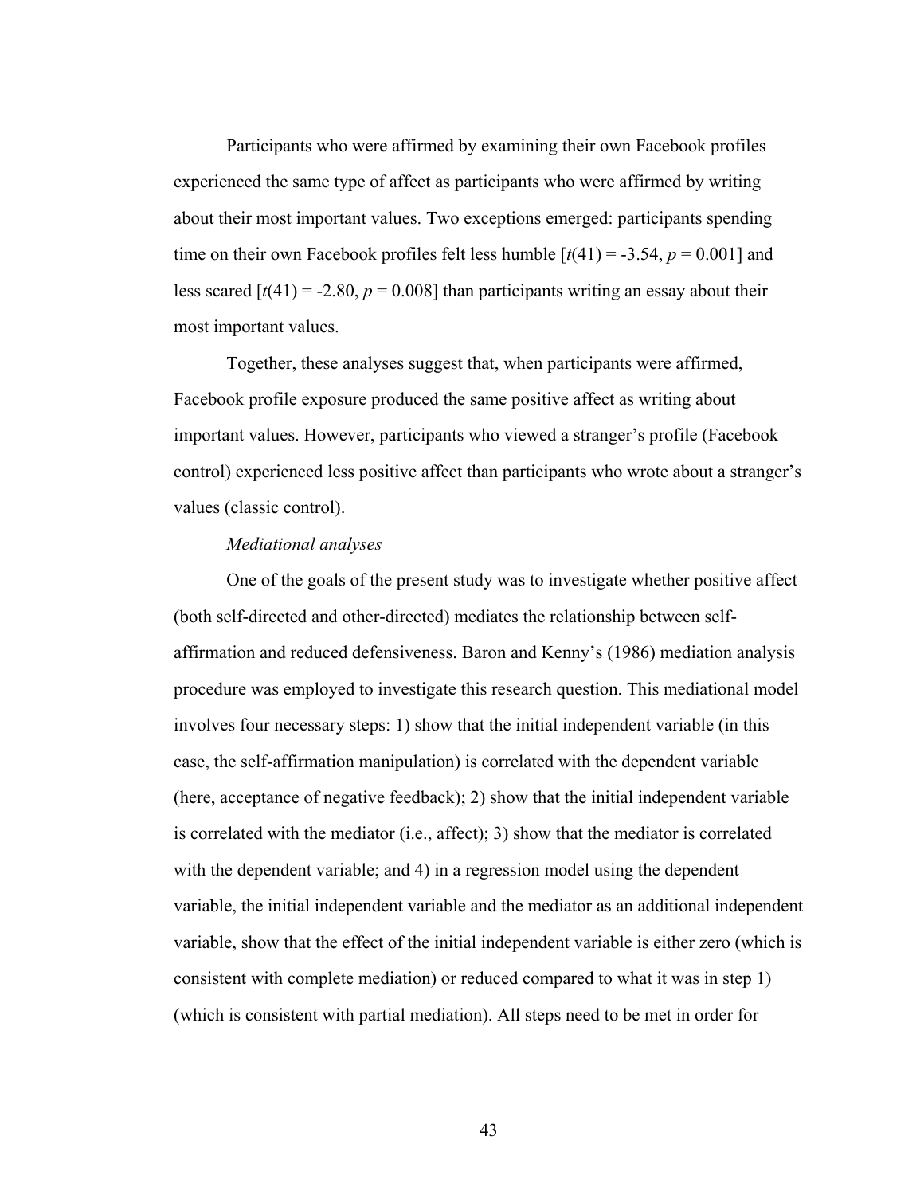Participants who were affirmed by examining their own Facebook profiles experienced the same type of affect as participants who were affirmed by writing about their most important values. Two exceptions emerged: participants spending time on their own Facebook profiles felt less humble [$t(41) = -3.54$, $p = 0.001$] and less scared [$t(41) = -2.80$, $p = 0.008$] than participants writing an essay about their most important values.

Together, these analyses suggest that, when participants were affirmed, Facebook profile exposure produced the same positive affect as writing about important values. However, participants who viewed a stranger's profile (Facebook control) experienced less positive affect than participants who wrote about a stranger's values (classic control).

*Mediational analyses*

One of the goals of the present study was to investigate whether positive affect (both self-directed and other-directed) mediates the relationship between self-affirmation and reduced defensiveness. Baron and Kenny's (1986) mediation analysis procedure was employed to investigate this research question. This mediational model involves four necessary steps: 1) show that the initial independent variable (in this case, the self-affirmation manipulation) is correlated with the dependent variable (here, acceptance of negative feedback); 2) show that the initial independent variable is correlated with the mediator (i.e., affect); 3) show that the mediator is correlated with the dependent variable; and 4) in a regression model using the dependent variable, the initial independent variable and the mediator as an additional independent variable, show that the effect of the initial independent variable is either zero (which is consistent with complete mediation) or reduced compared to what it was in step 1) (which is consistent with partial mediation). All steps need to be met in order for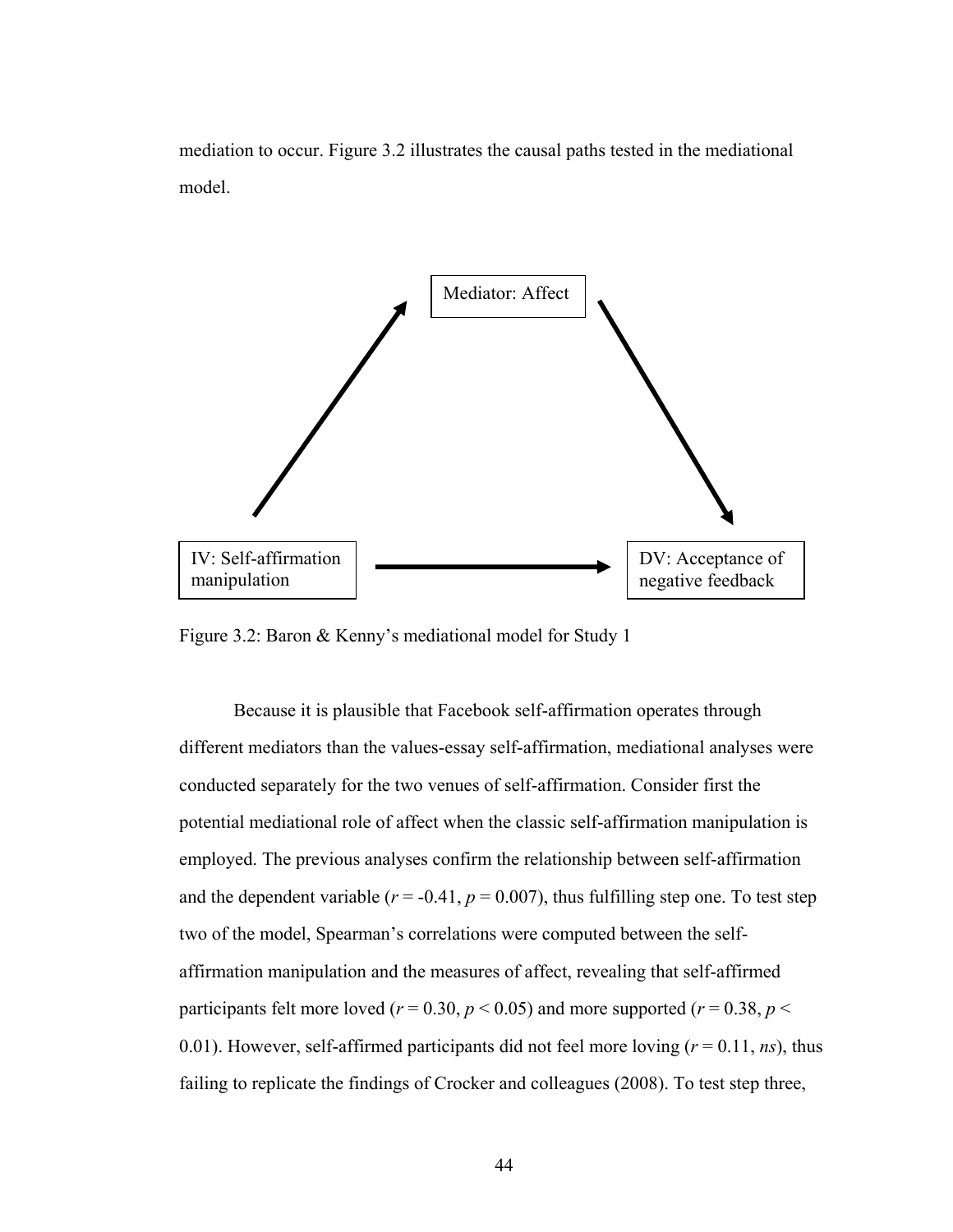mediation to occur. Figure 3.2 illustrates the causal paths tested in the mediational model.

Mediator: Affect

IV: Self-affirmation manipulation

DV: Acceptance of negative feedback

Figure 3.2: Baron & Kenny's mediational model for Study 1

Because it is plausible that Facebook self-affirmation operates through different mediators than the values-essay self-affirmation, mediational analyses were conducted separately for the two venues of self-affirmation. Consider first the potential mediational role of affect when the classic self-affirmation manipulation is employed. The previous analyses confirm the relationship between self-affirmation and the dependent variable ($r = -0.41$, $p = 0.007$), thus fulfilling step one. To test step two of the model, Spearman's correlations were computed between the self-affirmation manipulation and the measures of affect, revealing that self-affirmed participants felt more loved ($r = 0.30$, $p < 0.05$) and more supported ($r = 0.38$, $p < 0.01$). However, self-affirmed participants did not feel more loving ($r = 0.11$, *ns*), thus failing to replicate the findings of Crocker and colleagues (2008). To test step three,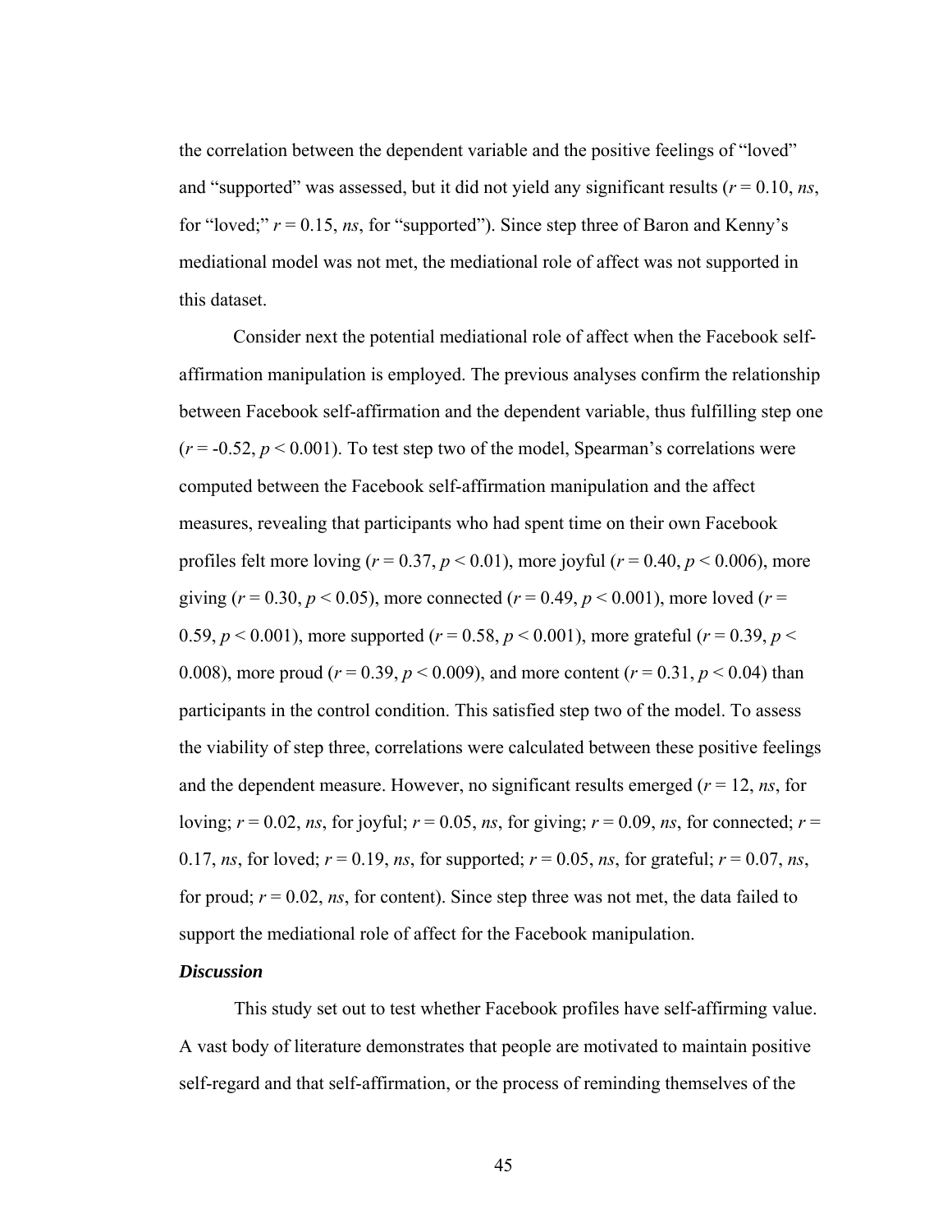the correlation between the dependent variable and the positive feelings of "loved" and "supported" was assessed, but it did not yield any significant results ($r = 0.10$, *ns*, for "loved;" $r = 0.15$, *ns*, for "supported"). Since step three of Baron and Kenny's mediational model was not met, the mediational role of affect was not supported in this dataset.

Consider next the potential mediational role of affect when the Facebook self-affirmation manipulation is employed. The previous analyses confirm the relationship between Facebook self-affirmation and the dependent variable, thus fulfilling step one ($r = -0.52$, $p < 0.001$). To test step two of the model, Spearman's correlations were computed between the Facebook self-affirmation manipulation and the affect measures, revealing that participants who had spent time on their own Facebook profiles felt more loving ($r = 0.37$, $p < 0.01$), more joyful ($r = 0.40$, $p < 0.006$), more giving ($r = 0.30$, $p < 0.05$), more connected ($r = 0.49$, $p < 0.001$), more loved ($r = 0.59$, $p < 0.001$), more supported ($r = 0.58$, $p < 0.001$), more grateful ($r = 0.39$, $p < 0.008$), more proud ($r = 0.39$, $p < 0.009$), and more content ($r = 0.31$, $p < 0.04$) than participants in the control condition. This satisfied step two of the model. To assess the viability of step three, correlations were calculated between these positive feelings and the dependent measure. However, no significant results emerged ($r = 12$, *ns*, for loving; $r = 0.02$, *ns*, for joyful; $r = 0.05$, *ns*, for giving; $r = 0.09$, *ns*, for connected; $r = 0.17$, *ns*, for loved; $r = 0.19$, *ns*, for supported; $r = 0.05$, *ns*, for grateful; $r = 0.07$, *ns*, for proud; $r = 0.02$, *ns*, for content). Since step three was not met, the data failed to support the mediational role of affect for the Facebook manipulation.

***Discussion***

This study set out to test whether Facebook profiles have self-affirming value. A vast body of literature demonstrates that people are motivated to maintain positive self-regard and that self-affirmation, or the process of reminding themselves of the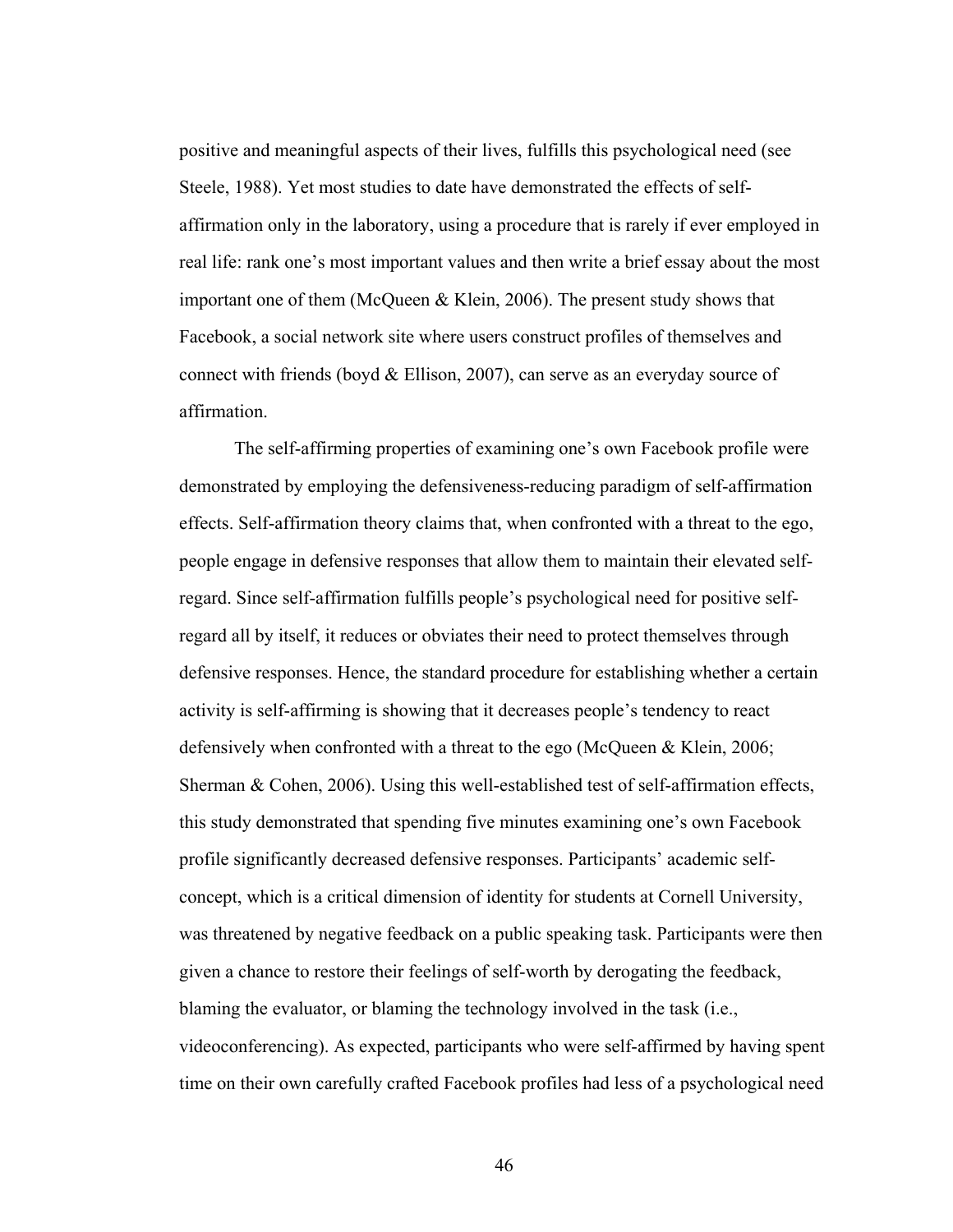positive and meaningful aspects of their lives, fulfills this psychological need (see Steele, 1988). Yet most studies to date have demonstrated the effects of self-affirmation only in the laboratory, using a procedure that is rarely if ever employed in real life: rank one's most important values and then write a brief essay about the most important one of them (McQueen & Klein, 2006). The present study shows that Facebook, a social network site where users construct profiles of themselves and connect with friends (boyd & Ellison, 2007), can serve as an everyday source of affirmation.

The self-affirming properties of examining one's own Facebook profile were demonstrated by employing the defensiveness-reducing paradigm of self-affirmation effects. Self-affirmation theory claims that, when confronted with a threat to the ego, people engage in defensive responses that allow them to maintain their elevated self-regard. Since self-affirmation fulfills people's psychological need for positive self-regard all by itself, it reduces or obviates their need to protect themselves through defensive responses. Hence, the standard procedure for establishing whether a certain activity is self-affirming is showing that it decreases people's tendency to react defensively when confronted with a threat to the ego (McQueen & Klein, 2006; Sherman & Cohen, 2006). Using this well-established test of self-affirmation effects, this study demonstrated that spending five minutes examining one's own Facebook profile significantly decreased defensive responses. Participants' academic self-concept, which is a critical dimension of identity for students at Cornell University, was threatened by negative feedback on a public speaking task. Participants were then given a chance to restore their feelings of self-worth by derogating the feedback, blaming the evaluator, or blaming the technology involved in the task (i.e., videoconferencing). As expected, participants who were self-affirmed by having spent time on their own carefully crafted Facebook profiles had less of a psychological need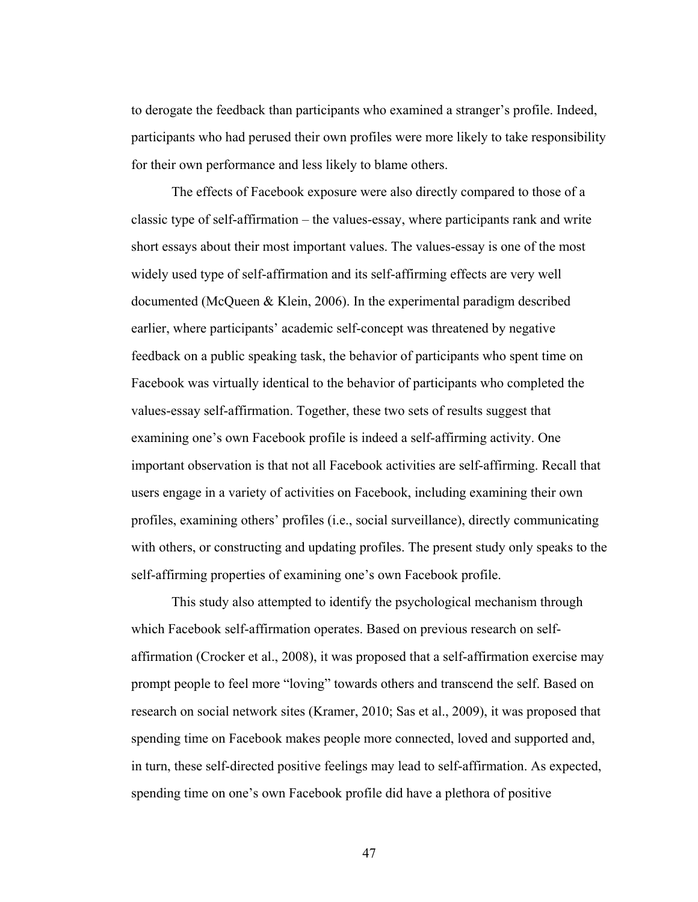to derogate the feedback than participants who examined a stranger's profile. Indeed, participants who had perused their own profiles were more likely to take responsibility for their own performance and less likely to blame others.

The effects of Facebook exposure were also directly compared to those of a classic type of self-affirmation – the values-essay, where participants rank and write short essays about their most important values. The values-essay is one of the most widely used type of self-affirmation and its self-affirming effects are very well documented (McQueen & Klein, 2006). In the experimental paradigm described earlier, where participants' academic self-concept was threatened by negative feedback on a public speaking task, the behavior of participants who spent time on Facebook was virtually identical to the behavior of participants who completed the values-essay self-affirmation. Together, these two sets of results suggest that examining one's own Facebook profile is indeed a self-affirming activity. One important observation is that not all Facebook activities are self-affirming. Recall that users engage in a variety of activities on Facebook, including examining their own profiles, examining others' profiles (i.e., social surveillance), directly communicating with others, or constructing and updating profiles. The present study only speaks to the self-affirming properties of examining one's own Facebook profile.

This study also attempted to identify the psychological mechanism through which Facebook self-affirmation operates. Based on previous research on self-affirmation (Crocker et al., 2008), it was proposed that a self-affirmation exercise may prompt people to feel more "loving" towards others and transcend the self. Based on research on social network sites (Kramer, 2010; Sas et al., 2009), it was proposed that spending time on Facebook makes people more connected, loved and supported and, in turn, these self-directed positive feelings may lead to self-affirmation. As expected, spending time on one's own Facebook profile did have a plethora of positive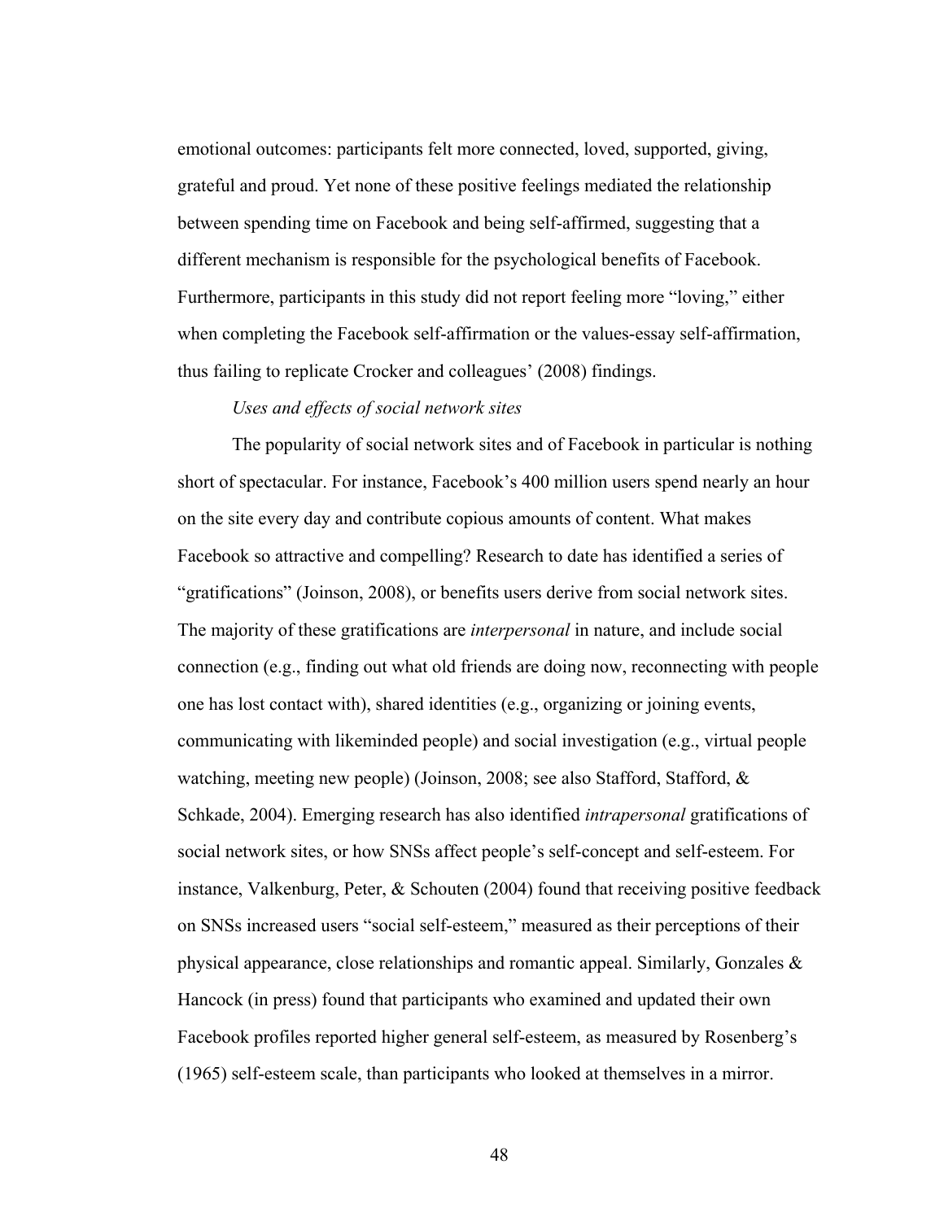emotional outcomes: participants felt more connected, loved, supported, giving, grateful and proud. Yet none of these positive feelings mediated the relationship between spending time on Facebook and being self-affirmed, suggesting that a different mechanism is responsible for the psychological benefits of Facebook. Furthermore, participants in this study did not report feeling more "loving," either when completing the Facebook self-affirmation or the values-essay self-affirmation, thus failing to replicate Crocker and colleagues' (2008) findings.

*Uses and effects of social network sites*

The popularity of social network sites and of Facebook in particular is nothing short of spectacular. For instance, Facebook's 400 million users spend nearly an hour on the site every day and contribute copious amounts of content. What makes Facebook so attractive and compelling? Research to date has identified a series of "gratifications" (Joinson, 2008), or benefits users derive from social network sites. The majority of these gratifications are *interpersonal* in nature, and include social connection (e.g., finding out what old friends are doing now, reconnecting with people one has lost contact with), shared identities (e.g., organizing or joining events, communicating with likeminded people) and social investigation (e.g., virtual people watching, meeting new people) (Joinson, 2008; see also Stafford, Stafford, & Schkade, 2004). Emerging research has also identified *intrapersonal* gratifications of social network sites, or how SNSs affect people's self-concept and self-esteem. For instance, Valkenburg, Peter, & Schouten (2004) found that receiving positive feedback on SNSs increased users "social self-esteem," measured as their perceptions of their physical appearance, close relationships and romantic appeal. Similarly, Gonzales & Hancock (in press) found that participants who examined and updated their own Facebook profiles reported higher general self-esteem, as measured by Rosenberg's (1965) self-esteem scale, than participants who looked at themselves in a mirror.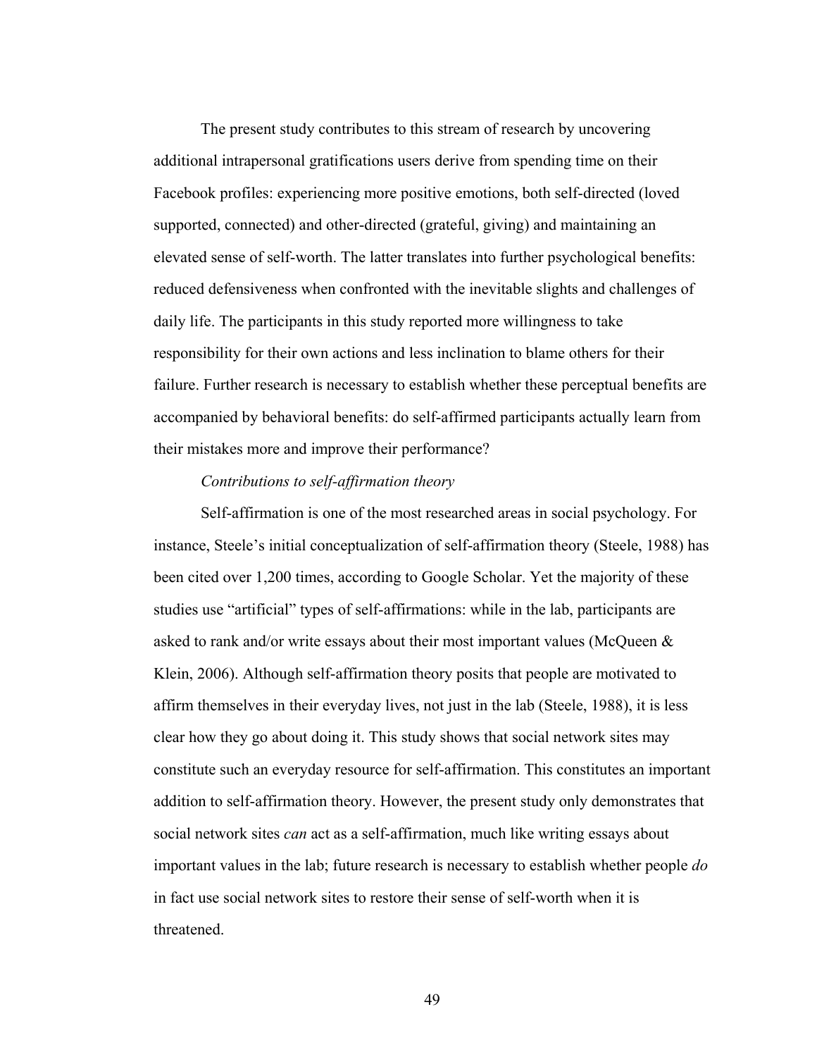The present study contributes to this stream of research by uncovering additional intrapersonal gratifications users derive from spending time on their Facebook profiles: experiencing more positive emotions, both self-directed (loved supported, connected) and other-directed (grateful, giving) and maintaining an elevated sense of self-worth. The latter translates into further psychological benefits: reduced defensiveness when confronted with the inevitable slights and challenges of daily life. The participants in this study reported more willingness to take responsibility for their own actions and less inclination to blame others for their failure. Further research is necessary to establish whether these perceptual benefits are accompanied by behavioral benefits: do self-affirmed participants actually learn from their mistakes more and improve their performance?

*Contributions to self-affirmation theory*

Self-affirmation is one of the most researched areas in social psychology. For instance, Steele's initial conceptualization of self-affirmation theory (Steele, 1988) has been cited over 1,200 times, according to Google Scholar. Yet the majority of these studies use "artificial" types of self-affirmations: while in the lab, participants are asked to rank and/or write essays about their most important values (McQueen & Klein, 2006). Although self-affirmation theory posits that people are motivated to affirm themselves in their everyday lives, not just in the lab (Steele, 1988), it is less clear how they go about doing it. This study shows that social network sites may constitute such an everyday resource for self-affirmation. This constitutes an important addition to self-affirmation theory. However, the present study only demonstrates that social network sites *can* act as a self-affirmation, much like writing essays about important values in the lab; future research is necessary to establish whether people *do* in fact use social network sites to restore their sense of self-worth when it is threatened.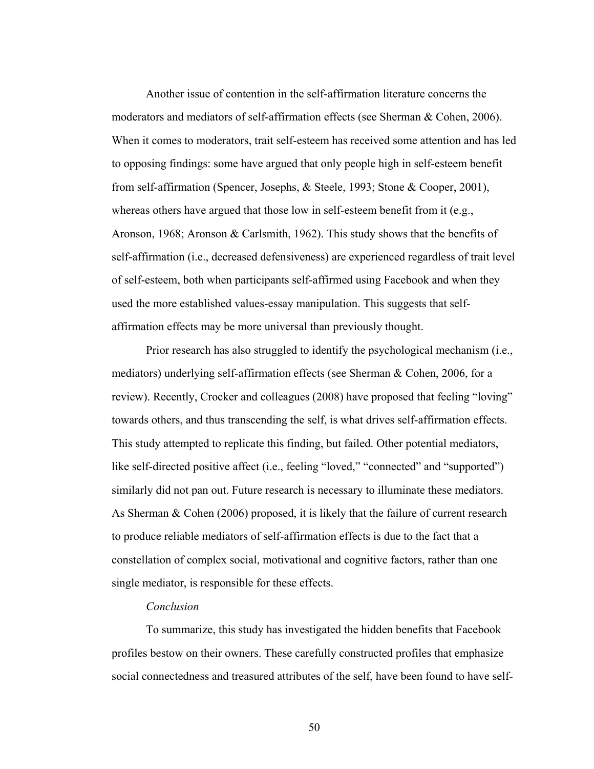Another issue of contention in the self-affirmation literature concerns the moderators and mediators of self-affirmation effects (see Sherman & Cohen, 2006). When it comes to moderators, trait self-esteem has received some attention and has led to opposing findings: some have argued that only people high in self-esteem benefit from self-affirmation (Spencer, Josephs, & Steele, 1993; Stone & Cooper, 2001), whereas others have argued that those low in self-esteem benefit from it (e.g., Aronson, 1968; Aronson & Carlsmith, 1962). This study shows that the benefits of self-affirmation (i.e., decreased defensiveness) are experienced regardless of trait level of self-esteem, both when participants self-affirmed using Facebook and when they used the more established values-essay manipulation. This suggests that self-affirmation effects may be more universal than previously thought.

Prior research has also struggled to identify the psychological mechanism (i.e., mediators) underlying self-affirmation effects (see Sherman & Cohen, 2006, for a review). Recently, Crocker and colleagues (2008) have proposed that feeling "loving" towards others, and thus transcending the self, is what drives self-affirmation effects. This study attempted to replicate this finding, but failed. Other potential mediators, like self-directed positive affect (i.e., feeling "loved," "connected" and "supported") similarly did not pan out. Future research is necessary to illuminate these mediators. As Sherman & Cohen (2006) proposed, it is likely that the failure of current research to produce reliable mediators of self-affirmation effects is due to the fact that a constellation of complex social, motivational and cognitive factors, rather than one single mediator, is responsible for these effects.

*Conclusion*

To summarize, this study has investigated the hidden benefits that Facebook profiles bestow on their owners. These carefully constructed profiles that emphasize social connectedness and treasured attributes of the self, have been found to have self-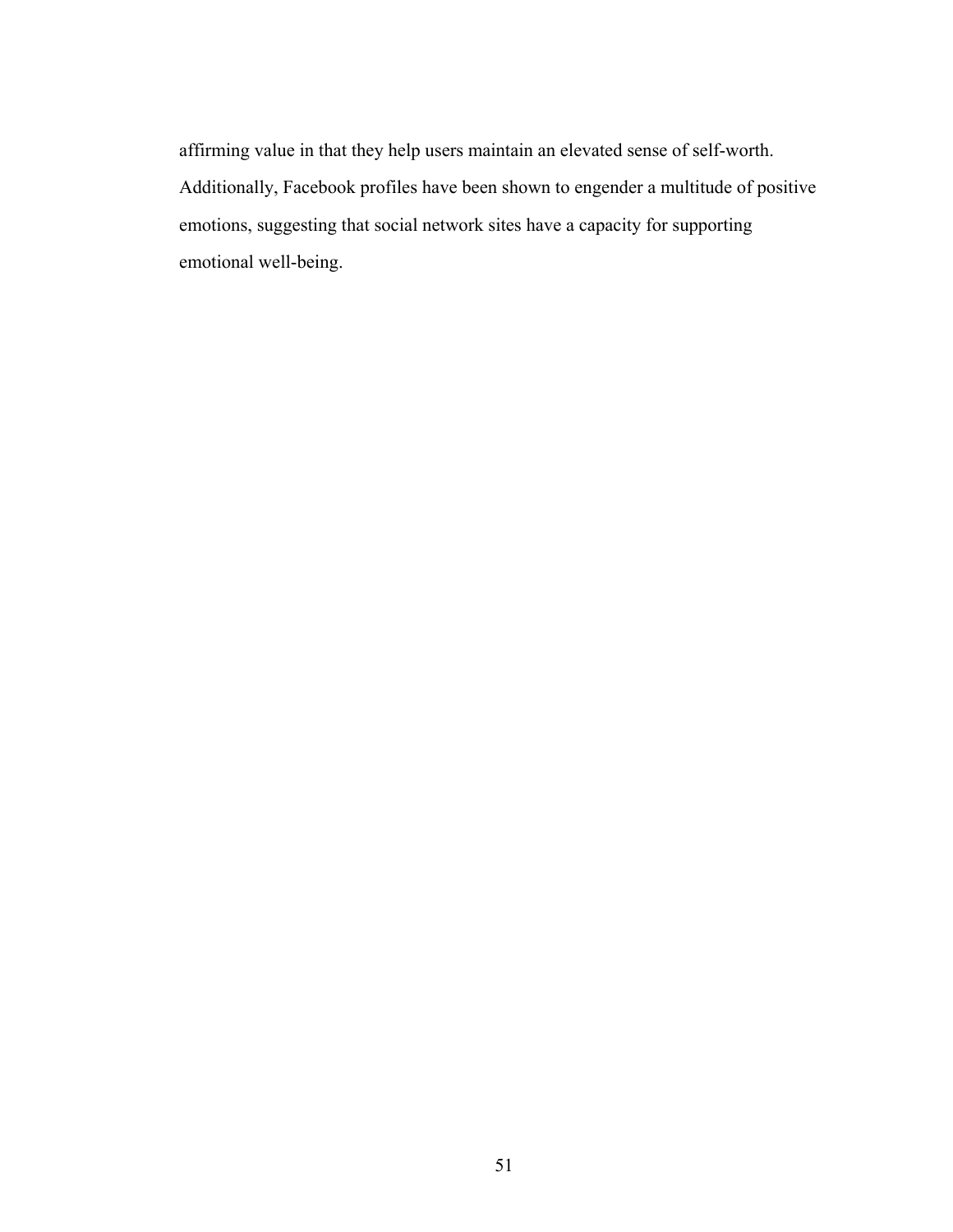affirming value in that they help users maintain an elevated sense of self-worth. Additionally, Facebook profiles have been shown to engender a multitude of positive emotions, suggesting that social network sites have a capacity for supporting emotional well-being.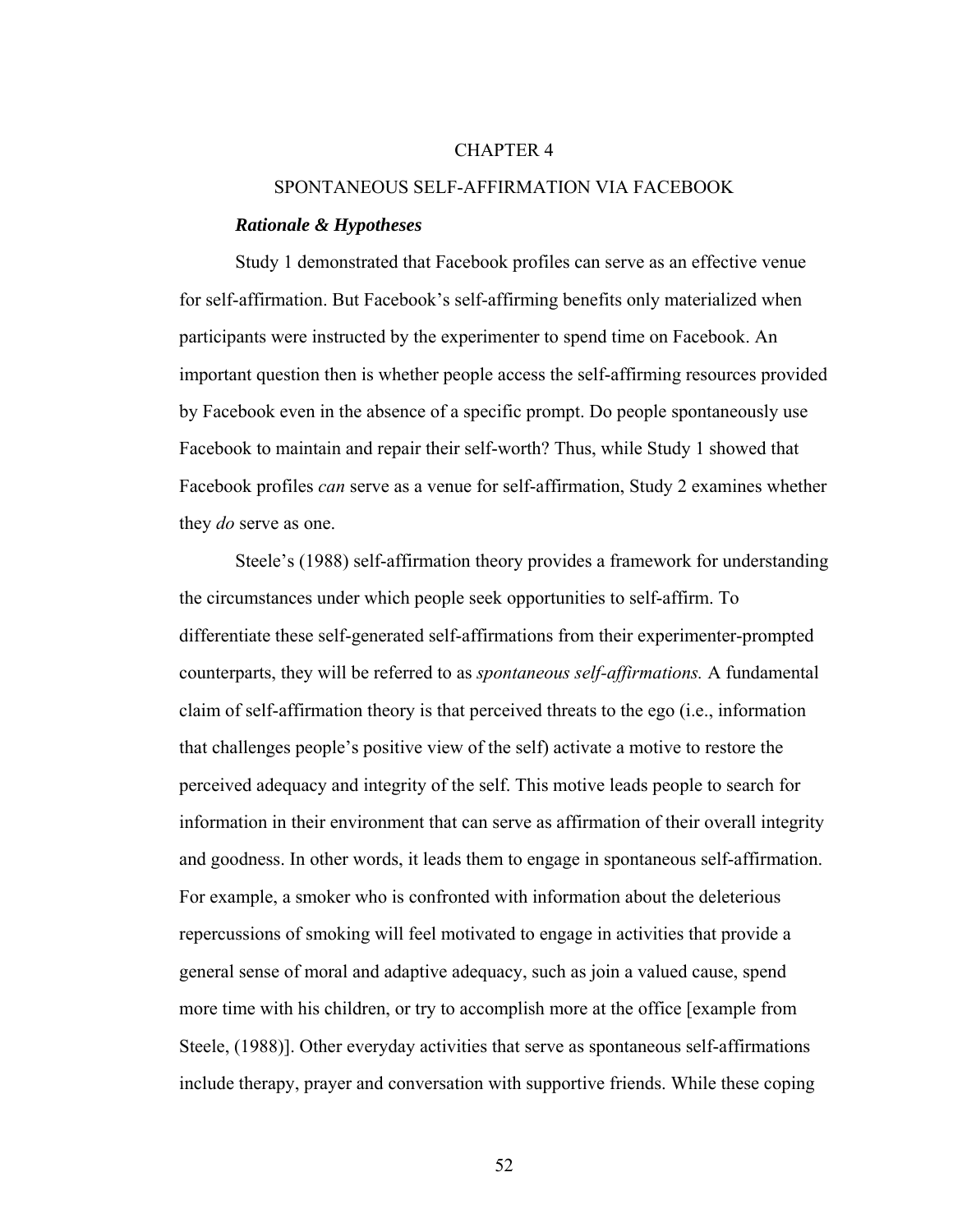# CHAPTER 4

# SPONTANEOUS SELF-AFFIRMATION VIA FACEBOOK

### *Rationale & Hypotheses*

Study 1 demonstrated that Facebook profiles can serve as an effective venue for self-affirmation. But Facebook's self-affirming benefits only materialized when participants were instructed by the experimenter to spend time on Facebook. An important question then is whether people access the self-affirming resources provided by Facebook even in the absence of a specific prompt. Do people spontaneously use Facebook to maintain and repair their self-worth? Thus, while Study 1 showed that Facebook profiles *can* serve as a venue for self-affirmation, Study 2 examines whether they *do* serve as one.

Steele's (1988) self-affirmation theory provides a framework for understanding the circumstances under which people seek opportunities to self-affirm. To differentiate these self-generated self-affirmations from their experimenter-prompted counterparts, they will be referred to as *spontaneous self-affirmations.* A fundamental claim of self-affirmation theory is that perceived threats to the ego (i.e., information that challenges people's positive view of the self) activate a motive to restore the perceived adequacy and integrity of the self. This motive leads people to search for information in their environment that can serve as affirmation of their overall integrity and goodness. In other words, it leads them to engage in spontaneous self-affirmation. For example, a smoker who is confronted with information about the deleterious repercussions of smoking will feel motivated to engage in activities that provide a general sense of moral and adaptive adequacy, such as join a valued cause, spend more time with his children, or try to accomplish more at the office [example from Steele, (1988)]. Other everyday activities that serve as spontaneous self-affirmations include therapy, prayer and conversation with supportive friends. While these coping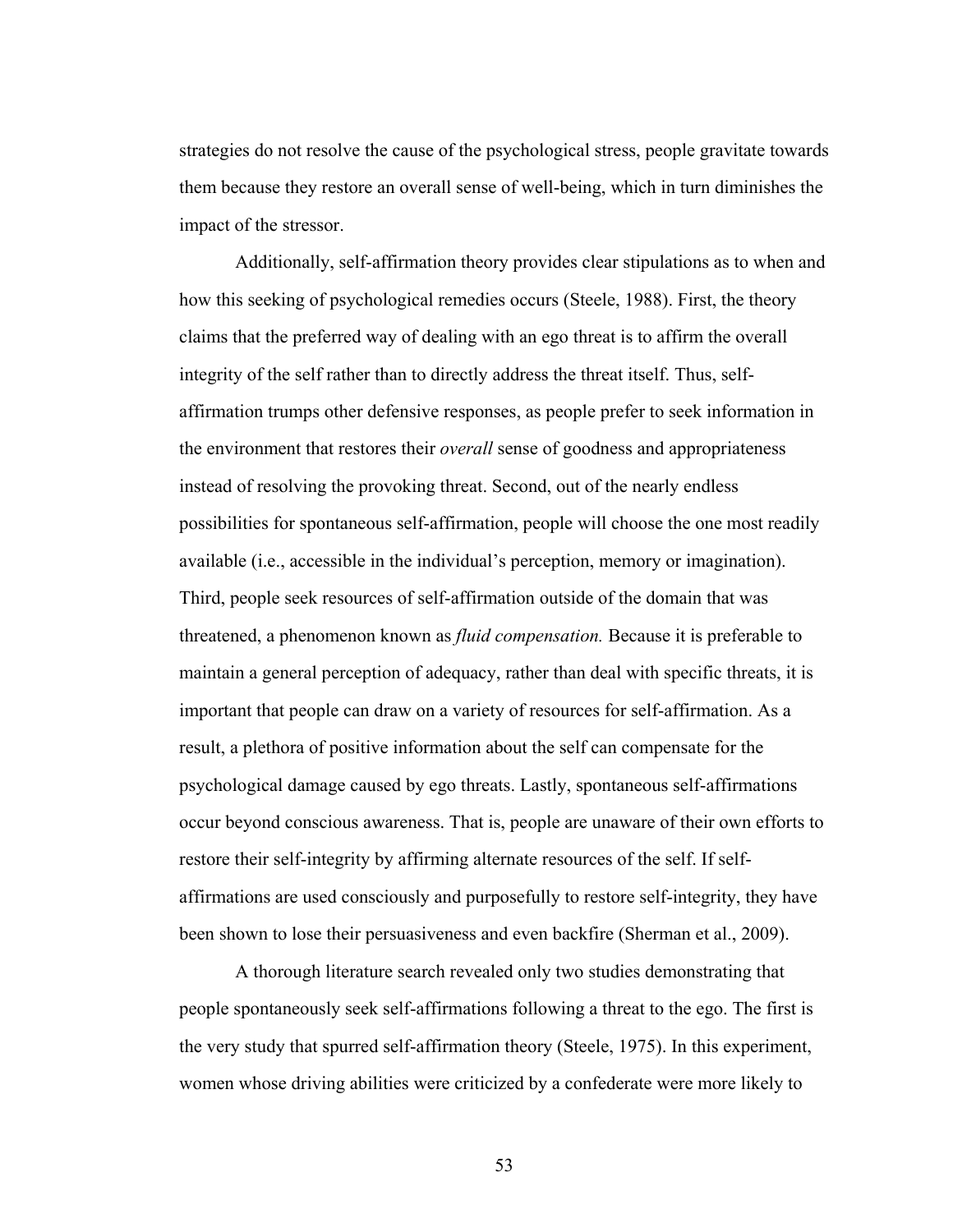strategies do not resolve the cause of the psychological stress, people gravitate towards them because they restore an overall sense of well-being, which in turn diminishes the impact of the stressor.

Additionally, self-affirmation theory provides clear stipulations as to when and how this seeking of psychological remedies occurs (Steele, 1988). First, the theory claims that the preferred way of dealing with an ego threat is to affirm the overall integrity of the self rather than to directly address the threat itself. Thus, self-affirmation trumps other defensive responses, as people prefer to seek information in the environment that restores their *overall* sense of goodness and appropriateness instead of resolving the provoking threat. Second, out of the nearly endless possibilities for spontaneous self-affirmation, people will choose the one most readily available (i.e., accessible in the individual's perception, memory or imagination). Third, people seek resources of self-affirmation outside of the domain that was threatened, a phenomenon known as *fluid compensation.* Because it is preferable to maintain a general perception of adequacy, rather than deal with specific threats, it is important that people can draw on a variety of resources for self-affirmation. As a result, a plethora of positive information about the self can compensate for the psychological damage caused by ego threats. Lastly, spontaneous self-affirmations occur beyond conscious awareness. That is, people are unaware of their own efforts to restore their self-integrity by affirming alternate resources of the self. If self-affirmations are used consciously and purposefully to restore self-integrity, they have been shown to lose their persuasiveness and even backfire (Sherman et al., 2009).

A thorough literature search revealed only two studies demonstrating that people spontaneously seek self-affirmations following a threat to the ego. The first is the very study that spurred self-affirmation theory (Steele, 1975). In this experiment, women whose driving abilities were criticized by a confederate were more likely to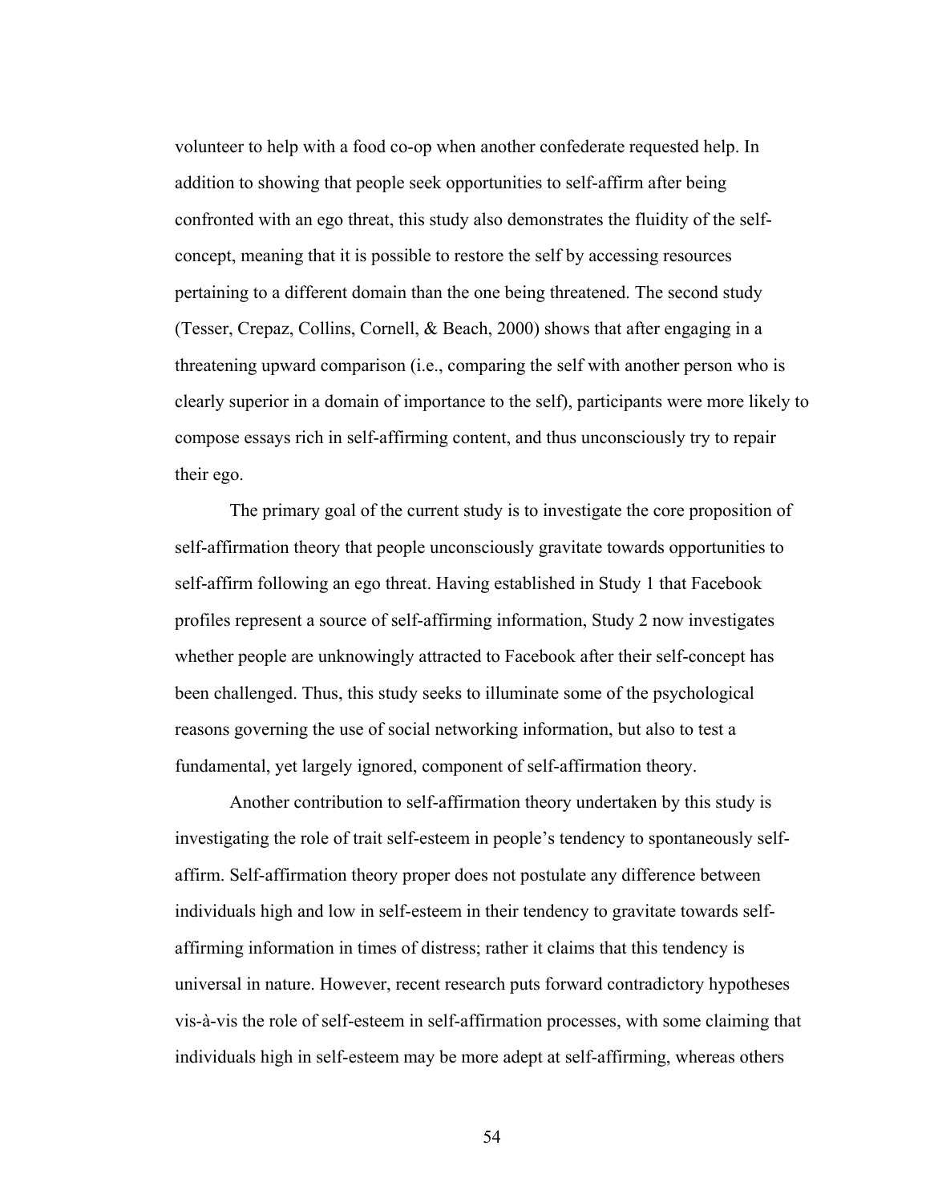volunteer to help with a food co-op when another confederate requested help. In addition to showing that people seek opportunities to self-affirm after being confronted with an ego threat, this study also demonstrates the fluidity of the self-concept, meaning that it is possible to restore the self by accessing resources pertaining to a different domain than the one being threatened. The second study (Tesser, Crepaz, Collins, Cornell, & Beach, 2000) shows that after engaging in a threatening upward comparison (i.e., comparing the self with another person who is clearly superior in a domain of importance to the self), participants were more likely to compose essays rich in self-affirming content, and thus unconsciously try to repair their ego.

The primary goal of the current study is to investigate the core proposition of self-affirmation theory that people unconsciously gravitate towards opportunities to self-affirm following an ego threat. Having established in Study 1 that Facebook profiles represent a source of self-affirming information, Study 2 now investigates whether people are unknowingly attracted to Facebook after their self-concept has been challenged. Thus, this study seeks to illuminate some of the psychological reasons governing the use of social networking information, but also to test a fundamental, yet largely ignored, component of self-affirmation theory.

Another contribution to self-affirmation theory undertaken by this study is investigating the role of trait self-esteem in people's tendency to spontaneously self-affirm. Self-affirmation theory proper does not postulate any difference between individuals high and low in self-esteem in their tendency to gravitate towards self-affirming information in times of distress; rather it claims that this tendency is universal in nature. However, recent research puts forward contradictory hypotheses vis-à-vis the role of self-esteem in self-affirmation processes, with some claiming that individuals high in self-esteem may be more adept at self-affirming, whereas others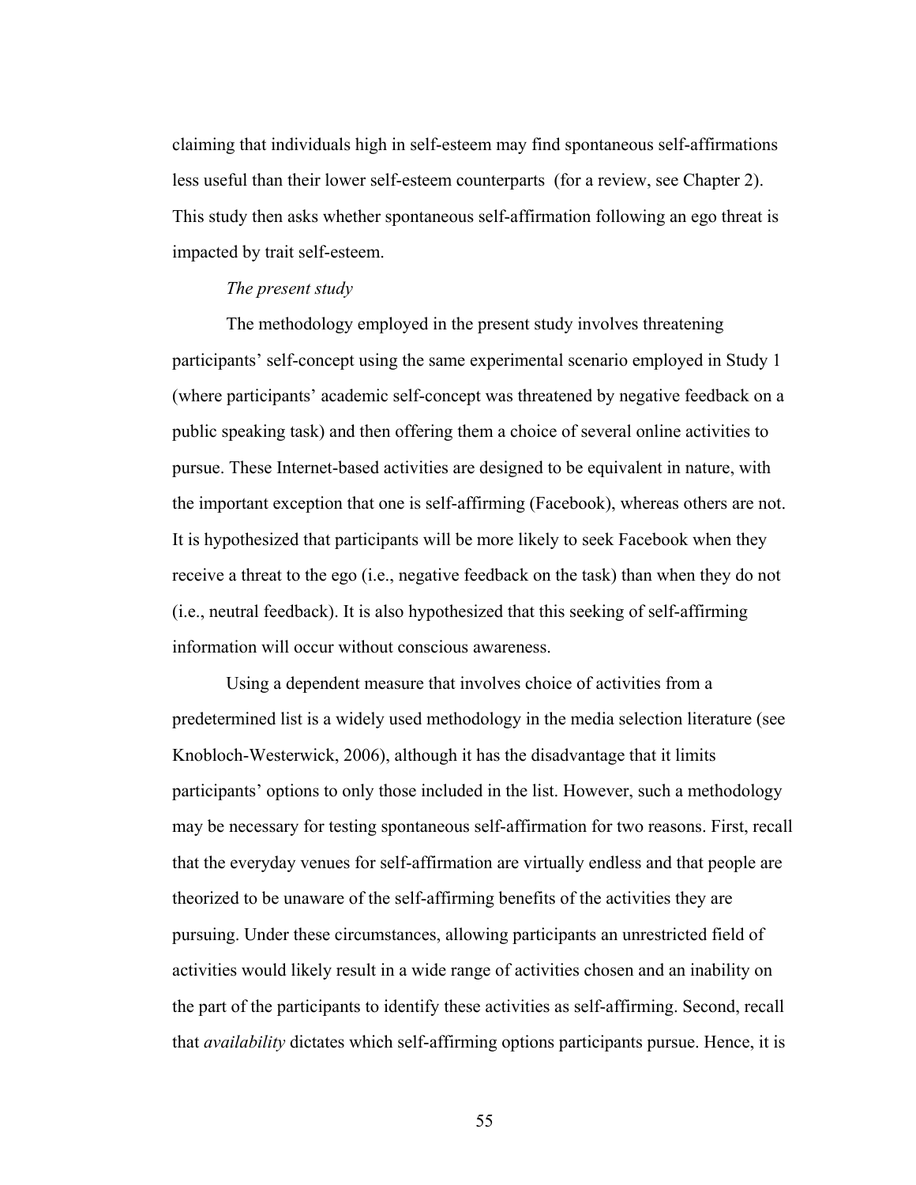claiming that individuals high in self-esteem may find spontaneous self-affirmations less useful than their lower self-esteem counterparts (for a review, see Chapter 2). This study then asks whether spontaneous self-affirmation following an ego threat is impacted by trait self-esteem.

*The present study*

The methodology employed in the present study involves threatening participants' self-concept using the same experimental scenario employed in Study 1 (where participants' academic self-concept was threatened by negative feedback on a public speaking task) and then offering them a choice of several online activities to pursue. These Internet-based activities are designed to be equivalent in nature, with the important exception that one is self-affirming (Facebook), whereas others are not. It is hypothesized that participants will be more likely to seek Facebook when they receive a threat to the ego (i.e., negative feedback on the task) than when they do not (i.e., neutral feedback). It is also hypothesized that this seeking of self-affirming information will occur without conscious awareness.

Using a dependent measure that involves choice of activities from a predetermined list is a widely used methodology in the media selection literature (see Knobloch-Westerwick, 2006), although it has the disadvantage that it limits participants' options to only those included in the list. However, such a methodology may be necessary for testing spontaneous self-affirmation for two reasons. First, recall that the everyday venues for self-affirmation are virtually endless and that people are theorized to be unaware of the self-affirming benefits of the activities they are pursuing. Under these circumstances, allowing participants an unrestricted field of activities would likely result in a wide range of activities chosen and an inability on the part of the participants to identify these activities as self-affirming. Second, recall that *availability* dictates which self-affirming options participants pursue. Hence, it is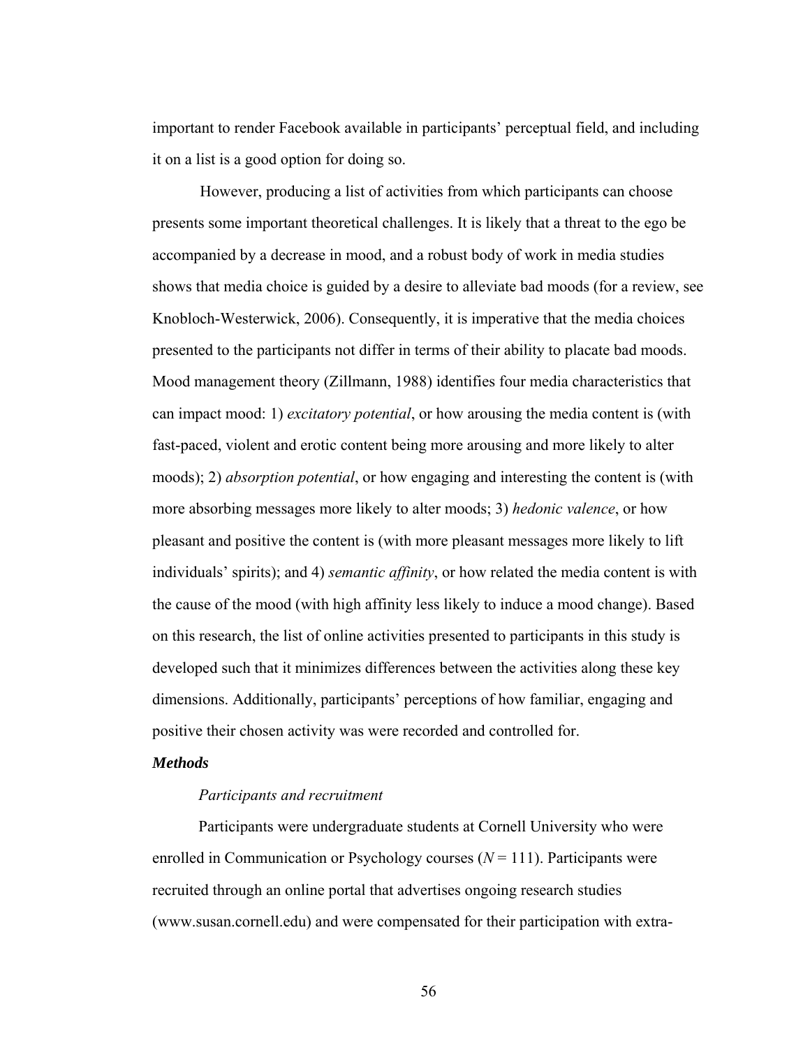important to render Facebook available in participants' perceptual field, and including it on a list is a good option for doing so.

However, producing a list of activities from which participants can choose presents some important theoretical challenges. It is likely that a threat to the ego be accompanied by a decrease in mood, and a robust body of work in media studies shows that media choice is guided by a desire to alleviate bad moods (for a review, see Knobloch-Westerwick, 2006). Consequently, it is imperative that the media choices presented to the participants not differ in terms of their ability to placate bad moods. Mood management theory (Zillmann, 1988) identifies four media characteristics that can impact mood: 1) *excitatory potential*, or how arousing the media content is (with fast-paced, violent and erotic content being more arousing and more likely to alter moods); 2) *absorption potential*, or how engaging and interesting the content is (with more absorbing messages more likely to alter moods; 3) *hedonic valence*, or how pleasant and positive the content is (with more pleasant messages more likely to lift individuals' spirits); and 4) *semantic affinity*, or how related the media content is with the cause of the mood (with high affinity less likely to induce a mood change). Based on this research, the list of online activities presented to participants in this study is developed such that it minimizes differences between the activities along these key dimensions. Additionally, participants' perceptions of how familiar, engaging and positive their chosen activity was were recorded and controlled for.

### *Methods*

#### *Participants and recruitment*

Participants were undergraduate students at Cornell University who were enrolled in Communication or Psychology courses ($N = 111$). Participants were recruited through an online portal that advertises ongoing research studies (www.susan.cornell.edu) and were compensated for their participation with extra-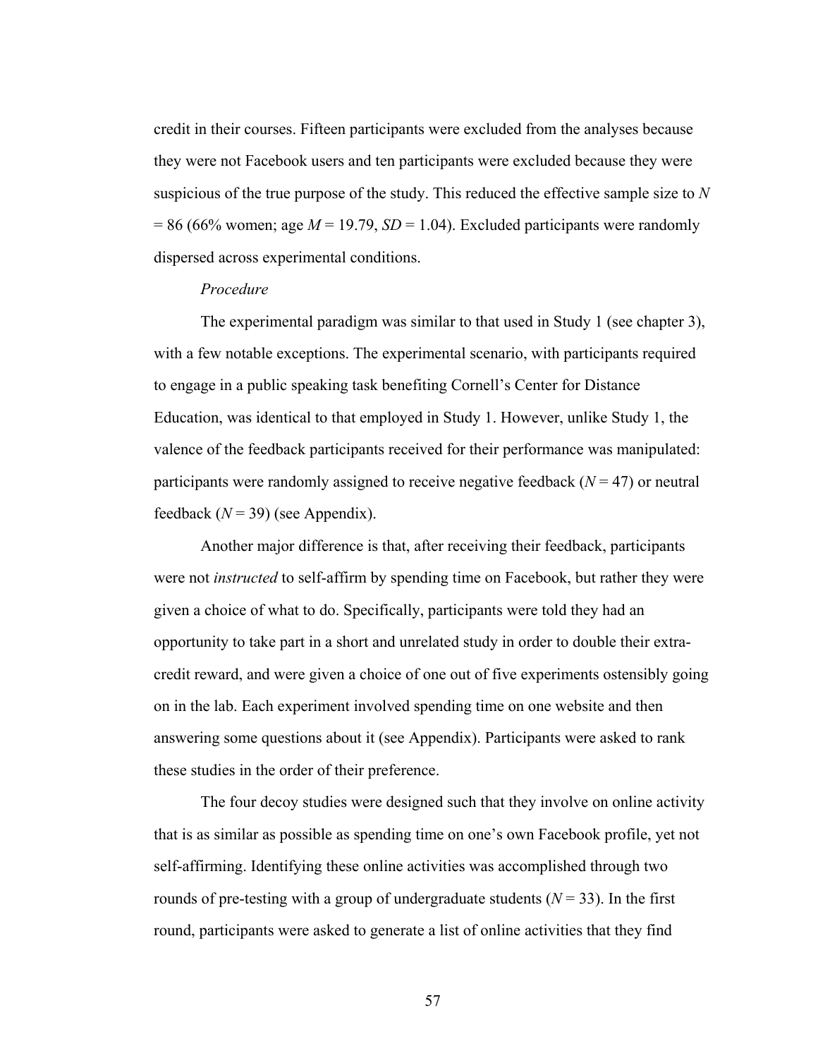credit in their courses. Fifteen participants were excluded from the analyses because they were not Facebook users and ten participants were excluded because they were suspicious of the true purpose of the study. This reduced the effective sample size to $N = 86$ (66% women; age $M = 19.79$, $SD = 1.04$). Excluded participants were randomly dispersed across experimental conditions.

*Procedure*

The experimental paradigm was similar to that used in Study 1 (see chapter 3), with a few notable exceptions. The experimental scenario, with participants required to engage in a public speaking task benefiting Cornell's Center for Distance Education, was identical to that employed in Study 1. However, unlike Study 1, the valence of the feedback participants received for their performance was manipulated: participants were randomly assigned to receive negative feedback ($N = 47$) or neutral feedback ($N = 39$) (see Appendix).

Another major difference is that, after receiving their feedback, participants were not *instructed* to self-affirm by spending time on Facebook, but rather they were given a choice of what to do. Specifically, participants were told they had an opportunity to take part in a short and unrelated study in order to double their extra-credit reward, and were given a choice of one out of five experiments ostensibly going on in the lab. Each experiment involved spending time on one website and then answering some questions about it (see Appendix). Participants were asked to rank these studies in the order of their preference.

The four decoy studies were designed such that they involve on online activity that is as similar as possible as spending time on one's own Facebook profile, yet not self-affirming. Identifying these online activities was accomplished through two rounds of pre-testing with a group of undergraduate students ($N = 33$). In the first round, participants were asked to generate a list of online activities that they find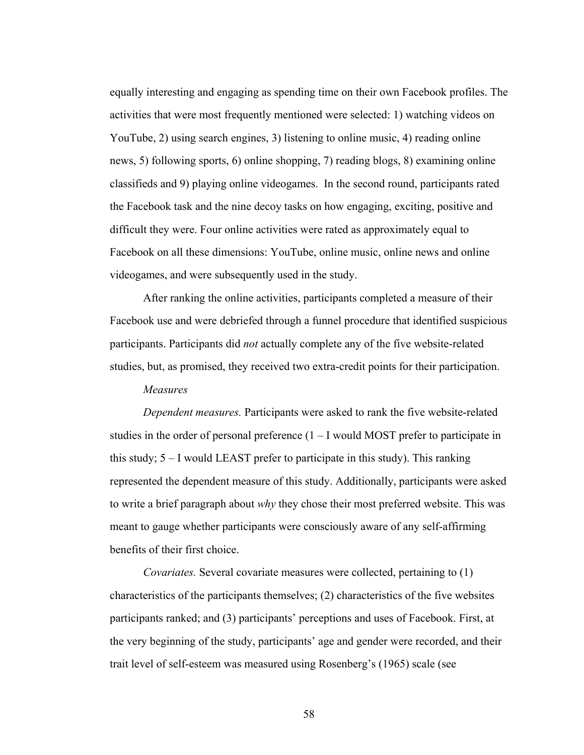equally interesting and engaging as spending time on their own Facebook profiles. The activities that were most frequently mentioned were selected: 1) watching videos on YouTube, 2) using search engines, 3) listening to online music, 4) reading online news, 5) following sports, 6) online shopping, 7) reading blogs, 8) examining online classifieds and 9) playing online videogames. In the second round, participants rated the Facebook task and the nine decoy tasks on how engaging, exciting, positive and difficult they were. Four online activities were rated as approximately equal to Facebook on all these dimensions: YouTube, online music, online news and online videogames, and were subsequently used in the study.

After ranking the online activities, participants completed a measure of their Facebook use and were debriefed through a funnel procedure that identified suspicious participants. Participants did *not* actually complete any of the five website-related studies, but, as promised, they received two extra-credit points for their participation.

*Measures*

*Dependent measures.* Participants were asked to rank the five website-related studies in the order of personal preference (1 – I would MOST prefer to participate in this study; 5 – I would LEAST prefer to participate in this study). This ranking represented the dependent measure of this study. Additionally, participants were asked to write a brief paragraph about *why* they chose their most preferred website. This was meant to gauge whether participants were consciously aware of any self-affirming benefits of their first choice.

*Covariates.* Several covariate measures were collected, pertaining to (1) characteristics of the participants themselves; (2) characteristics of the five websites participants ranked; and (3) participants' perceptions and uses of Facebook. First, at the very beginning of the study, participants' age and gender were recorded, and their trait level of self-esteem was measured using Rosenberg's (1965) scale (see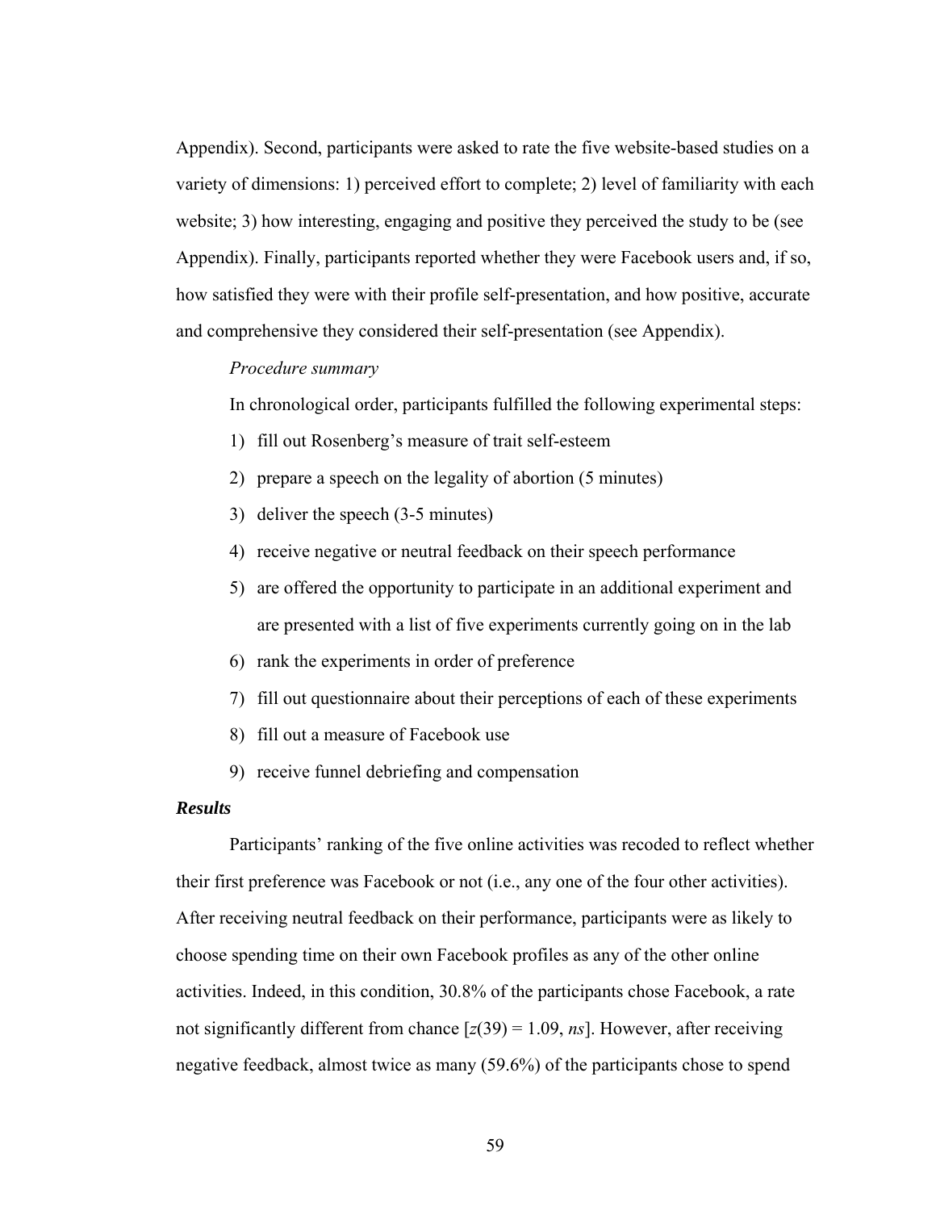Appendix). Second, participants were asked to rate the five website-based studies on a variety of dimensions: 1) perceived effort to complete; 2) level of familiarity with each website; 3) how interesting, engaging and positive they perceived the study to be (see Appendix). Finally, participants reported whether they were Facebook users and, if so, how satisfied they were with their profile self-presentation, and how positive, accurate and comprehensive they considered their self-presentation (see Appendix).

*Procedure summary*

In chronological order, participants fulfilled the following experimental steps:

1) fill out Rosenberg's measure of trait self-esteem
2) prepare a speech on the legality of abortion (5 minutes)
3) deliver the speech (3-5 minutes)
4) receive negative or neutral feedback on their speech performance
5) are offered the opportunity to participate in an additional experiment and are presented with a list of five experiments currently going on in the lab
6) rank the experiments in order of preference
7) fill out questionnaire about their perceptions of each of these experiments
8) fill out a measure of Facebook use
9) receive funnel debriefing and compensation

***Results***

Participants' ranking of the five online activities was recoded to reflect whether their first preference was Facebook or not (i.e., any one of the four other activities). After receiving neutral feedback on their performance, participants were as likely to choose spending time on their own Facebook profiles as any of the other online activities. Indeed, in this condition, 30.8% of the participants chose Facebook, a rate not significantly different from chance [$z(39) = 1.09$, *ns*]. However, after receiving negative feedback, almost twice as many (59.6%) of the participants chose to spend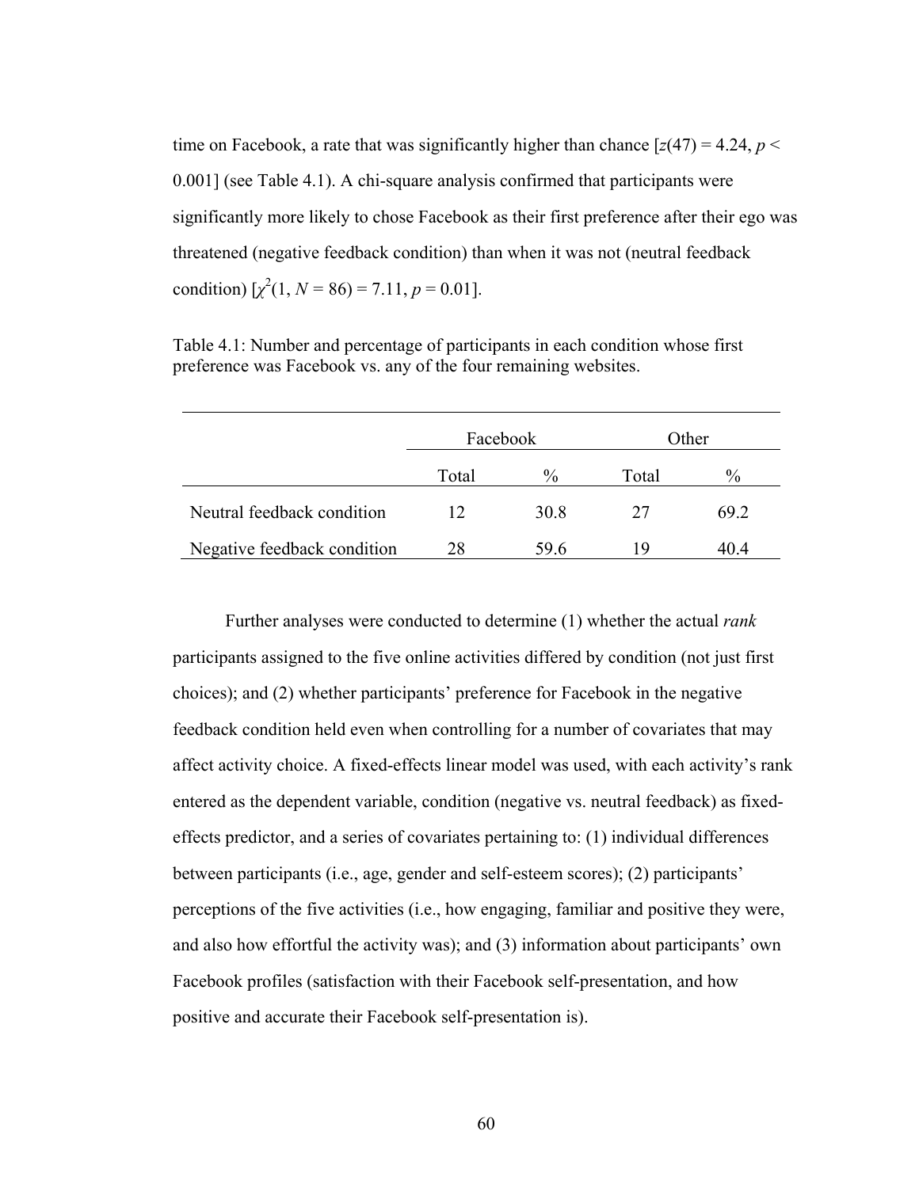time on Facebook, a rate that was significantly higher than chance [$z(47) = 4.24$, $p < 0.001$] (see Table 4.1). A chi-square analysis confirmed that participants were significantly more likely to chose Facebook as their first preference after their ego was threatened (negative feedback condition) than when it was not (neutral feedback condition) [$\chi^2(1, N = 86) = 7.11$, $p = 0.01$].

Table 4.1: Number and percentage of participants in each condition whose first preference was Facebook vs. any of the four remaining websites.

| | Facebook | | Other | |
|---|---|---|---|---|
| | Total | % | Total | % |
| Neutral feedback condition | 12 | 30.8 | 27 | 69.2 |
| Negative feedback condition | 28 | 59.6 | 19 | 40.4 |

Further analyses were conducted to determine (1) whether the actual *rank* participants assigned to the five online activities differed by condition (not just first choices); and (2) whether participants' preference for Facebook in the negative feedback condition held even when controlling for a number of covariates that may affect activity choice. A fixed-effects linear model was used, with each activity's rank entered as the dependent variable, condition (negative vs. neutral feedback) as fixed-effects predictor, and a series of covariates pertaining to: (1) individual differences between participants (i.e., age, gender and self-esteem scores); (2) participants' perceptions of the five activities (i.e., how engaging, familiar and positive they were, and also how effortful the activity was); and (3) information about participants' own Facebook profiles (satisfaction with their Facebook self-presentation, and how positive and accurate their Facebook self-presentation is).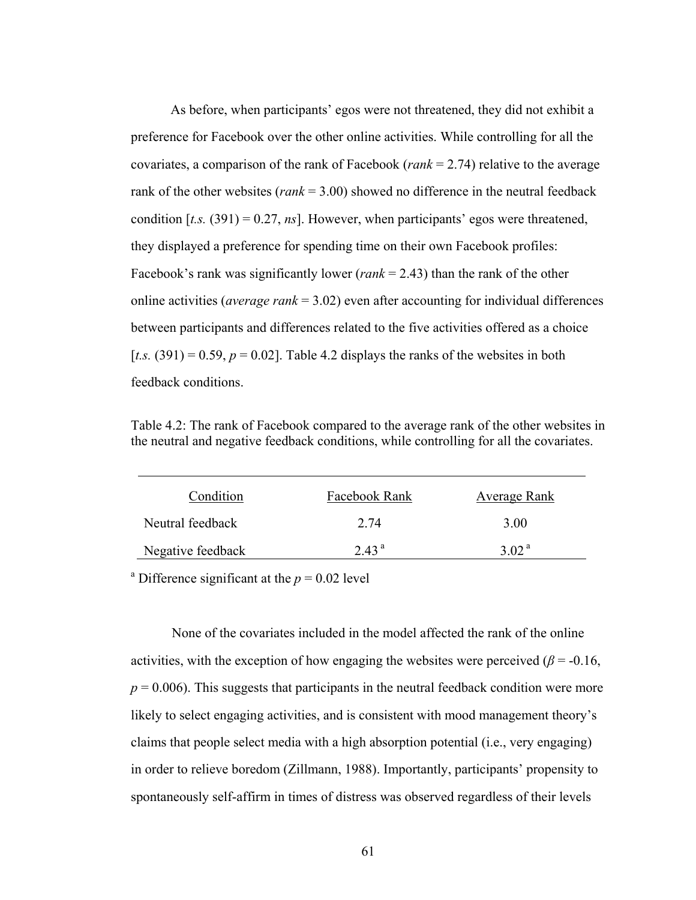As before, when participants' egos were not threatened, they did not exhibit a preference for Facebook over the other online activities. While controlling for all the covariates, a comparison of the rank of Facebook (*rank* = 2.74) relative to the average rank of the other websites (*rank* = 3.00) showed no difference in the neutral feedback condition [*t.s.* (391) = 0.27, *ns*]. However, when participants' egos were threatened, they displayed a preference for spending time on their own Facebook profiles: Facebook's rank was significantly lower (*rank* = 2.43) than the rank of the other online activities (*average rank* = 3.02) even after accounting for individual differences between participants and differences related to the five activities offered as a choice [*t.s.* (391) = 0.59, $p = 0.02$]. Table 4.2 displays the ranks of the websites in both feedback conditions.

Table 4.2: The rank of Facebook compared to the average rank of the other websites in the neutral and negative feedback conditions, while controlling for all the covariates.

| Condition | Facebook Rank | Average Rank |
|---|---|---|
| Neutral feedback | 2.74 | 3.00 |
| Negative feedback | 2.43 [a] | 3.02 [a] |

[a] Difference significant at the $p = 0.02$ level

None of the covariates included in the model affected the rank of the online activities, with the exception of how engaging the websites were perceived ($\beta = -0.16$, $p = 0.006$). This suggests that participants in the neutral feedback condition were more likely to select engaging activities, and is consistent with mood management theory's claims that people select media with a high absorption potential (i.e., very engaging) in order to relieve boredom (Zillmann, 1988). Importantly, participants' propensity to spontaneously self-affirm in times of distress was observed regardless of their levels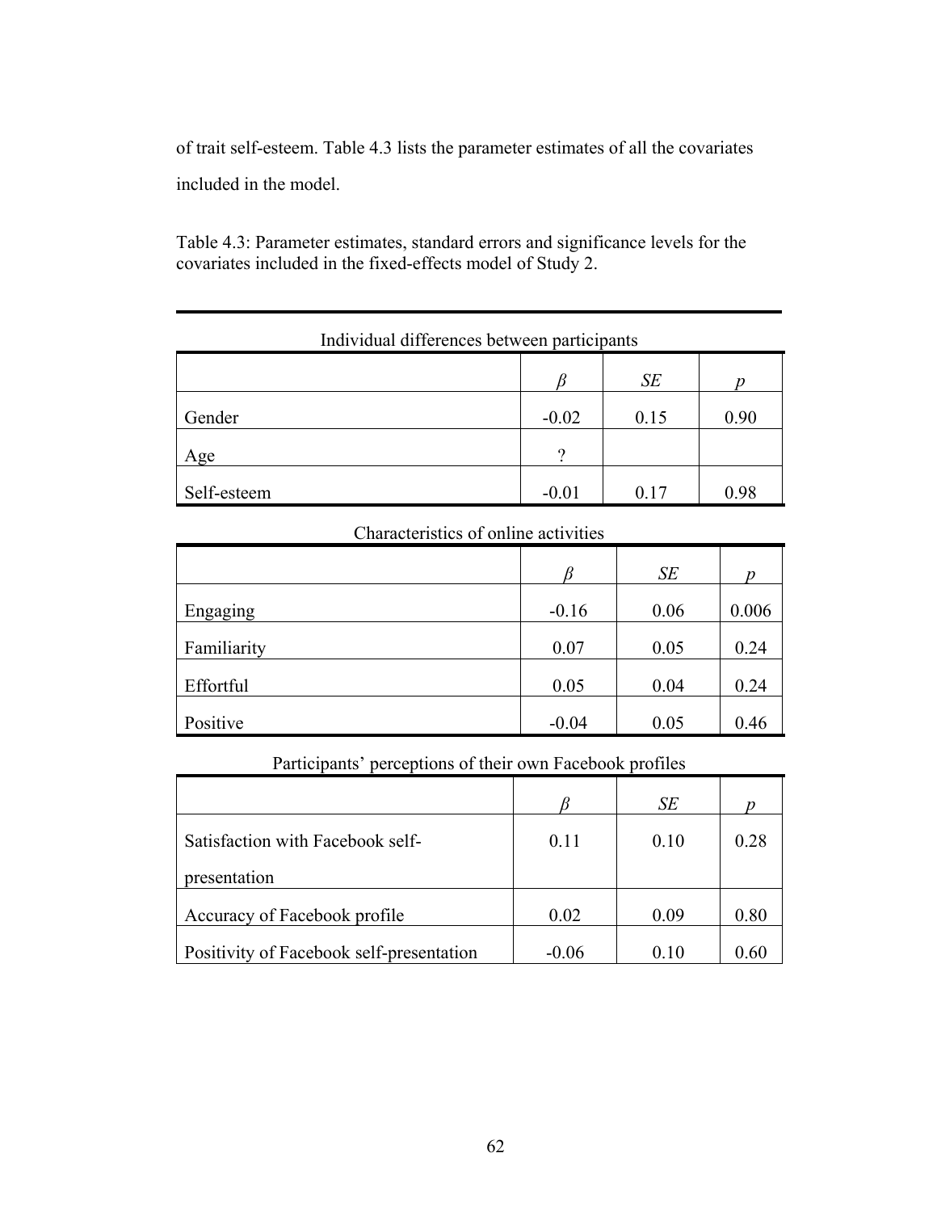of trait self-esteem. Table 4.3 lists the parameter estimates of all the covariates included in the model.

Table 4.3: Parameter estimates, standard errors and significance levels for the covariates included in the fixed-effects model of Study 2.

Individual differences between participants

| | *β* | *SE* | *p* |
|---|---|---|---|
| Gender | -0.02 | 0.15 | 0.90 |
| Age | ? | | |
| Self-esteem | -0.01 | 0.17 | 0.98 |

Characteristics of online activities

| | *β* | *SE* | *p* |
|---|---|---|---|
| Engaging | -0.16 | 0.06 | 0.006 |
| Familiarity | 0.07 | 0.05 | 0.24 |
| Effortful | 0.05 | 0.04 | 0.24 |
| Positive | -0.04 | 0.05 | 0.46 |

Participants' perceptions of their own Facebook profiles

| | *β* | *SE* | *p* |
|---|---|---|---|
| Satisfaction with Facebook self-presentation | 0.11 | 0.10 | 0.28 |
| Accuracy of Facebook profile | 0.02 | 0.09 | 0.80 |
| Positivity of Facebook self-presentation | -0.06 | 0.10 | 0.60 |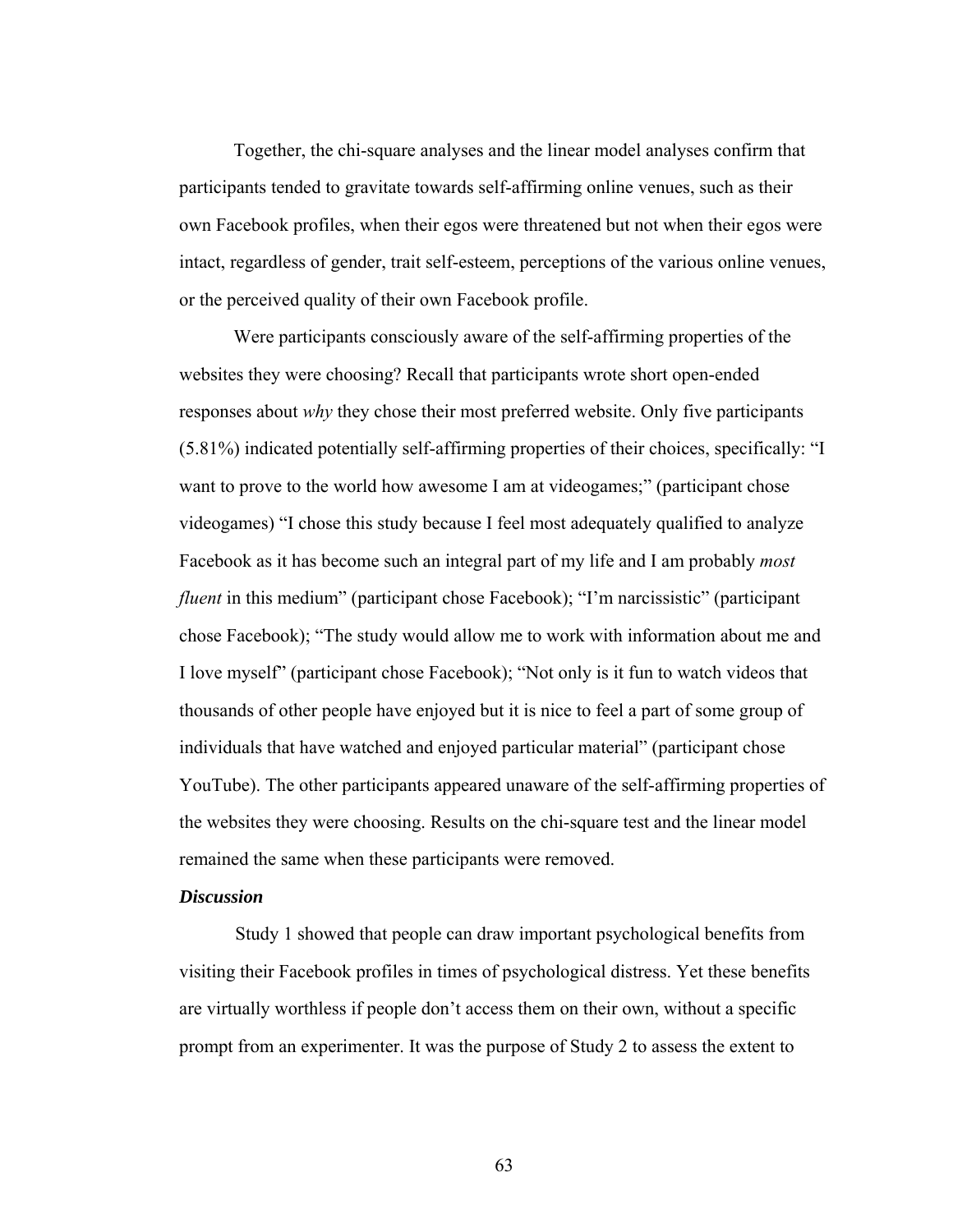Together, the chi-square analyses and the linear model analyses confirm that participants tended to gravitate towards self-affirming online venues, such as their own Facebook profiles, when their egos were threatened but not when their egos were intact, regardless of gender, trait self-esteem, perceptions of the various online venues, or the perceived quality of their own Facebook profile.

Were participants consciously aware of the self-affirming properties of the websites they were choosing? Recall that participants wrote short open-ended responses about *why* they chose their most preferred website. Only five participants (5.81%) indicated potentially self-affirming properties of their choices, specifically: "I want to prove to the world how awesome I am at videogames;" (participant chose videogames) "I chose this study because I feel most adequately qualified to analyze Facebook as it has become such an integral part of my life and I am probably *most fluent* in this medium" (participant chose Facebook); "I'm narcissistic" (participant chose Facebook); "The study would allow me to work with information about me and I love myself" (participant chose Facebook); "Not only is it fun to watch videos that thousands of other people have enjoyed but it is nice to feel a part of some group of individuals that have watched and enjoyed particular material" (participant chose YouTube). The other participants appeared unaware of the self-affirming properties of the websites they were choosing. Results on the chi-square test and the linear model remained the same when these participants were removed.

***Discussion***

Study 1 showed that people can draw important psychological benefits from visiting their Facebook profiles in times of psychological distress. Yet these benefits are virtually worthless if people don't access them on their own, without a specific prompt from an experimenter. It was the purpose of Study 2 to assess the extent to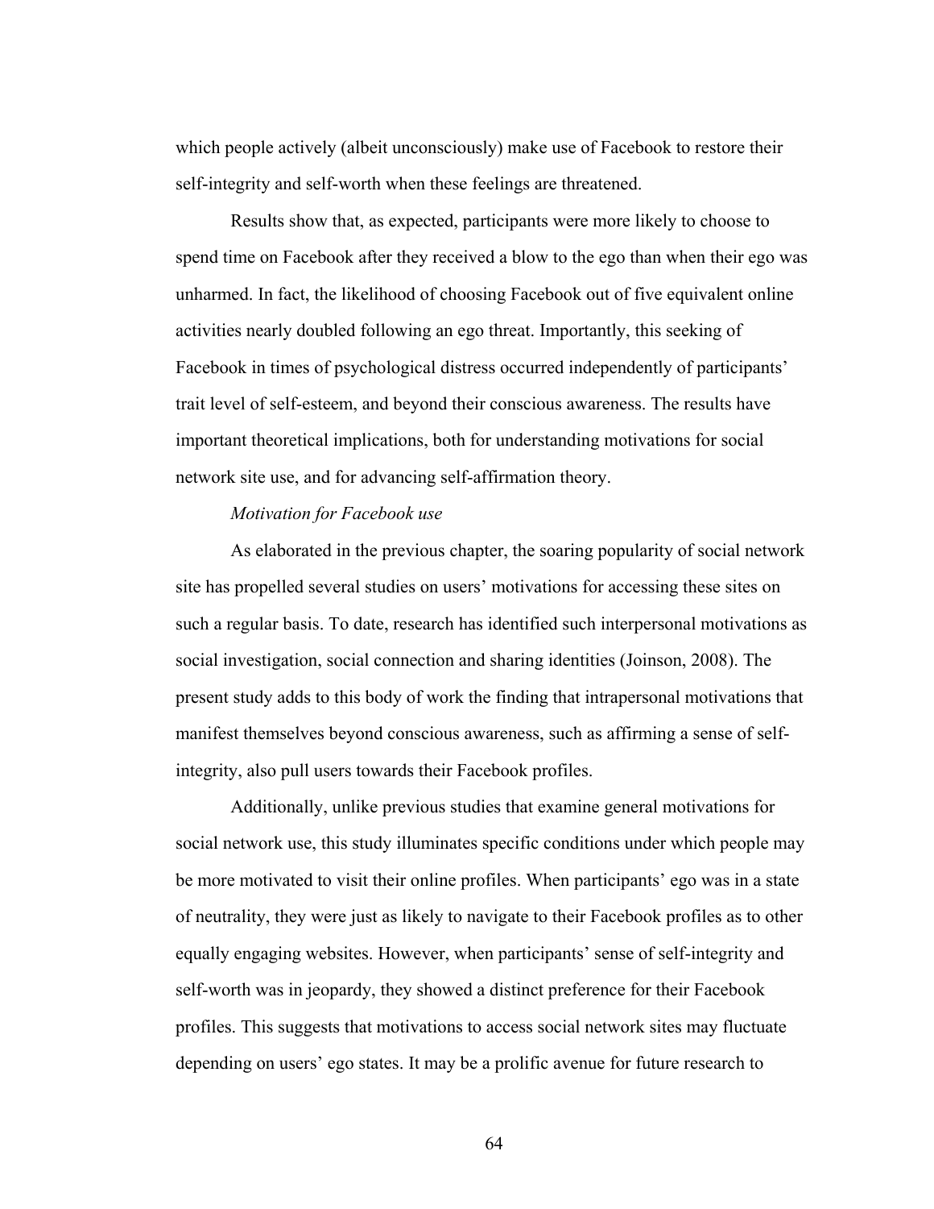which people actively (albeit unconsciously) make use of Facebook to restore their self-integrity and self-worth when these feelings are threatened.

Results show that, as expected, participants were more likely to choose to spend time on Facebook after they received a blow to the ego than when their ego was unharmed. In fact, the likelihood of choosing Facebook out of five equivalent online activities nearly doubled following an ego threat. Importantly, this seeking of Facebook in times of psychological distress occurred independently of participants' trait level of self-esteem, and beyond their conscious awareness. The results have important theoretical implications, both for understanding motivations for social network site use, and for advancing self-affirmation theory.

*Motivation for Facebook use*

As elaborated in the previous chapter, the soaring popularity of social network site has propelled several studies on users' motivations for accessing these sites on such a regular basis. To date, research has identified such interpersonal motivations as social investigation, social connection and sharing identities (Joinson, 2008). The present study adds to this body of work the finding that intrapersonal motivations that manifest themselves beyond conscious awareness, such as affirming a sense of self-integrity, also pull users towards their Facebook profiles.

Additionally, unlike previous studies that examine general motivations for social network use, this study illuminates specific conditions under which people may be more motivated to visit their online profiles. When participants' ego was in a state of neutrality, they were just as likely to navigate to their Facebook profiles as to other equally engaging websites. However, when participants' sense of self-integrity and self-worth was in jeopardy, they showed a distinct preference for their Facebook profiles. This suggests that motivations to access social network sites may fluctuate depending on users' ego states. It may be a prolific avenue for future research to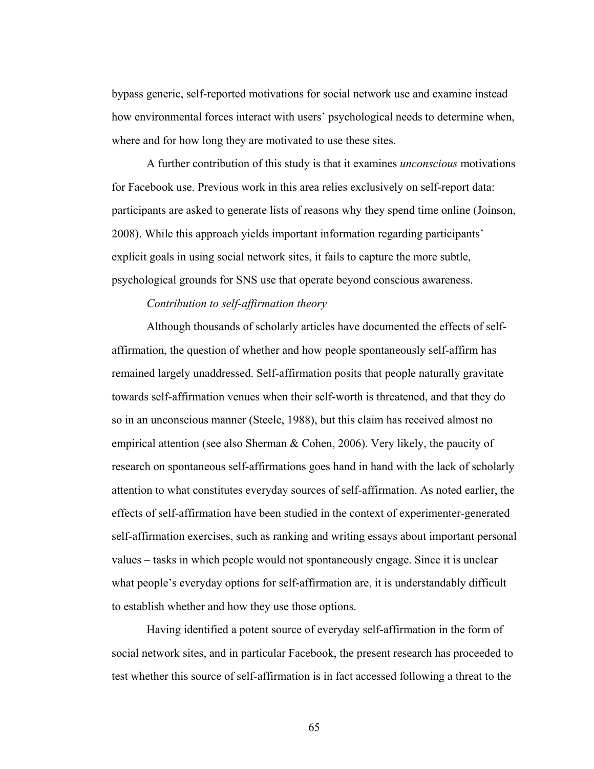bypass generic, self-reported motivations for social network use and examine instead how environmental forces interact with users' psychological needs to determine when, where and for how long they are motivated to use these sites.

A further contribution of this study is that it examines *unconscious* motivations for Facebook use. Previous work in this area relies exclusively on self-report data: participants are asked to generate lists of reasons why they spend time online (Joinson, 2008). While this approach yields important information regarding participants' explicit goals in using social network sites, it fails to capture the more subtle, psychological grounds for SNS use that operate beyond conscious awareness.

*Contribution to self-affirmation theory*

Although thousands of scholarly articles have documented the effects of self-affirmation, the question of whether and how people spontaneously self-affirm has remained largely unaddressed. Self-affirmation posits that people naturally gravitate towards self-affirmation venues when their self-worth is threatened, and that they do so in an unconscious manner (Steele, 1988), but this claim has received almost no empirical attention (see also Sherman & Cohen, 2006). Very likely, the paucity of research on spontaneous self-affirmations goes hand in hand with the lack of scholarly attention to what constitutes everyday sources of self-affirmation. As noted earlier, the effects of self-affirmation have been studied in the context of experimenter-generated self-affirmation exercises, such as ranking and writing essays about important personal values – tasks in which people would not spontaneously engage. Since it is unclear what people's everyday options for self-affirmation are, it is understandably difficult to establish whether and how they use those options.

Having identified a potent source of everyday self-affirmation in the form of social network sites, and in particular Facebook, the present research has proceeded to test whether this source of self-affirmation is in fact accessed following a threat to the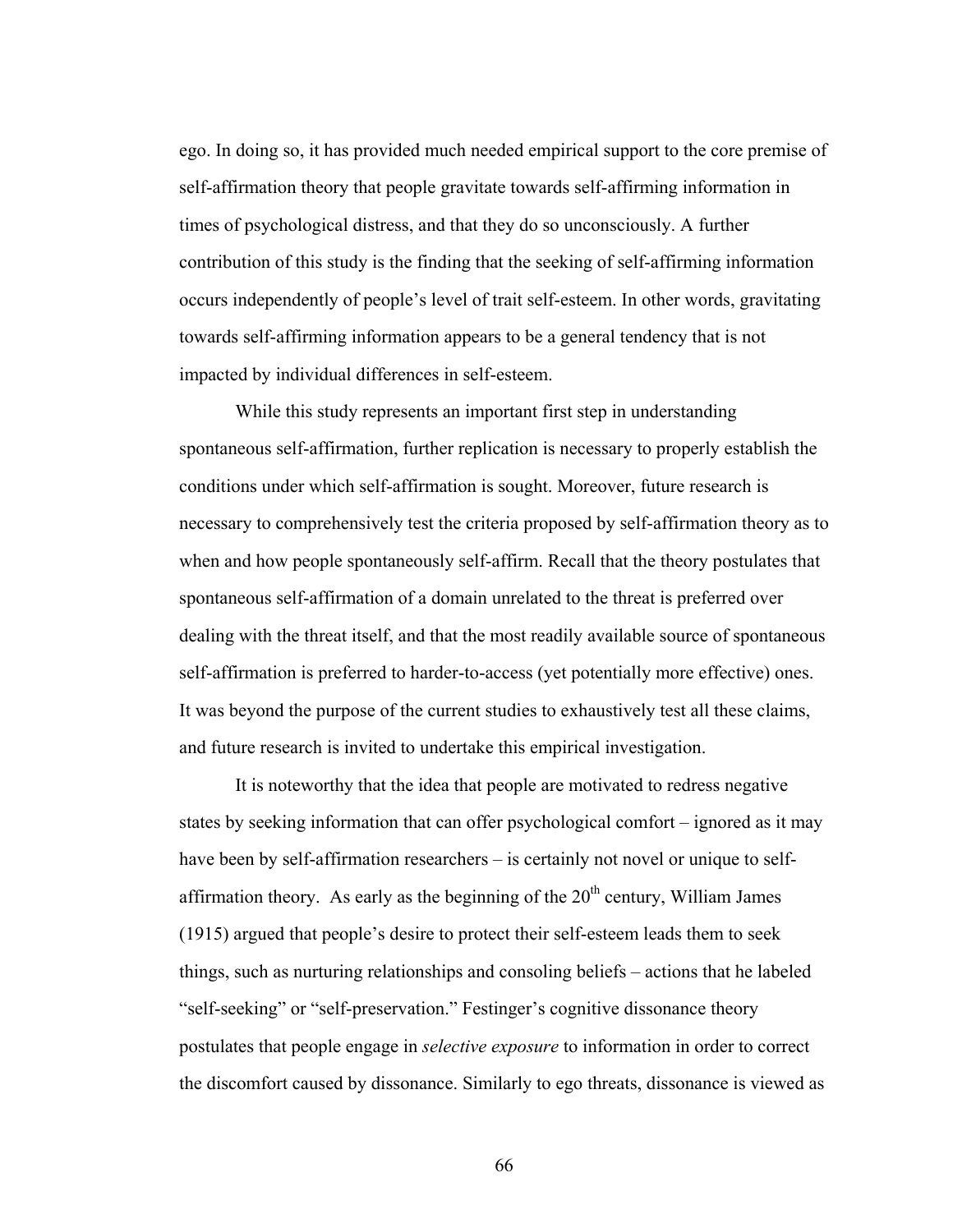ego. In doing so, it has provided much needed empirical support to the core premise of self-affirmation theory that people gravitate towards self-affirming information in times of psychological distress, and that they do so unconsciously. A further contribution of this study is the finding that the seeking of self-affirming information occurs independently of people's level of trait self-esteem. In other words, gravitating towards self-affirming information appears to be a general tendency that is not impacted by individual differences in self-esteem.

While this study represents an important first step in understanding spontaneous self-affirmation, further replication is necessary to properly establish the conditions under which self-affirmation is sought. Moreover, future research is necessary to comprehensively test the criteria proposed by self-affirmation theory as to when and how people spontaneously self-affirm. Recall that the theory postulates that spontaneous self-affirmation of a domain unrelated to the threat is preferred over dealing with the threat itself, and that the most readily available source of spontaneous self-affirmation is preferred to harder-to-access (yet potentially more effective) ones. It was beyond the purpose of the current studies to exhaustively test all these claims, and future research is invited to undertake this empirical investigation.

It is noteworthy that the idea that people are motivated to redress negative states by seeking information that can offer psychological comfort – ignored as it may have been by self-affirmation researchers – is certainly not novel or unique to self-affirmation theory. As early as the beginning of the 20th century, William James (1915) argued that people's desire to protect their self-esteem leads them to seek things, such as nurturing relationships and consoling beliefs – actions that he labeled "self-seeking" or "self-preservation." Festinger's cognitive dissonance theory postulates that people engage in *selective exposure* to information in order to correct the discomfort caused by dissonance. Similarly to ego threats, dissonance is viewed as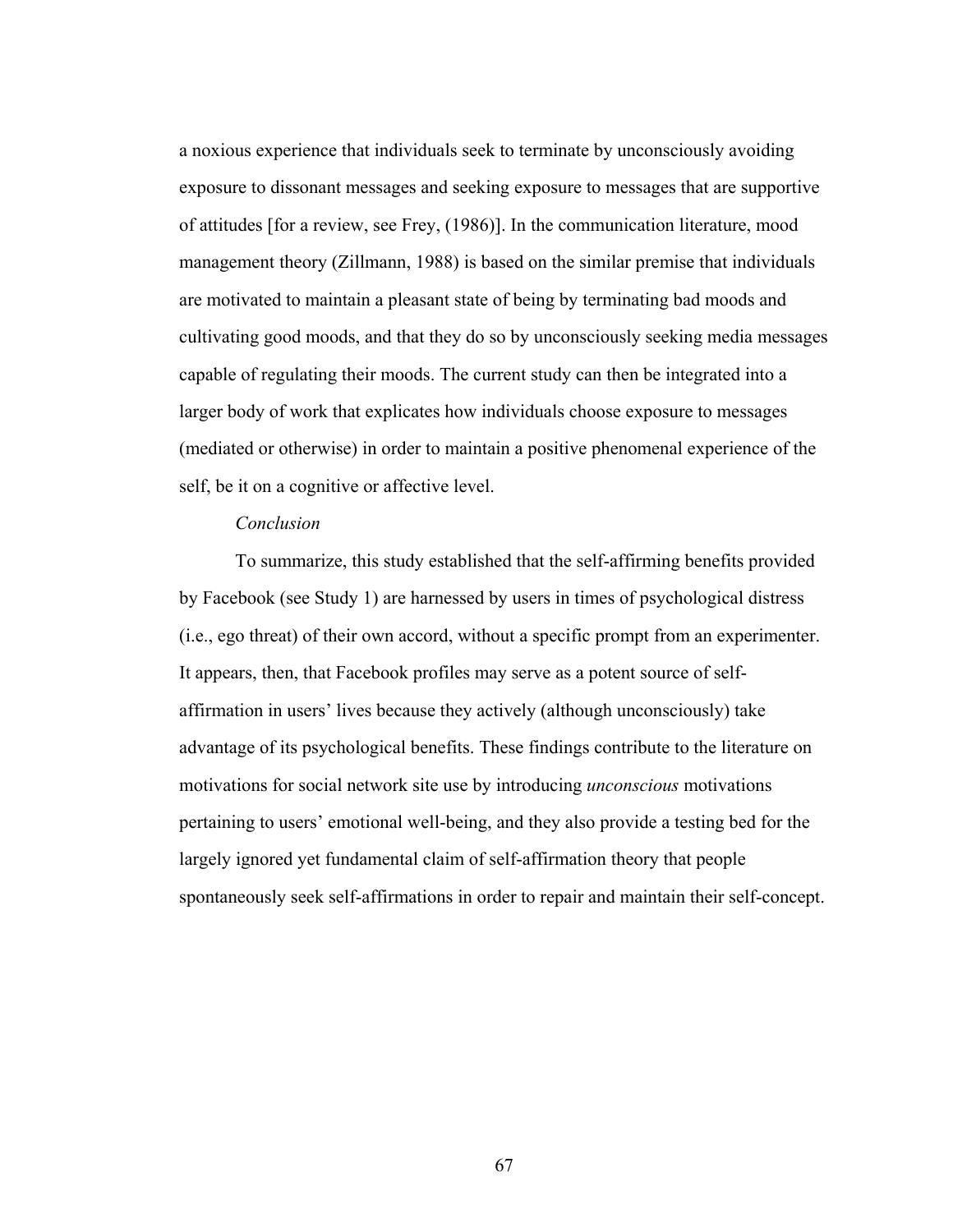a noxious experience that individuals seek to terminate by unconsciously avoiding exposure to dissonant messages and seeking exposure to messages that are supportive of attitudes [for a review, see Frey, (1986)]. In the communication literature, mood management theory (Zillmann, 1988) is based on the similar premise that individuals are motivated to maintain a pleasant state of being by terminating bad moods and cultivating good moods, and that they do so by unconsciously seeking media messages capable of regulating their moods. The current study can then be integrated into a larger body of work that explicates how individuals choose exposure to messages (mediated or otherwise) in order to maintain a positive phenomenal experience of the self, be it on a cognitive or affective level.

*Conclusion*

To summarize, this study established that the self-affirming benefits provided by Facebook (see Study 1) are harnessed by users in times of psychological distress (i.e., ego threat) of their own accord, without a specific prompt from an experimenter. It appears, then, that Facebook profiles may serve as a potent source of self-affirmation in users' lives because they actively (although unconsciously) take advantage of its psychological benefits. These findings contribute to the literature on motivations for social network site use by introducing *unconscious* motivations pertaining to users' emotional well-being, and they also provide a testing bed for the largely ignored yet fundamental claim of self-affirmation theory that people spontaneously seek self-affirmations in order to repair and maintain their self-concept.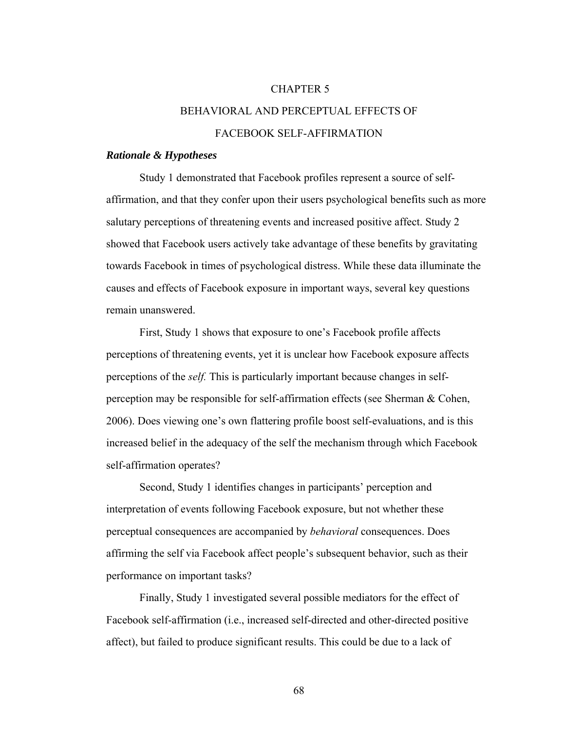# CHAPTER 5

# BEHAVIORAL AND PERCEPTUAL EFFECTS OF FACEBOOK SELF-AFFIRMATION

### ***Rationale & Hypotheses***

Study 1 demonstrated that Facebook profiles represent a source of self-affirmation, and that they confer upon their users psychological benefits such as more salutary perceptions of threatening events and increased positive affect. Study 2 showed that Facebook users actively take advantage of these benefits by gravitating towards Facebook in times of psychological distress. While these data illuminate the causes and effects of Facebook exposure in important ways, several key questions remain unanswered.

First, Study 1 shows that exposure to one's Facebook profile affects perceptions of threatening events, yet it is unclear how Facebook exposure affects perceptions of the *self.* This is particularly important because changes in self-perception may be responsible for self-affirmation effects (see Sherman & Cohen, 2006). Does viewing one's own flattering profile boost self-evaluations, and is this increased belief in the adequacy of the self the mechanism through which Facebook self-affirmation operates?

Second, Study 1 identifies changes in participants' perception and interpretation of events following Facebook exposure, but not whether these perceptual consequences are accompanied by *behavioral* consequences. Does affirming the self via Facebook affect people's subsequent behavior, such as their performance on important tasks?

Finally, Study 1 investigated several possible mediators for the effect of Facebook self-affirmation (i.e., increased self-directed and other-directed positive affect), but failed to produce significant results. This could be due to a lack of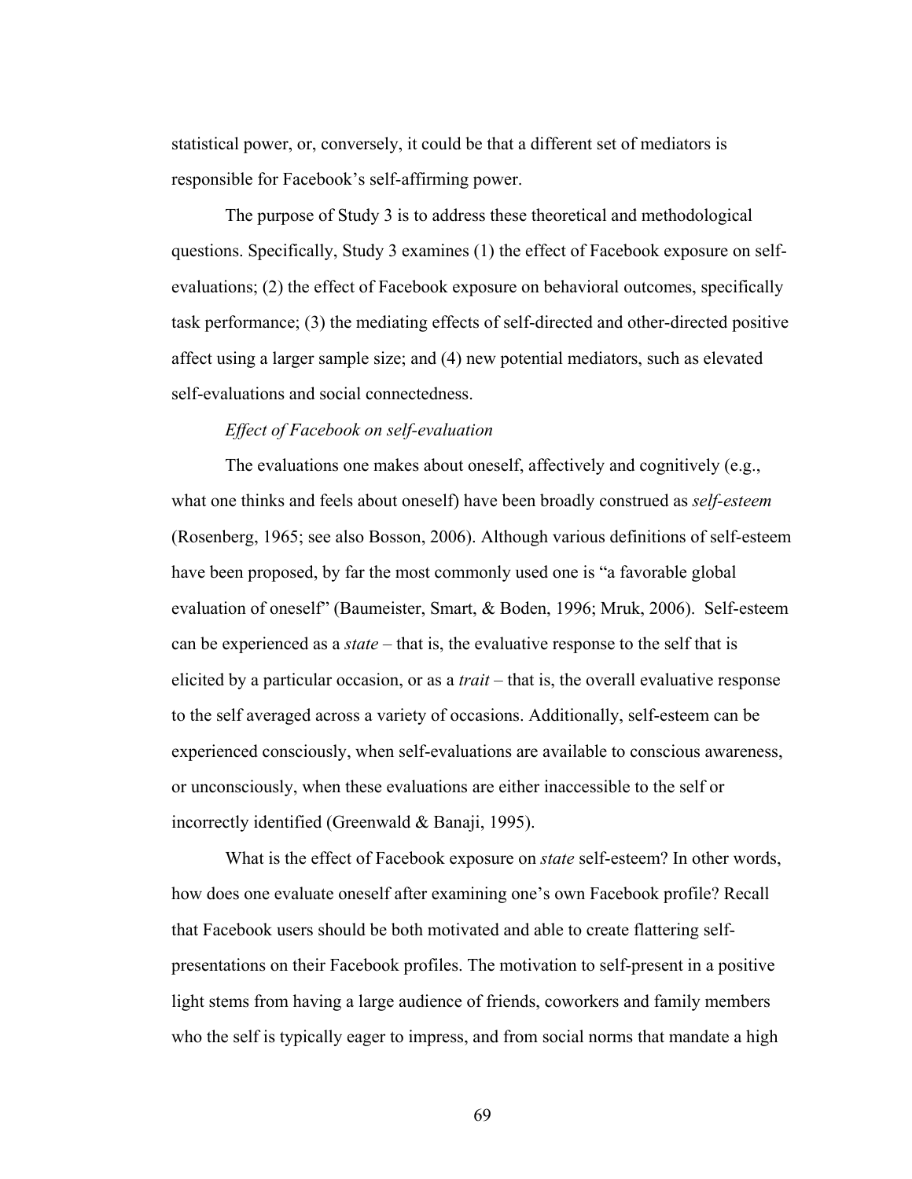statistical power, or, conversely, it could be that a different set of mediators is responsible for Facebook's self-affirming power.

The purpose of Study 3 is to address these theoretical and methodological questions. Specifically, Study 3 examines (1) the effect of Facebook exposure on self-evaluations; (2) the effect of Facebook exposure on behavioral outcomes, specifically task performance; (3) the mediating effects of self-directed and other-directed positive affect using a larger sample size; and (4) new potential mediators, such as elevated self-evaluations and social connectedness.

*Effect of Facebook on self-evaluation*

The evaluations one makes about oneself, affectively and cognitively (e.g., what one thinks and feels about oneself) have been broadly construed as *self-esteem* (Rosenberg, 1965; see also Bosson, 2006). Although various definitions of self-esteem have been proposed, by far the most commonly used one is "a favorable global evaluation of oneself" (Baumeister, Smart, & Boden, 1996; Mruk, 2006). Self-esteem can be experienced as a *state* – that is, the evaluative response to the self that is elicited by a particular occasion, or as a *trait* – that is, the overall evaluative response to the self averaged across a variety of occasions. Additionally, self-esteem can be experienced consciously, when self-evaluations are available to conscious awareness, or unconsciously, when these evaluations are either inaccessible to the self or incorrectly identified (Greenwald & Banaji, 1995).

What is the effect of Facebook exposure on *state* self-esteem? In other words, how does one evaluate oneself after examining one's own Facebook profile? Recall that Facebook users should be both motivated and able to create flattering self-presentations on their Facebook profiles. The motivation to self-present in a positive light stems from having a large audience of friends, coworkers and family members who the self is typically eager to impress, and from social norms that mandate a high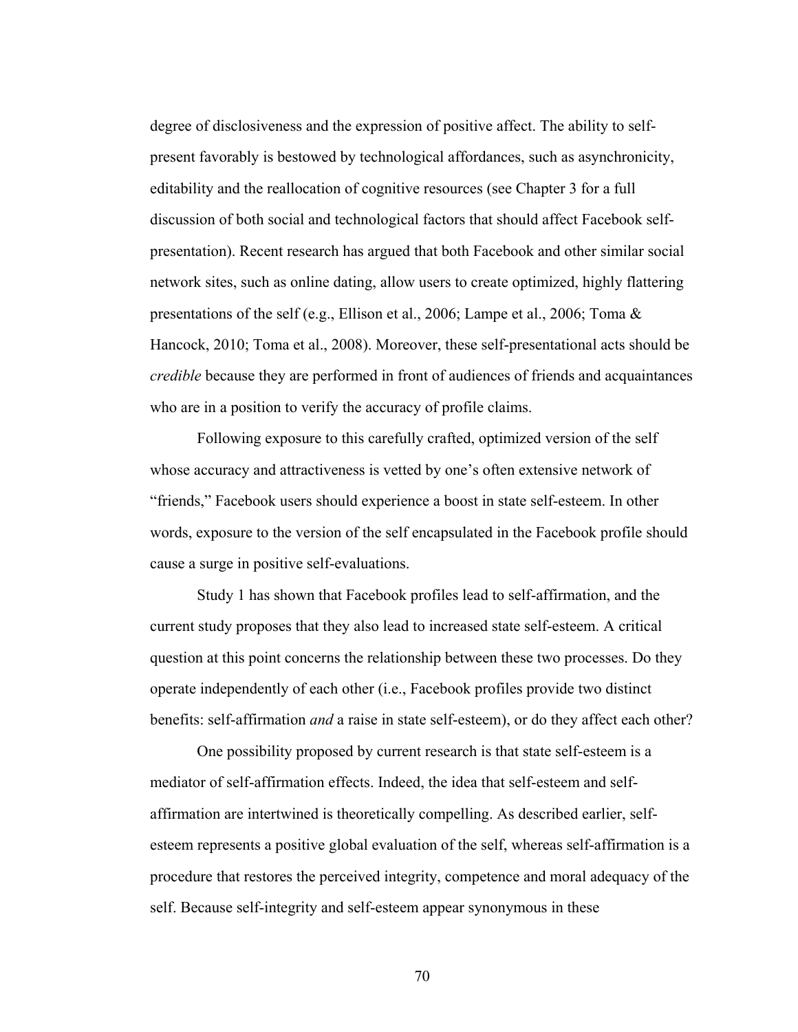degree of disclosiveness and the expression of positive affect. The ability to self-present favorably is bestowed by technological affordances, such as asynchronicity, editability and the reallocation of cognitive resources (see Chapter 3 for a full discussion of both social and technological factors that should affect Facebook self-presentation). Recent research has argued that both Facebook and other similar social network sites, such as online dating, allow users to create optimized, highly flattering presentations of the self (e.g., Ellison et al., 2006; Lampe et al., 2006; Toma & Hancock, 2010; Toma et al., 2008). Moreover, these self-presentational acts should be *credible* because they are performed in front of audiences of friends and acquaintances who are in a position to verify the accuracy of profile claims.

Following exposure to this carefully crafted, optimized version of the self whose accuracy and attractiveness is vetted by one's often extensive network of "friends," Facebook users should experience a boost in state self-esteem. In other words, exposure to the version of the self encapsulated in the Facebook profile should cause a surge in positive self-evaluations.

Study 1 has shown that Facebook profiles lead to self-affirmation, and the current study proposes that they also lead to increased state self-esteem. A critical question at this point concerns the relationship between these two processes. Do they operate independently of each other (i.e., Facebook profiles provide two distinct benefits: self-affirmation *and* a raise in state self-esteem), or do they affect each other?

One possibility proposed by current research is that state self-esteem is a mediator of self-affirmation effects. Indeed, the idea that self-esteem and self-affirmation are intertwined is theoretically compelling. As described earlier, self-esteem represents a positive global evaluation of the self, whereas self-affirmation is a procedure that restores the perceived integrity, competence and moral adequacy of the self. Because self-integrity and self-esteem appear synonymous in these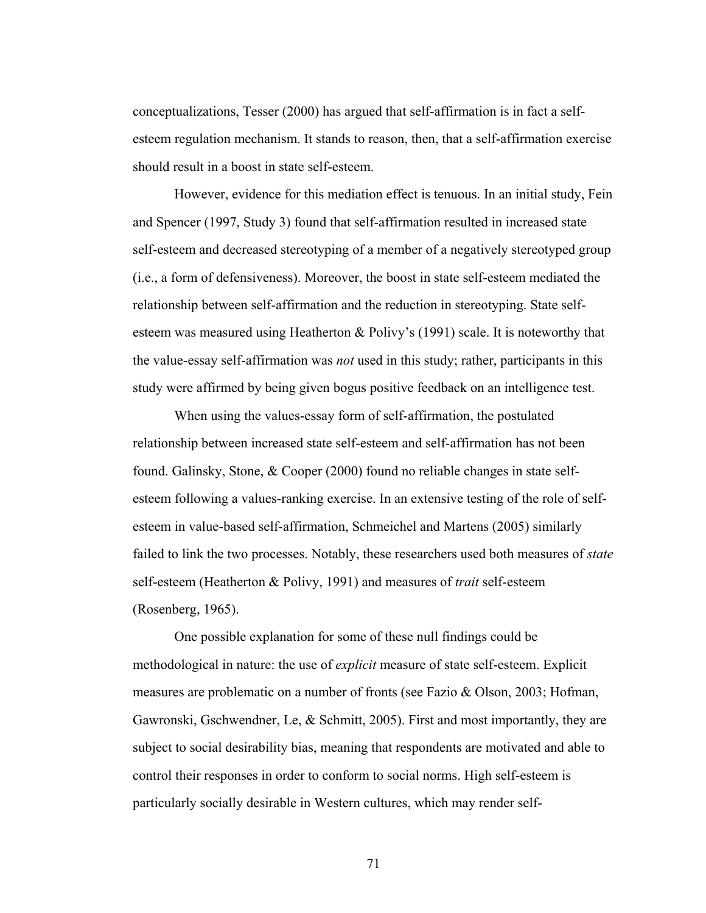conceptualizations, Tesser (2000) has argued that self-affirmation is in fact a self-esteem regulation mechanism. It stands to reason, then, that a self-affirmation exercise should result in a boost in state self-esteem.

However, evidence for this mediation effect is tenuous. In an initial study, Fein and Spencer (1997, Study 3) found that self-affirmation resulted in increased state self-esteem and decreased stereotyping of a member of a negatively stereotyped group (i.e., a form of defensiveness). Moreover, the boost in state self-esteem mediated the relationship between self-affirmation and the reduction in stereotyping. State self-esteem was measured using Heatherton & Polivy's (1991) scale. It is noteworthy that the value-essay self-affirmation was *not* used in this study; rather, participants in this study were affirmed by being given bogus positive feedback on an intelligence test.

When using the values-essay form of self-affirmation, the postulated relationship between increased state self-esteem and self-affirmation has not been found. Galinsky, Stone, & Cooper (2000) found no reliable changes in state self-esteem following a values-ranking exercise. In an extensive testing of the role of self-esteem in value-based self-affirmation, Schmeichel and Martens (2005) similarly failed to link the two processes. Notably, these researchers used both measures of *state* self-esteem (Heatherton & Polivy, 1991) and measures of *trait* self-esteem (Rosenberg, 1965).

One possible explanation for some of these null findings could be methodological in nature: the use of *explicit* measure of state self-esteem. Explicit measures are problematic on a number of fronts (see Fazio & Olson, 2003; Hofman, Gawronski, Gschwendner, Le, & Schmitt, 2005). First and most importantly, they are subject to social desirability bias, meaning that respondents are motivated and able to control their responses in order to conform to social norms. High self-esteem is particularly socially desirable in Western cultures, which may render self-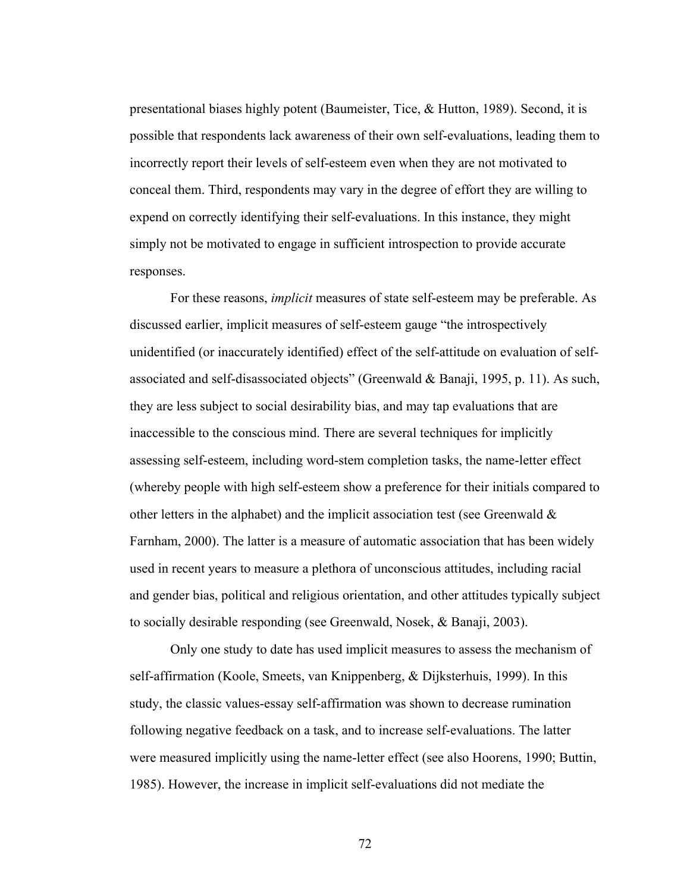presentational biases highly potent (Baumeister, Tice, & Hutton, 1989). Second, it is possible that respondents lack awareness of their own self-evaluations, leading them to incorrectly report their levels of self-esteem even when they are not motivated to conceal them. Third, respondents may vary in the degree of effort they are willing to expend on correctly identifying their self-evaluations. In this instance, they might simply not be motivated to engage in sufficient introspection to provide accurate responses.

For these reasons, *implicit* measures of state self-esteem may be preferable. As discussed earlier, implicit measures of self-esteem gauge "the introspectively unidentified (or inaccurately identified) effect of the self-attitude on evaluation of self-associated and self-disassociated objects" (Greenwald & Banaji, 1995, p. 11). As such, they are less subject to social desirability bias, and may tap evaluations that are inaccessible to the conscious mind. There are several techniques for implicitly assessing self-esteem, including word-stem completion tasks, the name-letter effect (whereby people with high self-esteem show a preference for their initials compared to other letters in the alphabet) and the implicit association test (see Greenwald & Farnham, 2000). The latter is a measure of automatic association that has been widely used in recent years to measure a plethora of unconscious attitudes, including racial and gender bias, political and religious orientation, and other attitudes typically subject to socially desirable responding (see Greenwald, Nosek, & Banaji, 2003).

Only one study to date has used implicit measures to assess the mechanism of self-affirmation (Koole, Smeets, van Knippenberg, & Dijksterhuis, 1999). In this study, the classic values-essay self-affirmation was shown to decrease rumination following negative feedback on a task, and to increase self-evaluations. The latter were measured implicitly using the name-letter effect (see also Hoorens, 1990; Buttin, 1985). However, the increase in implicit self-evaluations did not mediate the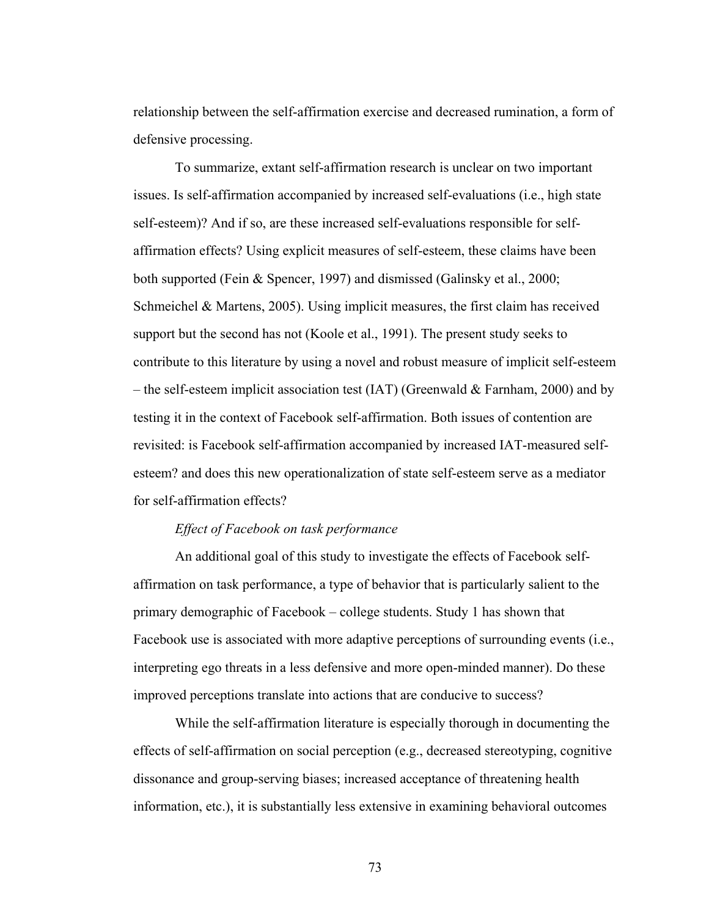relationship between the self-affirmation exercise and decreased rumination, a form of defensive processing.

To summarize, extant self-affirmation research is unclear on two important issues. Is self-affirmation accompanied by increased self-evaluations (i.e., high state self-esteem)? And if so, are these increased self-evaluations responsible for self-affirmation effects? Using explicit measures of self-esteem, these claims have been both supported (Fein & Spencer, 1997) and dismissed (Galinsky et al., 2000; Schmeichel & Martens, 2005). Using implicit measures, the first claim has received support but the second has not (Koole et al., 1991). The present study seeks to contribute to this literature by using a novel and robust measure of implicit self-esteem – the self-esteem implicit association test (IAT) (Greenwald & Farnham, 2000) and by testing it in the context of Facebook self-affirmation. Both issues of contention are revisited: is Facebook self-affirmation accompanied by increased IAT-measured self-esteem? and does this new operationalization of state self-esteem serve as a mediator for self-affirmation effects?

*Effect of Facebook on task performance*

An additional goal of this study to investigate the effects of Facebook self-affirmation on task performance, a type of behavior that is particularly salient to the primary demographic of Facebook – college students. Study 1 has shown that Facebook use is associated with more adaptive perceptions of surrounding events (i.e., interpreting ego threats in a less defensive and more open-minded manner). Do these improved perceptions translate into actions that are conducive to success?

While the self-affirmation literature is especially thorough in documenting the effects of self-affirmation on social perception (e.g., decreased stereotyping, cognitive dissonance and group-serving biases; increased acceptance of threatening health information, etc.), it is substantially less extensive in examining behavioral outcomes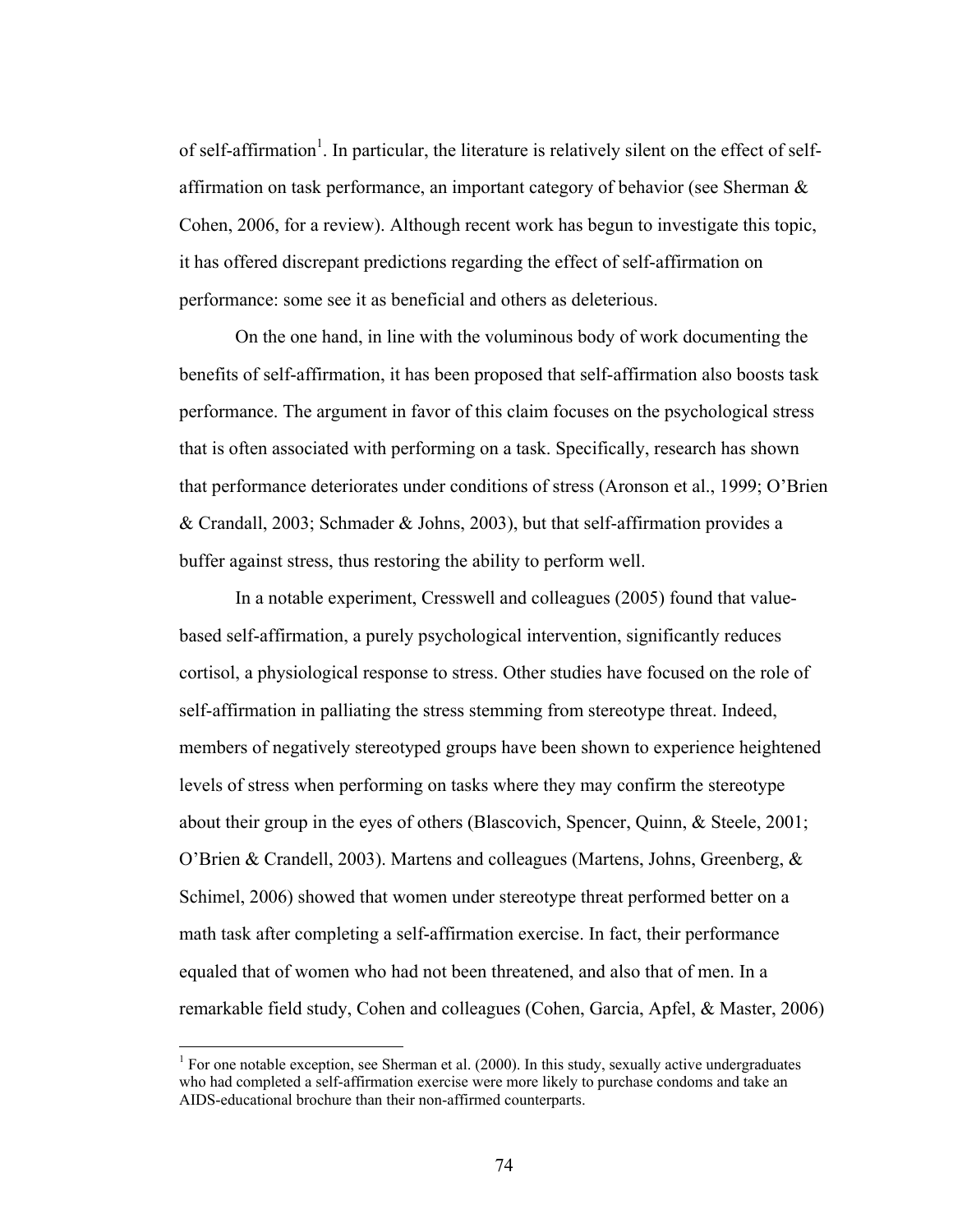of self-affirmation[1]. In particular, the literature is relatively silent on the effect of self-affirmation on task performance, an important category of behavior (see Sherman & Cohen, 2006, for a review). Although recent work has begun to investigate this topic, it has offered discrepant predictions regarding the effect of self-affirmation on performance: some see it as beneficial and others as deleterious.

On the one hand, in line with the voluminous body of work documenting the benefits of self-affirmation, it has been proposed that self-affirmation also boosts task performance. The argument in favor of this claim focuses on the psychological stress that is often associated with performing on a task. Specifically, research has shown that performance deteriorates under conditions of stress (Aronson et al., 1999; O'Brien & Crandall, 2003; Schmader & Johns, 2003), but that self-affirmation provides a buffer against stress, thus restoring the ability to perform well.

In a notable experiment, Cresswell and colleagues (2005) found that value-based self-affirmation, a purely psychological intervention, significantly reduces cortisol, a physiological response to stress. Other studies have focused on the role of self-affirmation in palliating the stress stemming from stereotype threat. Indeed, members of negatively stereotyped groups have been shown to experience heightened levels of stress when performing on tasks where they may confirm the stereotype about their group in the eyes of others (Blascovich, Spencer, Quinn, & Steele, 2001; O'Brien & Crandell, 2003). Martens and colleagues (Martens, Johns, Greenberg, & Schimel, 2006) showed that women under stereotype threat performed better on a math task after completing a self-affirmation exercise. In fact, their performance equaled that of women who had not been threatened, and also that of men. In a remarkable field study, Cohen and colleagues (Cohen, Garcia, Apfel, & Master, 2006)

[1] For one notable exception, see Sherman et al. (2000). In this study, sexually active undergraduates who had completed a self-affirmation exercise were more likely to purchase condoms and take an AIDS-educational brochure than their non-affirmed counterparts.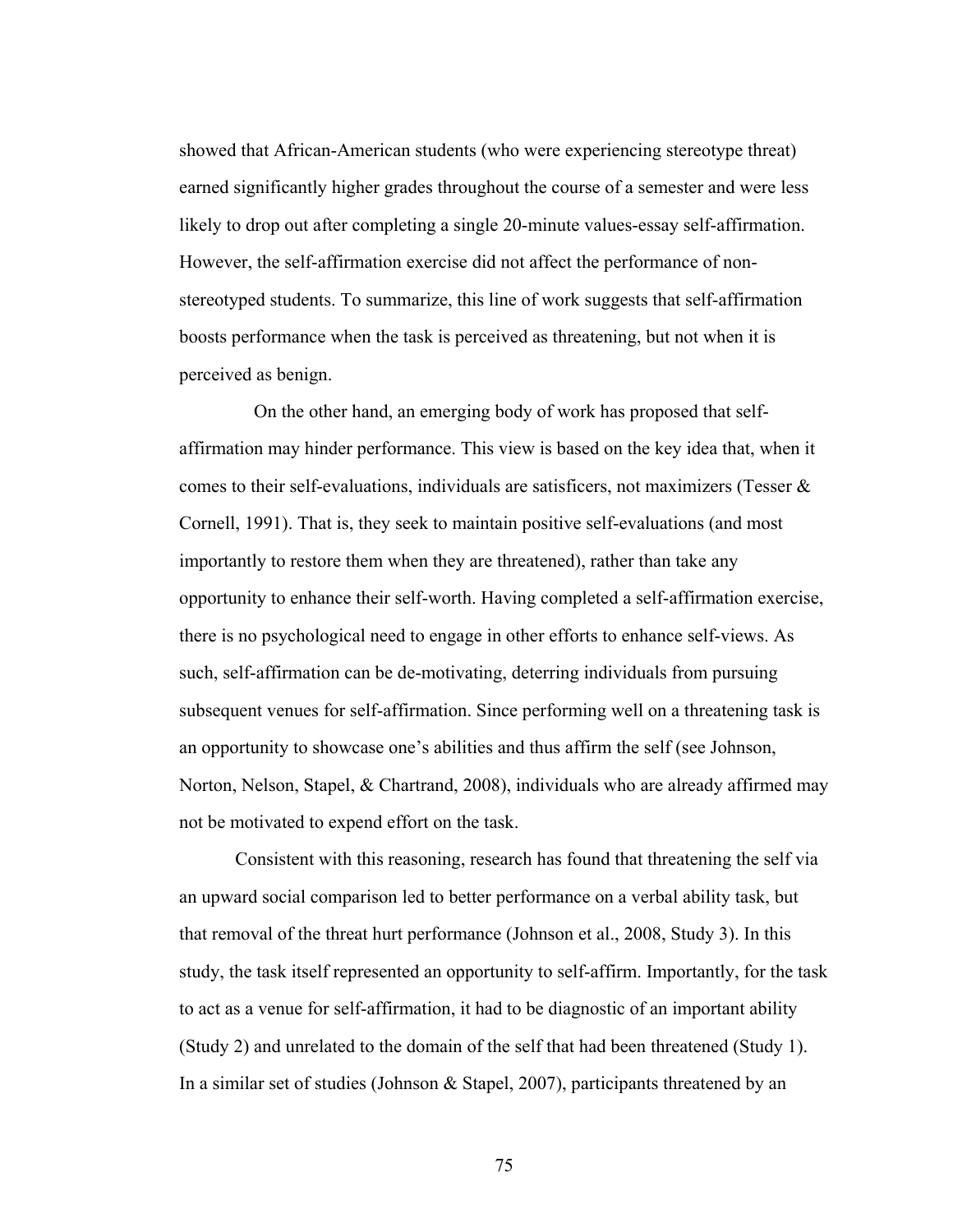showed that African-American students (who were experiencing stereotype threat) earned significantly higher grades throughout the course of a semester and were less likely to drop out after completing a single 20-minute values-essay self-affirmation. However, the self-affirmation exercise did not affect the performance of non-stereotyped students. To summarize, this line of work suggests that self-affirmation boosts performance when the task is perceived as threatening, but not when it is perceived as benign.

On the other hand, an emerging body of work has proposed that self-affirmation may hinder performance. This view is based on the key idea that, when it comes to their self-evaluations, individuals are satisficers, not maximizers (Tesser & Cornell, 1991). That is, they seek to maintain positive self-evaluations (and most importantly to restore them when they are threatened), rather than take any opportunity to enhance their self-worth. Having completed a self-affirmation exercise, there is no psychological need to engage in other efforts to enhance self-views. As such, self-affirmation can be de-motivating, deterring individuals from pursuing subsequent venues for self-affirmation. Since performing well on a threatening task is an opportunity to showcase one's abilities and thus affirm the self (see Johnson, Norton, Nelson, Stapel, & Chartrand, 2008), individuals who are already affirmed may not be motivated to expend effort on the task.

Consistent with this reasoning, research has found that threatening the self via an upward social comparison led to better performance on a verbal ability task, but that removal of the threat hurt performance (Johnson et al., 2008, Study 3). In this study, the task itself represented an opportunity to self-affirm. Importantly, for the task to act as a venue for self-affirmation, it had to be diagnostic of an important ability (Study 2) and unrelated to the domain of the self that had been threatened (Study 1). In a similar set of studies (Johnson & Stapel, 2007), participants threatened by an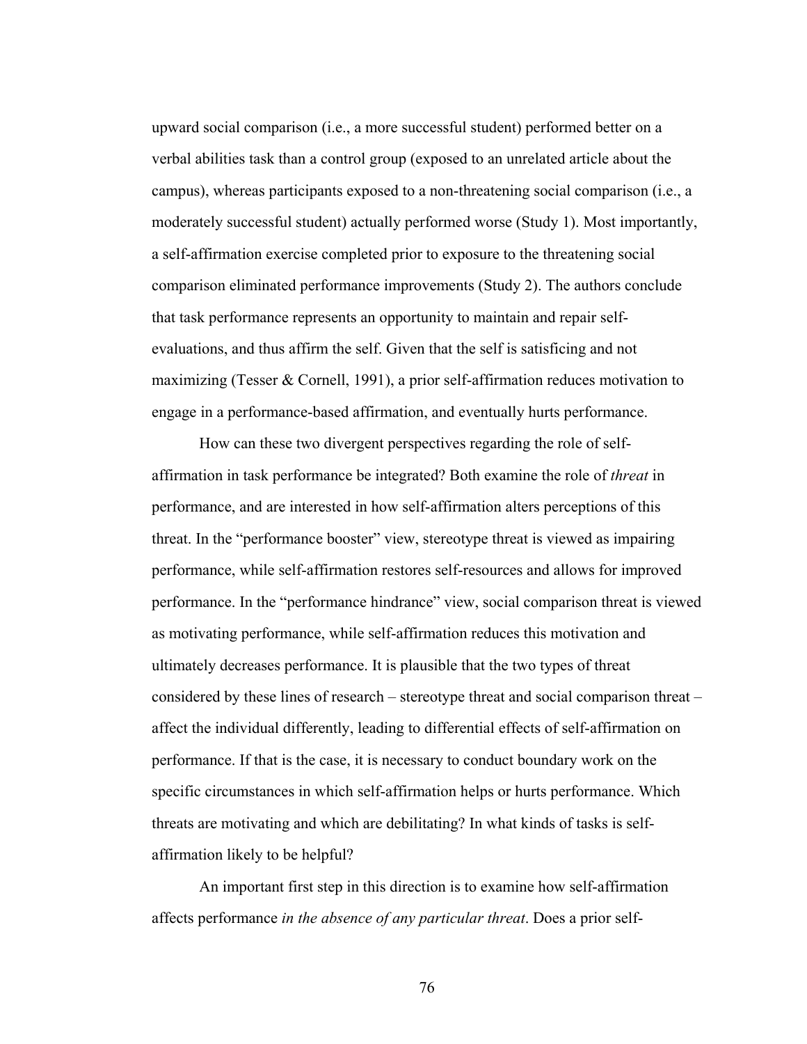upward social comparison (i.e., a more successful student) performed better on a verbal abilities task than a control group (exposed to an unrelated article about the campus), whereas participants exposed to a non-threatening social comparison (i.e., a moderately successful student) actually performed worse (Study 1). Most importantly, a self-affirmation exercise completed prior to exposure to the threatening social comparison eliminated performance improvements (Study 2). The authors conclude that task performance represents an opportunity to maintain and repair self-evaluations, and thus affirm the self. Given that the self is satisficing and not maximizing (Tesser & Cornell, 1991), a prior self-affirmation reduces motivation to engage in a performance-based affirmation, and eventually hurts performance.

How can these two divergent perspectives regarding the role of self-affirmation in task performance be integrated? Both examine the role of *threat* in performance, and are interested in how self-affirmation alters perceptions of this threat. In the "performance booster" view, stereotype threat is viewed as impairing performance, while self-affirmation restores self-resources and allows for improved performance. In the "performance hindrance" view, social comparison threat is viewed as motivating performance, while self-affirmation reduces this motivation and ultimately decreases performance. It is plausible that the two types of threat considered by these lines of research – stereotype threat and social comparison threat – affect the individual differently, leading to differential effects of self-affirmation on performance. If that is the case, it is necessary to conduct boundary work on the specific circumstances in which self-affirmation helps or hurts performance. Which threats are motivating and which are debilitating? In what kinds of tasks is self-affirmation likely to be helpful?

An important first step in this direction is to examine how self-affirmation affects performance *in the absence of any particular threat*. Does a prior self-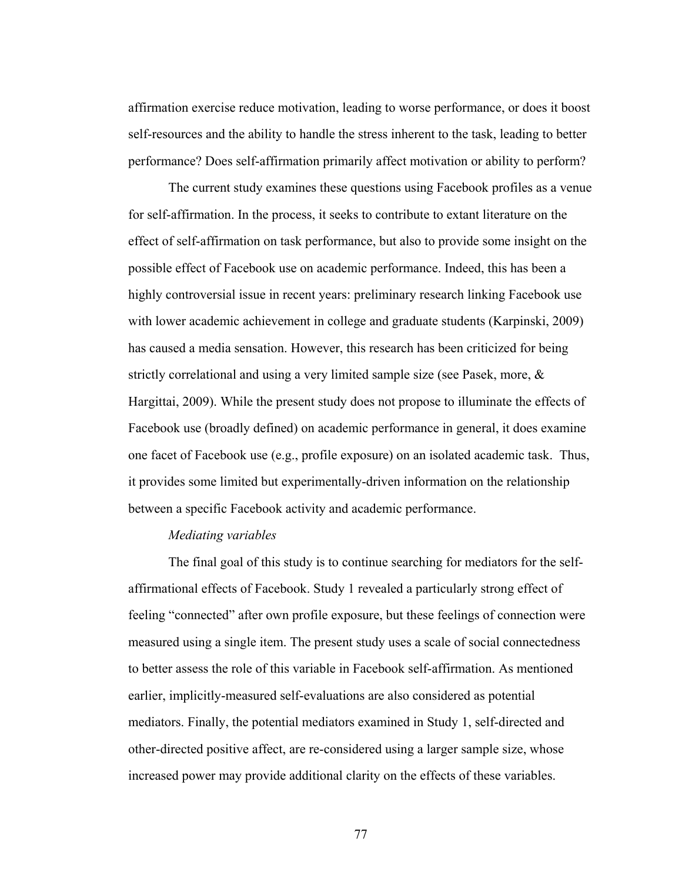affirmation exercise reduce motivation, leading to worse performance, or does it boost self-resources and the ability to handle the stress inherent to the task, leading to better performance? Does self-affirmation primarily affect motivation or ability to perform?

The current study examines these questions using Facebook profiles as a venue for self-affirmation. In the process, it seeks to contribute to extant literature on the effect of self-affirmation on task performance, but also to provide some insight on the possible effect of Facebook use on academic performance. Indeed, this has been a highly controversial issue in recent years: preliminary research linking Facebook use with lower academic achievement in college and graduate students (Karpinski, 2009) has caused a media sensation. However, this research has been criticized for being strictly correlational and using a very limited sample size (see Pasek, more, & Hargittai, 2009). While the present study does not propose to illuminate the effects of Facebook use (broadly defined) on academic performance in general, it does examine one facet of Facebook use (e.g., profile exposure) on an isolated academic task. Thus, it provides some limited but experimentally-driven information on the relationship between a specific Facebook activity and academic performance.

*Mediating variables*

The final goal of this study is to continue searching for mediators for the self-affirmational effects of Facebook. Study 1 revealed a particularly strong effect of feeling "connected" after own profile exposure, but these feelings of connection were measured using a single item. The present study uses a scale of social connectedness to better assess the role of this variable in Facebook self-affirmation. As mentioned earlier, implicitly-measured self-evaluations are also considered as potential mediators. Finally, the potential mediators examined in Study 1, self-directed and other-directed positive affect, are re-considered using a larger sample size, whose increased power may provide additional clarity on the effects of these variables.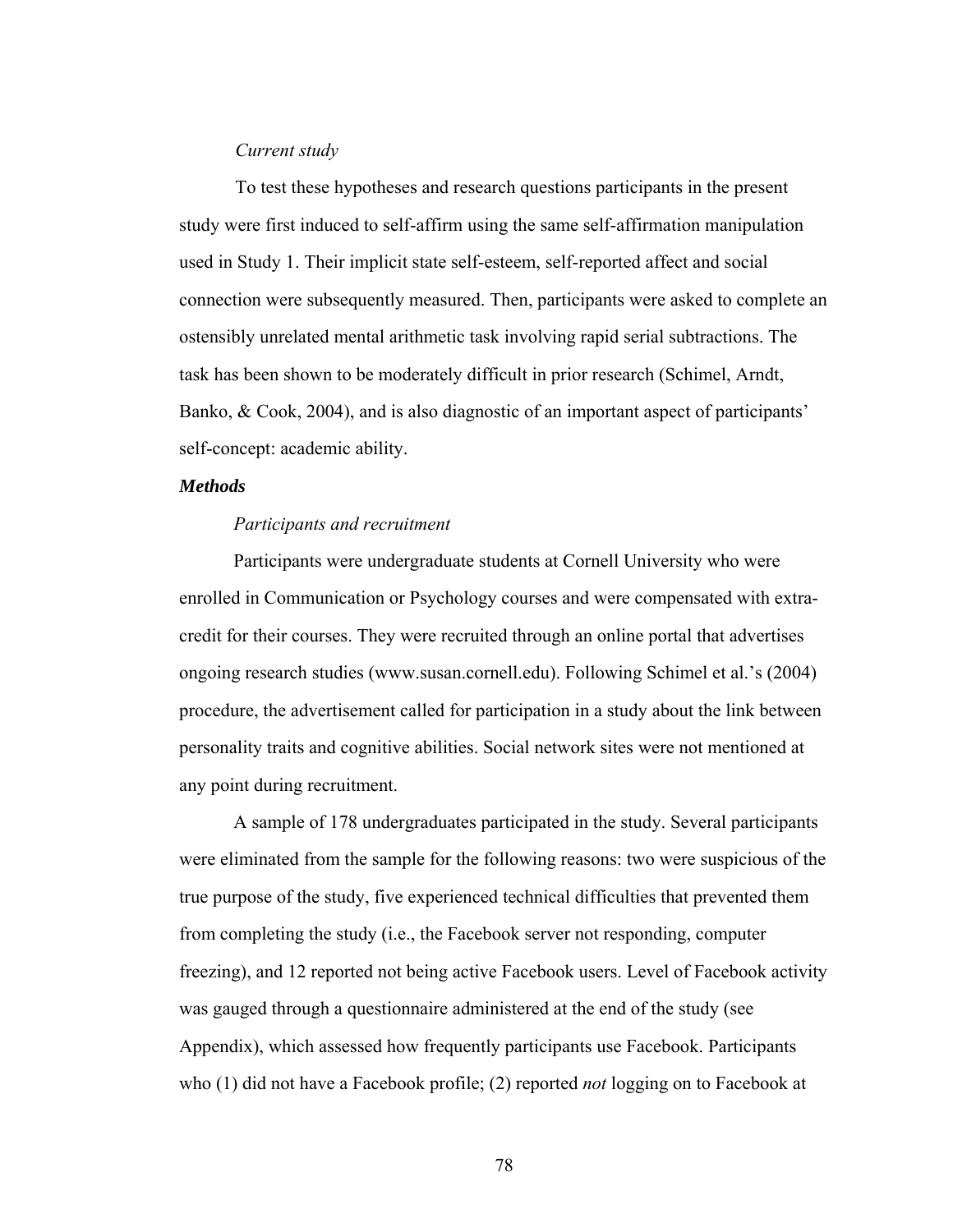*Current study*

To test these hypotheses and research questions participants in the present study were first induced to self-affirm using the same self-affirmation manipulation used in Study 1. Their implicit state self-esteem, self-reported affect and social connection were subsequently measured. Then, participants were asked to complete an ostensibly unrelated mental arithmetic task involving rapid serial subtractions. The task has been shown to be moderately difficult in prior research (Schimel, Arndt, Banko, & Cook, 2004), and is also diagnostic of an important aspect of participants' self-concept: academic ability.

***Methods***

*Participants and recruitment*

Participants were undergraduate students at Cornell University who were enrolled in Communication or Psychology courses and were compensated with extra-credit for their courses. They were recruited through an online portal that advertises ongoing research studies (www.susan.cornell.edu). Following Schimel et al.'s (2004) procedure, the advertisement called for participation in a study about the link between personality traits and cognitive abilities. Social network sites were not mentioned at any point during recruitment.

A sample of 178 undergraduates participated in the study. Several participants were eliminated from the sample for the following reasons: two were suspicious of the true purpose of the study, five experienced technical difficulties that prevented them from completing the study (i.e., the Facebook server not responding, computer freezing), and 12 reported not being active Facebook users. Level of Facebook activity was gauged through a questionnaire administered at the end of the study (see Appendix), which assessed how frequently participants use Facebook. Participants who (1) did not have a Facebook profile; (2) reported *not* logging on to Facebook at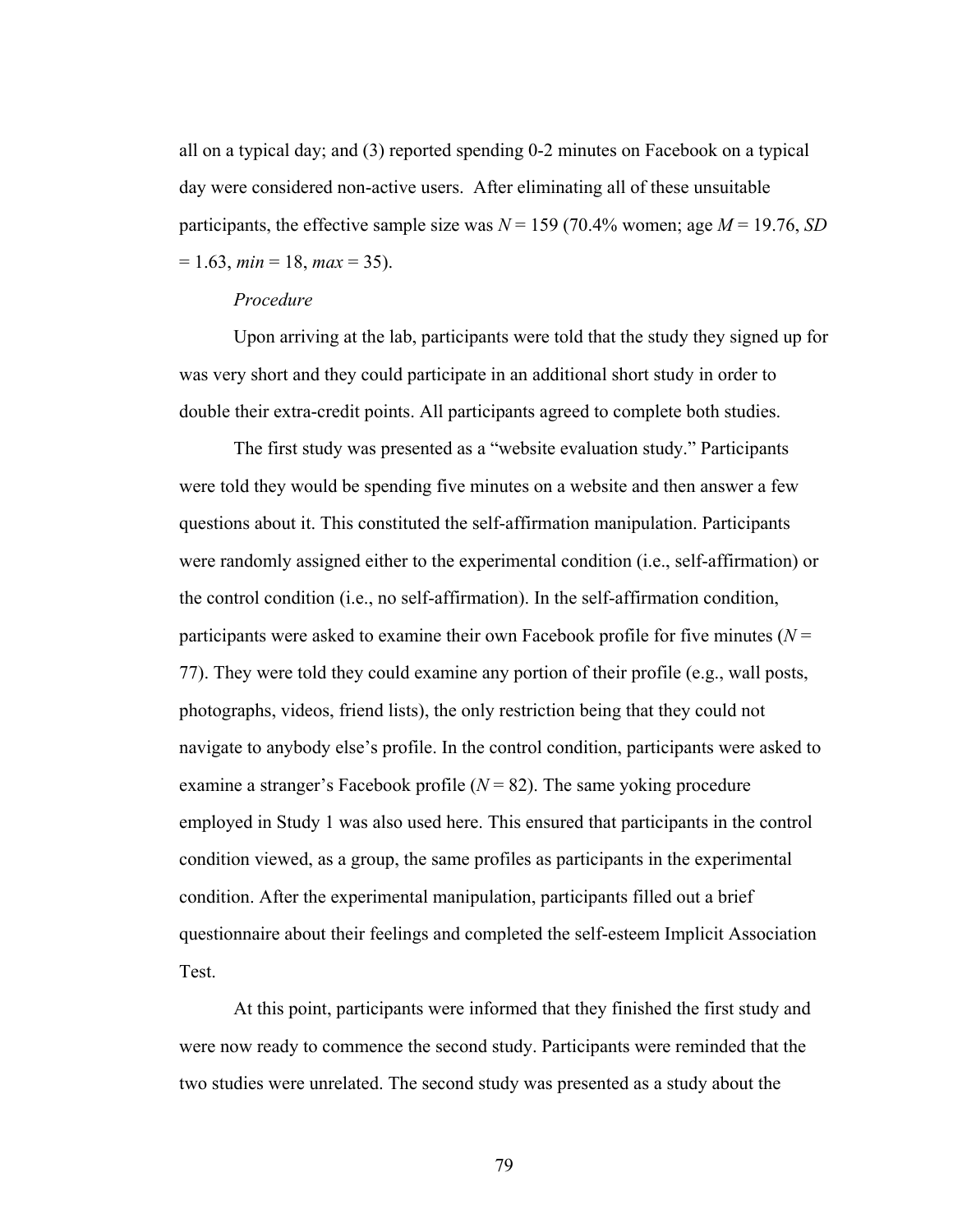all on a typical day; and (3) reported spending 0-2 minutes on Facebook on a typical day were considered non-active users. After eliminating all of these unsuitable participants, the effective sample size was $N = 159$ (70.4% women; age $M = 19.76$, $SD = 1.63$, $min = 18$, $max = 35$).

*Procedure*

Upon arriving at the lab, participants were told that the study they signed up for was very short and they could participate in an additional short study in order to double their extra-credit points. All participants agreed to complete both studies.

The first study was presented as a "website evaluation study." Participants were told they would be spending five minutes on a website and then answer a few questions about it. This constituted the self-affirmation manipulation. Participants were randomly assigned either to the experimental condition (i.e., self-affirmation) or the control condition (i.e., no self-affirmation). In the self-affirmation condition, participants were asked to examine their own Facebook profile for five minutes ($N = 77$). They were told they could examine any portion of their profile (e.g., wall posts, photographs, videos, friend lists), the only restriction being that they could not navigate to anybody else's profile. In the control condition, participants were asked to examine a stranger's Facebook profile ($N = 82$). The same yoking procedure employed in Study 1 was also used here. This ensured that participants in the control condition viewed, as a group, the same profiles as participants in the experimental condition. After the experimental manipulation, participants filled out a brief questionnaire about their feelings and completed the self-esteem Implicit Association Test.

At this point, participants were informed that they finished the first study and were now ready to commence the second study. Participants were reminded that the two studies were unrelated. The second study was presented as a study about the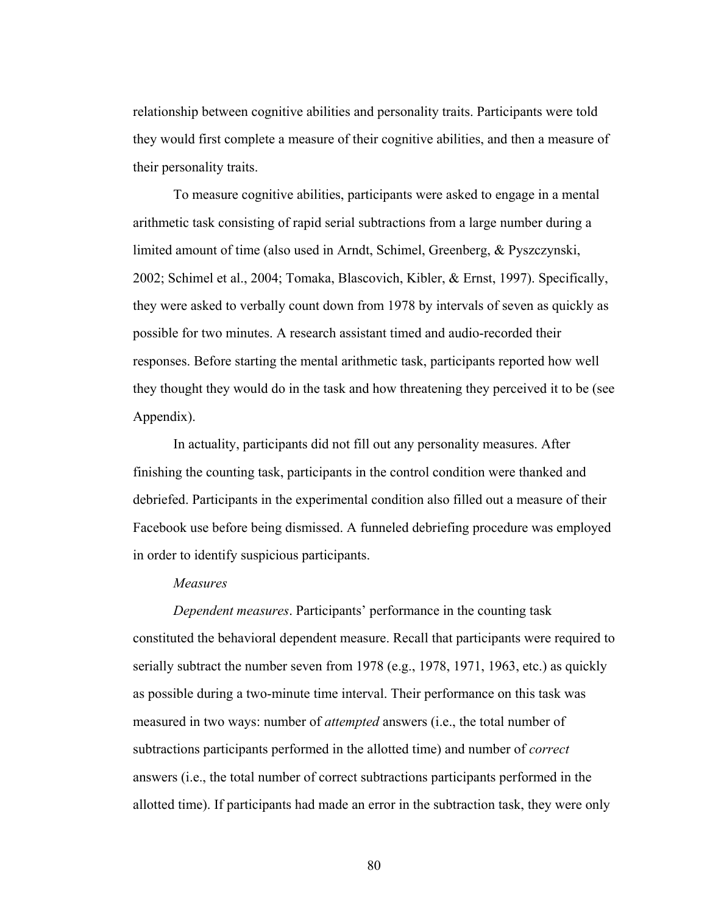relationship between cognitive abilities and personality traits. Participants were told they would first complete a measure of their cognitive abilities, and then a measure of their personality traits.

To measure cognitive abilities, participants were asked to engage in a mental arithmetic task consisting of rapid serial subtractions from a large number during a limited amount of time (also used in Arndt, Schimel, Greenberg, & Pyszczynski, 2002; Schimel et al., 2004; Tomaka, Blascovich, Kibler, & Ernst, 1997). Specifically, they were asked to verbally count down from 1978 by intervals of seven as quickly as possible for two minutes. A research assistant timed and audio-recorded their responses. Before starting the mental arithmetic task, participants reported how well they thought they would do in the task and how threatening they perceived it to be (see Appendix).

In actuality, participants did not fill out any personality measures. After finishing the counting task, participants in the control condition were thanked and debriefed. Participants in the experimental condition also filled out a measure of their Facebook use before being dismissed. A funneled debriefing procedure was employed in order to identify suspicious participants.

*Measures*

*Dependent measures*. Participants' performance in the counting task constituted the behavioral dependent measure. Recall that participants were required to serially subtract the number seven from 1978 (e.g., 1978, 1971, 1963, etc.) as quickly as possible during a two-minute time interval. Their performance on this task was measured in two ways: number of *attempted* answers (i.e., the total number of subtractions participants performed in the allotted time) and number of *correct* answers (i.e., the total number of correct subtractions participants performed in the allotted time). If participants had made an error in the subtraction task, they were only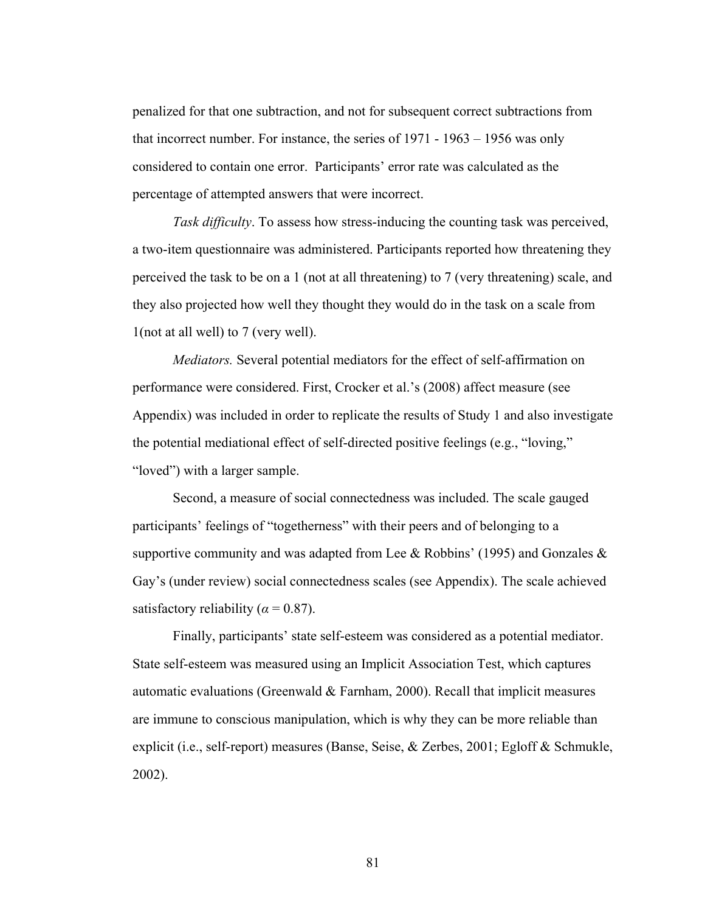penalized for that one subtraction, and not for subsequent correct subtractions from that incorrect number. For instance, the series of 1971 - 1963 – 1956 was only considered to contain one error. Participants' error rate was calculated as the percentage of attempted answers that were incorrect.

*Task difficulty*. To assess how stress-inducing the counting task was perceived, a two-item questionnaire was administered. Participants reported how threatening they perceived the task to be on a 1 (not at all threatening) to 7 (very threatening) scale, and they also projected how well they thought they would do in the task on a scale from 1(not at all well) to 7 (very well).

*Mediators.* Several potential mediators for the effect of self-affirmation on performance were considered. First, Crocker et al.'s (2008) affect measure (see Appendix) was included in order to replicate the results of Study 1 and also investigate the potential mediational effect of self-directed positive feelings (e.g., "loving," "loved") with a larger sample.

Second, a measure of social connectedness was included. The scale gauged participants' feelings of "togetherness" with their peers and of belonging to a supportive community and was adapted from Lee & Robbins' (1995) and Gonzales & Gay's (under review) social connectedness scales (see Appendix). The scale achieved satisfactory reliability ($\alpha = 0.87$).

Finally, participants' state self-esteem was considered as a potential mediator. State self-esteem was measured using an Implicit Association Test, which captures automatic evaluations (Greenwald & Farnham, 2000). Recall that implicit measures are immune to conscious manipulation, which is why they can be more reliable than explicit (i.e., self-report) measures (Banse, Seise, & Zerbes, 2001; Egloff & Schmukle, 2002).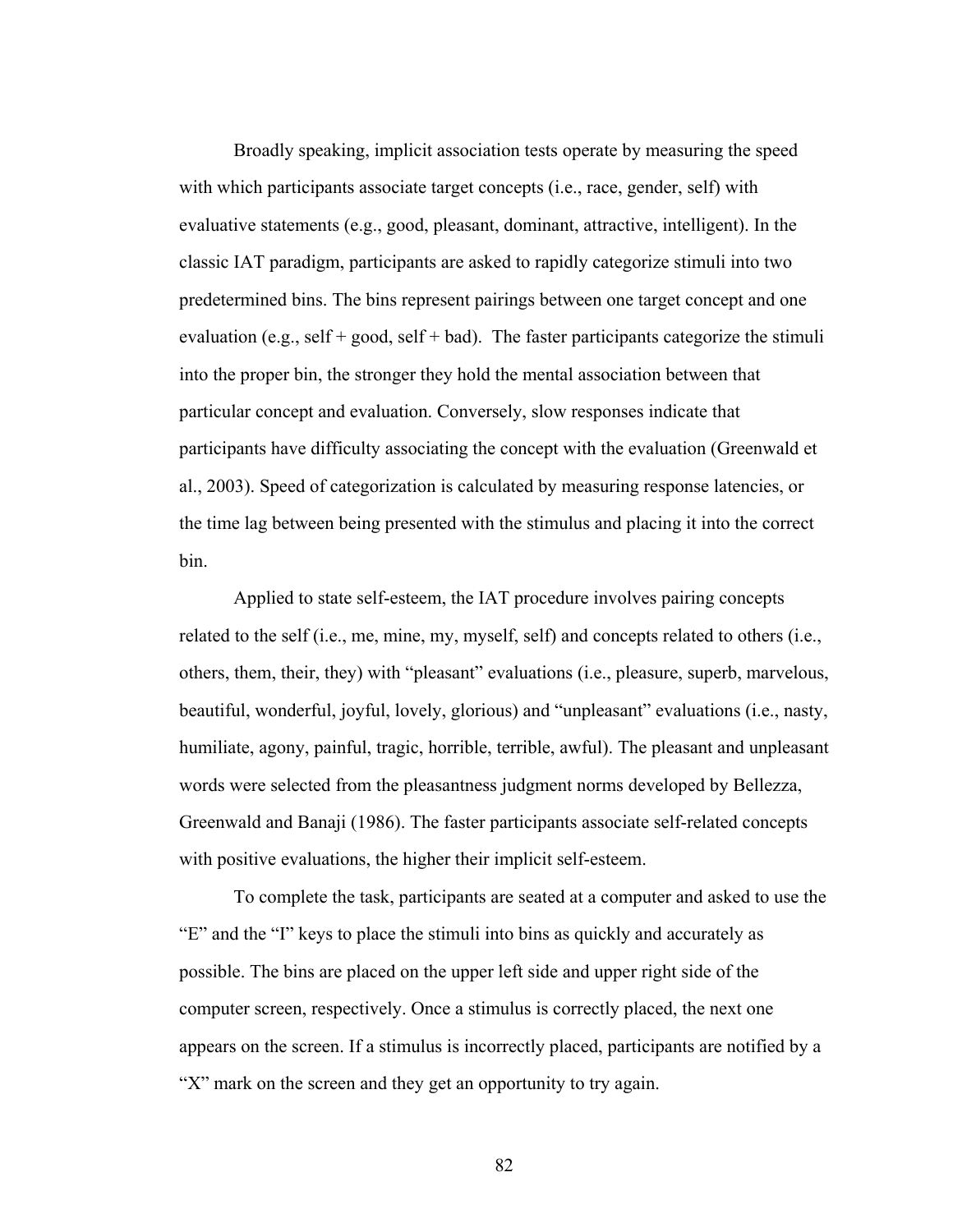Broadly speaking, implicit association tests operate by measuring the speed with which participants associate target concepts (i.e., race, gender, self) with evaluative statements (e.g., good, pleasant, dominant, attractive, intelligent). In the classic IAT paradigm, participants are asked to rapidly categorize stimuli into two predetermined bins. The bins represent pairings between one target concept and one evaluation (e.g., self + good, self + bad). The faster participants categorize the stimuli into the proper bin, the stronger they hold the mental association between that particular concept and evaluation. Conversely, slow responses indicate that participants have difficulty associating the concept with the evaluation (Greenwald et al., 2003). Speed of categorization is calculated by measuring response latencies, or the time lag between being presented with the stimulus and placing it into the correct bin.

Applied to state self-esteem, the IAT procedure involves pairing concepts related to the self (i.e., me, mine, my, myself, self) and concepts related to others (i.e., others, them, their, they) with "pleasant" evaluations (i.e., pleasure, superb, marvelous, beautiful, wonderful, joyful, lovely, glorious) and "unpleasant" evaluations (i.e., nasty, humiliate, agony, painful, tragic, horrible, terrible, awful). The pleasant and unpleasant words were selected from the pleasantness judgment norms developed by Bellezza, Greenwald and Banaji (1986). The faster participants associate self-related concepts with positive evaluations, the higher their implicit self-esteem.

To complete the task, participants are seated at a computer and asked to use the "E" and the "I" keys to place the stimuli into bins as quickly and accurately as possible. The bins are placed on the upper left side and upper right side of the computer screen, respectively. Once a stimulus is correctly placed, the next one appears on the screen. If a stimulus is incorrectly placed, participants are notified by a "X" mark on the screen and they get an opportunity to try again.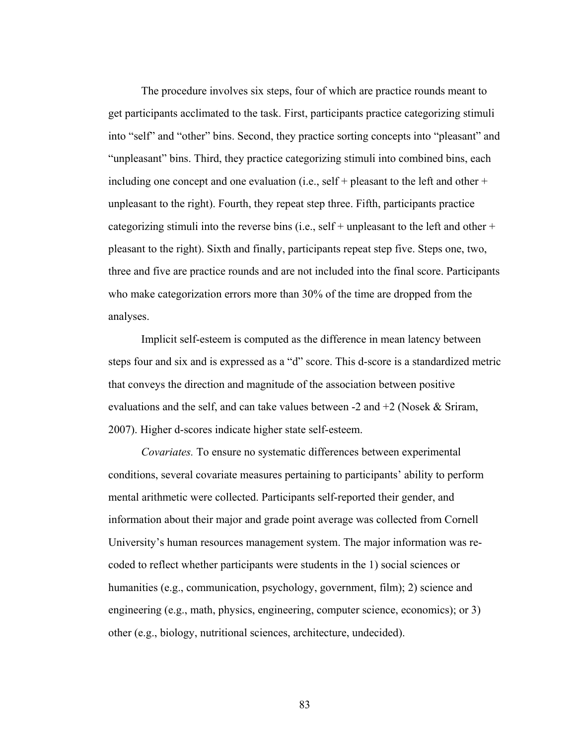The procedure involves six steps, four of which are practice rounds meant to get participants acclimated to the task. First, participants practice categorizing stimuli into "self" and "other" bins. Second, they practice sorting concepts into "pleasant" and "unpleasant" bins. Third, they practice categorizing stimuli into combined bins, each including one concept and one evaluation (i.e., self + pleasant to the left and other + unpleasant to the right). Fourth, they repeat step three. Fifth, participants practice categorizing stimuli into the reverse bins (i.e., self + unpleasant to the left and other + pleasant to the right). Sixth and finally, participants repeat step five. Steps one, two, three and five are practice rounds and are not included into the final score. Participants who make categorization errors more than 30% of the time are dropped from the analyses.

Implicit self-esteem is computed as the difference in mean latency between steps four and six and is expressed as a "d" score. This d-score is a standardized metric that conveys the direction and magnitude of the association between positive evaluations and the self, and can take values between -2 and +2 (Nosek & Sriram, 2007). Higher d-scores indicate higher state self-esteem.

*Covariates.* To ensure no systematic differences between experimental conditions, several covariate measures pertaining to participants' ability to perform mental arithmetic were collected. Participants self-reported their gender, and information about their major and grade point average was collected from Cornell University's human resources management system. The major information was re-coded to reflect whether participants were students in the 1) social sciences or humanities (e.g., communication, psychology, government, film); 2) science and engineering (e.g., math, physics, engineering, computer science, economics); or 3) other (e.g., biology, nutritional sciences, architecture, undecided).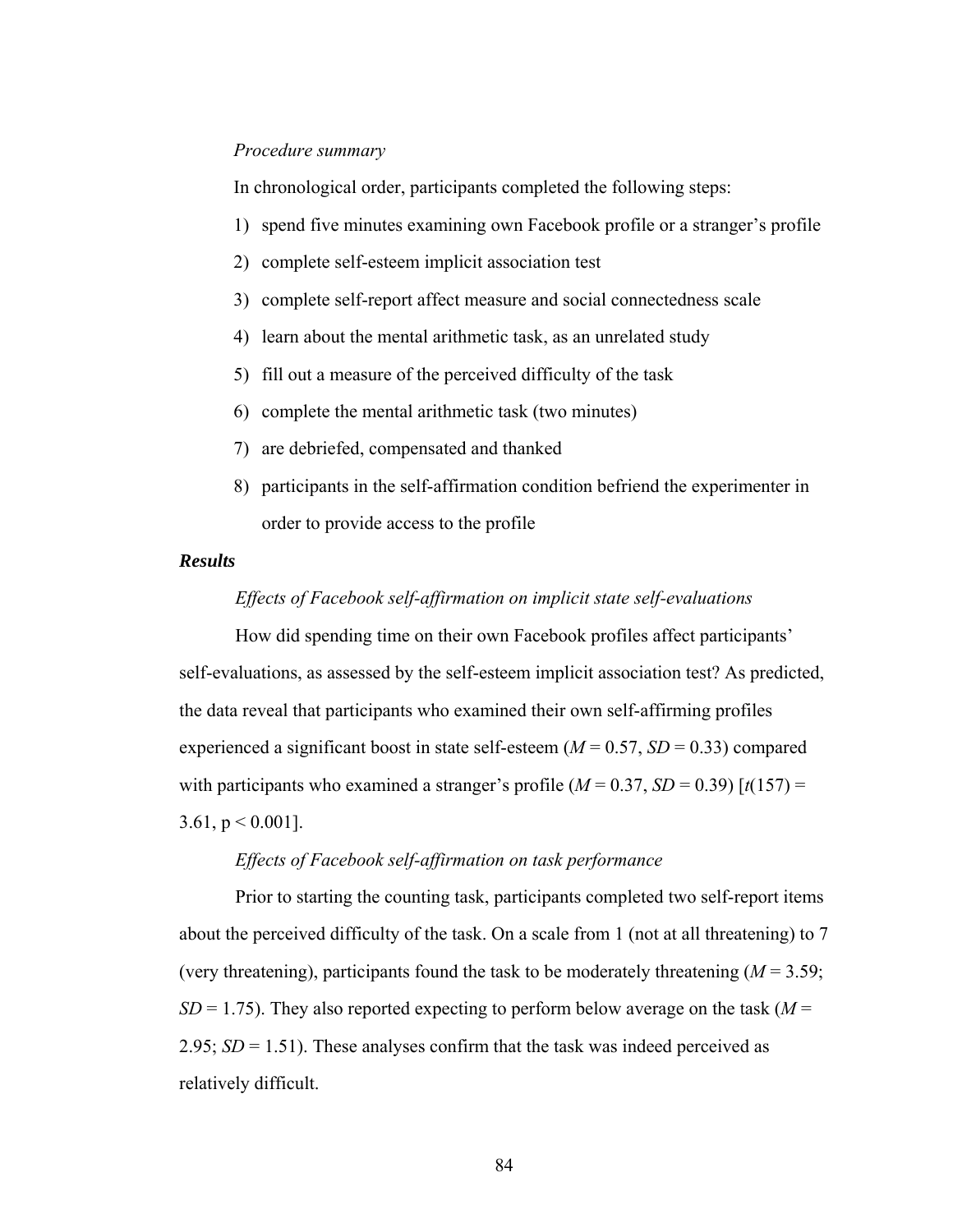*Procedure summary*

In chronological order, participants completed the following steps:

1) spend five minutes examining own Facebook profile or a stranger's profile
2) complete self-esteem implicit association test
3) complete self-report affect measure and social connectedness scale
4) learn about the mental arithmetic task, as an unrelated study
5) fill out a measure of the perceived difficulty of the task
6) complete the mental arithmetic task (two minutes)
7) are debriefed, compensated and thanked
8) participants in the self-affirmation condition befriend the experimenter in order to provide access to the profile

***Results***

*Effects of Facebook self-affirmation on implicit state self-evaluations*

How did spending time on their own Facebook profiles affect participants' self-evaluations, as assessed by the self-esteem implicit association test? As predicted, the data reveal that participants who examined their own self-affirming profiles experienced a significant boost in state self-esteem ($M$ = 0.57, $SD$ = 0.33) compared with participants who examined a stranger's profile ($M$ = 0.37, $SD$ = 0.39) [$t(157)$ = 3.61, $p < 0.001$].

*Effects of Facebook self-affirmation on task performance*

Prior to starting the counting task, participants completed two self-report items about the perceived difficulty of the task. On a scale from 1 (not at all threatening) to 7 (very threatening), participants found the task to be moderately threatening ($M$ = 3.59; $SD$ = 1.75). They also reported expecting to perform below average on the task ($M$ = 2.95; $SD$ = 1.51). These analyses confirm that the task was indeed perceived as relatively difficult.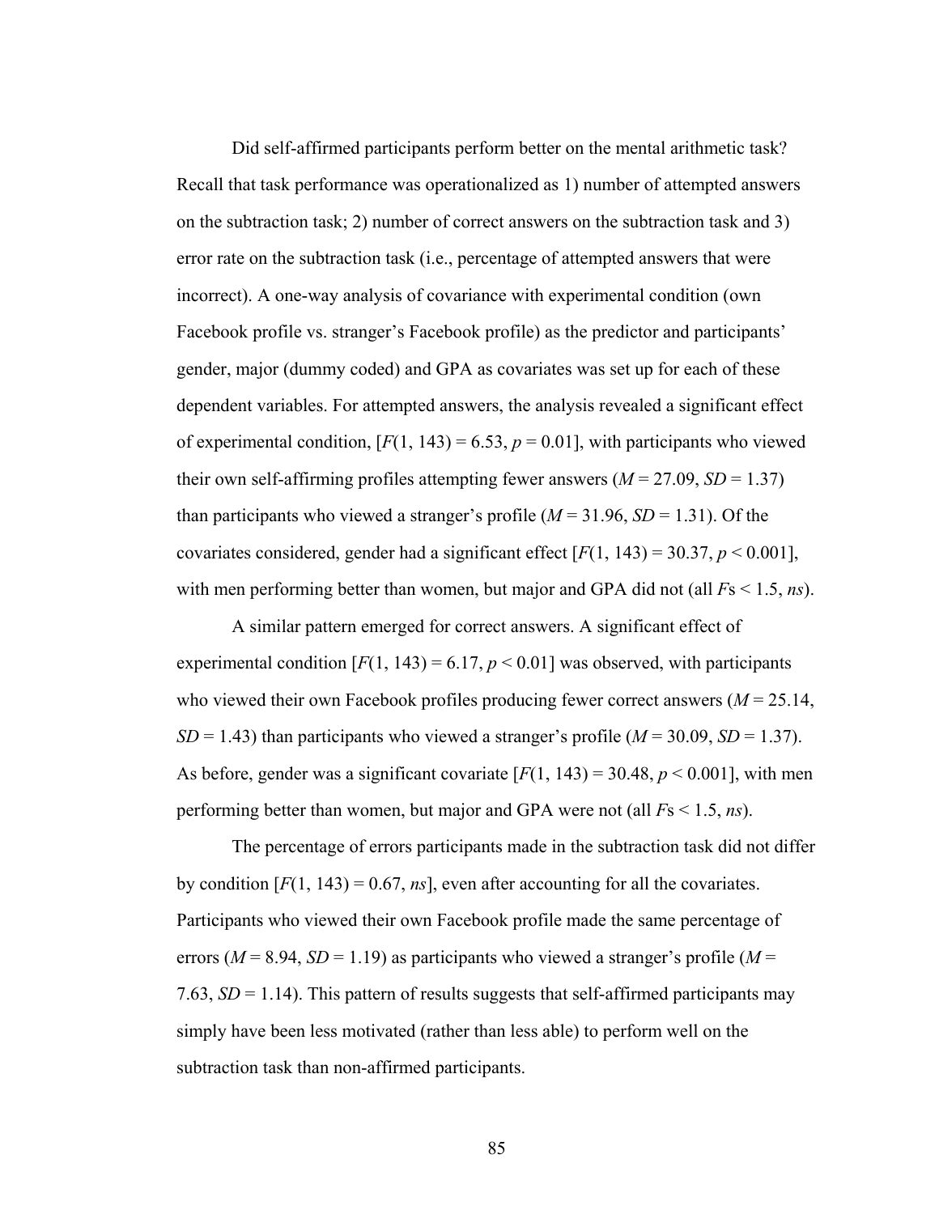Did self-affirmed participants perform better on the mental arithmetic task? Recall that task performance was operationalized as 1) number of attempted answers on the subtraction task; 2) number of correct answers on the subtraction task and 3) error rate on the subtraction task (i.e., percentage of attempted answers that were incorrect). A one-way analysis of covariance with experimental condition (own Facebook profile vs. stranger's Facebook profile) as the predictor and participants' gender, major (dummy coded) and GPA as covariates was set up for each of these dependent variables. For attempted answers, the analysis revealed a significant effect of experimental condition, [$F(1, 143) = 6.53$, $p = 0.01$], with participants who viewed their own self-affirming profiles attempting fewer answers ($M = 27.09$, $SD = 1.37$) than participants who viewed a stranger's profile ($M = 31.96$, $SD = 1.31$). Of the covariates considered, gender had a significant effect [$F(1, 143) = 30.37$, $p < 0.001$], with men performing better than women, but major and GPA did not (all $F$s < 1.5, *ns*).

A similar pattern emerged for correct answers. A significant effect of experimental condition [$F(1, 143) = 6.17$, $p < 0.01$] was observed, with participants who viewed their own Facebook profiles producing fewer correct answers ($M = 25.14$, $SD = 1.43$) than participants who viewed a stranger's profile ($M = 30.09$, $SD = 1.37$). As before, gender was a significant covariate [$F(1, 143) = 30.48$, $p < 0.001$], with men performing better than women, but major and GPA were not (all $F$s < 1.5, *ns*).

The percentage of errors participants made in the subtraction task did not differ by condition [$F(1, 143) = 0.67$, *ns*], even after accounting for all the covariates. Participants who viewed their own Facebook profile made the same percentage of errors ($M = 8.94$, $SD = 1.19$) as participants who viewed a stranger's profile ($M = 7.63$, $SD = 1.14$). This pattern of results suggests that self-affirmed participants may simply have been less motivated (rather than less able) to perform well on the subtraction task than non-affirmed participants.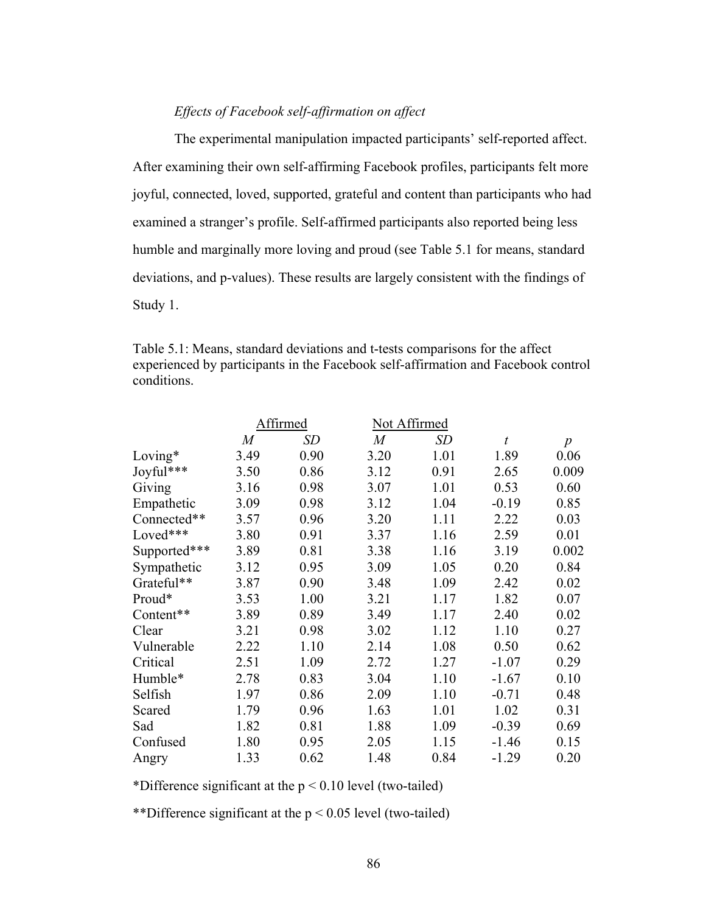*Effects of Facebook self-affirmation on affect*

The experimental manipulation impacted participants' self-reported affect. After examining their own self-affirming Facebook profiles, participants felt more joyful, connected, loved, supported, grateful and content than participants who had examined a stranger's profile. Self-affirmed participants also reported being less humble and marginally more loving and proud (see Table 5.1 for means, standard deviations, and p-values). These results are largely consistent with the findings of Study 1.

Table 5.1: Means, standard deviations and t-tests comparisons for the affect experienced by participants in the Facebook self-affirmation and Facebook control conditions.

| | Affirmed | | Not Affirmed | | | |
|---|---|---|---|---|---|---|
| | *M* | *SD* | *M* | *SD* | *t* | *p* |
| Loving* | 3.49 | 0.90 | 3.20 | 1.01 | 1.89 | 0.06 |
| Joyful*** | 3.50 | 0.86 | 3.12 | 0.91 | 2.65 | 0.009 |
| Giving | 3.16 | 0.98 | 3.07 | 1.01 | 0.53 | 0.60 |
| Empathetic | 3.09 | 0.98 | 3.12 | 1.04 | -0.19 | 0.85 |
| Connected** | 3.57 | 0.96 | 3.20 | 1.11 | 2.22 | 0.03 |
| Loved*** | 3.80 | 0.91 | 3.37 | 1.16 | 2.59 | 0.01 |
| Supported*** | 3.89 | 0.81 | 3.38 | 1.16 | 3.19 | 0.002 |
| Sympathetic | 3.12 | 0.95 | 3.09 | 1.05 | 0.20 | 0.84 |
| Grateful** | 3.87 | 0.90 | 3.48 | 1.09 | 2.42 | 0.02 |
| Proud* | 3.53 | 1.00 | 3.21 | 1.17 | 1.82 | 0.07 |
| Content** | 3.89 | 0.89 | 3.49 | 1.17 | 2.40 | 0.02 |
| Clear | 3.21 | 0.98 | 3.02 | 1.12 | 1.10 | 0.27 |
| Vulnerable | 2.22 | 1.10 | 2.14 | 1.08 | 0.50 | 0.62 |
| Critical | 2.51 | 1.09 | 2.72 | 1.27 | -1.07 | 0.29 |
| Humble* | 2.78 | 0.83 | 3.04 | 1.10 | -1.67 | 0.10 |
| Selfish | 1.97 | 0.86 | 2.09 | 1.10 | -0.71 | 0.48 |
| Scared | 1.79 | 0.96 | 1.63 | 1.01 | 1.02 | 0.31 |
| Sad | 1.82 | 0.81 | 1.88 | 1.09 | -0.39 | 0.69 |
| Confused | 1.80 | 0.95 | 2.05 | 1.15 | -1.46 | 0.15 |
| Angry | 1.33 | 0.62 | 1.48 | 0.84 | -1.29 | 0.20 |

*Difference significant at the $p < 0.10$ level (two-tailed)

**Difference significant at the $p < 0.05$ level (two-tailed)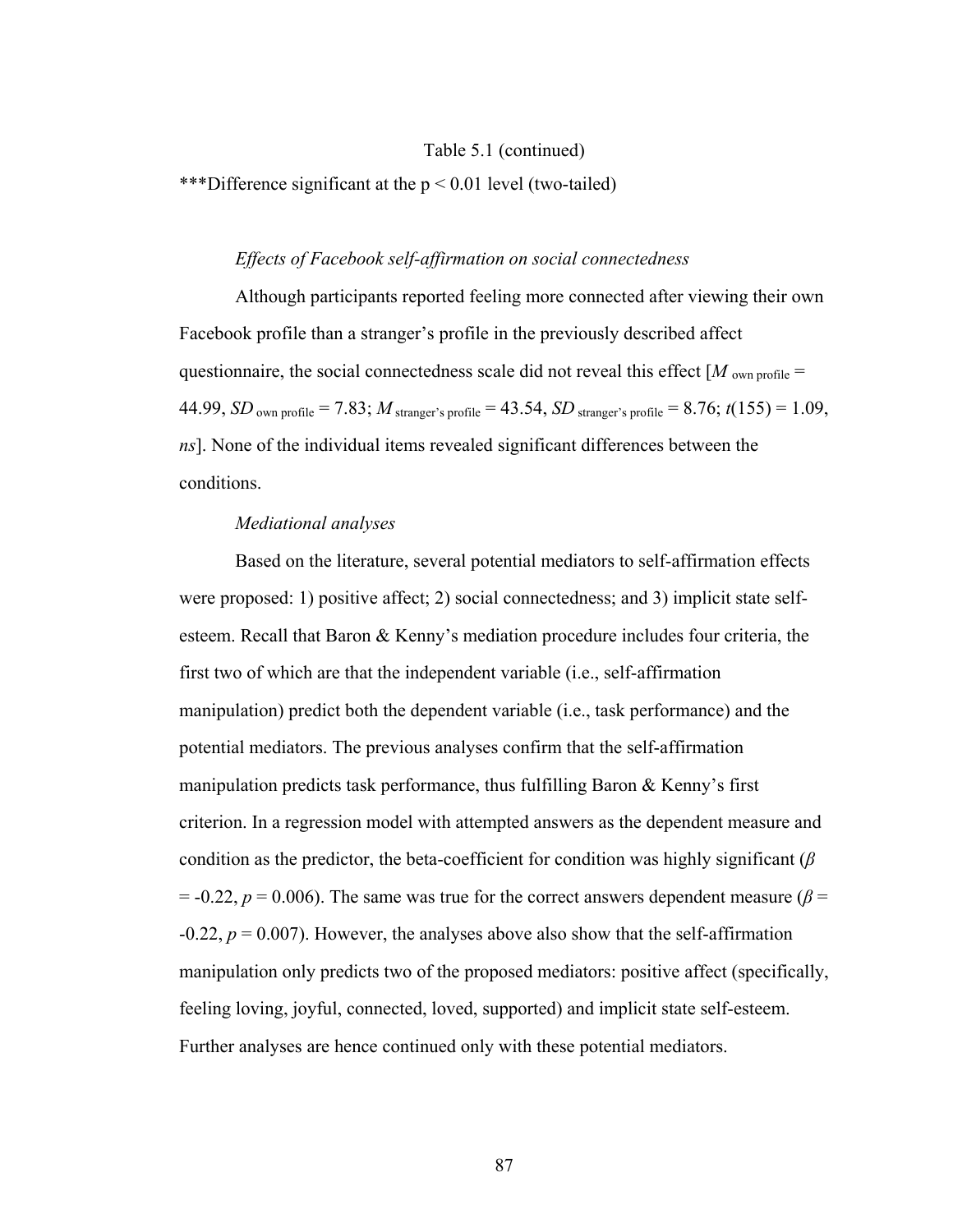Table 5.1 (continued)

***Difference significant at the $p < 0.01$ level (two-tailed)

*Effects of Facebook self-affirmation on social connectedness*

Although participants reported feeling more connected after viewing their own Facebook profile than a stranger's profile in the previously described affect questionnaire, the social connectedness scale did not reveal this effect [$M_{\text{own profile}} = 44.99$, $SD_{\text{own profile}} = 7.83$; $M_{\text{stranger's profile}} = 43.54$, $SD_{\text{stranger's profile}} = 8.76$; $t(155) = 1.09$, *ns*]. None of the individual items revealed significant differences between the conditions.

*Mediational analyses*

Based on the literature, several potential mediators to self-affirmation effects were proposed: 1) positive affect; 2) social connectedness; and 3) implicit state self-esteem. Recall that Baron & Kenny's mediation procedure includes four criteria, the first two of which are that the independent variable (i.e., self-affirmation manipulation) predict both the dependent variable (i.e., task performance) and the potential mediators. The previous analyses confirm that the self-affirmation manipulation predicts task performance, thus fulfilling Baron & Kenny's first criterion. In a regression model with attempted answers as the dependent measure and condition as the predictor, the beta-coefficient for condition was highly significant ($\beta = -0.22$, $p = 0.006$). The same was true for the correct answers dependent measure ($\beta = -0.22$, $p = 0.007$). However, the analyses above also show that the self-affirmation manipulation only predicts two of the proposed mediators: positive affect (specifically, feeling loving, joyful, connected, loved, supported) and implicit state self-esteem. Further analyses are hence continued only with these potential mediators.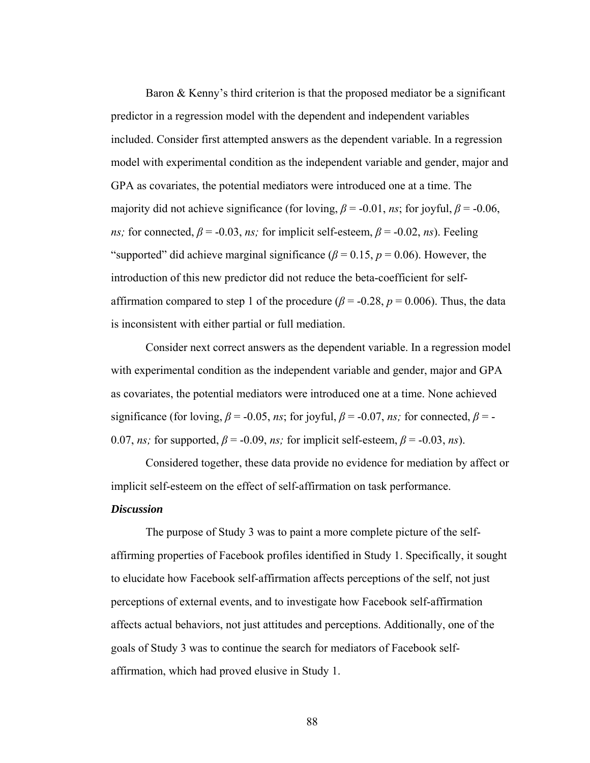Baron & Kenny's third criterion is that the proposed mediator be a significant predictor in a regression model with the dependent and independent variables included. Consider first attempted answers as the dependent variable. In a regression model with experimental condition as the independent variable and gender, major and GPA as covariates, the potential mediators were introduced one at a time. The majority did not achieve significance (for loving, $\beta = -0.01$, *ns*; for joyful, $\beta = -0.06$, *ns;* for connected, $\beta = -0.03$, *ns;* for implicit self-esteem, $\beta = -0.02$, *ns*). Feeling "supported" did achieve marginal significance ($\beta = 0.15$, $p = 0.06$). However, the introduction of this new predictor did not reduce the beta-coefficient for self-affirmation compared to step 1 of the procedure ($\beta = -0.28$, $p = 0.006$). Thus, the data is inconsistent with either partial or full mediation.

Consider next correct answers as the dependent variable. In a regression model with experimental condition as the independent variable and gender, major and GPA as covariates, the potential mediators were introduced one at a time. None achieved significance (for loving, $\beta = -0.05$, *ns*; for joyful, $\beta = -0.07$, *ns;* for connected, $\beta = -0.07$, *ns;* for supported, $\beta = -0.09$, *ns;* for implicit self-esteem, $\beta = -0.03$, *ns*).

Considered together, these data provide no evidence for mediation by affect or implicit self-esteem on the effect of self-affirmation on task performance.

### *Discussion*

The purpose of Study 3 was to paint a more complete picture of the self-affirming properties of Facebook profiles identified in Study 1. Specifically, it sought to elucidate how Facebook self-affirmation affects perceptions of the self, not just perceptions of external events, and to investigate how Facebook self-affirmation affects actual behaviors, not just attitudes and perceptions. Additionally, one of the goals of Study 3 was to continue the search for mediators of Facebook self-affirmation, which had proved elusive in Study 1.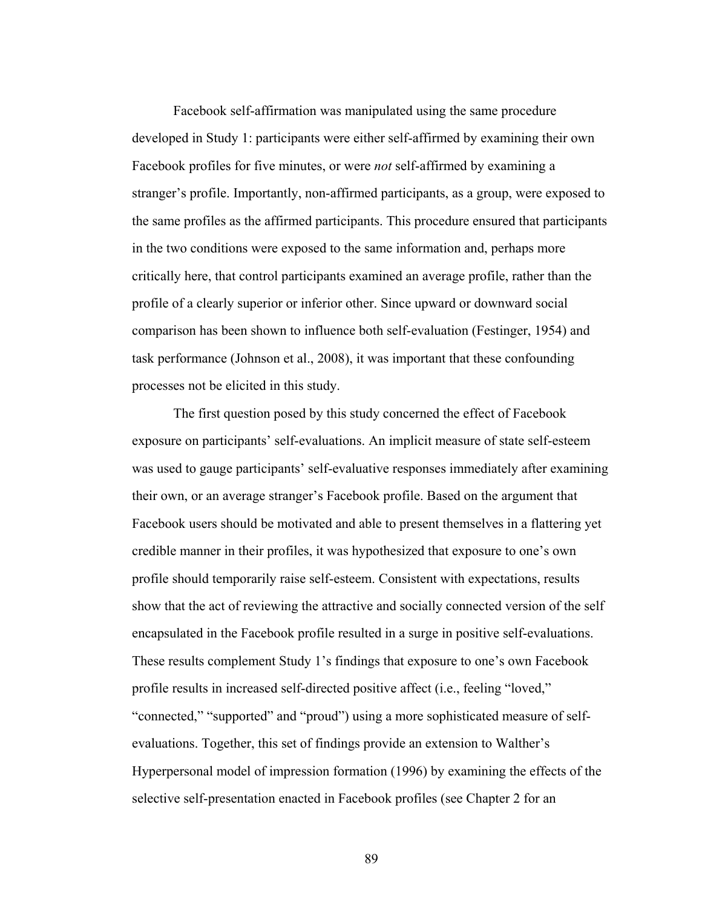Facebook self-affirmation was manipulated using the same procedure developed in Study 1: participants were either self-affirmed by examining their own Facebook profiles for five minutes, or were *not* self-affirmed by examining a stranger's profile. Importantly, non-affirmed participants, as a group, were exposed to the same profiles as the affirmed participants. This procedure ensured that participants in the two conditions were exposed to the same information and, perhaps more critically here, that control participants examined an average profile, rather than the profile of a clearly superior or inferior other. Since upward or downward social comparison has been shown to influence both self-evaluation (Festinger, 1954) and task performance (Johnson et al., 2008), it was important that these confounding processes not be elicited in this study.

The first question posed by this study concerned the effect of Facebook exposure on participants' self-evaluations. An implicit measure of state self-esteem was used to gauge participants' self-evaluative responses immediately after examining their own, or an average stranger's Facebook profile. Based on the argument that Facebook users should be motivated and able to present themselves in a flattering yet credible manner in their profiles, it was hypothesized that exposure to one's own profile should temporarily raise self-esteem. Consistent with expectations, results show that the act of reviewing the attractive and socially connected version of the self encapsulated in the Facebook profile resulted in a surge in positive self-evaluations. These results complement Study 1's findings that exposure to one's own Facebook profile results in increased self-directed positive affect (i.e., feeling "loved," "connected," "supported" and "proud") using a more sophisticated measure of self-evaluations. Together, this set of findings provide an extension to Walther's Hyperpersonal model of impression formation (1996) by examining the effects of the selective self-presentation enacted in Facebook profiles (see Chapter 2 for an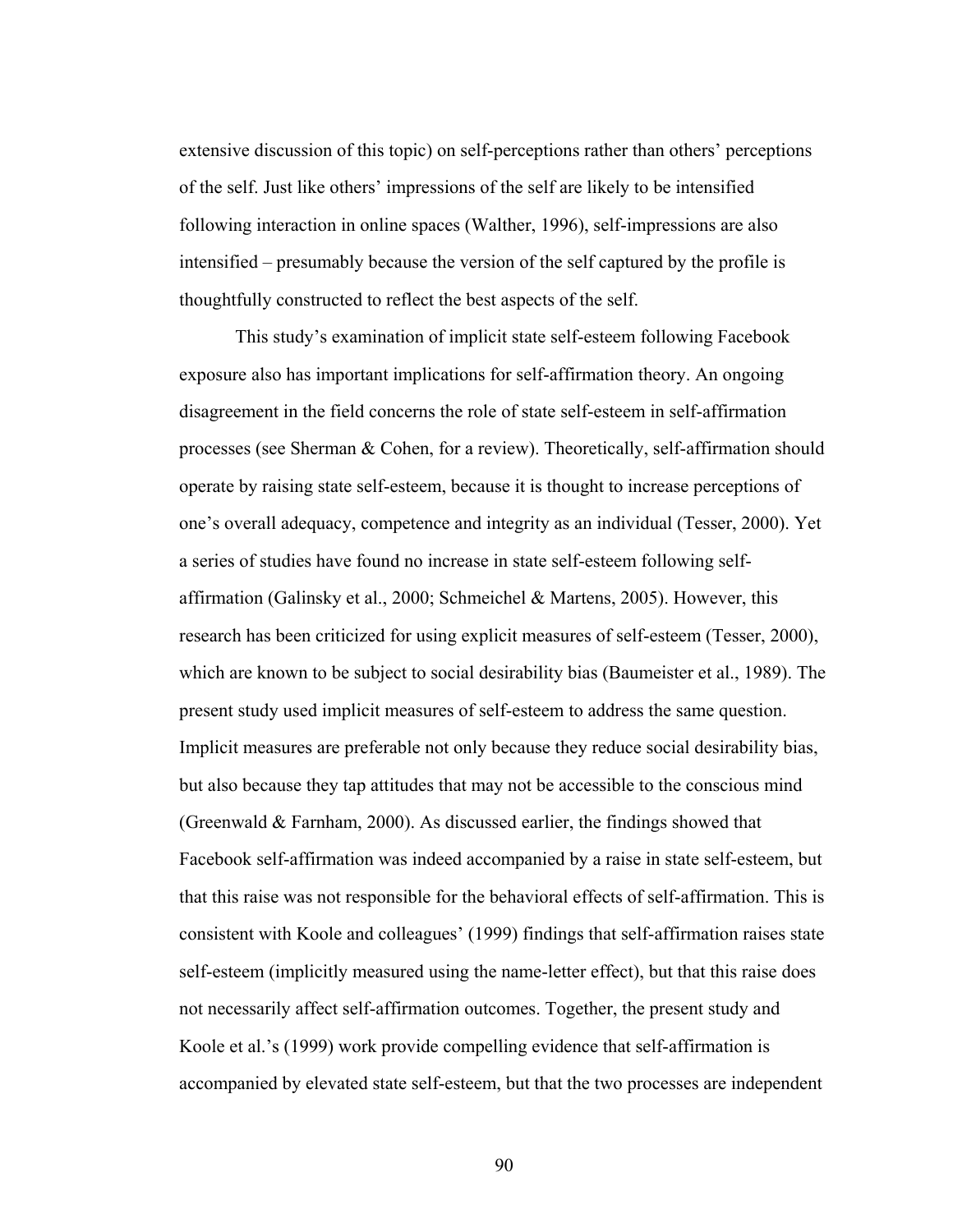extensive discussion of this topic) on self-perceptions rather than others' perceptions of the self. Just like others' impressions of the self are likely to be intensified following interaction in online spaces (Walther, 1996), self-impressions are also intensified – presumably because the version of the self captured by the profile is thoughtfully constructed to reflect the best aspects of the self.

This study's examination of implicit state self-esteem following Facebook exposure also has important implications for self-affirmation theory. An ongoing disagreement in the field concerns the role of state self-esteem in self-affirmation processes (see Sherman & Cohen, for a review). Theoretically, self-affirmation should operate by raising state self-esteem, because it is thought to increase perceptions of one's overall adequacy, competence and integrity as an individual (Tesser, 2000). Yet a series of studies have found no increase in state self-esteem following self-affirmation (Galinsky et al., 2000; Schmeichel & Martens, 2005). However, this research has been criticized for using explicit measures of self-esteem (Tesser, 2000), which are known to be subject to social desirability bias (Baumeister et al., 1989). The present study used implicit measures of self-esteem to address the same question. Implicit measures are preferable not only because they reduce social desirability bias, but also because they tap attitudes that may not be accessible to the conscious mind (Greenwald & Farnham, 2000). As discussed earlier, the findings showed that Facebook self-affirmation was indeed accompanied by a raise in state self-esteem, but that this raise was not responsible for the behavioral effects of self-affirmation. This is consistent with Koole and colleagues' (1999) findings that self-affirmation raises state self-esteem (implicitly measured using the name-letter effect), but that this raise does not necessarily affect self-affirmation outcomes. Together, the present study and Koole et al.'s (1999) work provide compelling evidence that self-affirmation is accompanied by elevated state self-esteem, but that the two processes are independent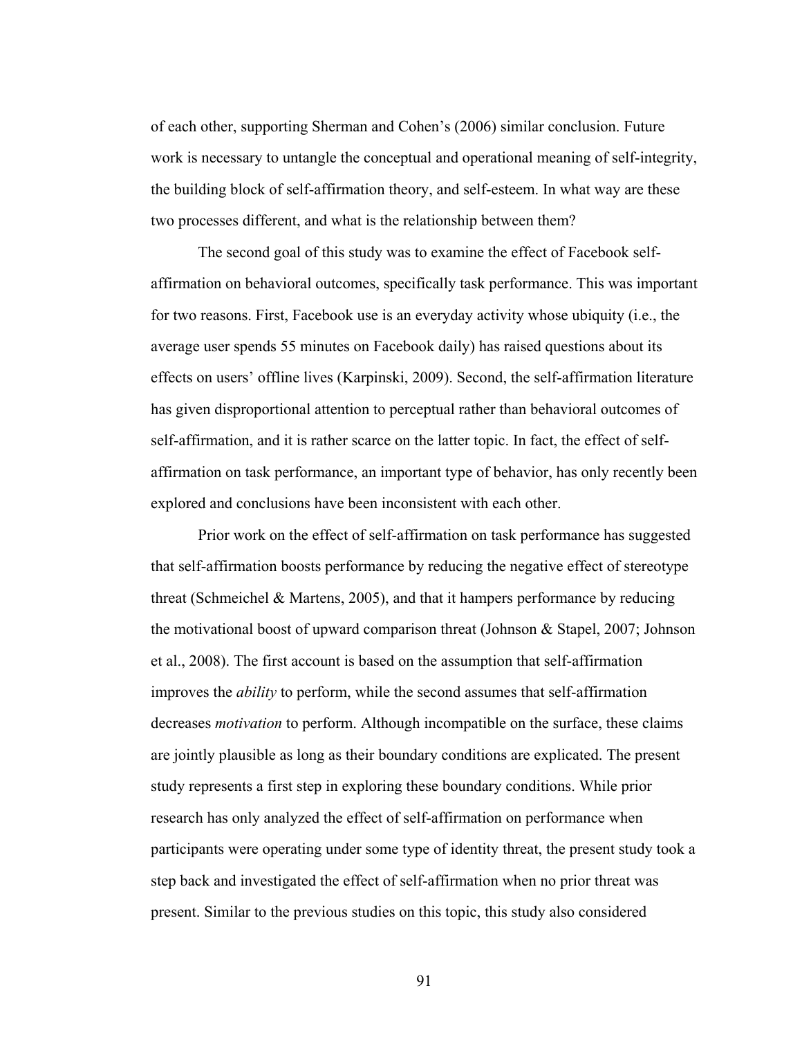of each other, supporting Sherman and Cohen's (2006) similar conclusion. Future work is necessary to untangle the conceptual and operational meaning of self-integrity, the building block of self-affirmation theory, and self-esteem. In what way are these two processes different, and what is the relationship between them?

The second goal of this study was to examine the effect of Facebook self-affirmation on behavioral outcomes, specifically task performance. This was important for two reasons. First, Facebook use is an everyday activity whose ubiquity (i.e., the average user spends 55 minutes on Facebook daily) has raised questions about its effects on users' offline lives (Karpinski, 2009). Second, the self-affirmation literature has given disproportional attention to perceptual rather than behavioral outcomes of self-affirmation, and it is rather scarce on the latter topic. In fact, the effect of self-affirmation on task performance, an important type of behavior, has only recently been explored and conclusions have been inconsistent with each other.

Prior work on the effect of self-affirmation on task performance has suggested that self-affirmation boosts performance by reducing the negative effect of stereotype threat (Schmeichel & Martens, 2005), and that it hampers performance by reducing the motivational boost of upward comparison threat (Johnson & Stapel, 2007; Johnson et al., 2008). The first account is based on the assumption that self-affirmation improves the *ability* to perform, while the second assumes that self-affirmation decreases *motivation* to perform. Although incompatible on the surface, these claims are jointly plausible as long as their boundary conditions are explicated. The present study represents a first step in exploring these boundary conditions. While prior research has only analyzed the effect of self-affirmation on performance when participants were operating under some type of identity threat, the present study took a step back and investigated the effect of self-affirmation when no prior threat was present. Similar to the previous studies on this topic, this study also considered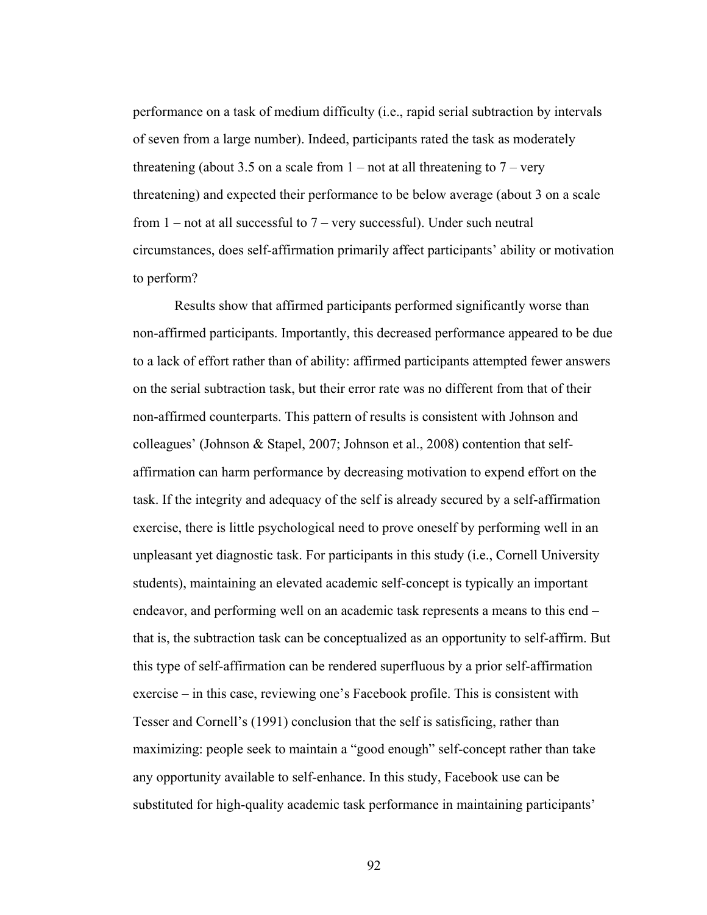performance on a task of medium difficulty (i.e., rapid serial subtraction by intervals of seven from a large number). Indeed, participants rated the task as moderately threatening (about 3.5 on a scale from 1 – not at all threatening to 7 – very threatening) and expected their performance to be below average (about 3 on a scale from 1 – not at all successful to 7 – very successful). Under such neutral circumstances, does self-affirmation primarily affect participants' ability or motivation to perform?

Results show that affirmed participants performed significantly worse than non-affirmed participants. Importantly, this decreased performance appeared to be due to a lack of effort rather than of ability: affirmed participants attempted fewer answers on the serial subtraction task, but their error rate was no different from that of their non-affirmed counterparts. This pattern of results is consistent with Johnson and colleagues' (Johnson & Stapel, 2007; Johnson et al., 2008) contention that self-affirmation can harm performance by decreasing motivation to expend effort on the task. If the integrity and adequacy of the self is already secured by a self-affirmation exercise, there is little psychological need to prove oneself by performing well in an unpleasant yet diagnostic task. For participants in this study (i.e., Cornell University students), maintaining an elevated academic self-concept is typically an important endeavor, and performing well on an academic task represents a means to this end – that is, the subtraction task can be conceptualized as an opportunity to self-affirm. But this type of self-affirmation can be rendered superfluous by a prior self-affirmation exercise – in this case, reviewing one's Facebook profile. This is consistent with Tesser and Cornell's (1991) conclusion that the self is satisficing, rather than maximizing: people seek to maintain a "good enough" self-concept rather than take any opportunity available to self-enhance. In this study, Facebook use can be substituted for high-quality academic task performance in maintaining participants'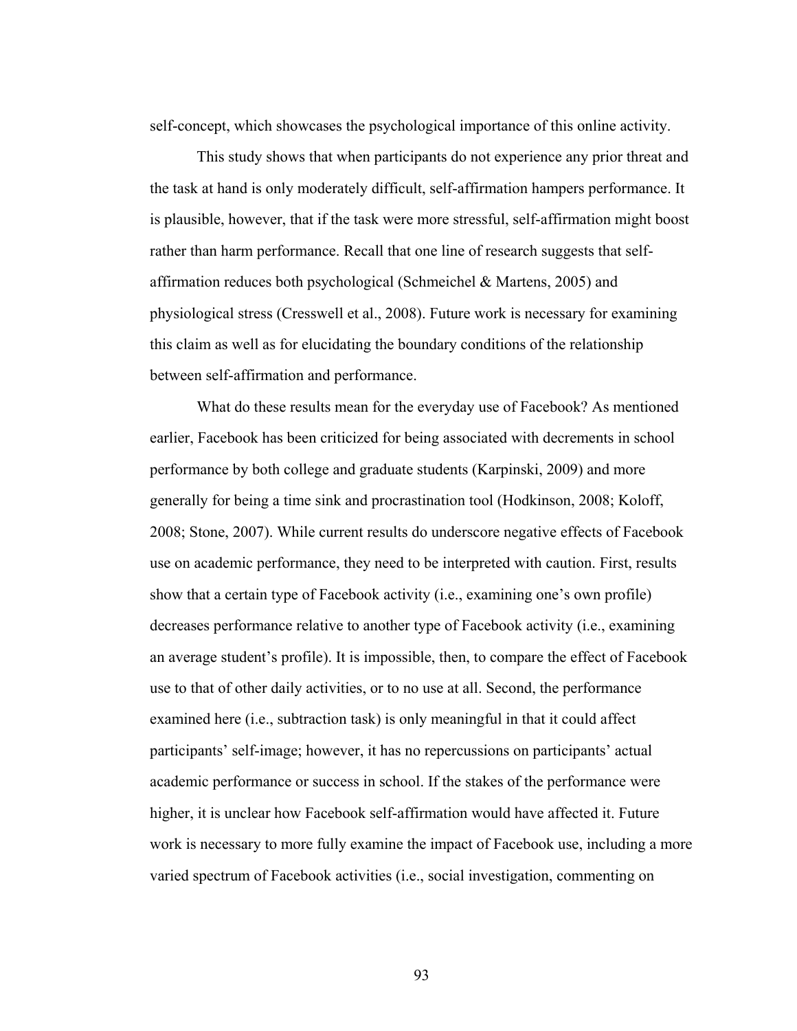self-concept, which showcases the psychological importance of this online activity.

This study shows that when participants do not experience any prior threat and the task at hand is only moderately difficult, self-affirmation hampers performance. It is plausible, however, that if the task were more stressful, self-affirmation might boost rather than harm performance. Recall that one line of research suggests that self-affirmation reduces both psychological (Schmeichel & Martens, 2005) and physiological stress (Cresswell et al., 2008). Future work is necessary for examining this claim as well as for elucidating the boundary conditions of the relationship between self-affirmation and performance.

What do these results mean for the everyday use of Facebook? As mentioned earlier, Facebook has been criticized for being associated with decrements in school performance by both college and graduate students (Karpinski, 2009) and more generally for being a time sink and procrastination tool (Hodkinson, 2008; Koloff, 2008; Stone, 2007). While current results do underscore negative effects of Facebook use on academic performance, they need to be interpreted with caution. First, results show that a certain type of Facebook activity (i.e., examining one's own profile) decreases performance relative to another type of Facebook activity (i.e., examining an average student's profile). It is impossible, then, to compare the effect of Facebook use to that of other daily activities, or to no use at all. Second, the performance examined here (i.e., subtraction task) is only meaningful in that it could affect participants' self-image; however, it has no repercussions on participants' actual academic performance or success in school. If the stakes of the performance were higher, it is unclear how Facebook self-affirmation would have affected it. Future work is necessary to more fully examine the impact of Facebook use, including a more varied spectrum of Facebook activities (i.e., social investigation, commenting on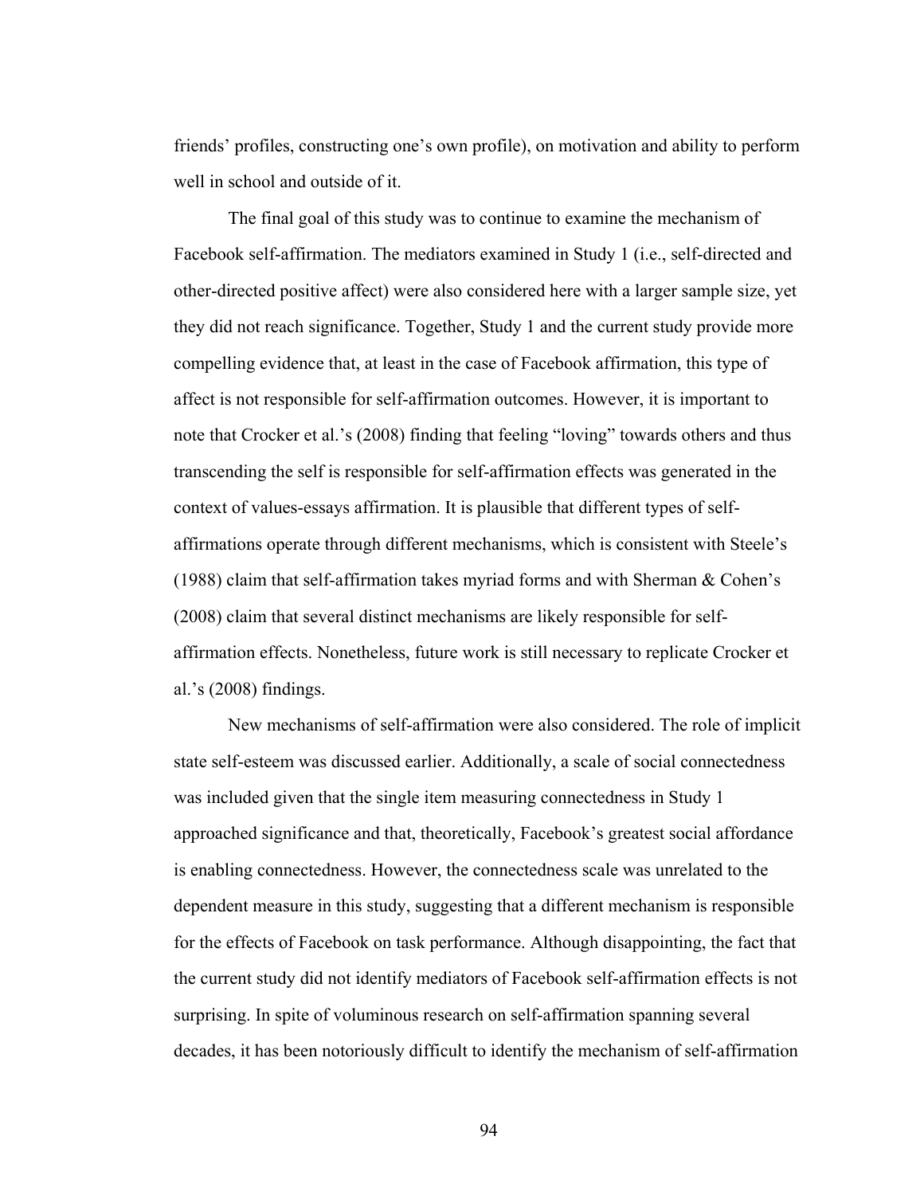friends' profiles, constructing one's own profile), on motivation and ability to perform well in school and outside of it.

The final goal of this study was to continue to examine the mechanism of Facebook self-affirmation. The mediators examined in Study 1 (i.e., self-directed and other-directed positive affect) were also considered here with a larger sample size, yet they did not reach significance. Together, Study 1 and the current study provide more compelling evidence that, at least in the case of Facebook affirmation, this type of affect is not responsible for self-affirmation outcomes. However, it is important to note that Crocker et al.'s (2008) finding that feeling "loving" towards others and thus transcending the self is responsible for self-affirmation effects was generated in the context of values-essays affirmation. It is plausible that different types of self-affirmations operate through different mechanisms, which is consistent with Steele's (1988) claim that self-affirmation takes myriad forms and with Sherman & Cohen's (2008) claim that several distinct mechanisms are likely responsible for self-affirmation effects. Nonetheless, future work is still necessary to replicate Crocker et al.'s (2008) findings.

New mechanisms of self-affirmation were also considered. The role of implicit state self-esteem was discussed earlier. Additionally, a scale of social connectedness was included given that the single item measuring connectedness in Study 1 approached significance and that, theoretically, Facebook's greatest social affordance is enabling connectedness. However, the connectedness scale was unrelated to the dependent measure in this study, suggesting that a different mechanism is responsible for the effects of Facebook on task performance. Although disappointing, the fact that the current study did not identify mediators of Facebook self-affirmation effects is not surprising. In spite of voluminous research on self-affirmation spanning several decades, it has been notoriously difficult to identify the mechanism of self-affirmation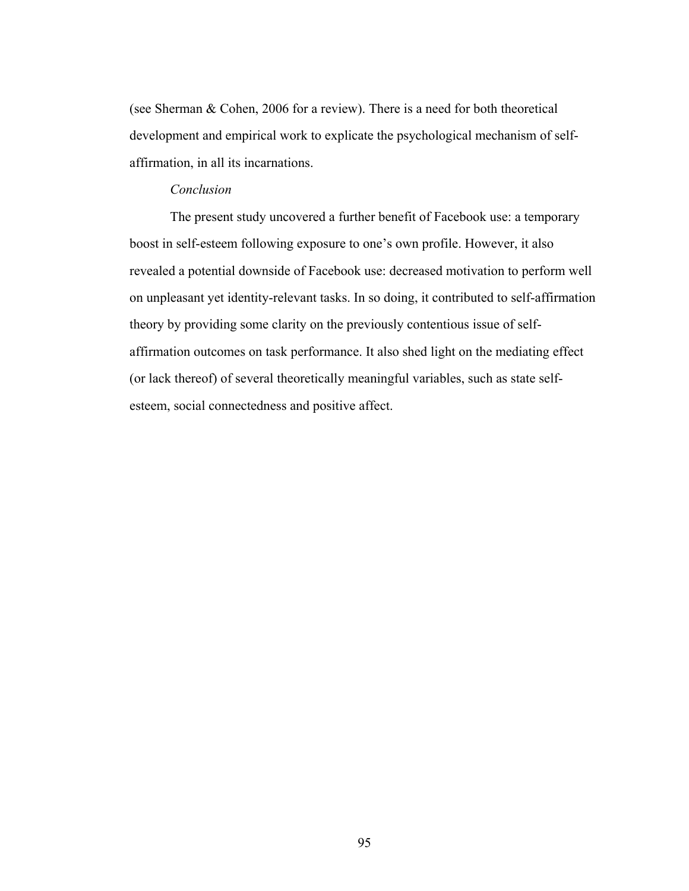(see Sherman & Cohen, 2006 for a review). There is a need for both theoretical development and empirical work to explicate the psychological mechanism of self-affirmation, in all its incarnations.

### *Conclusion*

The present study uncovered a further benefit of Facebook use: a temporary boost in self-esteem following exposure to one's own profile. However, it also revealed a potential downside of Facebook use: decreased motivation to perform well on unpleasant yet identity-relevant tasks. In so doing, it contributed to self-affirmation theory by providing some clarity on the previously contentious issue of self-affirmation outcomes on task performance. It also shed light on the mediating effect (or lack thereof) of several theoretically meaningful variables, such as state self-esteem, social connectedness and positive affect.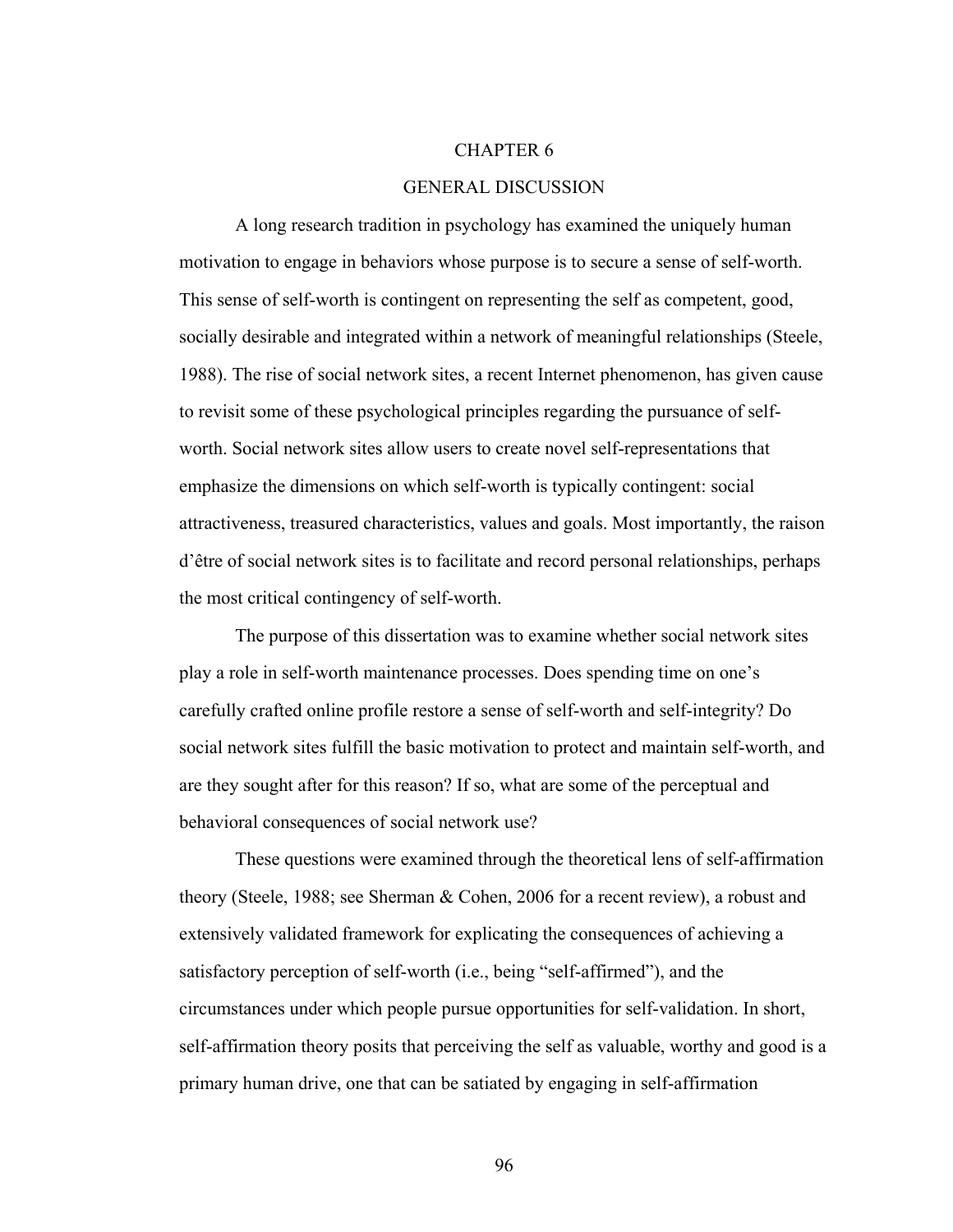# CHAPTER 6

# GENERAL DISCUSSION

A long research tradition in psychology has examined the uniquely human motivation to engage in behaviors whose purpose is to secure a sense of self-worth. This sense of self-worth is contingent on representing the self as competent, good, socially desirable and integrated within a network of meaningful relationships (Steele, 1988). The rise of social network sites, a recent Internet phenomenon, has given cause to revisit some of these psychological principles regarding the pursuance of self-worth. Social network sites allow users to create novel self-representations that emphasize the dimensions on which self-worth is typically contingent: social attractiveness, treasured characteristics, values and goals. Most importantly, the raison d'être of social network sites is to facilitate and record personal relationships, perhaps the most critical contingency of self-worth.

The purpose of this dissertation was to examine whether social network sites play a role in self-worth maintenance processes. Does spending time on one's carefully crafted online profile restore a sense of self-worth and self-integrity? Do social network sites fulfill the basic motivation to protect and maintain self-worth, and are they sought after for this reason? If so, what are some of the perceptual and behavioral consequences of social network use?

These questions were examined through the theoretical lens of self-affirmation theory (Steele, 1988; see Sherman & Cohen, 2006 for a recent review), a robust and extensively validated framework for explicating the consequences of achieving a satisfactory perception of self-worth (i.e., being "self-affirmed"), and the circumstances under which people pursue opportunities for self-validation. In short, self-affirmation theory posits that perceiving the self as valuable, worthy and good is a primary human drive, one that can be satiated by engaging in self-affirmation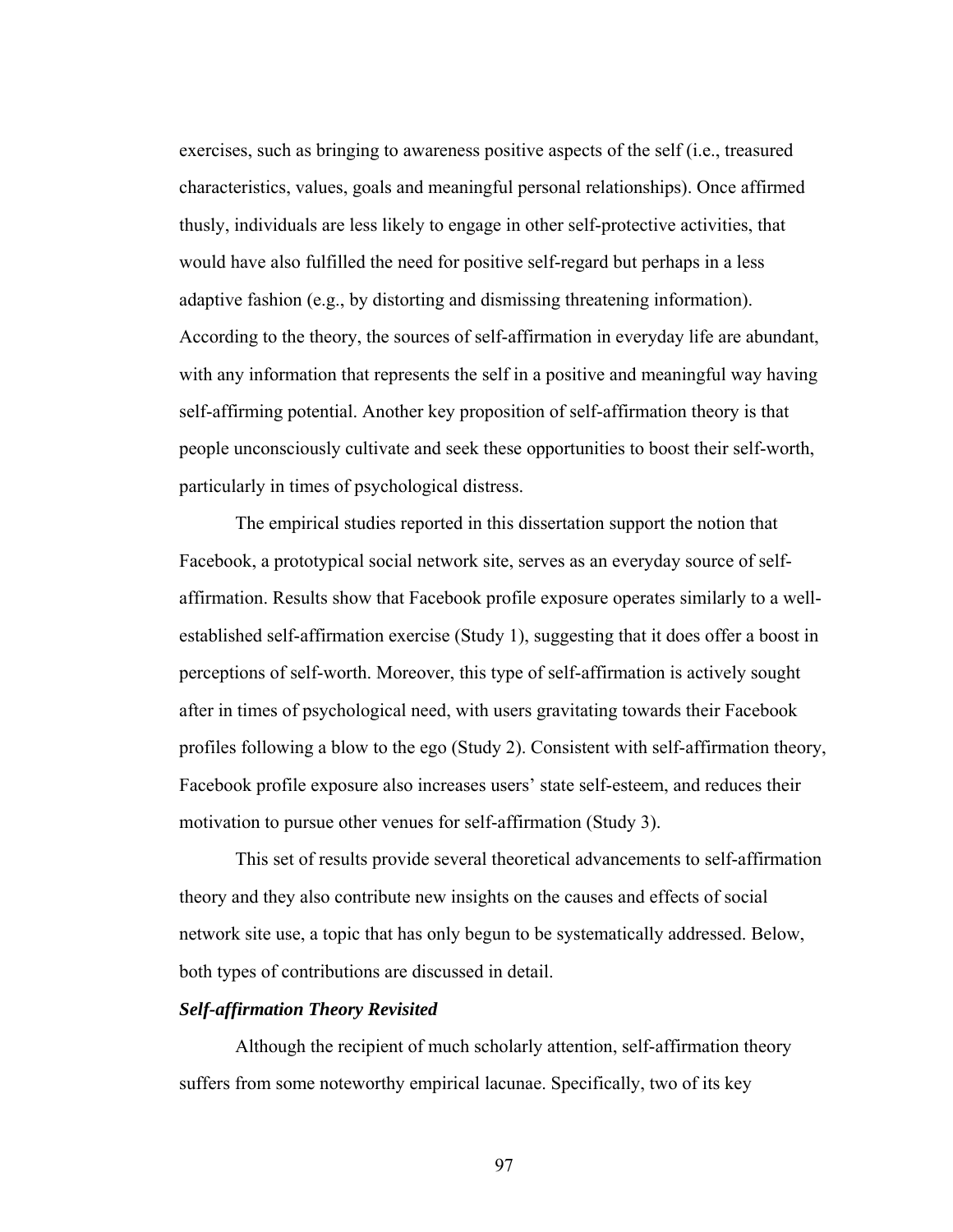exercises, such as bringing to awareness positive aspects of the self (i.e., treasured characteristics, values, goals and meaningful personal relationships). Once affirmed thusly, individuals are less likely to engage in other self-protective activities, that would have also fulfilled the need for positive self-regard but perhaps in a less adaptive fashion (e.g., by distorting and dismissing threatening information). According to the theory, the sources of self-affirmation in everyday life are abundant, with any information that represents the self in a positive and meaningful way having self-affirming potential. Another key proposition of self-affirmation theory is that people unconsciously cultivate and seek these opportunities to boost their self-worth, particularly in times of psychological distress.

The empirical studies reported in this dissertation support the notion that Facebook, a prototypical social network site, serves as an everyday source of self-affirmation. Results show that Facebook profile exposure operates similarly to a well-established self-affirmation exercise (Study 1), suggesting that it does offer a boost in perceptions of self-worth. Moreover, this type of self-affirmation is actively sought after in times of psychological need, with users gravitating towards their Facebook profiles following a blow to the ego (Study 2). Consistent with self-affirmation theory, Facebook profile exposure also increases users' state self-esteem, and reduces their motivation to pursue other venues for self-affirmation (Study 3).

This set of results provide several theoretical advancements to self-affirmation theory and they also contribute new insights on the causes and effects of social network site use, a topic that has only begun to be systematically addressed. Below, both types of contributions are discussed in detail.

### ***Self-affirmation Theory Revisited***

Although the recipient of much scholarly attention, self-affirmation theory suffers from some noteworthy empirical lacunae. Specifically, two of its key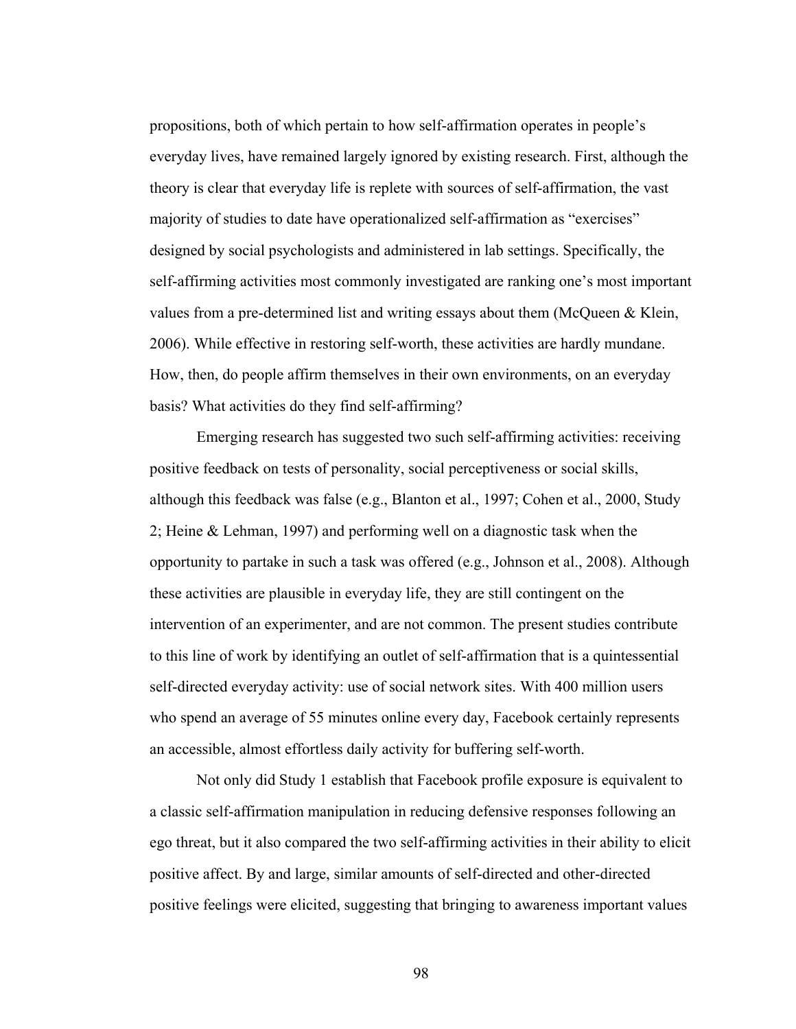propositions, both of which pertain to how self-affirmation operates in people's everyday lives, have remained largely ignored by existing research. First, although the theory is clear that everyday life is replete with sources of self-affirmation, the vast majority of studies to date have operationalized self-affirmation as "exercises" designed by social psychologists and administered in lab settings. Specifically, the self-affirming activities most commonly investigated are ranking one's most important values from a pre-determined list and writing essays about them (McQueen & Klein, 2006). While effective in restoring self-worth, these activities are hardly mundane. How, then, do people affirm themselves in their own environments, on an everyday basis? What activities do they find self-affirming?

Emerging research has suggested two such self-affirming activities: receiving positive feedback on tests of personality, social perceptiveness or social skills, although this feedback was false (e.g., Blanton et al., 1997; Cohen et al., 2000, Study 2; Heine & Lehman, 1997) and performing well on a diagnostic task when the opportunity to partake in such a task was offered (e.g., Johnson et al., 2008). Although these activities are plausible in everyday life, they are still contingent on the intervention of an experimenter, and are not common. The present studies contribute to this line of work by identifying an outlet of self-affirmation that is a quintessential self-directed everyday activity: use of social network sites. With 400 million users who spend an average of 55 minutes online every day, Facebook certainly represents an accessible, almost effortless daily activity for buffering self-worth.

Not only did Study 1 establish that Facebook profile exposure is equivalent to a classic self-affirmation manipulation in reducing defensive responses following an ego threat, but it also compared the two self-affirming activities in their ability to elicit positive affect. By and large, similar amounts of self-directed and other-directed positive feelings were elicited, suggesting that bringing to awareness important values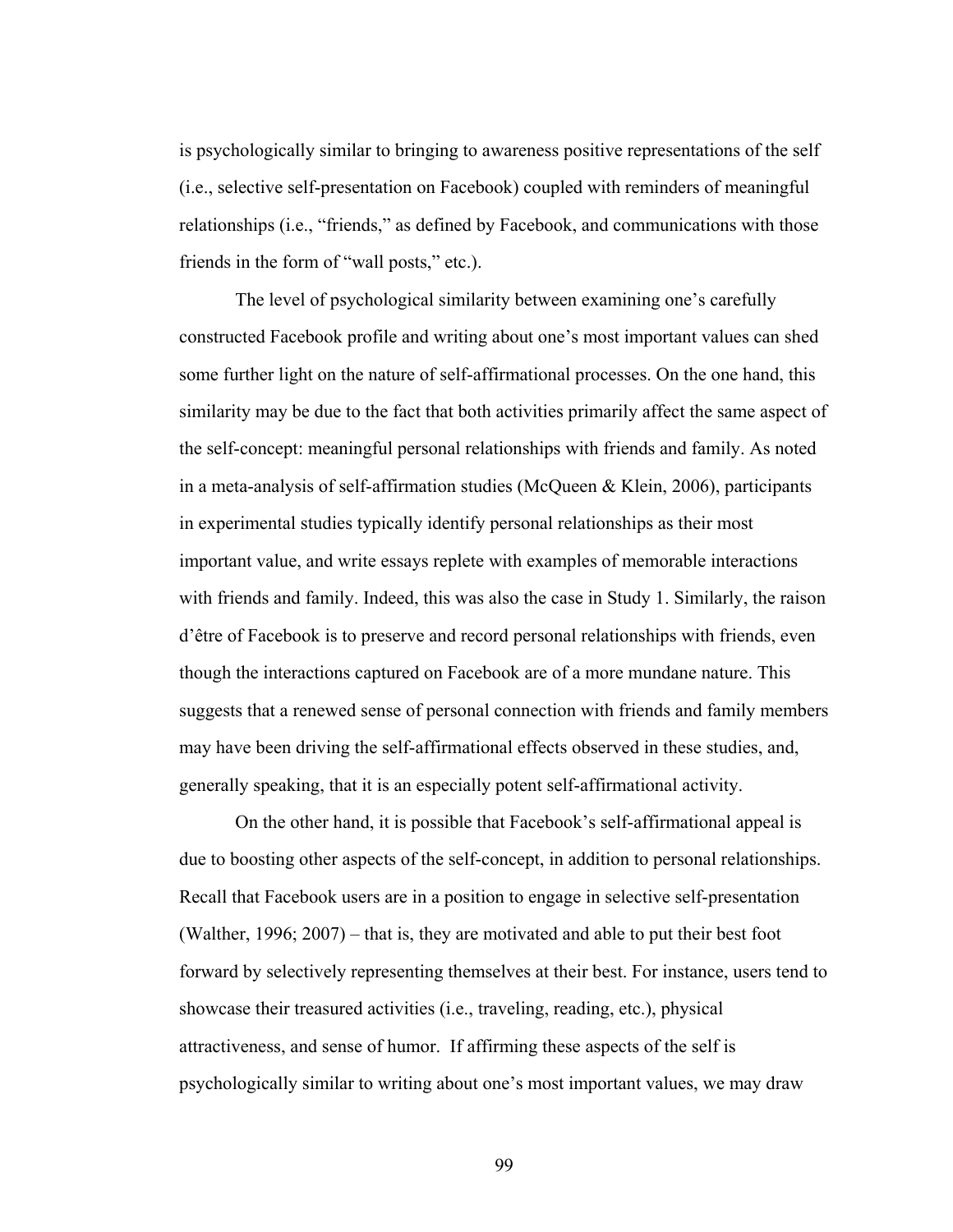is psychologically similar to bringing to awareness positive representations of the self (i.e., selective self-presentation on Facebook) coupled with reminders of meaningful relationships (i.e., "friends," as defined by Facebook, and communications with those friends in the form of "wall posts," etc.).

The level of psychological similarity between examining one's carefully constructed Facebook profile and writing about one's most important values can shed some further light on the nature of self-affirmational processes. On the one hand, this similarity may be due to the fact that both activities primarily affect the same aspect of the self-concept: meaningful personal relationships with friends and family. As noted in a meta-analysis of self-affirmation studies (McQueen & Klein, 2006), participants in experimental studies typically identify personal relationships as their most important value, and write essays replete with examples of memorable interactions with friends and family. Indeed, this was also the case in Study 1. Similarly, the raison d'être of Facebook is to preserve and record personal relationships with friends, even though the interactions captured on Facebook are of a more mundane nature. This suggests that a renewed sense of personal connection with friends and family members may have been driving the self-affirmational effects observed in these studies, and, generally speaking, that it is an especially potent self-affirmational activity.

On the other hand, it is possible that Facebook's self-affirmational appeal is due to boosting other aspects of the self-concept, in addition to personal relationships. Recall that Facebook users are in a position to engage in selective self-presentation (Walther, 1996; 2007) – that is, they are motivated and able to put their best foot forward by selectively representing themselves at their best. For instance, users tend to showcase their treasured activities (i.e., traveling, reading, etc.), physical attractiveness, and sense of humor. If affirming these aspects of the self is psychologically similar to writing about one's most important values, we may draw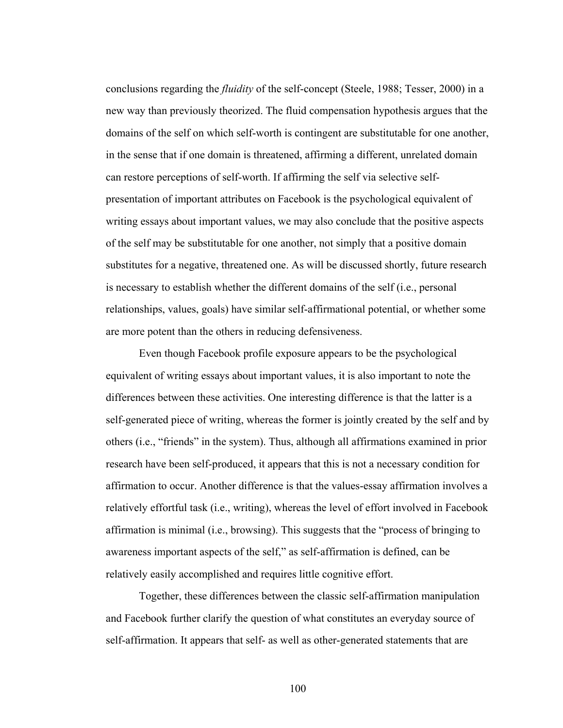conclusions regarding the *fluidity* of the self-concept (Steele, 1988; Tesser, 2000) in a new way than previously theorized. The fluid compensation hypothesis argues that the domains of the self on which self-worth is contingent are substitutable for one another, in the sense that if one domain is threatened, affirming a different, unrelated domain can restore perceptions of self-worth. If affirming the self via selective self-presentation of important attributes on Facebook is the psychological equivalent of writing essays about important values, we may also conclude that the positive aspects of the self may be substitutable for one another, not simply that a positive domain substitutes for a negative, threatened one. As will be discussed shortly, future research is necessary to establish whether the different domains of the self (i.e., personal relationships, values, goals) have similar self-affirmational potential, or whether some are more potent than the others in reducing defensiveness.

Even though Facebook profile exposure appears to be the psychological equivalent of writing essays about important values, it is also important to note the differences between these activities. One interesting difference is that the latter is a self-generated piece of writing, whereas the former is jointly created by the self and by others (i.e., "friends" in the system). Thus, although all affirmations examined in prior research have been self-produced, it appears that this is not a necessary condition for affirmation to occur. Another difference is that the values-essay affirmation involves a relatively effortful task (i.e., writing), whereas the level of effort involved in Facebook affirmation is minimal (i.e., browsing). This suggests that the "process of bringing to awareness important aspects of the self," as self-affirmation is defined, can be relatively easily accomplished and requires little cognitive effort.

Together, these differences between the classic self-affirmation manipulation and Facebook further clarify the question of what constitutes an everyday source of self-affirmation. It appears that self- as well as other-generated statements that are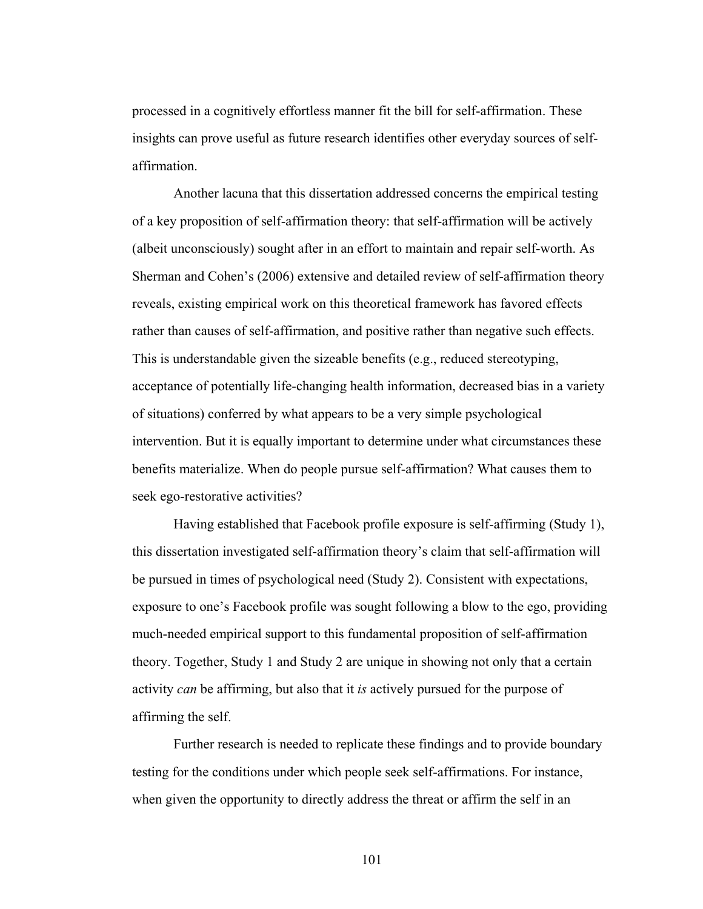processed in a cognitively effortless manner fit the bill for self-affirmation. These insights can prove useful as future research identifies other everyday sources of self-affirmation.

Another lacuna that this dissertation addressed concerns the empirical testing of a key proposition of self-affirmation theory: that self-affirmation will be actively (albeit unconsciously) sought after in an effort to maintain and repair self-worth. As Sherman and Cohen's (2006) extensive and detailed review of self-affirmation theory reveals, existing empirical work on this theoretical framework has favored effects rather than causes of self-affirmation, and positive rather than negative such effects. This is understandable given the sizeable benefits (e.g., reduced stereotyping, acceptance of potentially life-changing health information, decreased bias in a variety of situations) conferred by what appears to be a very simple psychological intervention. But it is equally important to determine under what circumstances these benefits materialize. When do people pursue self-affirmation? What causes them to seek ego-restorative activities?

Having established that Facebook profile exposure is self-affirming (Study 1), this dissertation investigated self-affirmation theory's claim that self-affirmation will be pursued in times of psychological need (Study 2). Consistent with expectations, exposure to one's Facebook profile was sought following a blow to the ego, providing much-needed empirical support to this fundamental proposition of self-affirmation theory. Together, Study 1 and Study 2 are unique in showing not only that a certain activity *can* be affirming, but also that it *is* actively pursued for the purpose of affirming the self.

Further research is needed to replicate these findings and to provide boundary testing for the conditions under which people seek self-affirmations. For instance, when given the opportunity to directly address the threat or affirm the self in an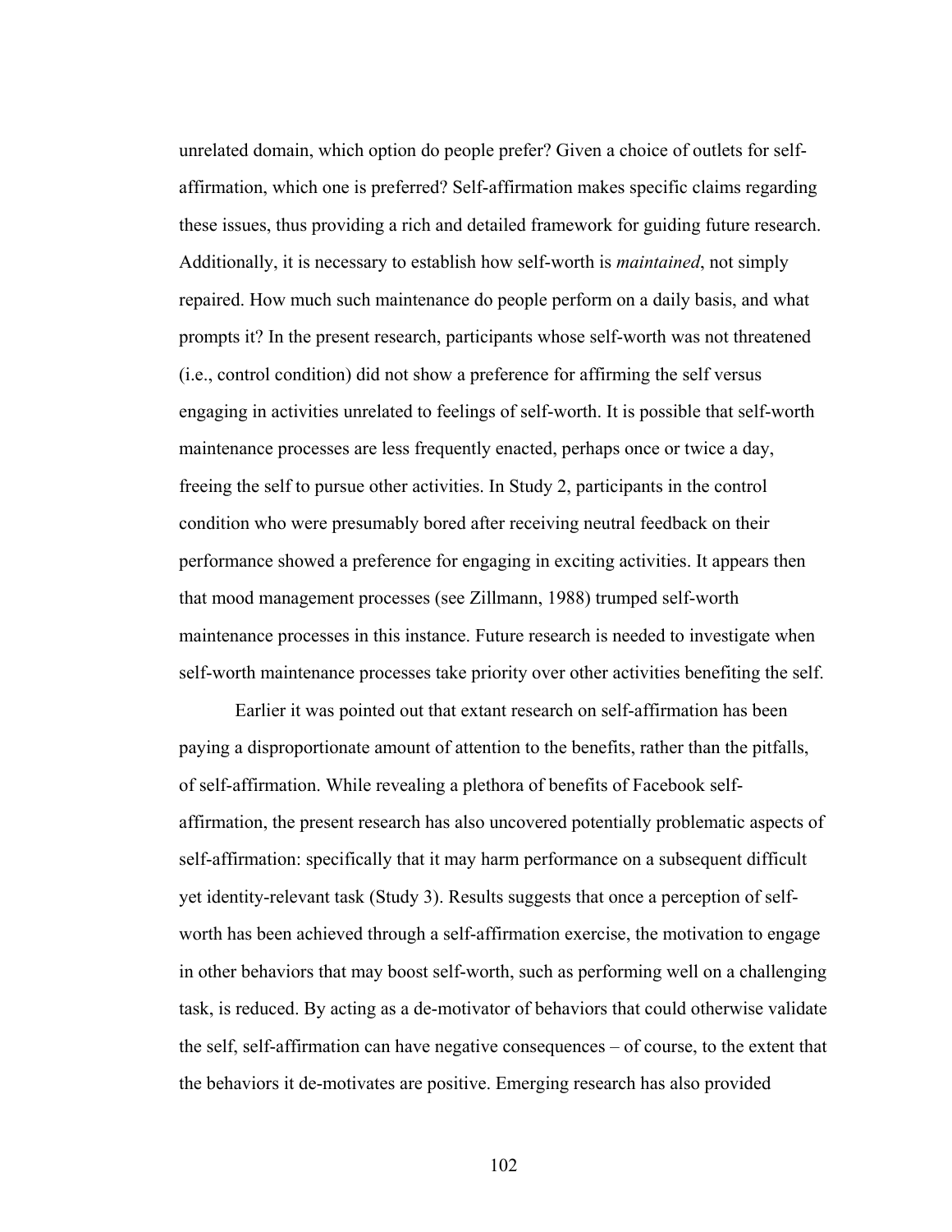unrelated domain, which option do people prefer? Given a choice of outlets for self-affirmation, which one is preferred? Self-affirmation makes specific claims regarding these issues, thus providing a rich and detailed framework for guiding future research. Additionally, it is necessary to establish how self-worth is *maintained*, not simply repaired. How much such maintenance do people perform on a daily basis, and what prompts it? In the present research, participants whose self-worth was not threatened (i.e., control condition) did not show a preference for affirming the self versus engaging in activities unrelated to feelings of self-worth. It is possible that self-worth maintenance processes are less frequently enacted, perhaps once or twice a day, freeing the self to pursue other activities. In Study 2, participants in the control condition who were presumably bored after receiving neutral feedback on their performance showed a preference for engaging in exciting activities. It appears then that mood management processes (see Zillmann, 1988) trumped self-worth maintenance processes in this instance. Future research is needed to investigate when self-worth maintenance processes take priority over other activities benefiting the self.

Earlier it was pointed out that extant research on self-affirmation has been paying a disproportionate amount of attention to the benefits, rather than the pitfalls, of self-affirmation. While revealing a plethora of benefits of Facebook self-affirmation, the present research has also uncovered potentially problematic aspects of self-affirmation: specifically that it may harm performance on a subsequent difficult yet identity-relevant task (Study 3). Results suggests that once a perception of self-worth has been achieved through a self-affirmation exercise, the motivation to engage in other behaviors that may boost self-worth, such as performing well on a challenging task, is reduced. By acting as a de-motivator of behaviors that could otherwise validate the self, self-affirmation can have negative consequences – of course, to the extent that the behaviors it de-motivates are positive. Emerging research has also provided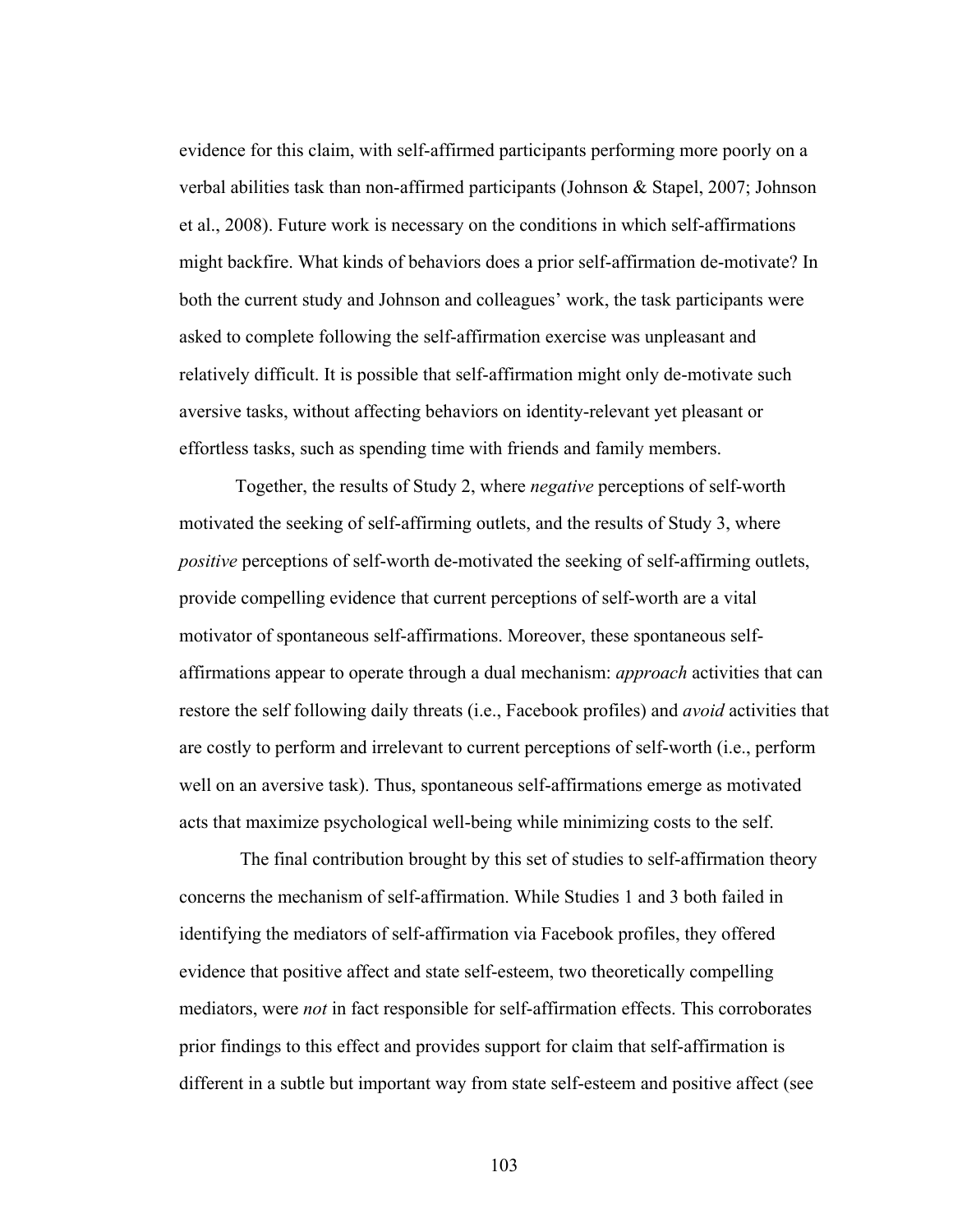evidence for this claim, with self-affirmed participants performing more poorly on a verbal abilities task than non-affirmed participants (Johnson & Stapel, 2007; Johnson et al., 2008). Future work is necessary on the conditions in which self-affirmations might backfire. What kinds of behaviors does a prior self-affirmation de-motivate? In both the current study and Johnson and colleagues' work, the task participants were asked to complete following the self-affirmation exercise was unpleasant and relatively difficult. It is possible that self-affirmation might only de-motivate such aversive tasks, without affecting behaviors on identity-relevant yet pleasant or effortless tasks, such as spending time with friends and family members.

Together, the results of Study 2, where *negative* perceptions of self-worth motivated the seeking of self-affirming outlets, and the results of Study 3, where *positive* perceptions of self-worth de-motivated the seeking of self-affirming outlets, provide compelling evidence that current perceptions of self-worth are a vital motivator of spontaneous self-affirmations. Moreover, these spontaneous self-affirmations appear to operate through a dual mechanism: *approach* activities that can restore the self following daily threats (i.e., Facebook profiles) and *avoid* activities that are costly to perform and irrelevant to current perceptions of self-worth (i.e., perform well on an aversive task). Thus, spontaneous self-affirmations emerge as motivated acts that maximize psychological well-being while minimizing costs to the self.

The final contribution brought by this set of studies to self-affirmation theory concerns the mechanism of self-affirmation. While Studies 1 and 3 both failed in identifying the mediators of self-affirmation via Facebook profiles, they offered evidence that positive affect and state self-esteem, two theoretically compelling mediators, were *not* in fact responsible for self-affirmation effects. This corroborates prior findings to this effect and provides support for claim that self-affirmation is different in a subtle but important way from state self-esteem and positive affect (see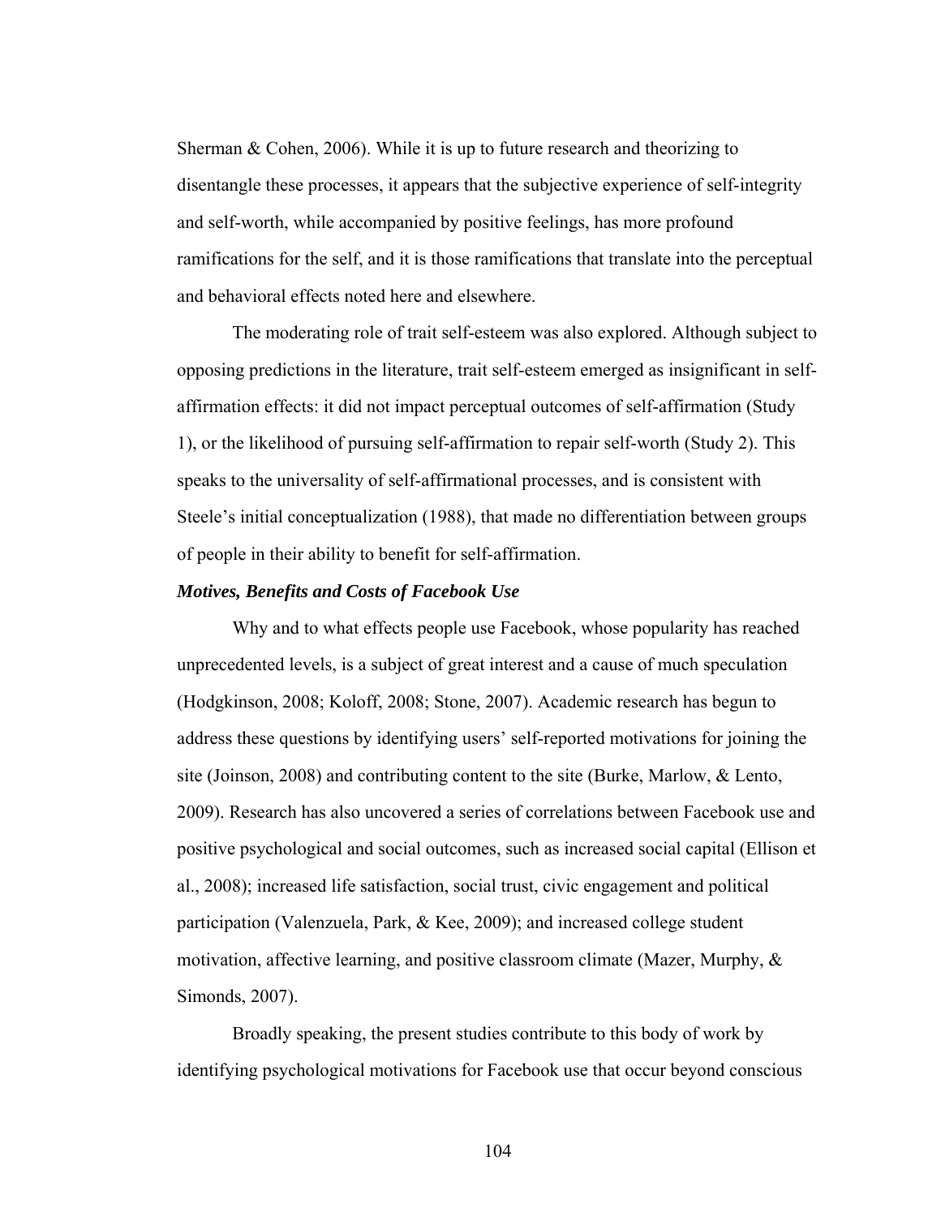Sherman & Cohen, 2006). While it is up to future research and theorizing to disentangle these processes, it appears that the subjective experience of self-integrity and self-worth, while accompanied by positive feelings, has more profound ramifications for the self, and it is those ramifications that translate into the perceptual and behavioral effects noted here and elsewhere.

The moderating role of trait self-esteem was also explored. Although subject to opposing predictions in the literature, trait self-esteem emerged as insignificant in self-affirmation effects: it did not impact perceptual outcomes of self-affirmation (Study 1), or the likelihood of pursuing self-affirmation to repair self-worth (Study 2). This speaks to the universality of self-affirmational processes, and is consistent with Steele's initial conceptualization (1988), that made no differentiation between groups of people in their ability to benefit for self-affirmation.

### *Motives, Benefits and Costs of Facebook Use*

Why and to what effects people use Facebook, whose popularity has reached unprecedented levels, is a subject of great interest and a cause of much speculation (Hodgkinson, 2008; Koloff, 2008; Stone, 2007). Academic research has begun to address these questions by identifying users' self-reported motivations for joining the site (Joinson, 2008) and contributing content to the site (Burke, Marlow, & Lento, 2009). Research has also uncovered a series of correlations between Facebook use and positive psychological and social outcomes, such as increased social capital (Ellison et al., 2008); increased life satisfaction, social trust, civic engagement and political participation (Valenzuela, Park, & Kee, 2009); and increased college student motivation, affective learning, and positive classroom climate (Mazer, Murphy, & Simonds, 2007).

Broadly speaking, the present studies contribute to this body of work by identifying psychological motivations for Facebook use that occur beyond conscious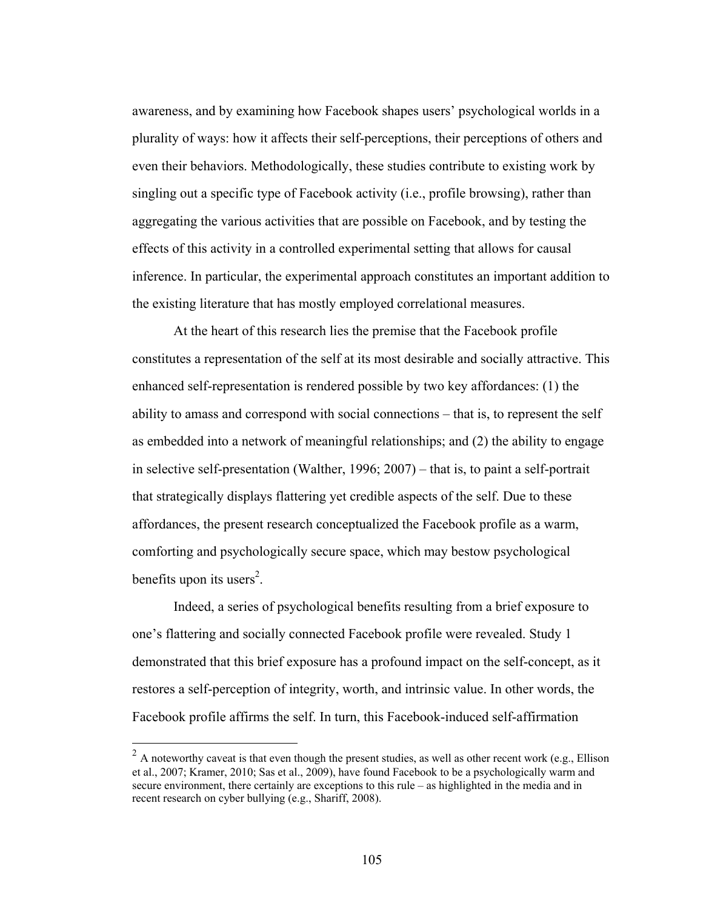awareness, and by examining how Facebook shapes users' psychological worlds in a plurality of ways: how it affects their self-perceptions, their perceptions of others and even their behaviors. Methodologically, these studies contribute to existing work by singling out a specific type of Facebook activity (i.e., profile browsing), rather than aggregating the various activities that are possible on Facebook, and by testing the effects of this activity in a controlled experimental setting that allows for causal inference. In particular, the experimental approach constitutes an important addition to the existing literature that has mostly employed correlational measures.

At the heart of this research lies the premise that the Facebook profile constitutes a representation of the self at its most desirable and socially attractive. This enhanced self-representation is rendered possible by two key affordances: (1) the ability to amass and correspond with social connections – that is, to represent the self as embedded into a network of meaningful relationships; and (2) the ability to engage in selective self-presentation (Walther, 1996; 2007) – that is, to paint a self-portrait that strategically displays flattering yet credible aspects of the self. Due to these affordances, the present research conceptualized the Facebook profile as a warm, comforting and psychologically secure space, which may bestow psychological benefits upon its users[2].

Indeed, a series of psychological benefits resulting from a brief exposure to one's flattering and socially connected Facebook profile were revealed. Study 1 demonstrated that this brief exposure has a profound impact on the self-concept, as it restores a self-perception of integrity, worth, and intrinsic value. In other words, the Facebook profile affirms the self. In turn, this Facebook-induced self-affirmation

---

[2] A noteworthy caveat is that even though the present studies, as well as other recent work (e.g., Ellison et al., 2007; Kramer, 2010; Sas et al., 2009), have found Facebook to be a psychologically warm and secure environment, there certainly are exceptions to this rule – as highlighted in the media and in recent research on cyber bullying (e.g., Shariff, 2008).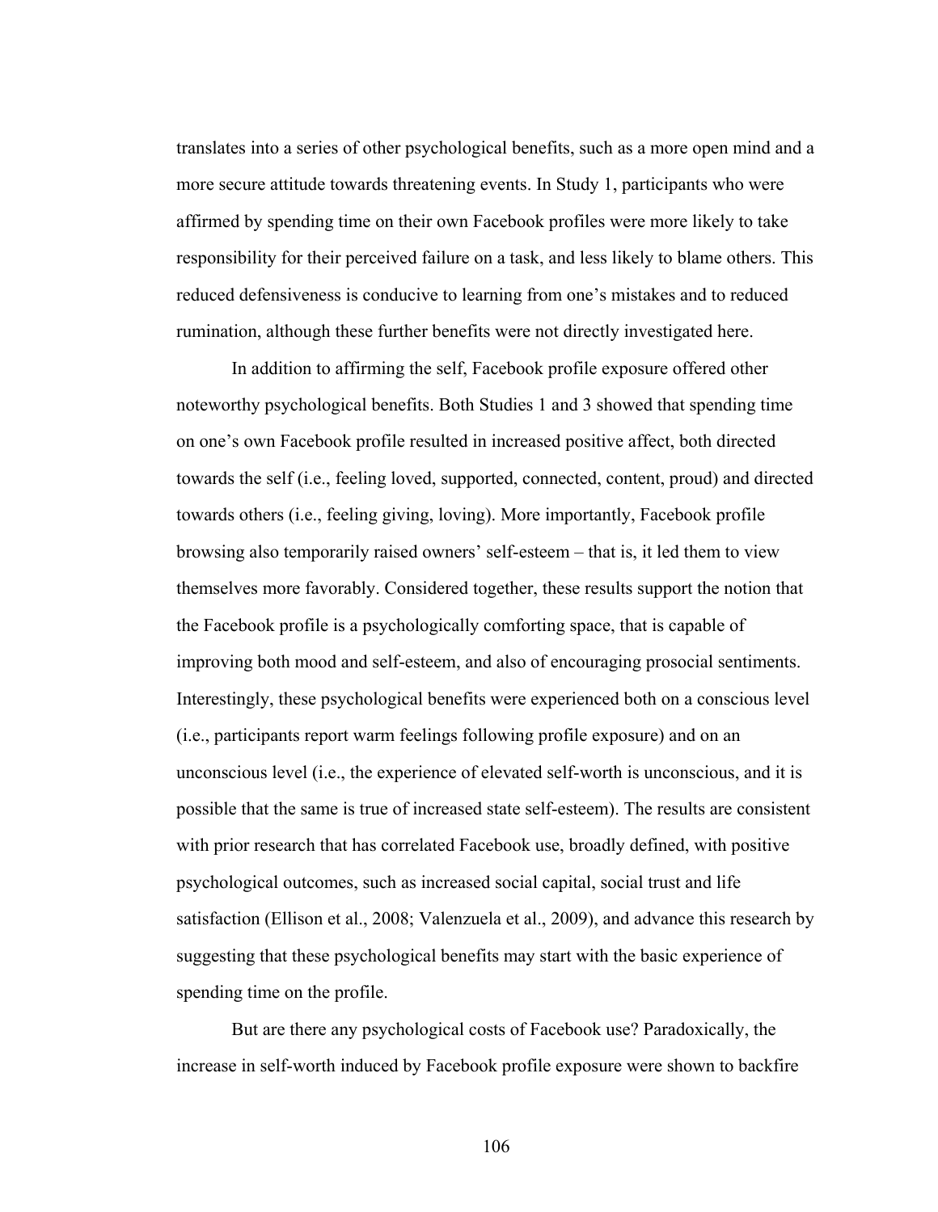translates into a series of other psychological benefits, such as a more open mind and a more secure attitude towards threatening events. In Study 1, participants who were affirmed by spending time on their own Facebook profiles were more likely to take responsibility for their perceived failure on a task, and less likely to blame others. This reduced defensiveness is conducive to learning from one's mistakes and to reduced rumination, although these further benefits were not directly investigated here.

In addition to affirming the self, Facebook profile exposure offered other noteworthy psychological benefits. Both Studies 1 and 3 showed that spending time on one's own Facebook profile resulted in increased positive affect, both directed towards the self (i.e., feeling loved, supported, connected, content, proud) and directed towards others (i.e., feeling giving, loving). More importantly, Facebook profile browsing also temporarily raised owners' self-esteem – that is, it led them to view themselves more favorably. Considered together, these results support the notion that the Facebook profile is a psychologically comforting space, that is capable of improving both mood and self-esteem, and also of encouraging prosocial sentiments. Interestingly, these psychological benefits were experienced both on a conscious level (i.e., participants report warm feelings following profile exposure) and on an unconscious level (i.e., the experience of elevated self-worth is unconscious, and it is possible that the same is true of increased state self-esteem). The results are consistent with prior research that has correlated Facebook use, broadly defined, with positive psychological outcomes, such as increased social capital, social trust and life satisfaction (Ellison et al., 2008; Valenzuela et al., 2009), and advance this research by suggesting that these psychological benefits may start with the basic experience of spending time on the profile.

But are there any psychological costs of Facebook use? Paradoxically, the increase in self-worth induced by Facebook profile exposure were shown to backfire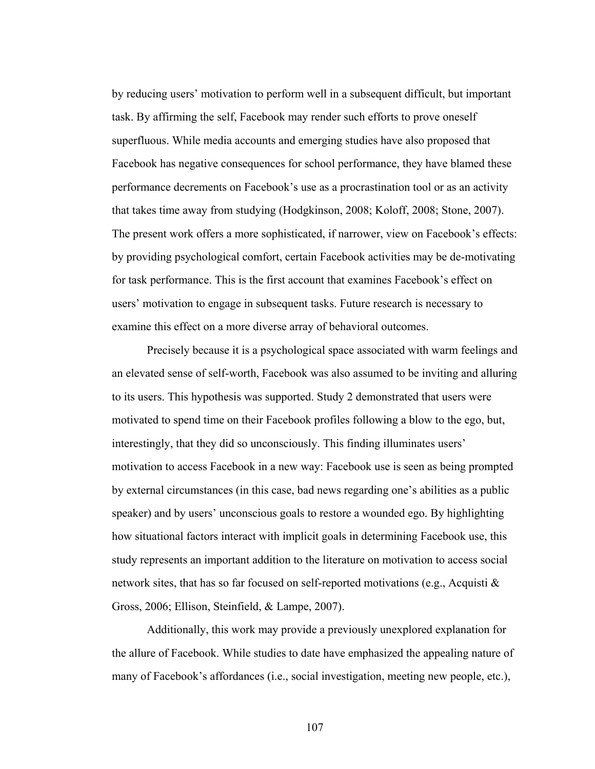by reducing users' motivation to perform well in a subsequent difficult, but important task. By affirming the self, Facebook may render such efforts to prove oneself superfluous. While media accounts and emerging studies have also proposed that Facebook has negative consequences for school performance, they have blamed these performance decrements on Facebook's use as a procrastination tool or as an activity that takes time away from studying (Hodgkinson, 2008; Koloff, 2008; Stone, 2007). The present work offers a more sophisticated, if narrower, view on Facebook's effects: by providing psychological comfort, certain Facebook activities may be de-motivating for task performance. This is the first account that examines Facebook's effect on users' motivation to engage in subsequent tasks. Future research is necessary to examine this effect on a more diverse array of behavioral outcomes.

Precisely because it is a psychological space associated with warm feelings and an elevated sense of self-worth, Facebook was also assumed to be inviting and alluring to its users. This hypothesis was supported. Study 2 demonstrated that users were motivated to spend time on their Facebook profiles following a blow to the ego, but, interestingly, that they did so unconsciously. This finding illuminates users' motivation to access Facebook in a new way: Facebook use is seen as being prompted by external circumstances (in this case, bad news regarding one's abilities as a public speaker) and by users' unconscious goals to restore a wounded ego. By highlighting how situational factors interact with implicit goals in determining Facebook use, this study represents an important addition to the literature on motivation to access social network sites, that has so far focused on self-reported motivations (e.g., Acquisti & Gross, 2006; Ellison, Steinfield, & Lampe, 2007).

Additionally, this work may provide a previously unexplored explanation for the allure of Facebook. While studies to date have emphasized the appealing nature of many of Facebook's affordances (i.e., social investigation, meeting new people, etc.),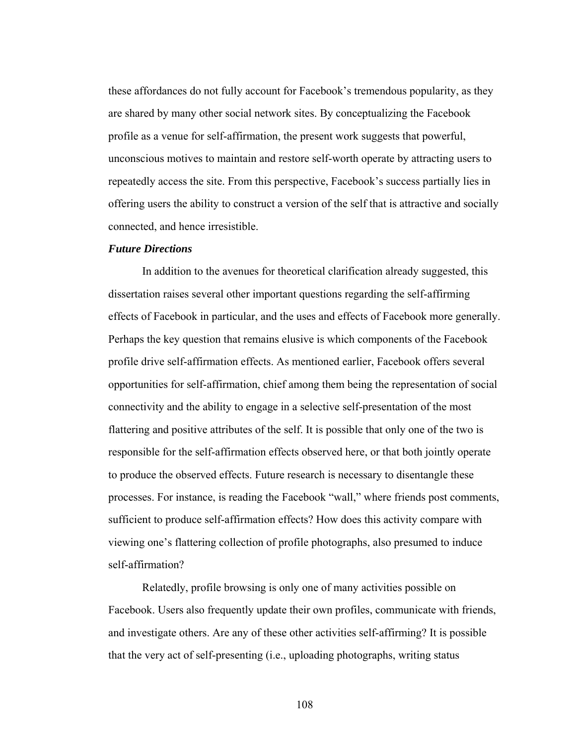these affordances do not fully account for Facebook's tremendous popularity, as they are shared by many other social network sites. By conceptualizing the Facebook profile as a venue for self-affirmation, the present work suggests that powerful, unconscious motives to maintain and restore self-worth operate by attracting users to repeatedly access the site. From this perspective, Facebook's success partially lies in offering users the ability to construct a version of the self that is attractive and socially connected, and hence irresistible.

### *Future Directions*

In addition to the avenues for theoretical clarification already suggested, this dissertation raises several other important questions regarding the self-affirming effects of Facebook in particular, and the uses and effects of Facebook more generally. Perhaps the key question that remains elusive is which components of the Facebook profile drive self-affirmation effects. As mentioned earlier, Facebook offers several opportunities for self-affirmation, chief among them being the representation of social connectivity and the ability to engage in a selective self-presentation of the most flattering and positive attributes of the self. It is possible that only one of the two is responsible for the self-affirmation effects observed here, or that both jointly operate to produce the observed effects. Future research is necessary to disentangle these processes. For instance, is reading the Facebook "wall," where friends post comments, sufficient to produce self-affirmation effects? How does this activity compare with viewing one's flattering collection of profile photographs, also presumed to induce self-affirmation?

Relatedly, profile browsing is only one of many activities possible on Facebook. Users also frequently update their own profiles, communicate with friends, and investigate others. Are any of these other activities self-affirming? It is possible that the very act of self-presenting (i.e., uploading photographs, writing status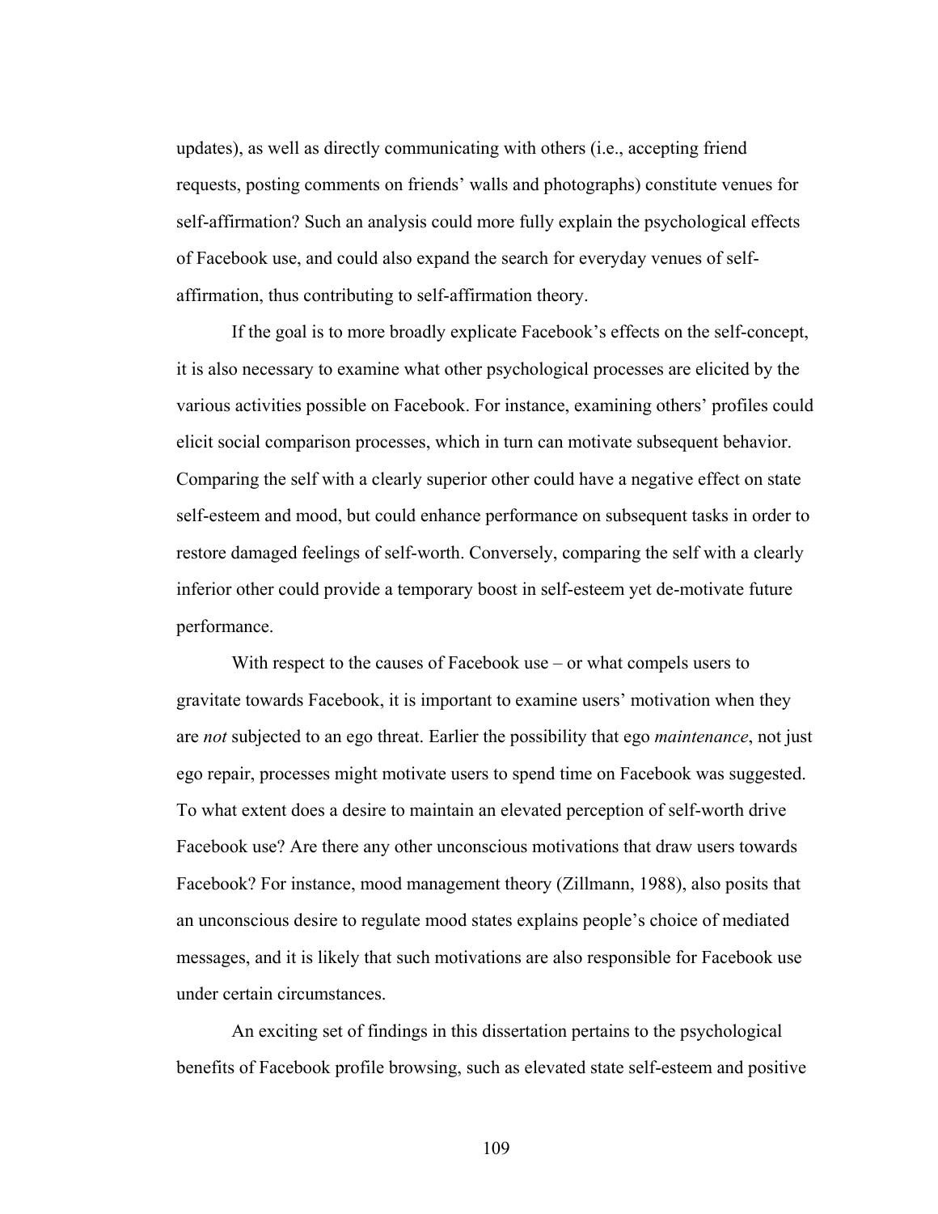updates), as well as directly communicating with others (i.e., accepting friend requests, posting comments on friends' walls and photographs) constitute venues for self-affirmation? Such an analysis could more fully explain the psychological effects of Facebook use, and could also expand the search for everyday venues of self-affirmation, thus contributing to self-affirmation theory.

If the goal is to more broadly explicate Facebook's effects on the self-concept, it is also necessary to examine what other psychological processes are elicited by the various activities possible on Facebook. For instance, examining others' profiles could elicit social comparison processes, which in turn can motivate subsequent behavior. Comparing the self with a clearly superior other could have a negative effect on state self-esteem and mood, but could enhance performance on subsequent tasks in order to restore damaged feelings of self-worth. Conversely, comparing the self with a clearly inferior other could provide a temporary boost in self-esteem yet de-motivate future performance.

With respect to the causes of Facebook use – or what compels users to gravitate towards Facebook, it is important to examine users' motivation when they are *not* subjected to an ego threat. Earlier the possibility that ego *maintenance*, not just ego repair, processes might motivate users to spend time on Facebook was suggested. To what extent does a desire to maintain an elevated perception of self-worth drive Facebook use? Are there any other unconscious motivations that draw users towards Facebook? For instance, mood management theory (Zillmann, 1988), also posits that an unconscious desire to regulate mood states explains people's choice of mediated messages, and it is likely that such motivations are also responsible for Facebook use under certain circumstances.

An exciting set of findings in this dissertation pertains to the psychological benefits of Facebook profile browsing, such as elevated state self-esteem and positive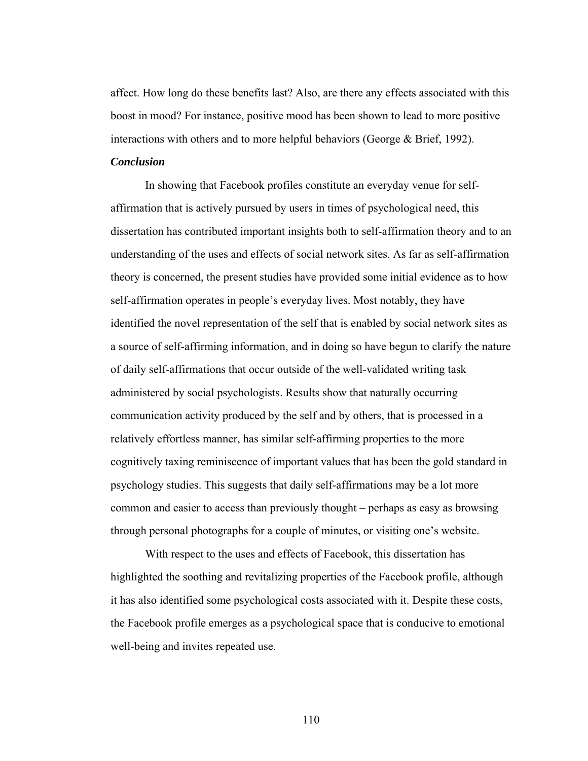affect. How long do these benefits last? Also, are there any effects associated with this boost in mood? For instance, positive mood has been shown to lead to more positive interactions with others and to more helpful behaviors (George & Brief, 1992).

***Conclusion***

In showing that Facebook profiles constitute an everyday venue for self-affirmation that is actively pursued by users in times of psychological need, this dissertation has contributed important insights both to self-affirmation theory and to an understanding of the uses and effects of social network sites. As far as self-affirmation theory is concerned, the present studies have provided some initial evidence as to how self-affirmation operates in people's everyday lives. Most notably, they have identified the novel representation of the self that is enabled by social network sites as a source of self-affirming information, and in doing so have begun to clarify the nature of daily self-affirmations that occur outside of the well-validated writing task administered by social psychologists. Results show that naturally occurring communication activity produced by the self and by others, that is processed in a relatively effortless manner, has similar self-affirming properties to the more cognitively taxing reminiscence of important values that has been the gold standard in psychology studies. This suggests that daily self-affirmations may be a lot more common and easier to access than previously thought – perhaps as easy as browsing through personal photographs for a couple of minutes, or visiting one's website.

With respect to the uses and effects of Facebook, this dissertation has highlighted the soothing and revitalizing properties of the Facebook profile, although it has also identified some psychological costs associated with it. Despite these costs, the Facebook profile emerges as a psychological space that is conducive to emotional well-being and invites repeated use.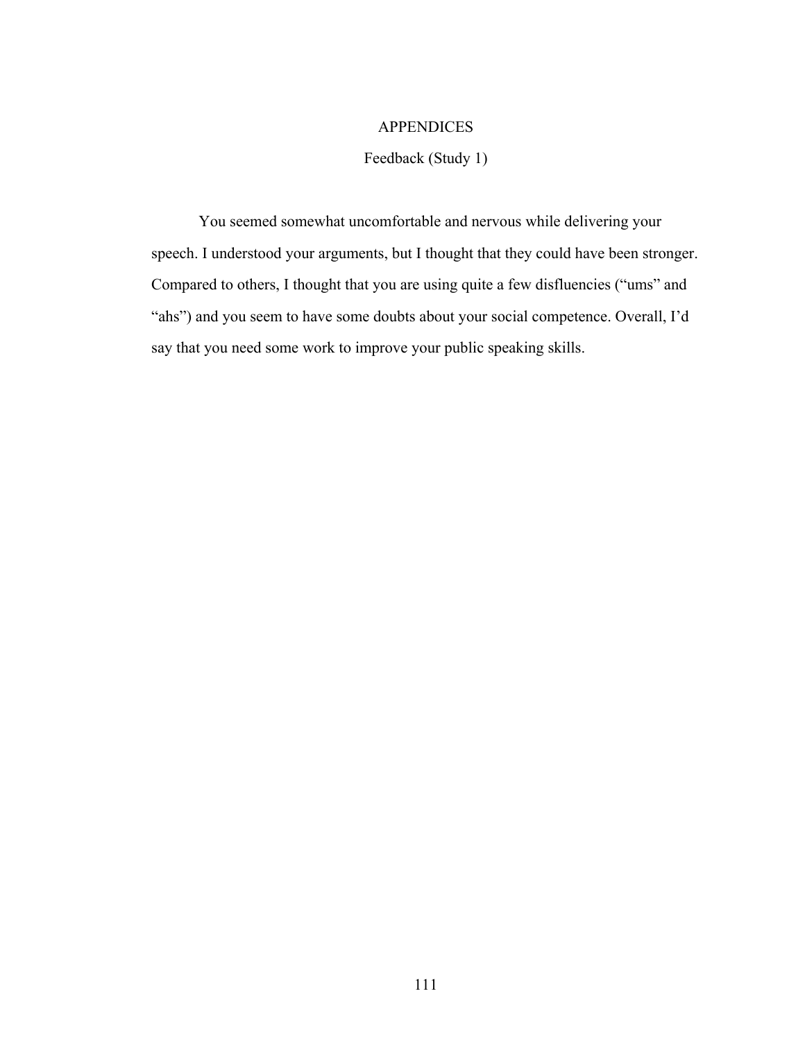# APPENDICES

## Feedback (Study 1)

You seemed somewhat uncomfortable and nervous while delivering your speech. I understood your arguments, but I thought that they could have been stronger. Compared to others, I thought that you are using quite a few disfluencies ("ums" and "ahs") and you seem to have some doubts about your social competence. Overall, I'd say that you need some work to improve your public speaking skills.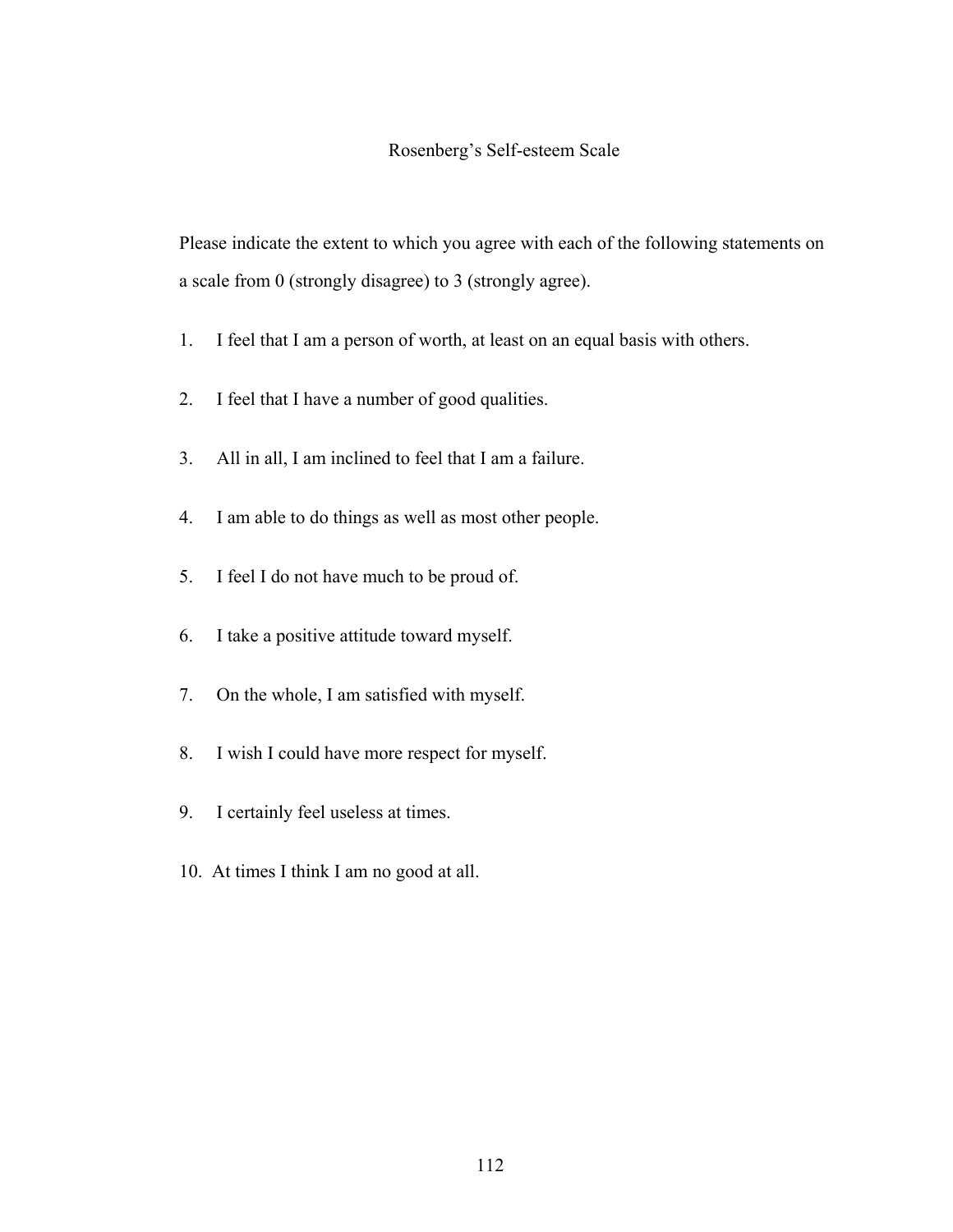# Rosenberg's Self-esteem Scale

Please indicate the extent to which you agree with each of the following statements on a scale from 0 (strongly disagree) to 3 (strongly agree).

1. I feel that I am a person of worth, at least on an equal basis with others.
2. I feel that I have a number of good qualities.
3. All in all, I am inclined to feel that I am a failure.
4. I am able to do things as well as most other people.
5. I feel I do not have much to be proud of.
6. I take a positive attitude toward myself.
7. On the whole, I am satisfied with myself.
8. I wish I could have more respect for myself.
9. I certainly feel useless at times.
10. At times I think I am no good at all.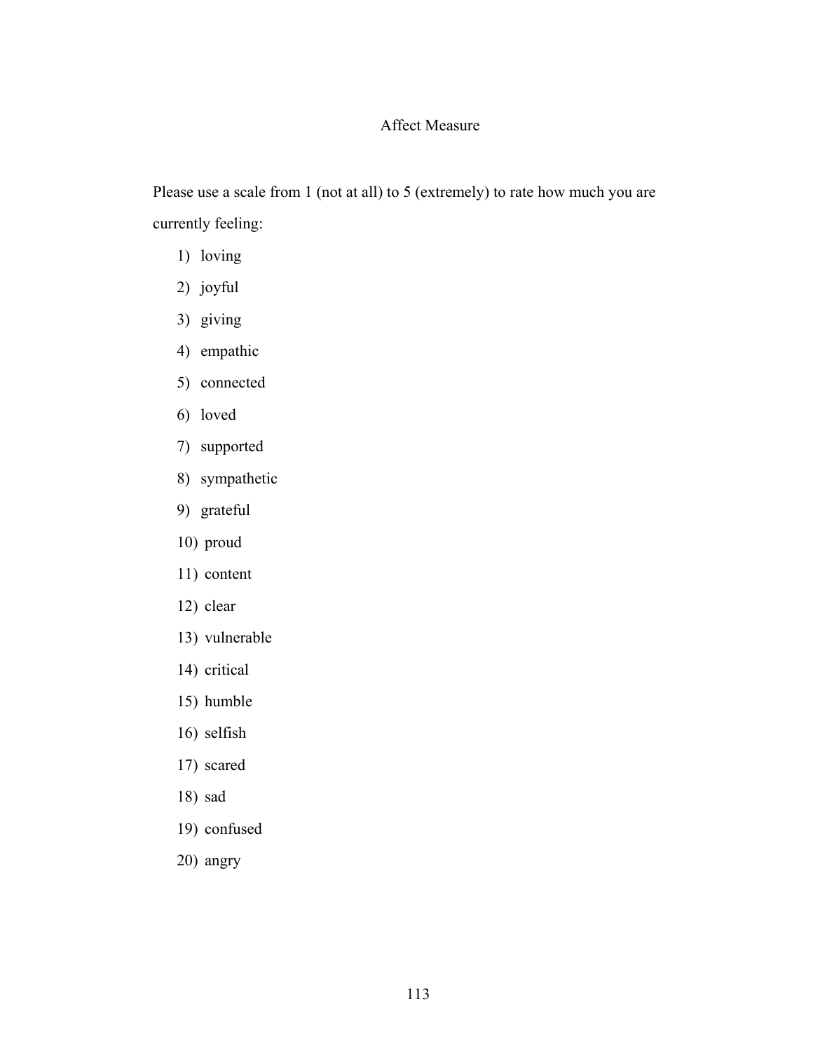# Affect Measure

Please use a scale from 1 (not at all) to 5 (extremely) to rate how much you are currently feeling:

1) loving
2) joyful
3) giving
4) empathic
5) connected
6) loved
7) supported
8) sympathetic
9) grateful
10) proud
11) content
12) clear
13) vulnerable
14) critical
15) humble
16) selfish
17) scared
18) sad
19) confused
20) angry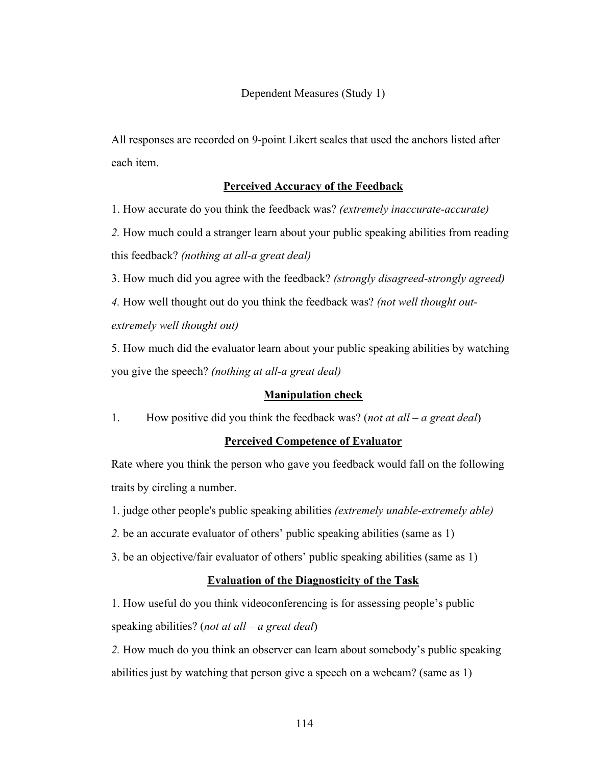Dependent Measures (Study 1)

All responses are recorded on 9-point Likert scales that used the anchors listed after each item.

**<u>Perceived Accuracy of the Feedback</u>**

1. How accurate do you think the feedback was? *(extremely inaccurate-accurate)*

*2.* How much could a stranger learn about your public speaking abilities from reading this feedback? *(nothing at all-a great deal)*

3. How much did you agree with the feedback? *(strongly disagreed-strongly agreed)*

*4.* How well thought out do you think the feedback was? *(not well thought out-extremely well thought out)*

5. How much did the evaluator learn about your public speaking abilities by watching you give the speech? *(nothing at all-a great deal)*

**<u>Manipulation check</u>**

1. How positive did you think the feedback was? (*not at all – a great deal*)

**<u>Perceived Competence of Evaluator</u>**

Rate where you think the person who gave you feedback would fall on the following traits by circling a number.

1. judge other people's public speaking abilities *(extremely unable-extremely able)*

*2.* be an accurate evaluator of others' public speaking abilities (same as 1)

3. be an objective/fair evaluator of others' public speaking abilities (same as 1)

**<u>Evaluation of the Diagnosticity of the Task</u>**

1. How useful do you think videoconferencing is for assessing people's public speaking abilities? (*not at all – a great deal*)

*2.* How much do you think an observer can learn about somebody's public speaking abilities just by watching that person give a speech on a webcam? (same as 1)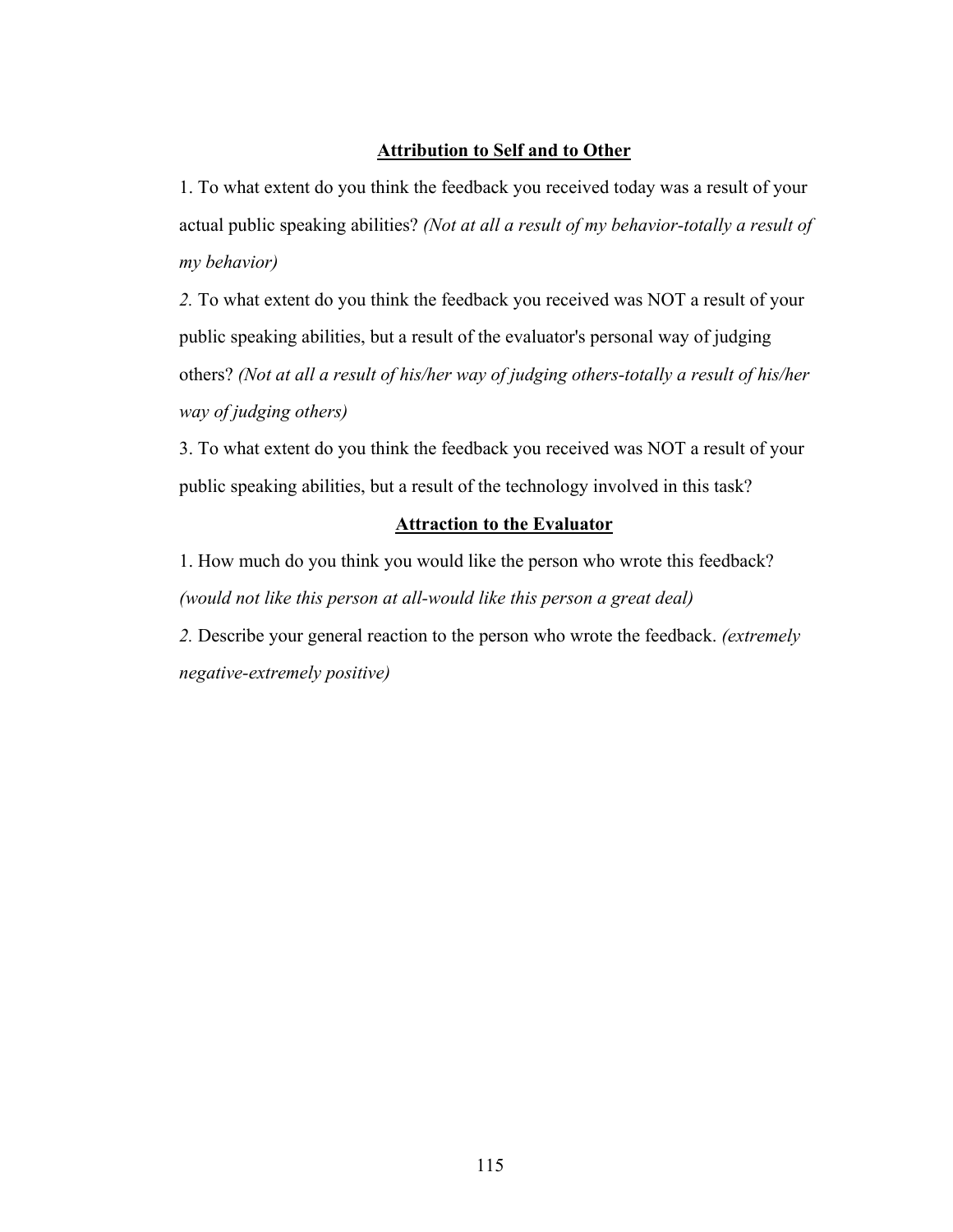## Attribution to Self and to Other

1. To what extent do you think the feedback you received today was a result of your actual public speaking abilities? *(Not at all a result of my behavior-totally a result of my behavior)*

*2.* To what extent do you think the feedback you received was NOT a result of your public speaking abilities, but a result of the evaluator's personal way of judging others? *(Not at all a result of his/her way of judging others-totally a result of his/her way of judging others)*

3. To what extent do you think the feedback you received was NOT a result of your public speaking abilities, but a result of the technology involved in this task?

## Attraction to the Evaluator

1. How much do you think you would like the person who wrote this feedback? *(would not like this person at all-would like this person a great deal)*

*2.* Describe your general reaction to the person who wrote the feedback. *(extremely negative-extremely positive)*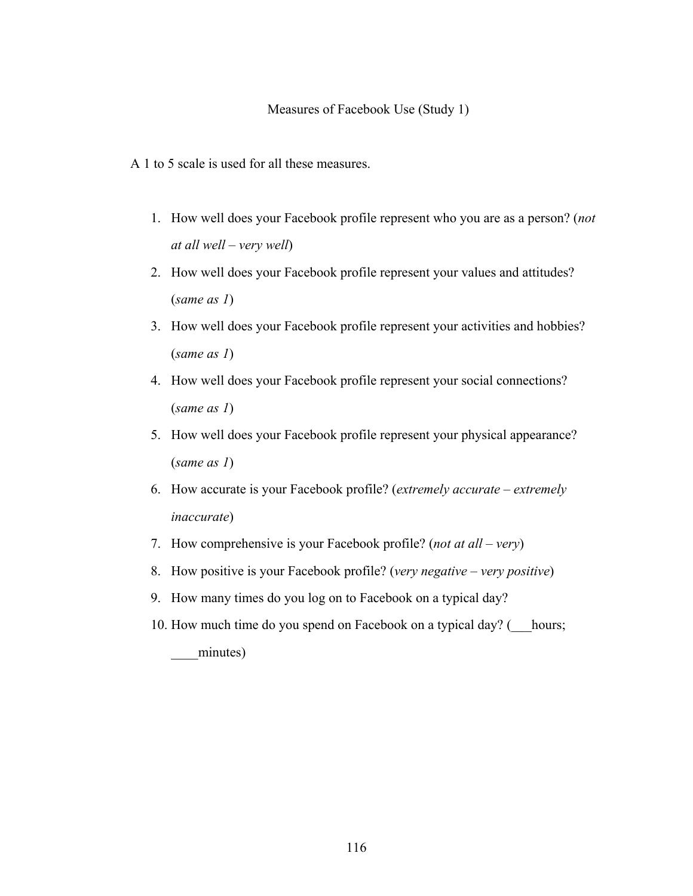# Measures of Facebook Use (Study 1)

A 1 to 5 scale is used for all these measures.

1. How well does your Facebook profile represent who you are as a person? (*not at all well – very well*)
2. How well does your Facebook profile represent your values and attitudes? (*same as 1*)
3. How well does your Facebook profile represent your activities and hobbies? (*same as 1*)
4. How well does your Facebook profile represent your social connections? (*same as 1*)
5. How well does your Facebook profile represent your physical appearance? (*same as 1*)
6. How accurate is your Facebook profile? (*extremely accurate – extremely inaccurate*)
7. How comprehensive is your Facebook profile? (*not at all – very*)
8. How positive is your Facebook profile? (*very negative – very positive*)
9. How many times do you log on to Facebook on a typical day?
10. How much time do you spend on Facebook on a typical day? (___hours; ____minutes)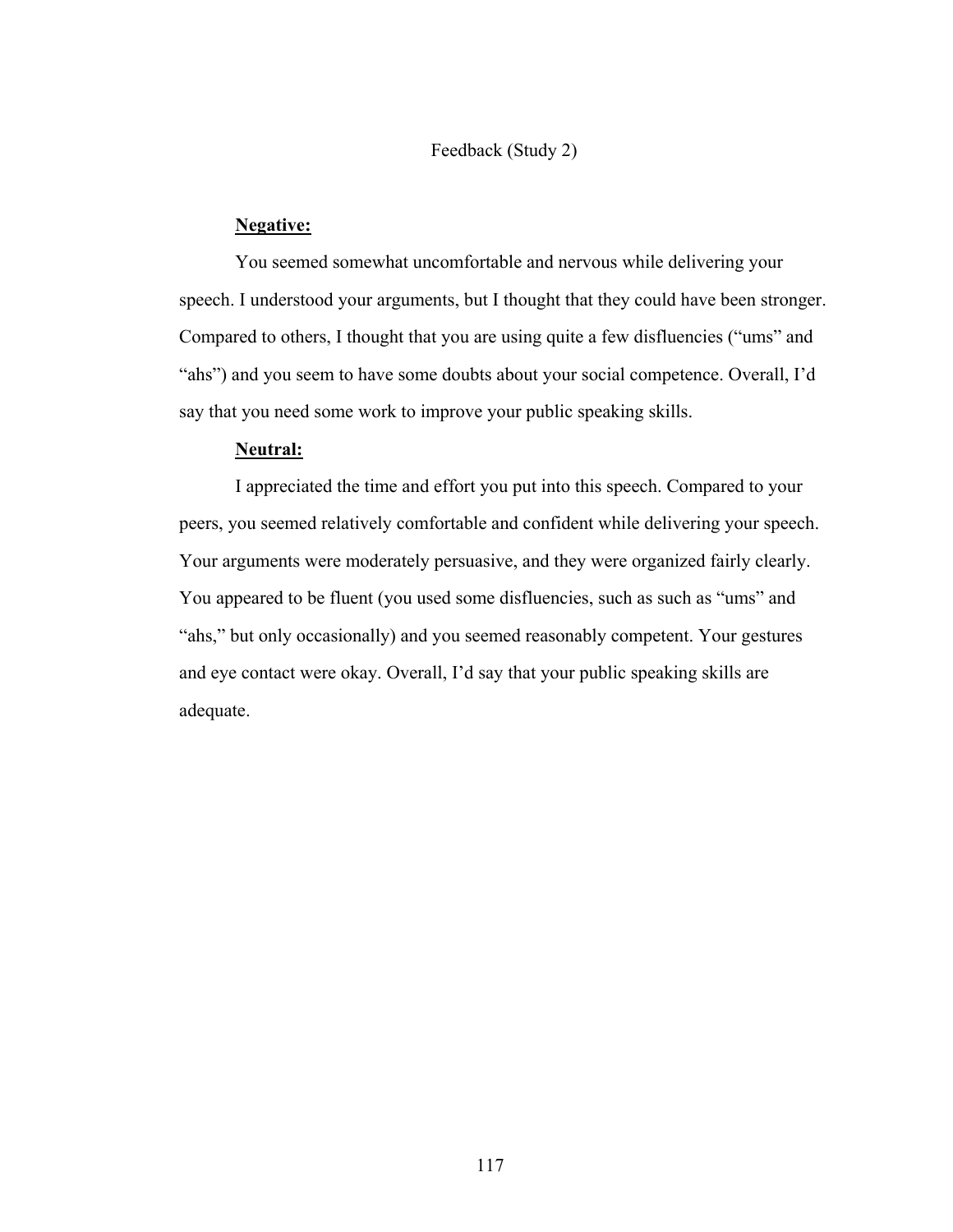# Feedback (Study 2)

**Negative:**

You seemed somewhat uncomfortable and nervous while delivering your speech. I understood your arguments, but I thought that they could have been stronger. Compared to others, I thought that you are using quite a few disfluencies ("ums" and "ahs") and you seem to have some doubts about your social competence. Overall, I'd say that you need some work to improve your public speaking skills.

**Neutral:**

I appreciated the time and effort you put into this speech. Compared to your peers, you seemed relatively comfortable and confident while delivering your speech. Your arguments were moderately persuasive, and they were organized fairly clearly. You appeared to be fluent (you used some disfluencies, such as such as "ums" and "ahs," but only occasionally) and you seemed reasonably competent. Your gestures and eye contact were okay. Overall, I'd say that your public speaking skills are adequate.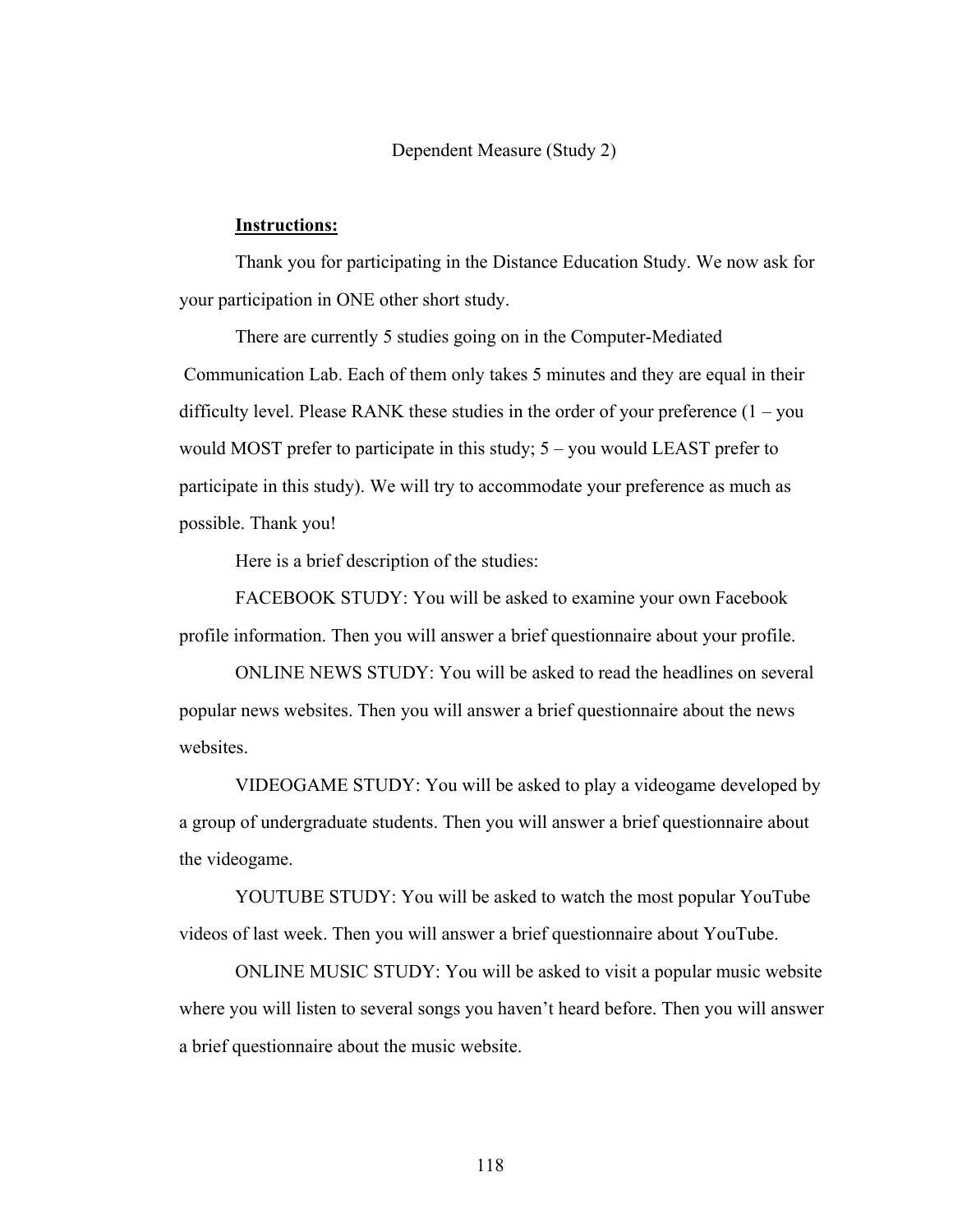# Dependent Measure (Study 2)

**Instructions:**

Thank you for participating in the Distance Education Study. We now ask for your participation in ONE other short study.

There are currently 5 studies going on in the Computer-Mediated Communication Lab. Each of them only takes 5 minutes and they are equal in their difficulty level. Please RANK these studies in the order of your preference (1 – you would MOST prefer to participate in this study; 5 – you would LEAST prefer to participate in this study). We will try to accommodate your preference as much as possible. Thank you!

Here is a brief description of the studies:

FACEBOOK STUDY: You will be asked to examine your own Facebook profile information. Then you will answer a brief questionnaire about your profile.

ONLINE NEWS STUDY: You will be asked to read the headlines on several popular news websites. Then you will answer a brief questionnaire about the news websites.

VIDEOGAME STUDY: You will be asked to play a videogame developed by a group of undergraduate students. Then you will answer a brief questionnaire about the videogame.

YOUTUBE STUDY: You will be asked to watch the most popular YouTube videos of last week. Then you will answer a brief questionnaire about YouTube.

ONLINE MUSIC STUDY: You will be asked to visit a popular music website where you will listen to several songs you haven't heard before. Then you will answer a brief questionnaire about the music website.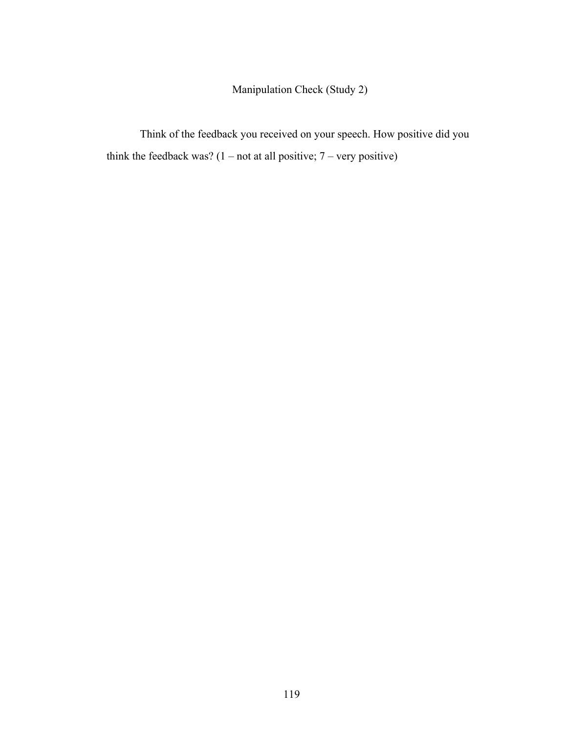# Manipulation Check (Study 2)

Think of the feedback you received on your speech. How positive did you think the feedback was? (1 – not at all positive; 7 – very positive)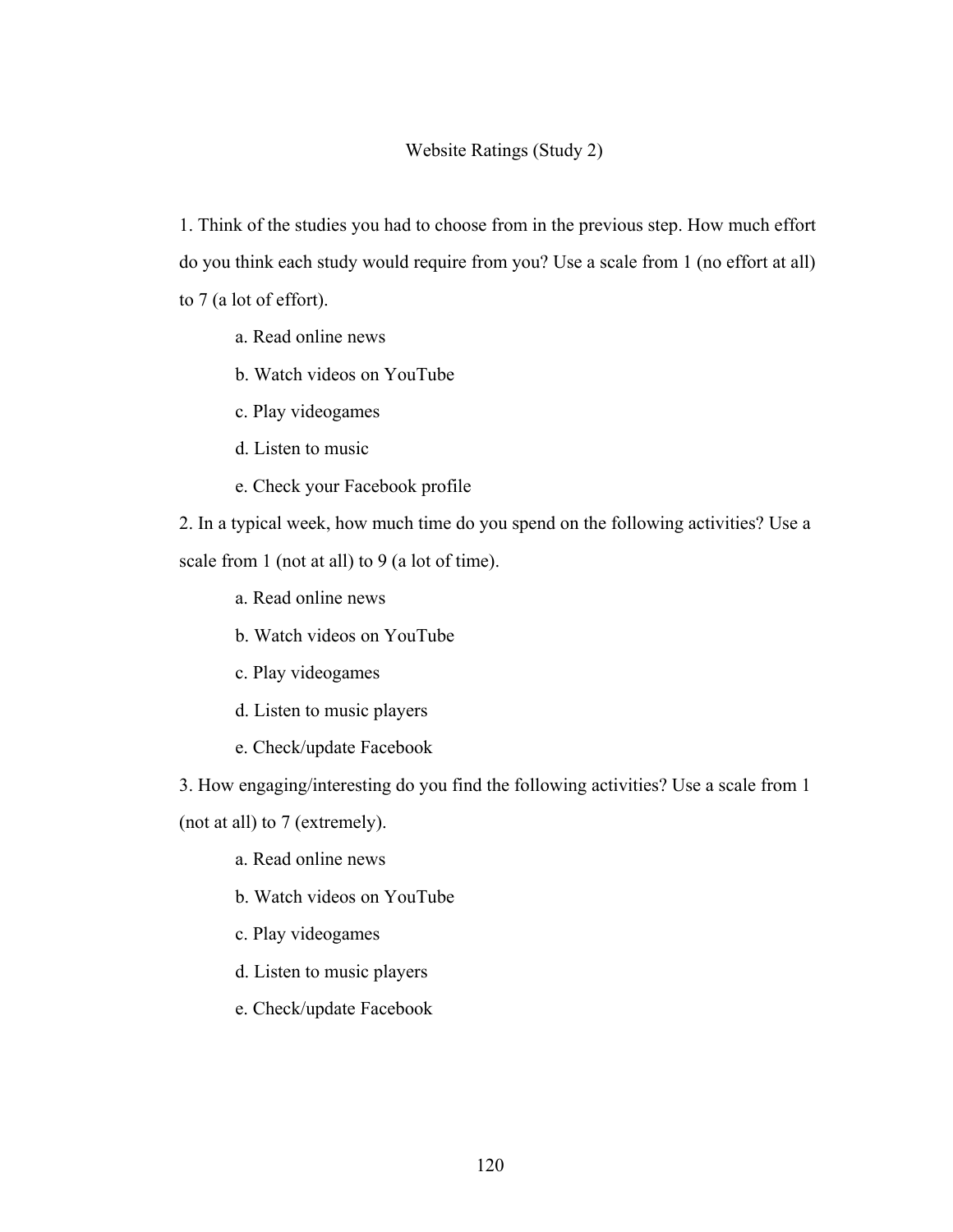# Website Ratings (Study 2)

1. Think of the studies you had to choose from in the previous step. How much effort do you think each study would require from you? Use a scale from 1 (no effort at all) to 7 (a lot of effort).

    a. Read online news

    b. Watch videos on YouTube

    c. Play videogames

    d. Listen to music

    e. Check your Facebook profile

2. In a typical week, how much time do you spend on the following activities? Use a scale from 1 (not at all) to 9 (a lot of time).

    a. Read online news

    b. Watch videos on YouTube

    c. Play videogames

    d. Listen to music players

    e. Check/update Facebook

3. How engaging/interesting do you find the following activities? Use a scale from 1 (not at all) to 7 (extremely).

    a. Read online news

    b. Watch videos on YouTube

    c. Play videogames

    d. Listen to music players

    e. Check/update Facebook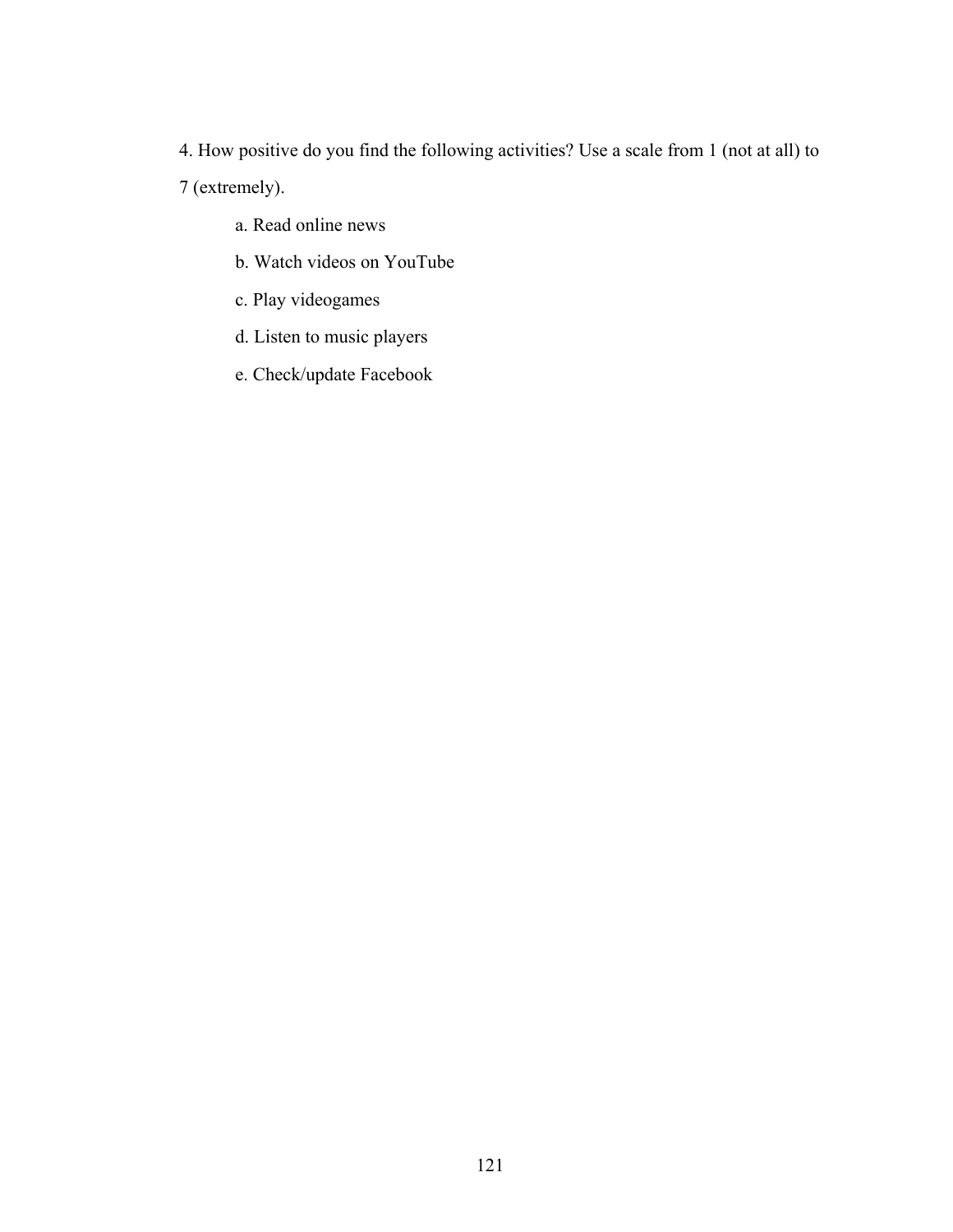4. How positive do you find the following activities? Use a scale from 1 (not at all) to 7 (extremely).

a. Read online news

b. Watch videos on YouTube

c. Play videogames

d. Listen to music players

e. Check/update Facebook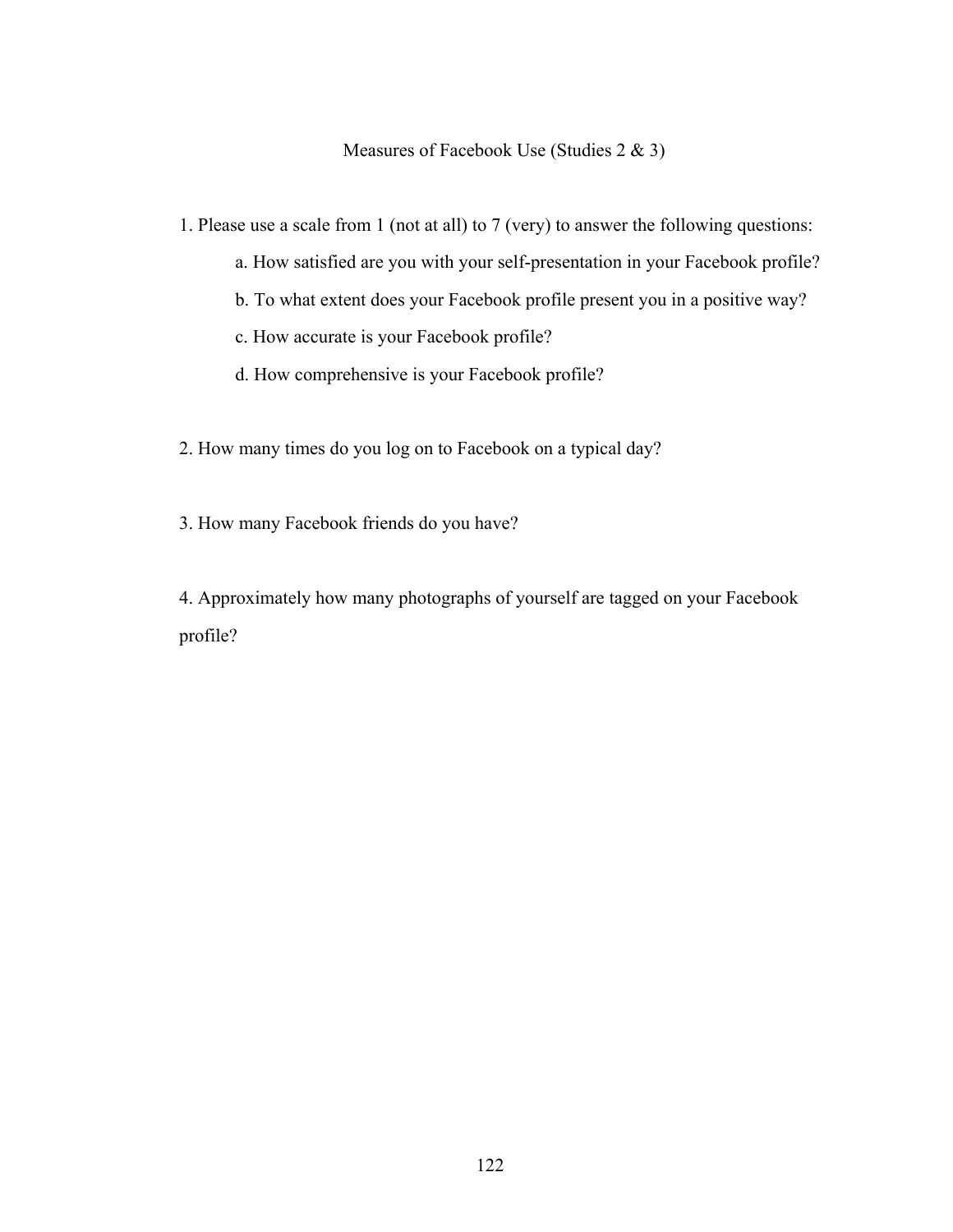# Measures of Facebook Use (Studies 2 & 3)

1. Please use a scale from 1 (not at all) to 7 (very) to answer the following questions:
    - a. How satisfied are you with your self-presentation in your Facebook profile?
    - b. To what extent does your Facebook profile present you in a positive way?
    - c. How accurate is your Facebook profile?
    - d. How comprehensive is your Facebook profile?

2. How many times do you log on to Facebook on a typical day?

3. How many Facebook friends do you have?

4. Approximately how many photographs of yourself are tagged on your Facebook profile?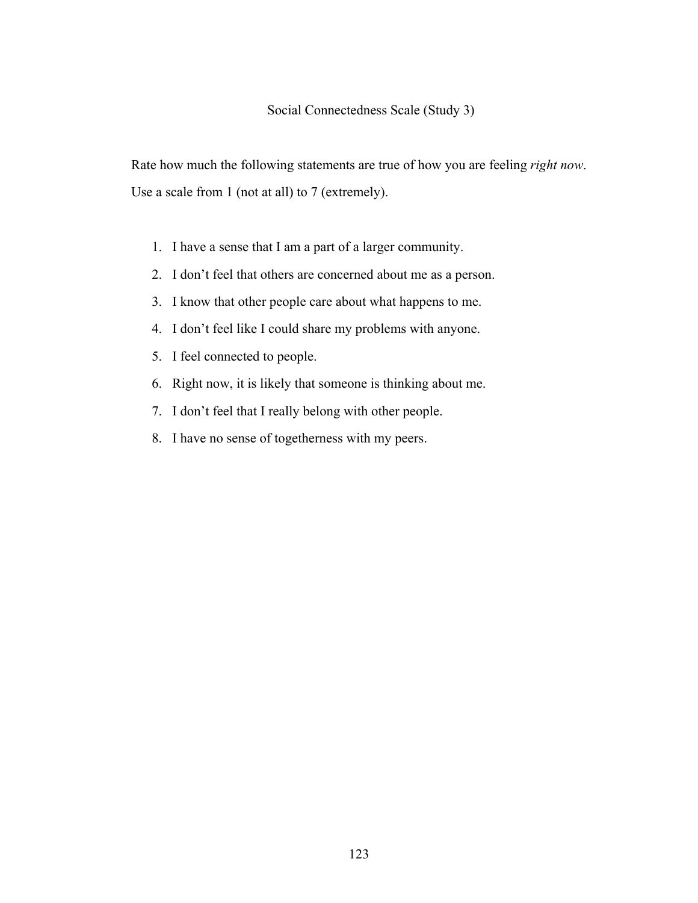# Social Connectedness Scale (Study 3)

Rate how much the following statements are true of how you are feeling *right now*. Use a scale from 1 (not at all) to 7 (extremely).

1. I have a sense that I am a part of a larger community.
2. I don't feel that others are concerned about me as a person.
3. I know that other people care about what happens to me.
4. I don't feel like I could share my problems with anyone.
5. I feel connected to people.
6. Right now, it is likely that someone is thinking about me.
7. I don't feel that I really belong with other people.
8. I have no sense of togetherness with my peers.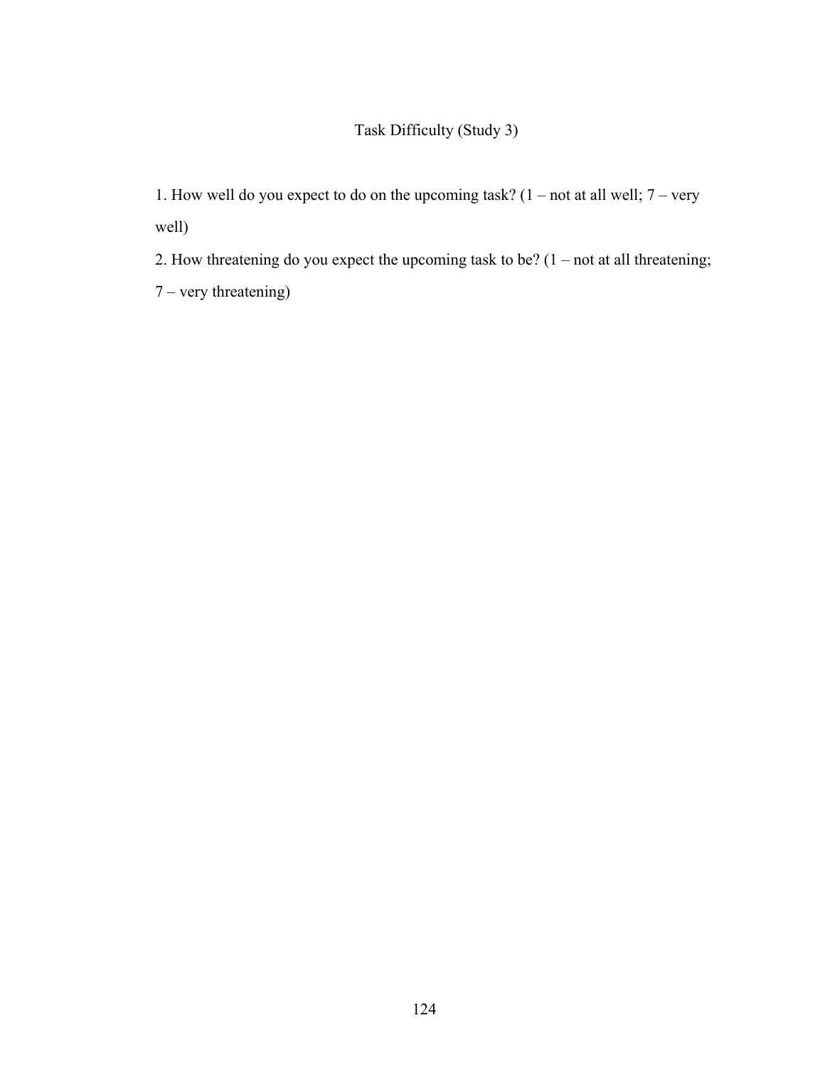# Task Difficulty (Study 3)

1. How well do you expect to do on the upcoming task? (1 – not at all well; 7 – very well)
2. How threatening do you expect the upcoming task to be? (1 – not at all threatening; 7 – very threatening)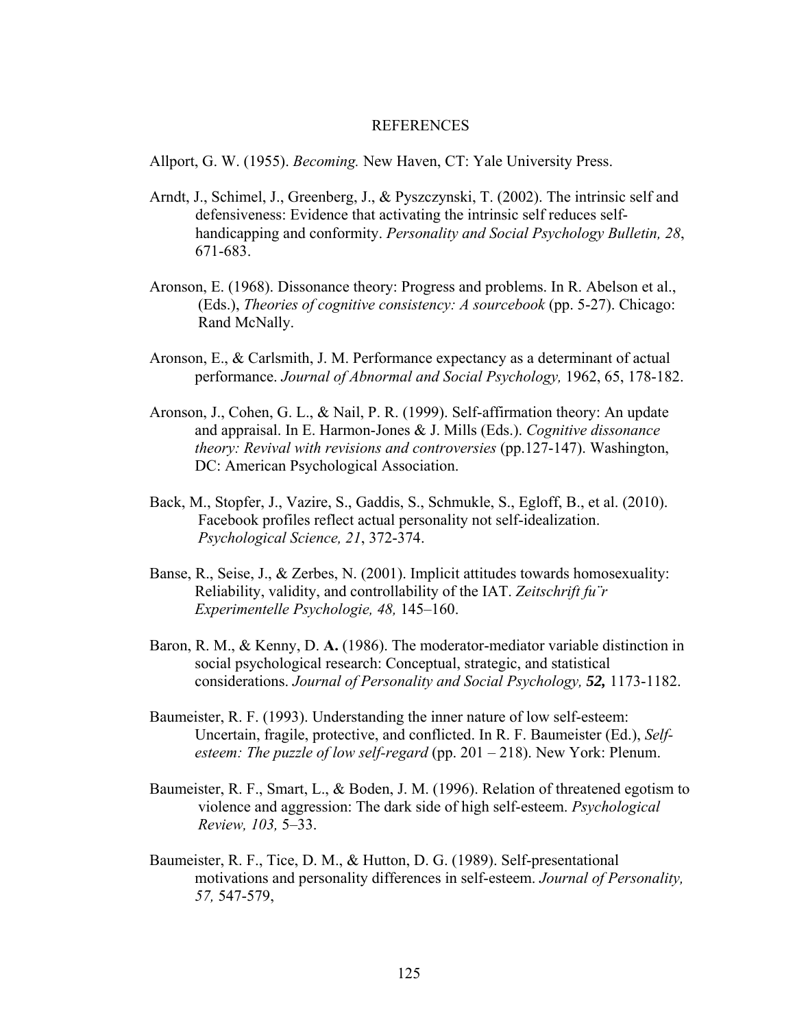# REFERENCES

Allport, G. W. (1955). *Becoming.* New Haven, CT: Yale University Press.

Arndt, J., Schimel, J., Greenberg, J., & Pyszczynski, T. (2002). The intrinsic self and defensiveness: Evidence that activating the intrinsic self reduces self-handicapping and conformity. *Personality and Social Psychology Bulletin, 28*, 671-683.

Aronson, E. (1968). Dissonance theory: Progress and problems. In R. Abelson et al., (Eds.), *Theories of cognitive consistency: A sourcebook* (pp. 5-27). Chicago: Rand McNally.

Aronson, E., & Carlsmith, J. M. Performance expectancy as a determinant of actual performance. *Journal of Abnormal and Social Psychology,* 1962, 65, 178-182.

Aronson, J., Cohen, G. L., & Nail, P. R. (1999). Self-affirmation theory: An update and appraisal. In E. Harmon-Jones & J. Mills (Eds.). *Cognitive dissonance theory: Revival with revisions and controversies* (pp.127-147). Washington, DC: American Psychological Association.

Back, M., Stopfer, J., Vazire, S., Gaddis, S., Schmukle, S., Egloff, B., et al. (2010). Facebook profiles reflect actual personality not self-idealization. *Psychological Science, 21*, 372-374.

Banse, R., Seise, J., & Zerbes, N. (2001). Implicit attitudes towards homosexuality: Reliability, validity, and controllability of the IAT. *Zeitschrift fu¨r Experimentelle Psychologie, 48,* 145–160.

Baron, R. M., & Kenny, D. **A.** (1986). The moderator-mediator variable distinction in social psychological research: Conceptual, strategic, and statistical considerations. *Journal of Personality and Social Psychology,* ***52,*** 1173-1182.

Baumeister, R. F. (1993). Understanding the inner nature of low self-esteem: Uncertain, fragile, protective, and conflicted. In R. F. Baumeister (Ed.), *Self-esteem: The puzzle of low self-regard* (pp. 201 – 218). New York: Plenum.

Baumeister, R. F., Smart, L., & Boden, J. M. (1996). Relation of threatened egotism to violence and aggression: The dark side of high self-esteem. *Psychological Review, 103,* 5–33.

Baumeister, R. F., Tice, D. M., & Hutton, D. G. (1989). Self-presentational motivations and personality differences in self-esteem. *Journal of Personality, 57,* 547-579,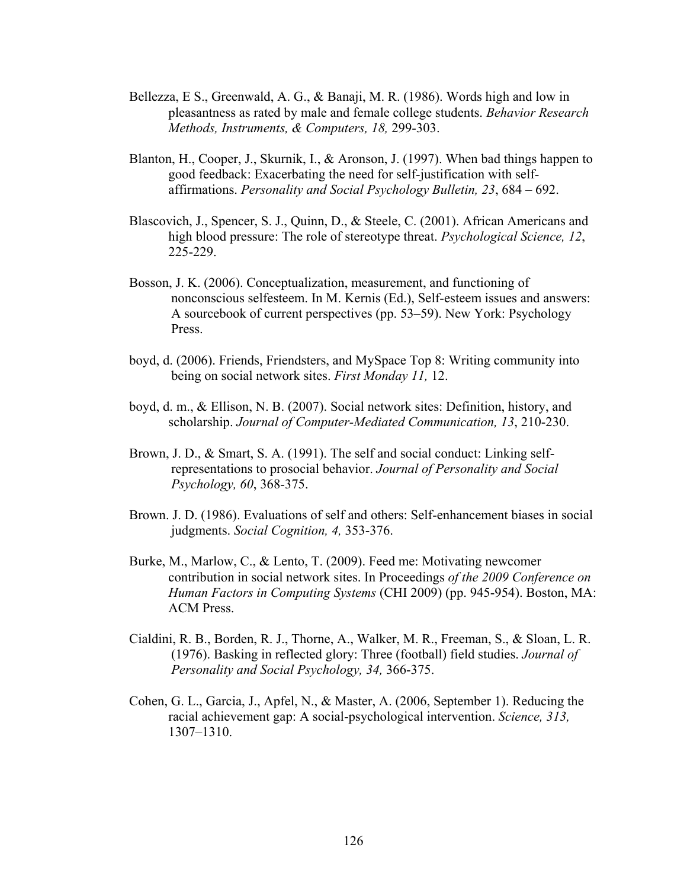Bellezza, E S., Greenwald, A. G., & Banaji, M. R. (1986). Words high and low in pleasantness as rated by male and female college students. *Behavior Research Methods, Instruments, & Computers, 18,* 299-303.

Blanton, H., Cooper, J., Skurnik, I., & Aronson, J. (1997). When bad things happen to good feedback: Exacerbating the need for self-justification with self-affirmations. *Personality and Social Psychology Bulletin, 23*, 684 – 692.

Blascovich, J., Spencer, S. J., Quinn, D., & Steele, C. (2001). African Americans and high blood pressure: The role of stereotype threat. *Psychological Science, 12*, 225-229.

Bosson, J. K. (2006). Conceptualization, measurement, and functioning of nonconscious selfesteem. In M. Kernis (Ed.), Self-esteem issues and answers: A sourcebook of current perspectives (pp. 53–59). New York: Psychology Press.

boyd, d. (2006). Friends, Friendsters, and MySpace Top 8: Writing community into being on social network sites. *First Monday 11,* 12.

boyd, d. m., & Ellison, N. B. (2007). Social network sites: Definition, history, and scholarship. *Journal of Computer-Mediated Communication, 13*, 210-230.

Brown, J. D., & Smart, S. A. (1991). The self and social conduct: Linking self-representations to prosocial behavior. *Journal of Personality and Social Psychology, 60*, 368-375.

Brown. J. D. (1986). Evaluations of self and others: Self-enhancement biases in social judgments. *Social Cognition, 4,* 353-376.

Burke, M., Marlow, C., & Lento, T. (2009). Feed me: Motivating newcomer contribution in social network sites. In Proceedings *of the 2009 Conference on Human Factors in Computing Systems* (CHI 2009) (pp. 945-954). Boston, MA: ACM Press.

Cialdini, R. B., Borden, R. J., Thorne, A., Walker, M. R., Freeman, S., & Sloan, L. R. (1976). Basking in reflected glory: Three (football) field studies. *Journal of Personality and Social Psychology, 34,* 366-375.

Cohen, G. L., Garcia, J., Apfel, N., & Master, A. (2006, September 1). Reducing the racial achievement gap: A social-psychological intervention. *Science, 313,* 1307–1310.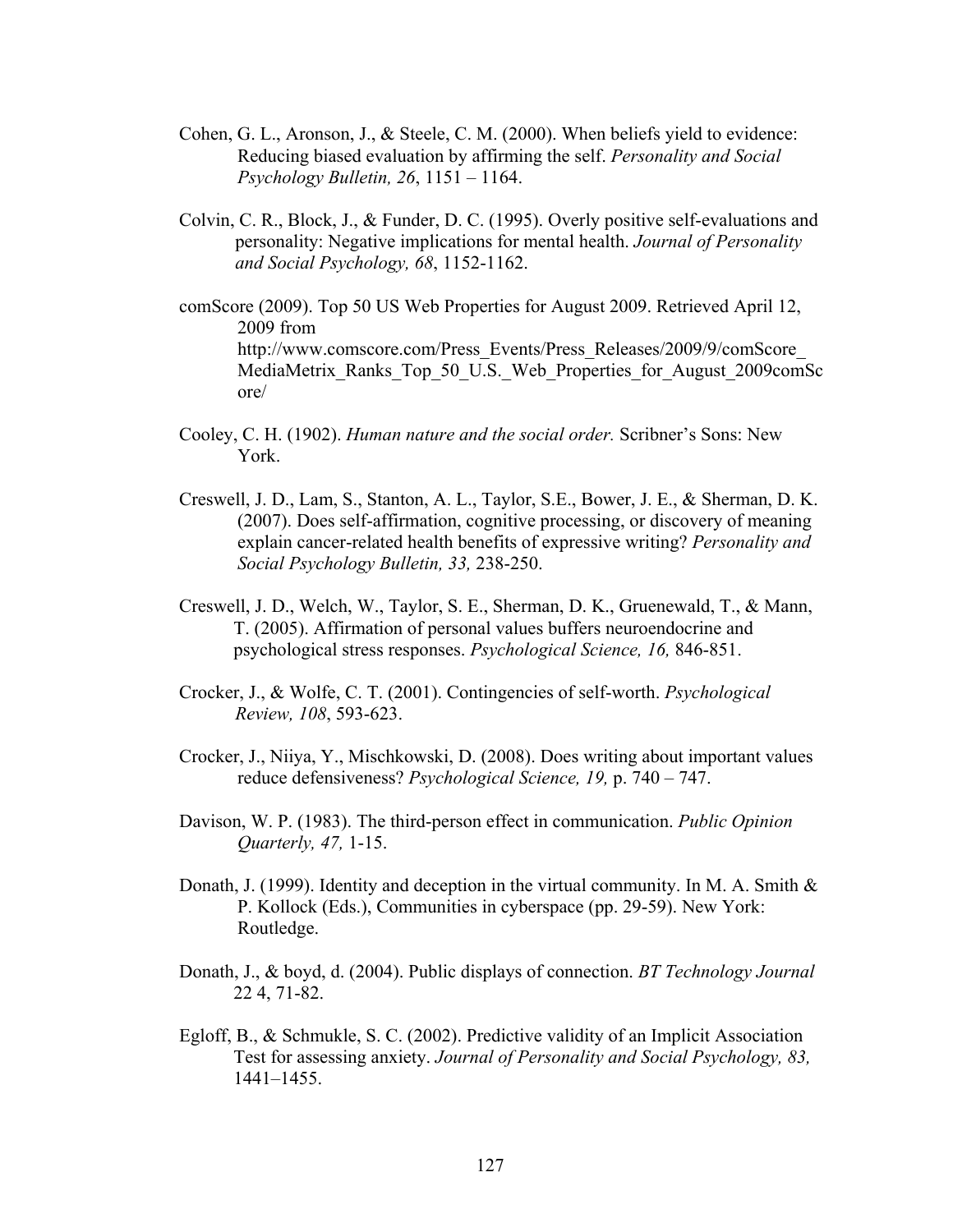Cohen, G. L., Aronson, J., & Steele, C. M. (2000). When beliefs yield to evidence: Reducing biased evaluation by affirming the self. *Personality and Social Psychology Bulletin, 26*, 1151 – 1164.

Colvin, C. R., Block, J., & Funder, D. C. (1995). Overly positive self-evaluations and personality: Negative implications for mental health. *Journal of Personality and Social Psychology, 68*, 1152-1162.

comScore (2009). Top 50 US Web Properties for August 2009. Retrieved April 12, 2009 from http://www.comscore.com/Press_Events/Press_Releases/2009/9/comScore_MediaMetrix_Ranks_Top_50_U.S._Web_Properties_for_August_2009comScore/

Cooley, C. H. (1902). *Human nature and the social order.* Scribner's Sons: New York.

Creswell, J. D., Lam, S., Stanton, A. L., Taylor, S.E., Bower, J. E., & Sherman, D. K. (2007). Does self-affirmation, cognitive processing, or discovery of meaning explain cancer-related health benefits of expressive writing? *Personality and Social Psychology Bulletin, 33,* 238-250.

Creswell, J. D., Welch, W., Taylor, S. E., Sherman, D. K., Gruenewald, T., & Mann, T. (2005). Affirmation of personal values buffers neuroendocrine and psychological stress responses. *Psychological Science, 16,* 846-851.

Crocker, J., & Wolfe, C. T. (2001). Contingencies of self-worth. *Psychological Review, 108*, 593-623.

Crocker, J., Niiya, Y., Mischkowski, D. (2008). Does writing about important values reduce defensiveness? *Psychological Science, 19,* p. 740 – 747.

Davison, W. P. (1983). The third-person effect in communication. *Public Opinion Quarterly, 47,* 1-15.

Donath, J. (1999). Identity and deception in the virtual community. In M. A. Smith & P. Kollock (Eds.), Communities in cyberspace (pp. 29-59). New York: Routledge.

Donath, J., & boyd, d. (2004). Public displays of connection. *BT Technology Journal* 22 4, 71-82.

Egloff, B., & Schmukle, S. C. (2002). Predictive validity of an Implicit Association Test for assessing anxiety. *Journal of Personality and Social Psychology, 83,* 1441–1455.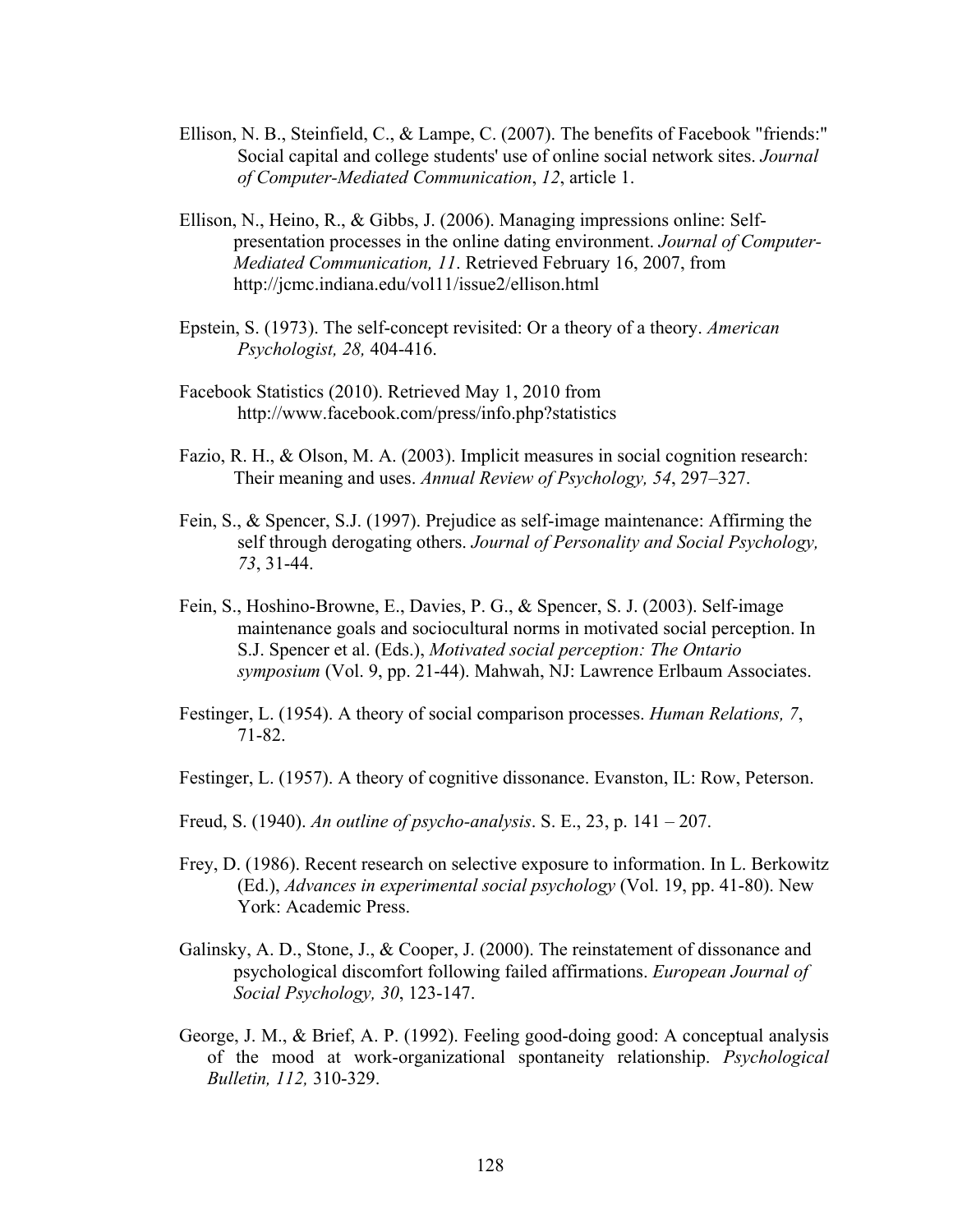Ellison, N. B., Steinfield, C., & Lampe, C. (2007). The benefits of Facebook "friends:" Social capital and college students' use of online social network sites. *Journal of Computer-Mediated Communication*, *12*, article 1.

Ellison, N., Heino, R., & Gibbs, J. (2006). Managing impressions online: Self-presentation processes in the online dating environment. *Journal of Computer-Mediated Communication, 11*. Retrieved February 16, 2007, from http://jcmc.indiana.edu/vol11/issue2/ellison.html

Epstein, S. (1973). The self-concept revisited: Or a theory of a theory. *American Psychologist, 28,* 404-416.

Facebook Statistics (2010). Retrieved May 1, 2010 from http://www.facebook.com/press/info.php?statistics

Fazio, R. H., & Olson, M. A. (2003). Implicit measures in social cognition research: Their meaning and uses. *Annual Review of Psychology, 54*, 297–327.

Fein, S., & Spencer, S.J. (1997). Prejudice as self-image maintenance: Affirming the self through derogating others. *Journal of Personality and Social Psychology, 73*, 31-44.

Fein, S., Hoshino-Browne, E., Davies, P. G., & Spencer, S. J. (2003). Self-image maintenance goals and sociocultural norms in motivated social perception. In S.J. Spencer et al. (Eds.), *Motivated social perception: The Ontario symposium* (Vol. 9, pp. 21-44). Mahwah, NJ: Lawrence Erlbaum Associates.

Festinger, L. (1954). A theory of social comparison processes. *Human Relations, 7*, 71-82.

Festinger, L. (1957). A theory of cognitive dissonance. Evanston, IL: Row, Peterson.

Freud, S. (1940). *An outline of psycho-analysis*. S. E., 23, p. 141 – 207.

Frey, D. (1986). Recent research on selective exposure to information. In L. Berkowitz (Ed.), *Advances in experimental social psychology* (Vol. 19, pp. 41-80). New York: Academic Press.

Galinsky, A. D., Stone, J., & Cooper, J. (2000). The reinstatement of dissonance and psychological discomfort following failed affirmations. *European Journal of Social Psychology, 30*, 123-147.

George, J. M., & Brief, A. P. (1992). Feeling good-doing good: A conceptual analysis of the mood at work-organizational spontaneity relationship. *Psychological Bulletin, 112,* 310-329.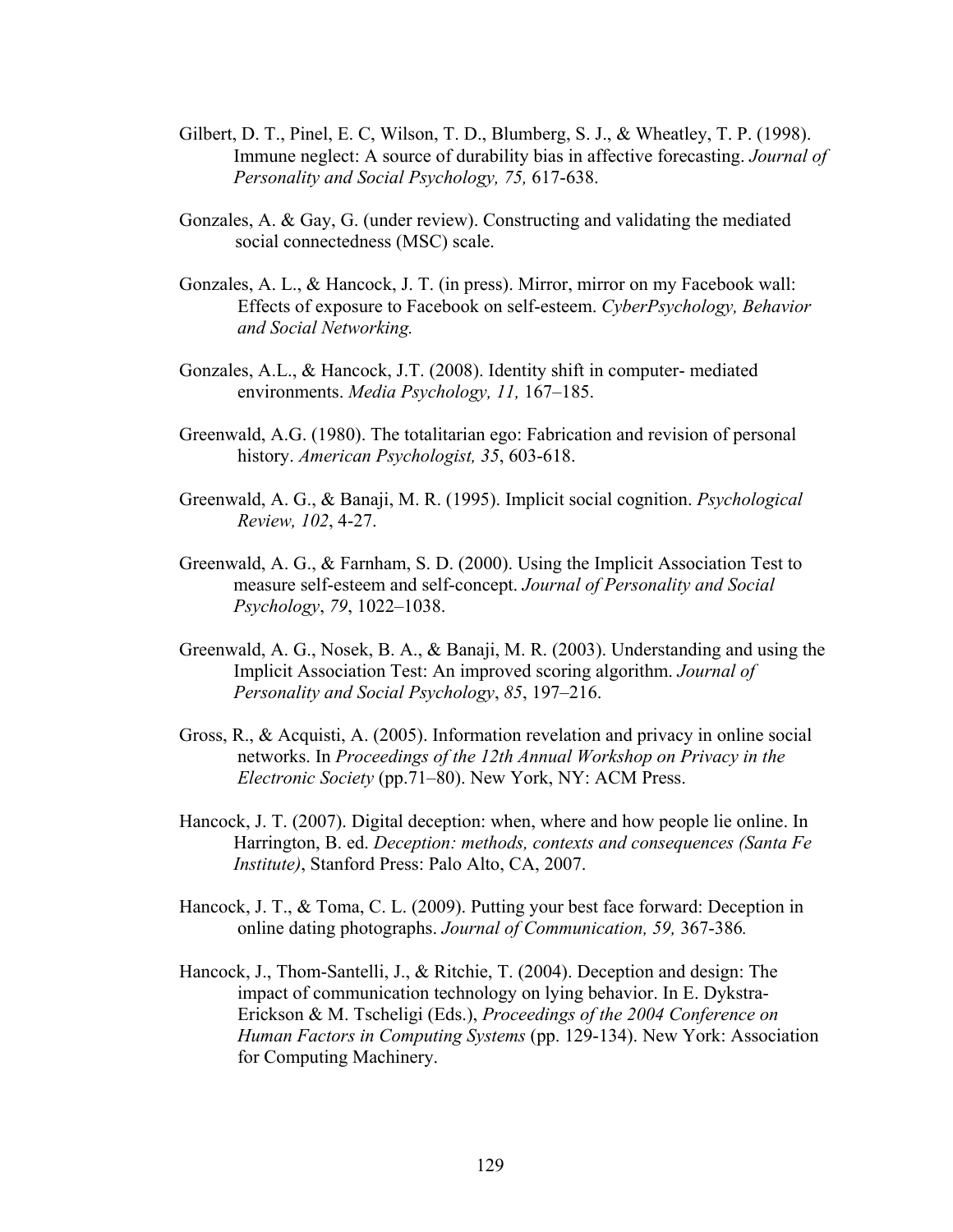Gilbert, D. T., Pinel, E. C, Wilson, T. D., Blumberg, S. J., & Wheatley, T. P. (1998). Immune neglect: A source of durability bias in affective forecasting. *Journal of Personality and Social Psychology, 75,* 617-638.

Gonzales, A. & Gay, G. (under review). Constructing and validating the mediated social connectedness (MSC) scale.

Gonzales, A. L., & Hancock, J. T. (in press). Mirror, mirror on my Facebook wall: Effects of exposure to Facebook on self-esteem. *CyberPsychology, Behavior and Social Networking.*

Gonzales, A.L., & Hancock, J.T. (2008). Identity shift in computer- mediated environments. *Media Psychology, 11,* 167–185.

Greenwald, A.G. (1980). The totalitarian ego: Fabrication and revision of personal history. *American Psychologist, 35*, 603-618.

Greenwald, A. G., & Banaji, M. R. (1995). Implicit social cognition. *Psychological Review, 102*, 4-27.

Greenwald, A. G., & Farnham, S. D. (2000). Using the Implicit Association Test to measure self-esteem and self-concept. *Journal of Personality and Social Psychology*, *79*, 1022–1038.

Greenwald, A. G., Nosek, B. A., & Banaji, M. R. (2003). Understanding and using the Implicit Association Test: An improved scoring algorithm. *Journal of Personality and Social Psychology*, *85*, 197–216.

Gross, R., & Acquisti, A. (2005). Information revelation and privacy in online social networks. In *Proceedings of the 12th Annual Workshop on Privacy in the Electronic Society* (pp.71–80). New York, NY: ACM Press.

Hancock, J. T. (2007). Digital deception: when, where and how people lie online. In Harrington, B. ed. *Deception: methods, contexts and consequences (Santa Fe Institute)*, Stanford Press: Palo Alto, CA, 2007.

Hancock, J. T., & Toma, C. L. (2009). Putting your best face forward: Deception in online dating photographs. *Journal of Communication, 59,* 367-386*.*

Hancock, J., Thom-Santelli, J., & Ritchie, T. (2004). Deception and design: The impact of communication technology on lying behavior. In E. Dykstra-Erickson & M. Tscheligi (Eds.), *Proceedings of the 2004 Conference on Human Factors in Computing Systems* (pp. 129-134). New York: Association for Computing Machinery.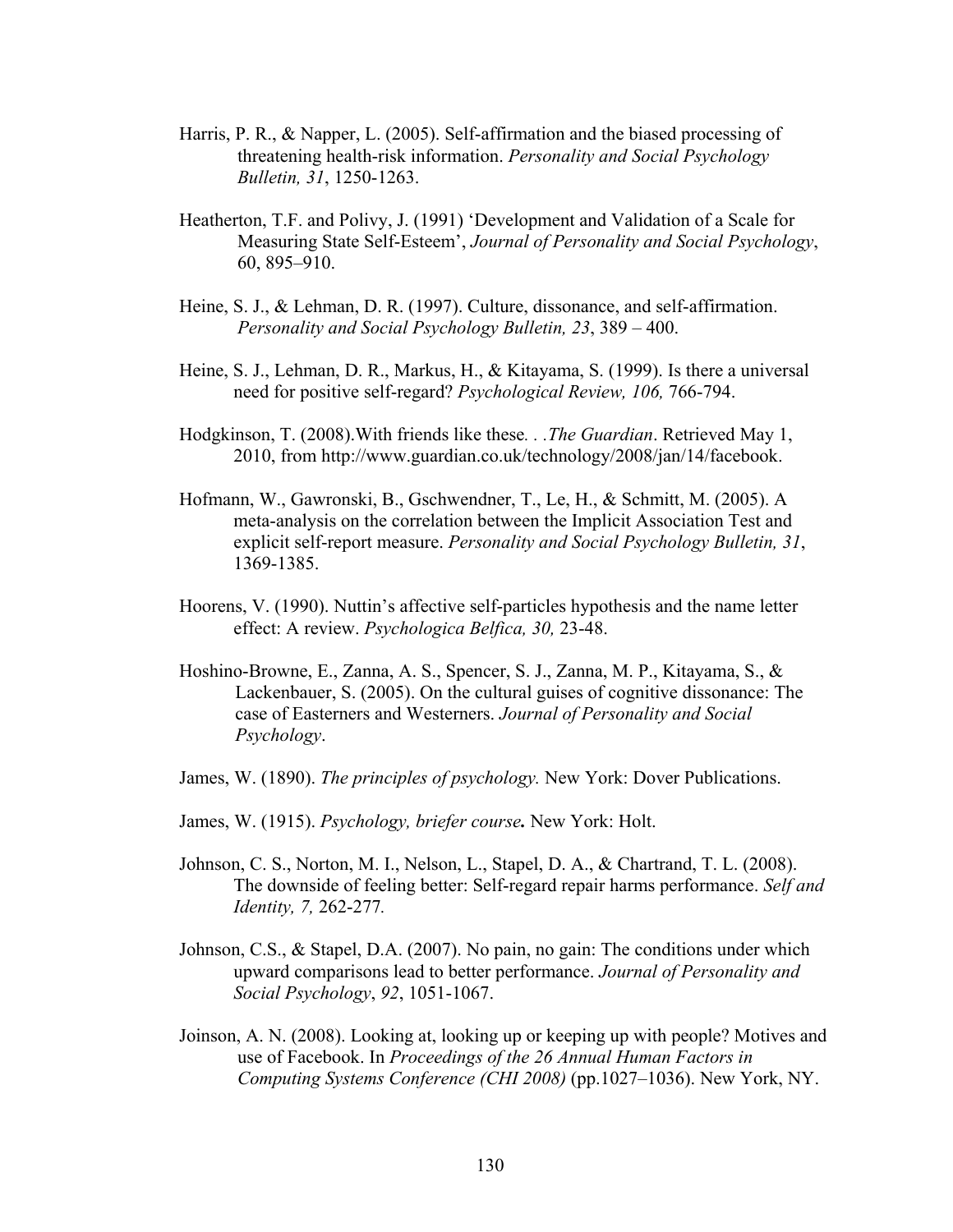Harris, P. R., & Napper, L. (2005). Self-affirmation and the biased processing of threatening health-risk information. *Personality and Social Psychology Bulletin, 31*, 1250-1263.

Heatherton, T.F. and Polivy, J. (1991) 'Development and Validation of a Scale for Measuring State Self-Esteem', *Journal of Personality and Social Psychology*, 60, 895–910.

Heine, S. J., & Lehman, D. R. (1997). Culture, dissonance, and self-affirmation. *Personality and Social Psychology Bulletin, 23*, 389 – 400.

Heine, S. J., Lehman, D. R., Markus, H., & Kitayama, S. (1999). Is there a universal need for positive self-regard? *Psychological Review, 106,* 766-794.

Hodgkinson, T. (2008).With friends like these*. . .The Guardian*. Retrieved May 1, 2010, from http://www.guardian.co.uk/technology/2008/jan/14/facebook.

Hofmann, W., Gawronski, B., Gschwendner, T., Le, H., & Schmitt, M. (2005). A meta-analysis on the correlation between the Implicit Association Test and explicit self-report measure. *Personality and Social Psychology Bulletin, 31*, 1369-1385.

Hoorens, V. (1990). Nuttin's affective self-particles hypothesis and the name letter effect: A review. *Psychologica Belfica, 30,* 23-48.

Hoshino-Browne, E., Zanna, A. S., Spencer, S. J., Zanna, M. P., Kitayama, S., & Lackenbauer, S. (2005). On the cultural guises of cognitive dissonance: The case of Easterners and Westerners. *Journal of Personality and Social Psychology*.

James, W. (1890). *The principles of psychology.* New York: Dover Publications.

James, W. (1915). *Psychology, briefer course***.** New York: Holt.

Johnson, C. S., Norton, M. I., Nelson, L., Stapel, D. A., & Chartrand, T. L. (2008). The downside of feeling better: Self-regard repair harms performance. *Self and Identity, 7,* 262-277*.*

Johnson, C.S., & Stapel, D.A. (2007). No pain, no gain: The conditions under which upward comparisons lead to better performance. *Journal of Personality and Social Psychology*, *92*, 1051-1067.

Joinson, A. N. (2008). Looking at, looking up or keeping up with people? Motives and use of Facebook. In *Proceedings of the 26 Annual Human Factors in Computing Systems Conference (CHI 2008)* (pp.1027–1036). New York, NY.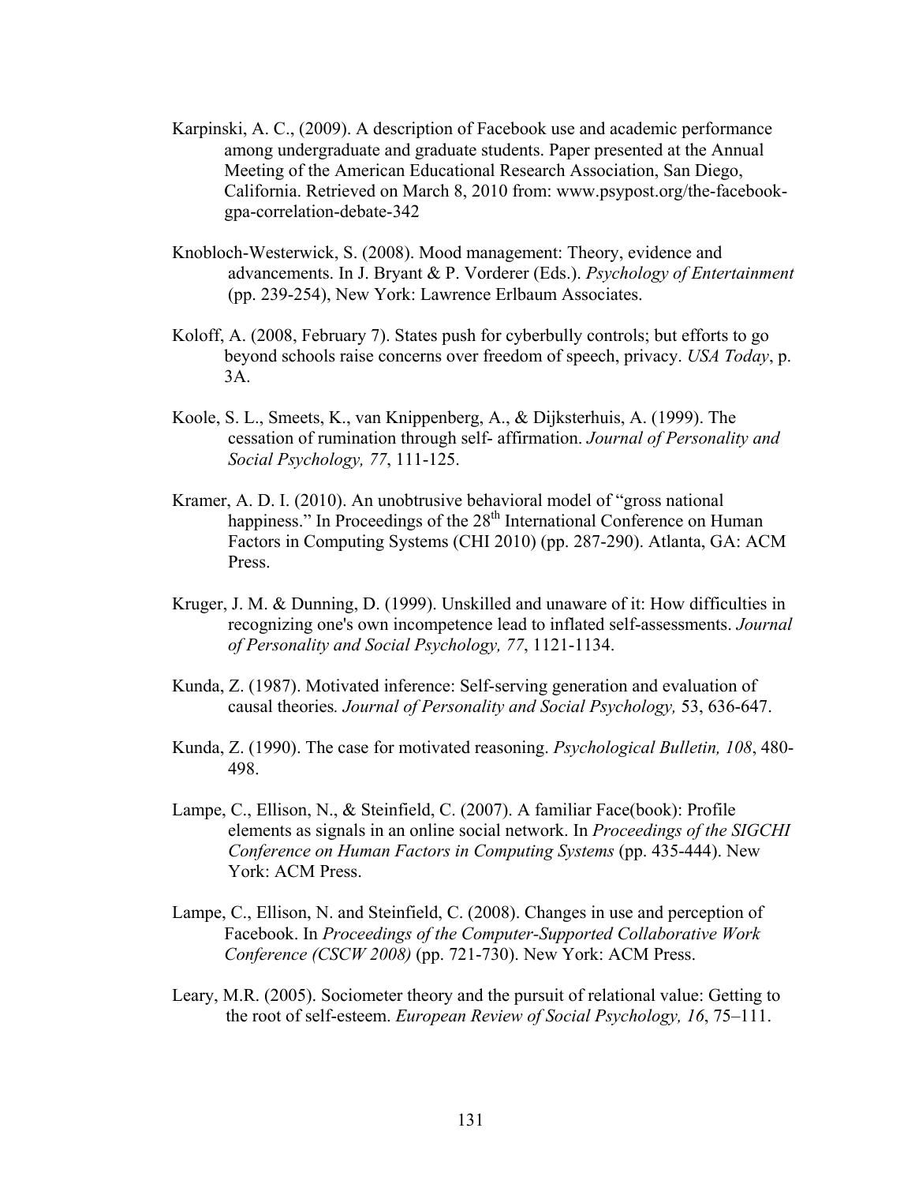Karpinski, A. C., (2009). A description of Facebook use and academic performance among undergraduate and graduate students. Paper presented at the Annual Meeting of the American Educational Research Association, San Diego, California. Retrieved on March 8, 2010 from: www.psypost.org/the-facebook-gpa-correlation-debate-342

Knobloch-Westerwick, S. (2008). Mood management: Theory, evidence and advancements. In J. Bryant & P. Vorderer (Eds.). *Psychology of Entertainment* (pp. 239-254), New York: Lawrence Erlbaum Associates.

Koloff, A. (2008, February 7). States push for cyberbully controls; but efforts to go beyond schools raise concerns over freedom of speech, privacy. *USA Today*, p. 3A.

Koole, S. L., Smeets, K., van Knippenberg, A., & Dijksterhuis, A. (1999). The cessation of rumination through self- affirmation. *Journal of Personality and Social Psychology, 77*, 111-125.

Kramer, A. D. I. (2010). An unobtrusive behavioral model of "gross national happiness." In Proceedings of the 28th International Conference on Human Factors in Computing Systems (CHI 2010) (pp. 287-290). Atlanta, GA: ACM Press.

Kruger, J. M. & Dunning, D. (1999). Unskilled and unaware of it: How difficulties in recognizing one's own incompetence lead to inflated self-assessments. *Journal of Personality and Social Psychology, 77*, 1121-1134.

Kunda, Z. (1987). Motivated inference: Self-serving generation and evaluation of causal theories*. Journal of Personality and Social Psychology,* 53, 636-647.

Kunda, Z. (1990). The case for motivated reasoning. *Psychological Bulletin, 108*, 480-498.

Lampe, C., Ellison, N., & Steinfield, C. (2007). A familiar Face(book): Profile elements as signals in an online social network. In *Proceedings of the SIGCHI Conference on Human Factors in Computing Systems* (pp. 435-444). New York: ACM Press.

Lampe, C., Ellison, N. and Steinfield, C. (2008). Changes in use and perception of Facebook. In *Proceedings of the Computer-Supported Collaborative Work Conference (CSCW 2008)* (pp. 721-730). New York: ACM Press.

Leary, M.R. (2005). Sociometer theory and the pursuit of relational value: Getting to the root of self-esteem. *European Review of Social Psychology, 16*, 75–111.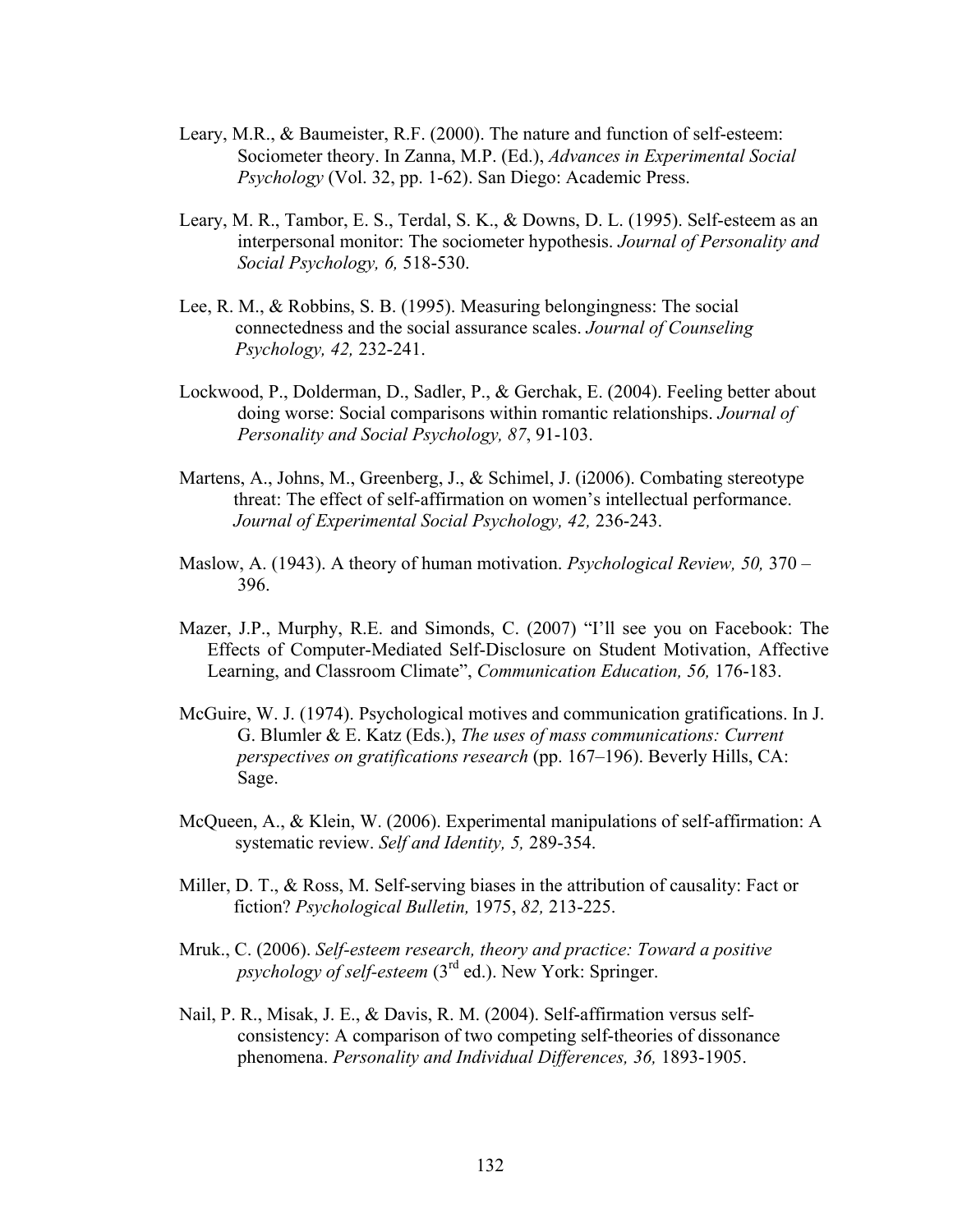Leary, M.R., & Baumeister, R.F. (2000). The nature and function of self-esteem: Sociometer theory. In Zanna, M.P. (Ed.), *Advances in Experimental Social Psychology* (Vol. 32, pp. 1-62). San Diego: Academic Press.

Leary, M. R., Tambor, E. S., Terdal, S. K., & Downs, D. L. (1995). Self-esteem as an interpersonal monitor: The sociometer hypothesis. *Journal of Personality and Social Psychology, 6,* 518-530.

Lee, R. M., & Robbins, S. B. (1995). Measuring belongingness: The social connectedness and the social assurance scales. *Journal of Counseling Psychology, 42,* 232-241.

Lockwood, P., Dolderman, D., Sadler, P., & Gerchak, E. (2004). Feeling better about doing worse: Social comparisons within romantic relationships. *Journal of Personality and Social Psychology, 87*, 91-103.

Martens, A., Johns, M., Greenberg, J., & Schimel, J. (i2006). Combating stereotype threat: The effect of self-affirmation on women's intellectual performance. *Journal of Experimental Social Psychology, 42,* 236-243.

Maslow, A. (1943). A theory of human motivation. *Psychological Review, 50,* 370 – 396.

Mazer, J.P., Murphy, R.E. and Simonds, C. (2007) "I'll see you on Facebook: The Effects of Computer-Mediated Self-Disclosure on Student Motivation, Affective Learning, and Classroom Climate", *Communication Education, 56,* 176-183.

McGuire, W. J. (1974). Psychological motives and communication gratifications. In J. G. Blumler & E. Katz (Eds.), *The uses of mass communications: Current perspectives on gratifications research* (pp. 167–196). Beverly Hills, CA: Sage.

McQueen, A., & Klein, W. (2006). Experimental manipulations of self-affirmation: A systematic review. *Self and Identity, 5,* 289-354.

Miller, D. T., & Ross, M. Self-serving biases in the attribution of causality: Fact or fiction? *Psychological Bulletin,* 1975, *82,* 213-225.

Mruk., C. (2006). *Self-esteem research, theory and practice: Toward a positive psychology of self-esteem* (3rd ed.). New York: Springer.

Nail, P. R., Misak, J. E., & Davis, R. M. (2004). Self-affirmation versus self-consistency: A comparison of two competing self-theories of dissonance phenomena. *Personality and Individual Differences, 36,* 1893-1905.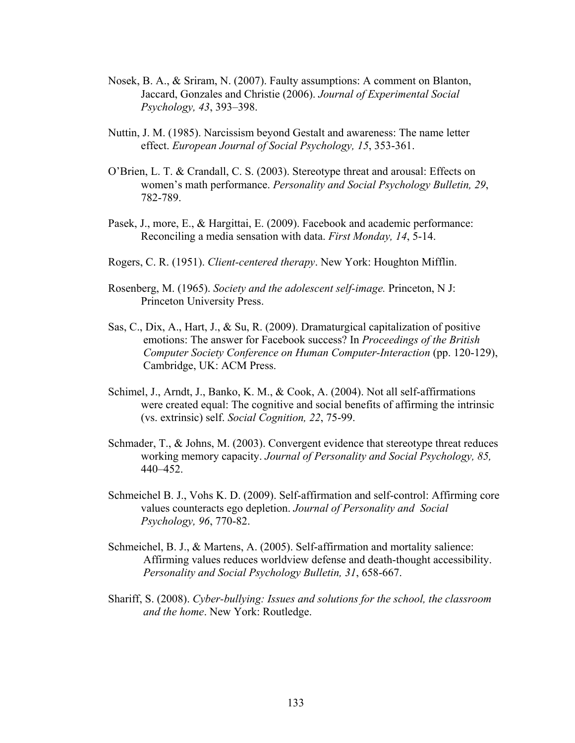Nosek, B. A., & Sriram, N. (2007). Faulty assumptions: A comment on Blanton, Jaccard, Gonzales and Christie (2006). *Journal of Experimental Social Psychology, 43*, 393–398.

Nuttin, J. M. (1985). Narcissism beyond Gestalt and awareness: The name letter effect. *European Journal of Social Psychology, 15*, 353-361.

O'Brien, L. T. & Crandall, C. S. (2003). Stereotype threat and arousal: Effects on women's math performance. *Personality and Social Psychology Bulletin, 29*, 782-789.

Pasek, J., more, E., & Hargittai, E. (2009). Facebook and academic performance: Reconciling a media sensation with data. *First Monday, 14*, 5-14.

Rogers, C. R. (1951). *Client-centered therapy*. New York: Houghton Mifflin.

Rosenberg, M. (1965). *Society and the adolescent self-image.* Princeton, N J: Princeton University Press.

Sas, C., Dix, A., Hart, J., & Su, R. (2009). Dramaturgical capitalization of positive emotions: The answer for Facebook success? In *Proceedings of the British Computer Society Conference on Human Computer-Interaction* (pp. 120-129), Cambridge, UK: ACM Press.

Schimel, J., Arndt, J., Banko, K. M., & Cook, A. (2004). Not all self-affirmations were created equal: The cognitive and social benefits of affirming the intrinsic (vs. extrinsic) self. *Social Cognition, 22*, 75-99.

Schmader, T., & Johns, M. (2003). Convergent evidence that stereotype threat reduces working memory capacity. *Journal of Personality and Social Psychology, 85,* 440–452.

Schmeichel B. J., Vohs K. D. (2009). Self-affirmation and self-control: Affirming core values counteracts ego depletion. *Journal of Personality and Social Psychology, 96*, 770-82.

Schmeichel, B. J., & Martens, A. (2005). Self-affirmation and mortality salience: Affirming values reduces worldview defense and death-thought accessibility. *Personality and Social Psychology Bulletin, 31*, 658-667.

Shariff, S. (2008). *Cyber-bullying: Issues and solutions for the school, the classroom and the home*. New York: Routledge.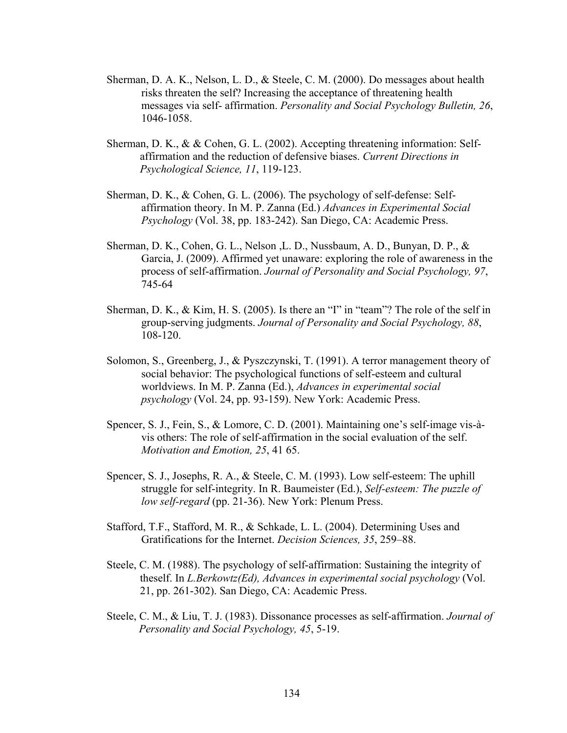Sherman, D. A. K., Nelson, L. D., & Steele, C. M. (2000). Do messages about health risks threaten the self? Increasing the acceptance of threatening health messages via self- affirmation. *Personality and Social Psychology Bulletin, 26*, 1046-1058.

Sherman, D. K., & & Cohen, G. L. (2002). Accepting threatening information: Self-affirmation and the reduction of defensive biases. *Current Directions in Psychological Science, 11*, 119-123.

Sherman, D. K., & Cohen, G. L. (2006). The psychology of self-defense: Self-affirmation theory. In M. P. Zanna (Ed.) *Advances in Experimental Social Psychology* (Vol. 38, pp. 183-242). San Diego, CA: Academic Press.

Sherman, D. K., Cohen, G. L., Nelson ,L. D., Nussbaum, A. D., Bunyan, D. P., & Garcia, J. (2009). Affirmed yet unaware: exploring the role of awareness in the process of self-affirmation. *Journal of Personality and Social Psychology, 97*, 745-64

Sherman, D. K., & Kim, H. S. (2005). Is there an "I" in "team"? The role of the self in group-serving judgments. *Journal of Personality and Social Psychology, 88*, 108-120.

Solomon, S., Greenberg, J., & Pyszczynski, T. (1991). A terror management theory of social behavior: The psychological functions of self-esteem and cultural worldviews. In M. P. Zanna (Ed.), *Advances in experimental social psychology* (Vol. 24, pp. 93-159). New York: Academic Press.

Spencer, S. J., Fein, S., & Lomore, C. D. (2001). Maintaining one's self-image vis-à-vis others: The role of self-affirmation in the social evaluation of the self. *Motivation and Emotion, 25*, 41 65.

Spencer, S. J., Josephs, R. A., & Steele, C. M. (1993). Low self-esteem: The uphill struggle for self-integrity. In R. Baumeister (Ed.), *Self-esteem: The puzzle of low self-regard* (pp. 21-36). New York: Plenum Press.

Stafford, T.F., Stafford, M. R., & Schkade, L. L. (2004). Determining Uses and Gratifications for the Internet. *Decision Sciences, 35*, 259–88.

Steele, C. M. (1988). The psychology of self-affirmation: Sustaining the integrity of theself. In *L.Berkowtz(Ed), Advances in experimental social psychology* (Vol. 21, pp. 261-302). San Diego, CA: Academic Press.

Steele, C. M., & Liu, T. J. (1983). Dissonance processes as self-affirmation. *Journal of Personality and Social Psychology, 45*, 5-19.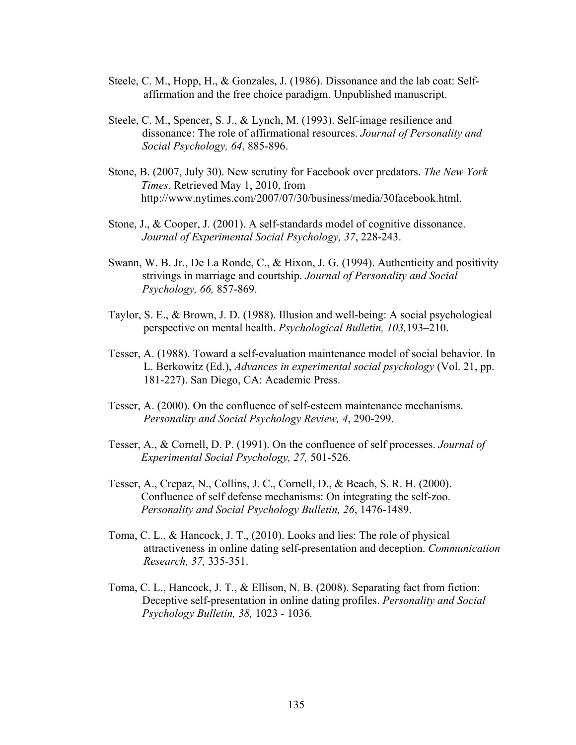Steele, C. M., Hopp, H., & Gonzales, J. (1986). Dissonance and the lab coat: Self-affirmation and the free choice paradigm. Unpublished manuscript.

Steele, C. M., Spencer, S. J., & Lynch, M. (1993). Self-image resilience and dissonance: The role of affirmational resources. *Journal of Personality and Social Psychology, 64*, 885-896.

Stone, B. (2007, July 30). New scrutiny for Facebook over predators. *The New York Times*. Retrieved May 1, 2010, from http://www.nytimes.com/2007/07/30/business/media/30facebook.html.

Stone, J., & Cooper, J. (2001). A self-standards model of cognitive dissonance. *Journal of Experimental Social Psychology, 37*, 228-243.

Swann, W. B. Jr., De La Ronde, C., & Hixon, J. G. (1994). Authenticity and positivity strivings in marriage and courtship. *Journal of Personality and Social Psychology, 66,* 857-869.

Taylor, S. E., & Brown, J. D. (1988). Illusion and well-being: A social psychological perspective on mental health. *Psychological Bulletin, 103,*193–210.

Tesser, A. (1988). Toward a self-evaluation maintenance model of social behavior. In L. Berkowitz (Ed.), *Advances in experimental social psychology* (Vol. 21, pp. 181-227). San Diego, CA: Academic Press.

Tesser, A. (2000). On the confluence of self-esteem maintenance mechanisms. *Personality and Social Psychology Review, 4*, 290-299.

Tesser, A., & Cornell, D. P. (1991). On the confluence of self processes. *Journal of Experimental Social Psychology, 27,* 501-526.

Tesser, A., Crepaz, N., Collins, J. C., Cornell, D., & Beach, S. R. H. (2000). Confluence of self defense mechanisms: On integrating the self-zoo. *Personality and Social Psychology Bulletin, 26*, 1476-1489.

Toma, C. L., & Hancock, J. T., (2010). Looks and lies: The role of physical attractiveness in online dating self-presentation and deception. *Communication Research, 37,* 335-351.

Toma, C. L., Hancock, J. T., & Ellison, N. B. (2008). Separating fact from fiction: Deceptive self-presentation in online dating profiles. *Personality and Social Psychology Bulletin, 38,* 1023 - 1036*.*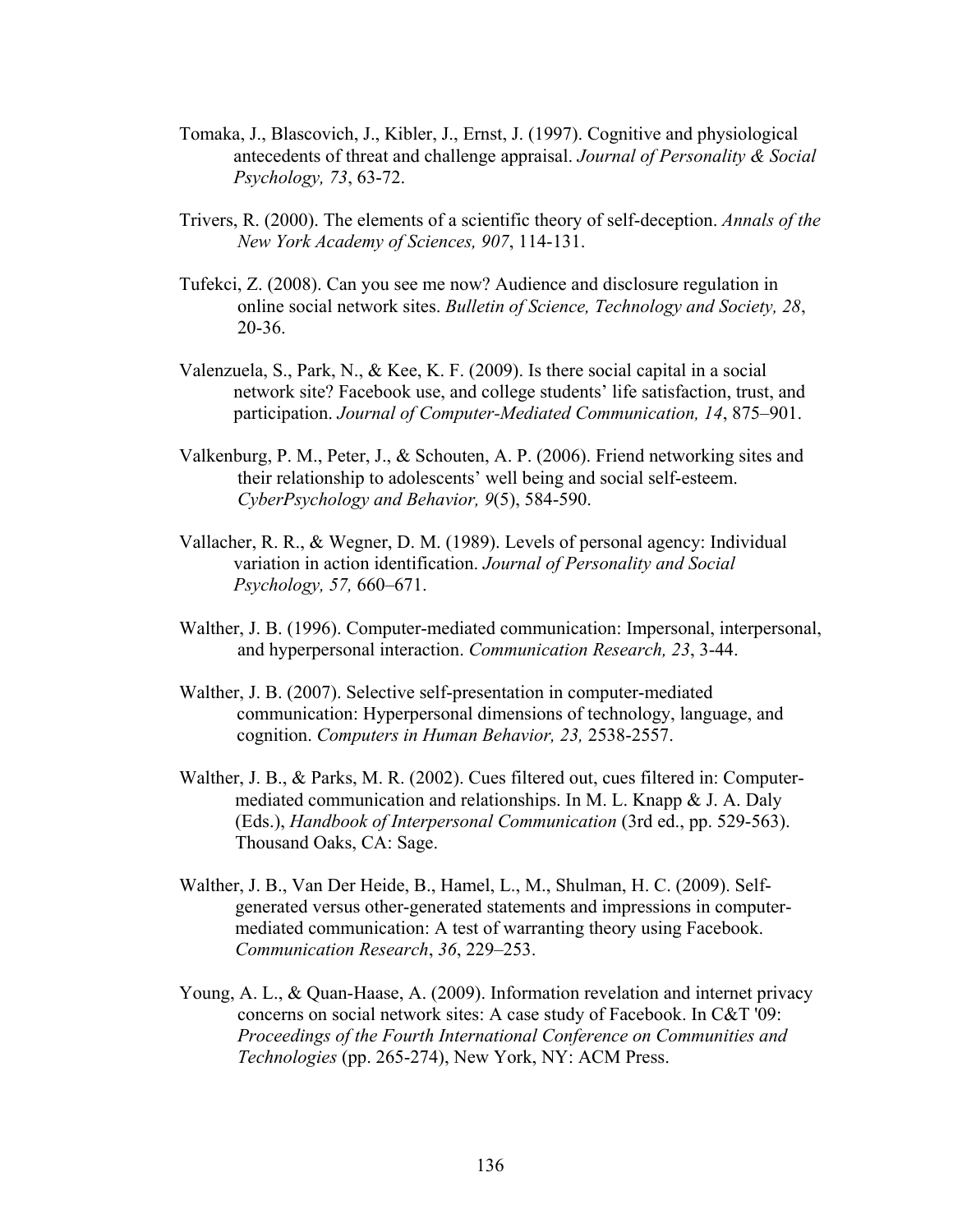Tomaka, J., Blascovich, J., Kibler, J., Ernst, J. (1997). Cognitive and physiological antecedents of threat and challenge appraisal. *Journal of Personality & Social Psychology, 73*, 63-72.

Trivers, R. (2000). The elements of a scientific theory of self-deception. *Annals of the New York Academy of Sciences, 907*, 114-131.

Tufekci, Z. (2008). Can you see me now? Audience and disclosure regulation in online social network sites. *Bulletin of Science, Technology and Society, 28*, 20-36.

Valenzuela, S., Park, N., & Kee, K. F. (2009). Is there social capital in a social network site? Facebook use, and college students' life satisfaction, trust, and participation. *Journal of Computer-Mediated Communication, 14*, 875–901.

Valkenburg, P. M., Peter, J., & Schouten, A. P. (2006). Friend networking sites and their relationship to adolescents' well being and social self-esteem. *CyberPsychology and Behavior, 9*(5), 584-590.

Vallacher, R. R., & Wegner, D. M. (1989). Levels of personal agency: Individual variation in action identification. *Journal of Personality and Social Psychology, 57,* 660–671.

Walther, J. B. (1996). Computer-mediated communication: Impersonal, interpersonal, and hyperpersonal interaction. *Communication Research, 23*, 3-44.

Walther, J. B. (2007). Selective self-presentation in computer-mediated communication: Hyperpersonal dimensions of technology, language, and cognition. *Computers in Human Behavior, 23,* 2538-2557.

Walther, J. B., & Parks, M. R. (2002). Cues filtered out, cues filtered in: Computer-mediated communication and relationships. In M. L. Knapp & J. A. Daly (Eds.), *Handbook of Interpersonal Communication* (3rd ed., pp. 529-563). Thousand Oaks, CA: Sage.

Walther, J. B., Van Der Heide, B., Hamel, L., M., Shulman, H. C. (2009). Self-generated versus other-generated statements and impressions in computer-mediated communication: A test of warranting theory using Facebook. *Communication Research*, *36*, 229–253.

Young, A. L., & Quan-Haase, A. (2009). Information revelation and internet privacy concerns on social network sites: A case study of Facebook. In C&T '09: *Proceedings of the Fourth International Conference on Communities and Technologies* (pp. 265-274), New York, NY: ACM Press.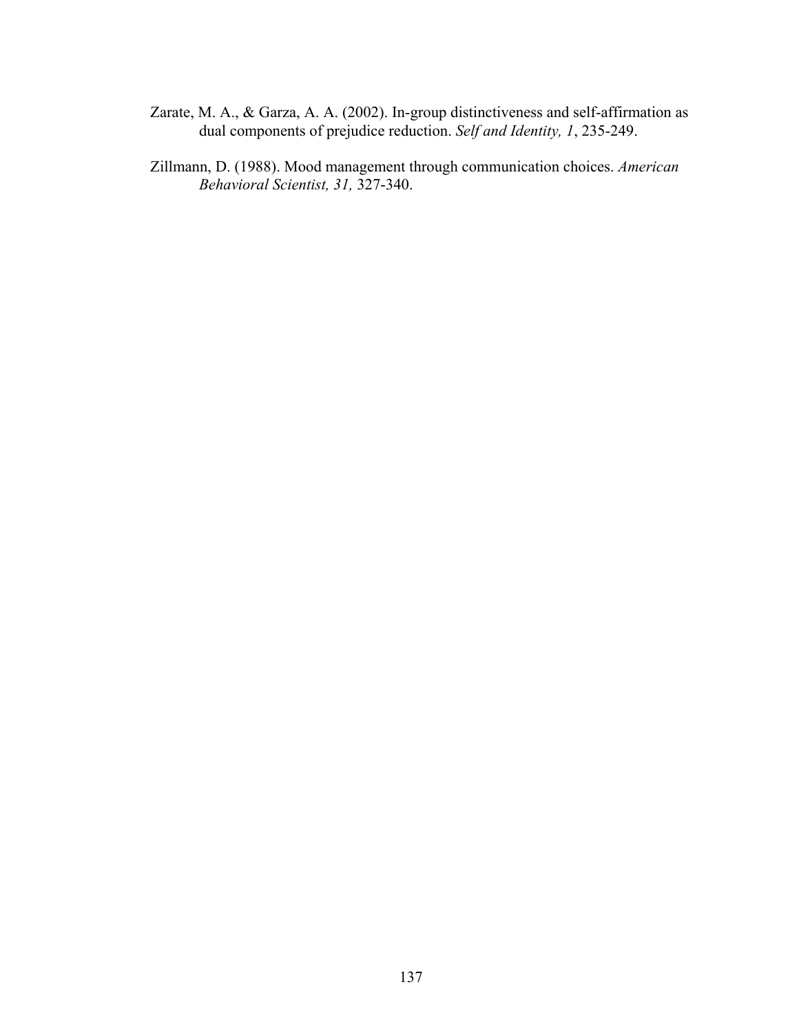Zarate, M. A., & Garza, A. A. (2002). In-group distinctiveness and self-affirmation as dual components of prejudice reduction. *Self and Identity, 1*, 235-249.

Zillmann, D. (1988). Mood management through communication choices. *American Behavioral Scientist, 31,* 327-340.